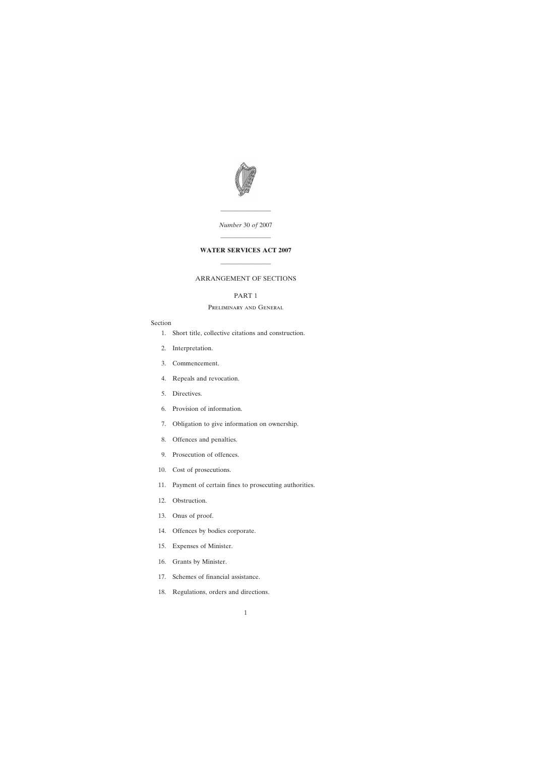*Number* 30 *of* 2007

---

# WATER SERVICES ACT 2007

---

## ARRANGEMENT OF SECTIONS

### PART 1

### Preliminary and General

Section

1. Short title, collective citations and construction.
2. Interpretation.
3. Commencement.
4. Repeals and revocation.
5. Directives.
6. Provision of information.
7. Obligation to give information on ownership.
8. Offences and penalties.
9. Prosecution of offences.
10. Cost of prosecutions.
11. Payment of certain fines to prosecuting authorities.
12. Obstruction.
13. Onus of proof.
14. Offences by bodies corporate.
15. Expenses of Minister.
16. Grants by Minister.
17. Schemes of financial assistance.
18. Regulations, orders and directions.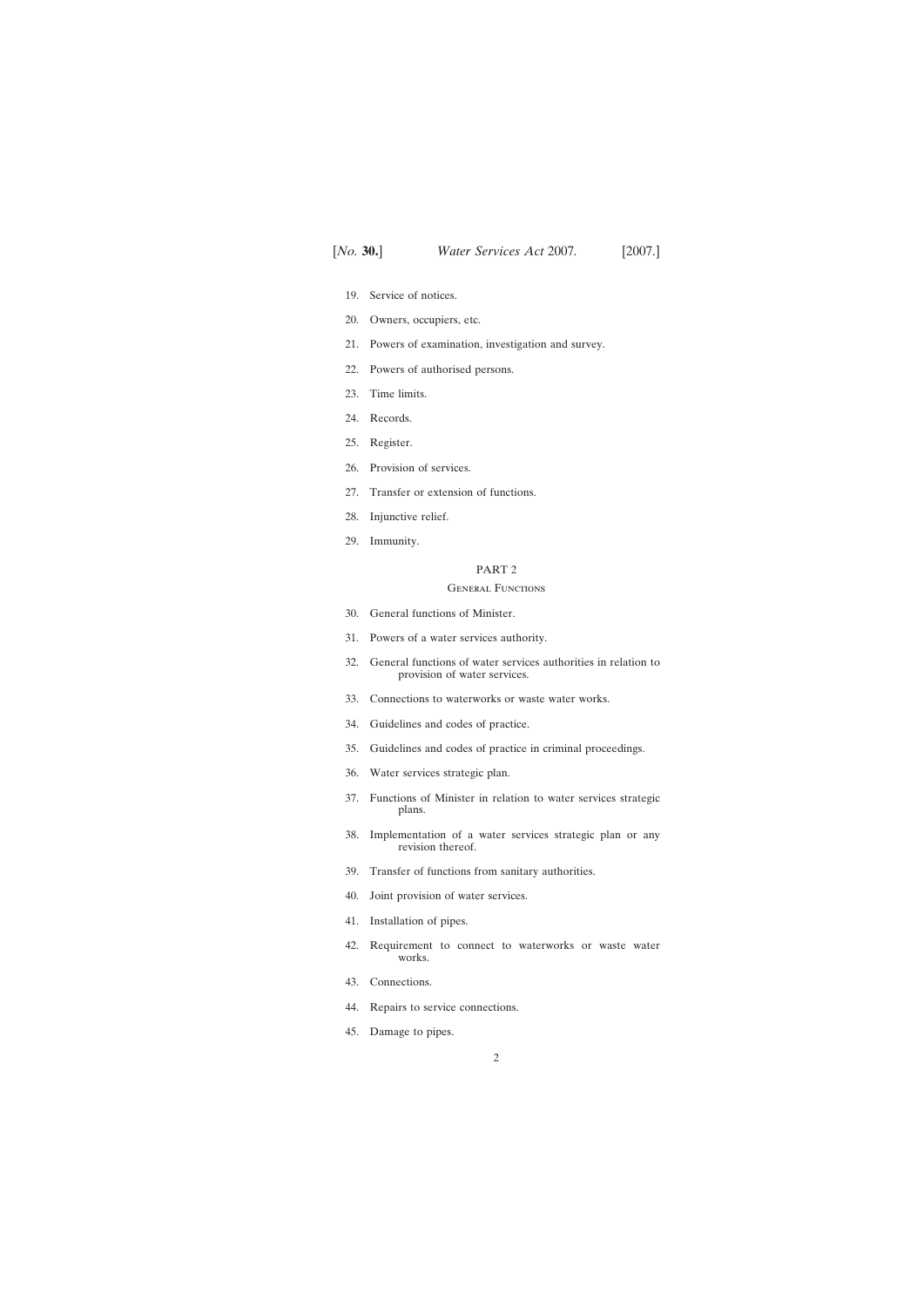19. Service of notices.

20. Owners, occupiers, etc.

21. Powers of examination, investigation and survey.

22. Powers of authorised persons.

23. Time limits.

24. Records.

25. Register.

26. Provision of services.

27. Transfer or extension of functions.

28. Injunctive relief.

29. Immunity.

## PART 2

### General Functions

30. General functions of Minister.

31. Powers of a water services authority.

32. General functions of water services authorities in relation to provision of water services.

33. Connections to waterworks or waste water works.

34. Guidelines and codes of practice.

35. Guidelines and codes of practice in criminal proceedings.

36. Water services strategic plan.

37. Functions of Minister in relation to water services strategic plans.

38. Implementation of a water services strategic plan or any revision thereof.

39. Transfer of functions from sanitary authorities.

40. Joint provision of water services.

41. Installation of pipes.

42. Requirement to connect to waterworks or waste water works.

43. Connections.

44. Repairs to service connections.

45. Damage to pipes.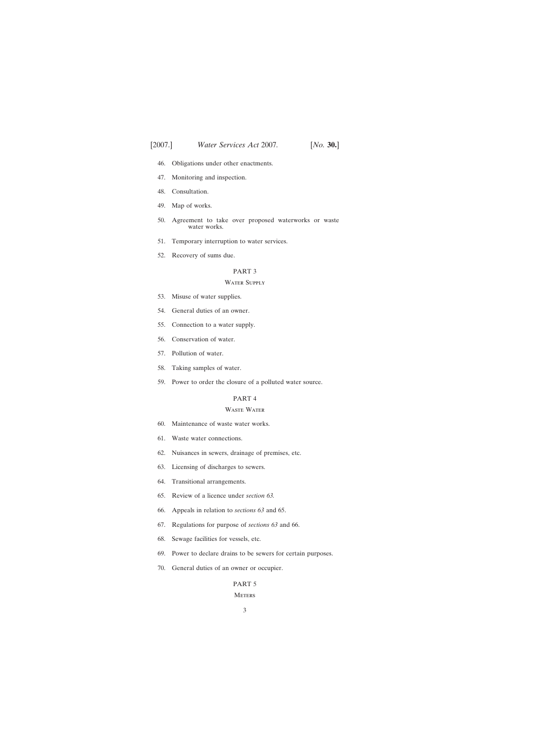46. Obligations under other enactments.

47. Monitoring and inspection.

48. Consultation.

49. Map of works.

50. Agreement to take over proposed waterworks or waste water works.

51. Temporary interruption to water services.

52. Recovery of sums due.

PART 3

Water Supply

53. Misuse of water supplies.

54. General duties of an owner.

55. Connection to a water supply.

56. Conservation of water.

57. Pollution of water.

58. Taking samples of water.

59. Power to order the closure of a polluted water source.

PART 4

Waste Water

60. Maintenance of waste water works.

61. Waste water connections.

62. Nuisances in sewers, drainage of premises, etc.

63. Licensing of discharges to sewers.

64. Transitional arrangements.

65. Review of a licence under *section 63*.

66. Appeals in relation to *sections 63* and 65.

67. Regulations for purpose of *sections 63* and 66.

68. Sewage facilities for vessels, etc.

69. Power to declare drains to be sewers for certain purposes.

70. General duties of an owner or occupier.

PART 5

Meters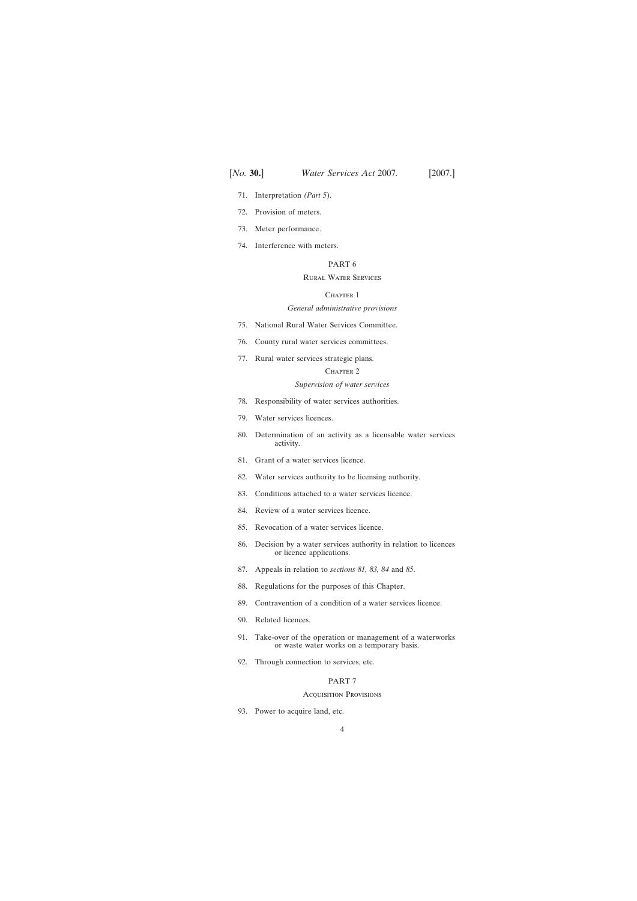71. Interpretation *(Part 5)*.

72. Provision of meters.

73. Meter performance.

74. Interference with meters.

PART 6

Rural Water Services

Chapter 1

*General administrative provisions*

75. National Rural Water Services Committee.

76. County rural water services committees.

77. Rural water services strategic plans.

Chapter 2

*Supervision of water services*

78. Responsibility of water services authorities.

79. Water services licences.

80. Determination of an activity as a licensable water services activity.

81. Grant of a water services licence.

82. Water services authority to be licensing authority.

83. Conditions attached to a water services licence.

84. Review of a water services licence.

85. Revocation of a water services licence.

86. Decision by a water services authority in relation to licences or licence applications.

87. Appeals in relation to *sections 81*, *83*, *84* and *85*.

88. Regulations for the purposes of this Chapter.

89. Contravention of a condition of a water services licence.

90. Related licences.

91. Take-over of the operation or management of a waterworks or waste water works on a temporary basis.

92. Through connection to services, etc.

PART 7

Acquisition Provisions

93. Power to acquire land, etc.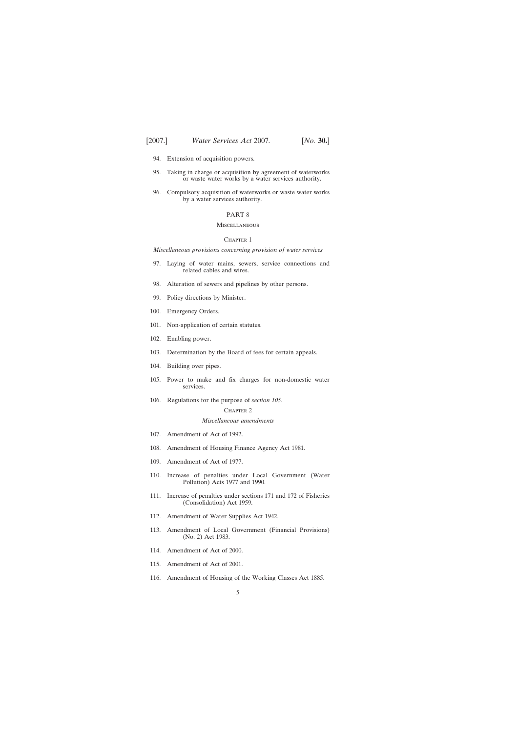94. Extension of acquisition powers.

95. Taking in charge or acquisition by agreement of waterworks or waste water works by a water services authority.

96. Compulsory acquisition of waterworks or waste water works by a water services authority.

PART 8

Miscellaneous

Chapter 1

*Miscellaneous provisions concerning provision of water services*

97. Laying of water mains, sewers, service connections and related cables and wires.

98. Alteration of sewers and pipelines by other persons.

99. Policy directions by Minister.

100. Emergency Orders.

101. Non-application of certain statutes.

102. Enabling power.

103. Determination by the Board of fees for certain appeals.

104. Building over pipes.

105. Power to make and fix charges for non-domestic water services.

106. Regulations for the purpose of *section 105*.

Chapter 2

*Miscellaneous amendments*

107. Amendment of Act of 1992.

108. Amendment of Housing Finance Agency Act 1981.

109. Amendment of Act of 1977.

110. Increase of penalties under Local Government (Water Pollution) Acts 1977 and 1990.

111. Increase of penalties under sections 171 and 172 of Fisheries (Consolidation) Act 1959.

112. Amendment of Water Supplies Act 1942.

113. Amendment of Local Government (Financial Provisions) (No. 2) Act 1983.

114. Amendment of Act of 2000.

115. Amendment of Act of 2001.

116. Amendment of Housing of the Working Classes Act 1885.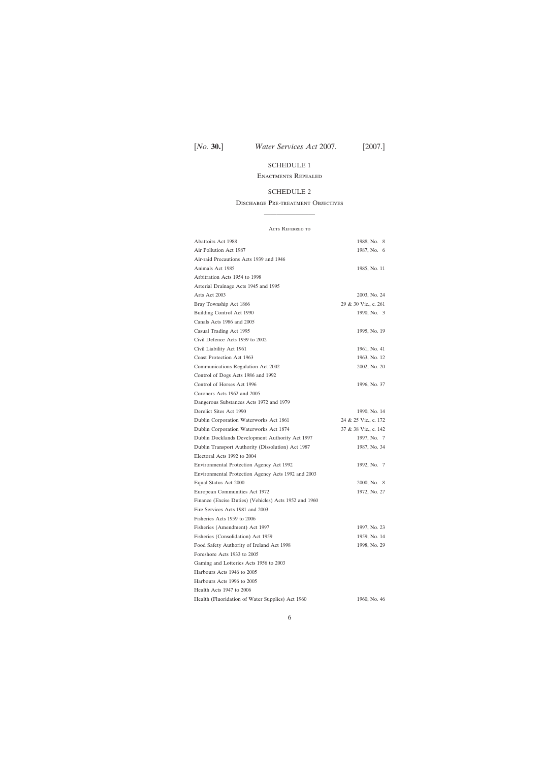SCHEDULE 1

Enactments Repealed

SCHEDULE 2

Discharge Pre-treatment Objectives

---

Acts Referred to

| | |
|---|---|
| Abattoirs Act 1988 | 1988, No. 8 |
| Air Pollution Act 1987 | 1987, No. 6 |
| Air-raid Precautions Acts 1939 and 1946 | |
| Animals Act 1985 | 1985, No. 11 |
| Arbitration Acts 1954 to 1998 | |
| Arterial Drainage Acts 1945 and 1995 | |
| Arts Act 2003 | 2003, No. 24 |
| Bray Township Act 1866 | 29 & 30 Vic., c. 261 |
| Building Control Act 1990 | 1990, No. 3 |
| Canals Acts 1986 and 2005 | |
| Casual Trading Act 1995 | 1995, No. 19 |
| Civil Defence Acts 1939 to 2002 | |
| Civil Liability Act 1961 | 1961, No. 41 |
| Coast Protection Act 1963 | 1963, No. 12 |
| Communications Regulation Act 2002 | 2002, No. 20 |
| Control of Dogs Acts 1986 and 1992 | |
| Control of Horses Act 1996 | 1996, No. 37 |
| Coroners Acts 1962 and 2005 | |
| Dangerous Substances Acts 1972 and 1979 | |
| Derelict Sites Act 1990 | 1990, No. 14 |
| Dublin Corporation Waterworks Act 1861 | 24 & 25 Vic., c. 172 |
| Dublin Corporation Waterworks Act 1874 | 37 & 38 Vic., c. 142 |
| Dublin Docklands Development Authority Act 1997 | 1997, No. 7 |
| Dublin Transport Authority (Dissolution) Act 1987 | 1987, No. 34 |
| Electoral Acts 1992 to 2004 | |
| Environmental Protection Agency Act 1992 | 1992, No. 7 |
| Environmental Protection Agency Acts 1992 and 2003 | |
| Equal Status Act 2000 | 2000, No. 8 |
| European Communities Act 1972 | 1972, No. 27 |
| Finance (Excise Duties) (Vehicles) Acts 1952 and 1960 | |
| Fire Services Acts 1981 and 2003 | |
| Fisheries Acts 1959 to 2006 | |
| Fisheries (Amendment) Act 1997 | 1997, No. 23 |
| Fisheries (Consolidation) Act 1959 | 1959, No. 14 |
| Food Safety Authority of Ireland Act 1998 | 1998, No. 29 |
| Foreshore Acts 1933 to 2005 | |
| Gaming and Lotteries Acts 1956 to 2003 | |
| Harbours Acts 1946 to 2005 | |
| Harbours Acts 1996 to 2005 | |
| Health Acts 1947 to 2006 | |
| Health (Fluoridation of Water Supplies) Act 1960 | 1960, No. 46 |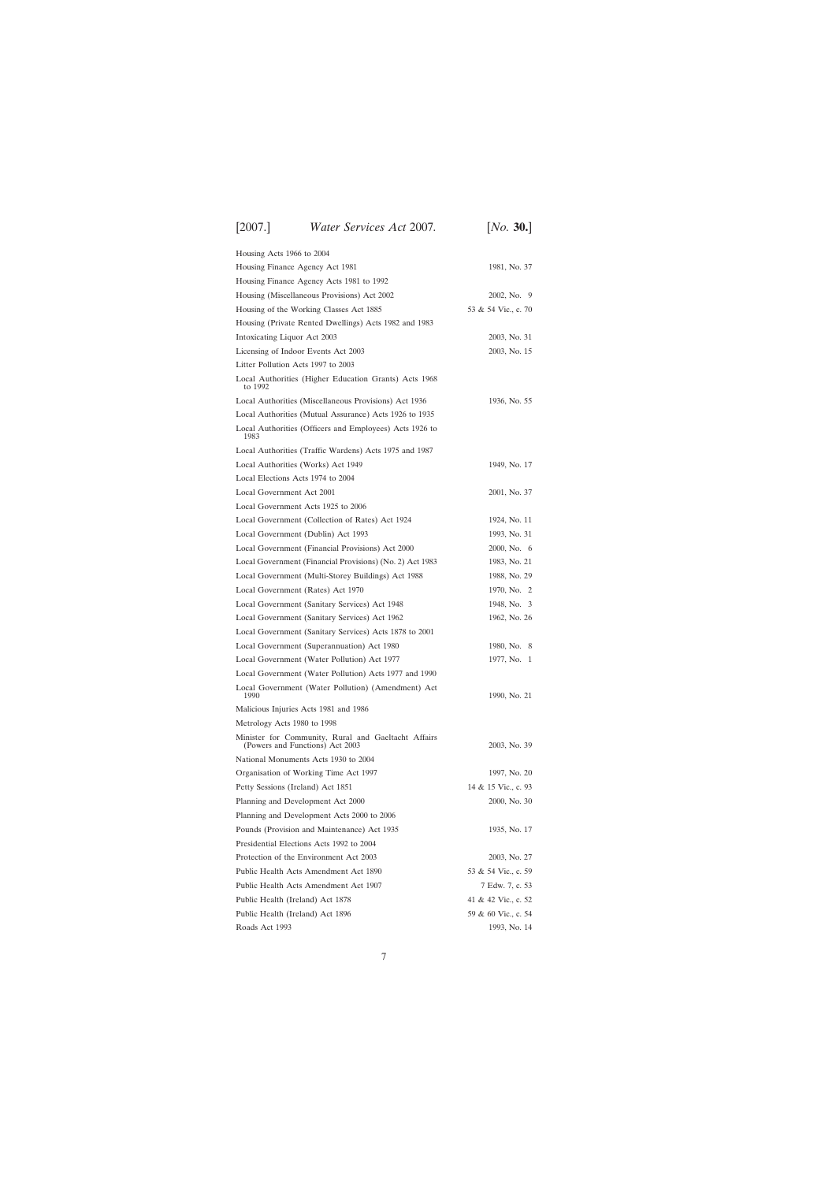| | |
|---|---|
| Housing Acts 1966 to 2004 | |
| Housing Finance Agency Act 1981 | 1981, No. 37 |
| Housing Finance Agency Acts 1981 to 1992 | |
| Housing (Miscellaneous Provisions) Act 2002 | 2002, No. 9 |
| Housing of the Working Classes Act 1885 | 53 & 54 Vic., c. 70 |
| Housing (Private Rented Dwellings) Acts 1982 and 1983 | |
| Intoxicating Liquor Act 2003 | 2003, No. 31 |
| Licensing of Indoor Events Act 2003 | 2003, No. 15 |
| Litter Pollution Acts 1997 to 2003 | |
| Local Authorities (Higher Education Grants) Acts 1968 to 1992 | |
| Local Authorities (Miscellaneous Provisions) Act 1936 | 1936, No. 55 |
| Local Authorities (Mutual Assurance) Acts 1926 to 1935 | |
| Local Authorities (Officers and Employees) Acts 1926 to 1983 | |
| Local Authorities (Traffic Wardens) Acts 1975 and 1987 | |
| Local Authorities (Works) Act 1949 | 1949, No. 17 |
| Local Elections Acts 1974 to 2004 | |
| Local Government Act 2001 | 2001, No. 37 |
| Local Government Acts 1925 to 2006 | |
| Local Government (Collection of Rates) Act 1924 | 1924, No. 11 |
| Local Government (Dublin) Act 1993 | 1993, No. 31 |
| Local Government (Financial Provisions) Act 2000 | 2000, No. 6 |
| Local Government (Financial Provisions) (No. 2) Act 1983 | 1983, No. 21 |
| Local Government (Multi-Storey Buildings) Act 1988 | 1988, No. 29 |
| Local Government (Rates) Act 1970 | 1970, No. 2 |
| Local Government (Sanitary Services) Act 1948 | 1948, No. 3 |
| Local Government (Sanitary Services) Act 1962 | 1962, No. 26 |
| Local Government (Sanitary Services) Acts 1878 to 2001 | |
| Local Government (Superannuation) Act 1980 | 1980, No. 8 |
| Local Government (Water Pollution) Act 1977 | 1977, No. 1 |
| Local Government (Water Pollution) Acts 1977 and 1990 | |
| Local Government (Water Pollution) (Amendment) Act 1990 | 1990, No. 21 |
| Malicious Injuries Acts 1981 and 1986 | |
| Metrology Acts 1980 to 1998 | |
| Minister for Community, Rural and Gaeltacht Affairs (Powers and Functions) Act 2003 | 2003, No. 39 |
| National Monuments Acts 1930 to 2004 | |
| Organisation of Working Time Act 1997 | 1997, No. 20 |
| Petty Sessions (Ireland) Act 1851 | 14 & 15 Vic., c. 93 |
| Planning and Development Act 2000 | 2000, No. 30 |
| Planning and Development Acts 2000 to 2006 | |
| Pounds (Provision and Maintenance) Act 1935 | 1935, No. 17 |
| Presidential Elections Acts 1992 to 2004 | |
| Protection of the Environment Act 2003 | 2003, No. 27 |
| Public Health Acts Amendment Act 1890 | 53 & 54 Vic., c. 59 |
| Public Health Acts Amendment Act 1907 | 7 Edw. 7, c. 53 |
| Public Health (Ireland) Act 1878 | 41 & 42 Vic., c. 52 |
| Public Health (Ireland) Act 1896 | 59 & 60 Vic., c. 54 |
| Roads Act 1993 | 1993, No. 14 |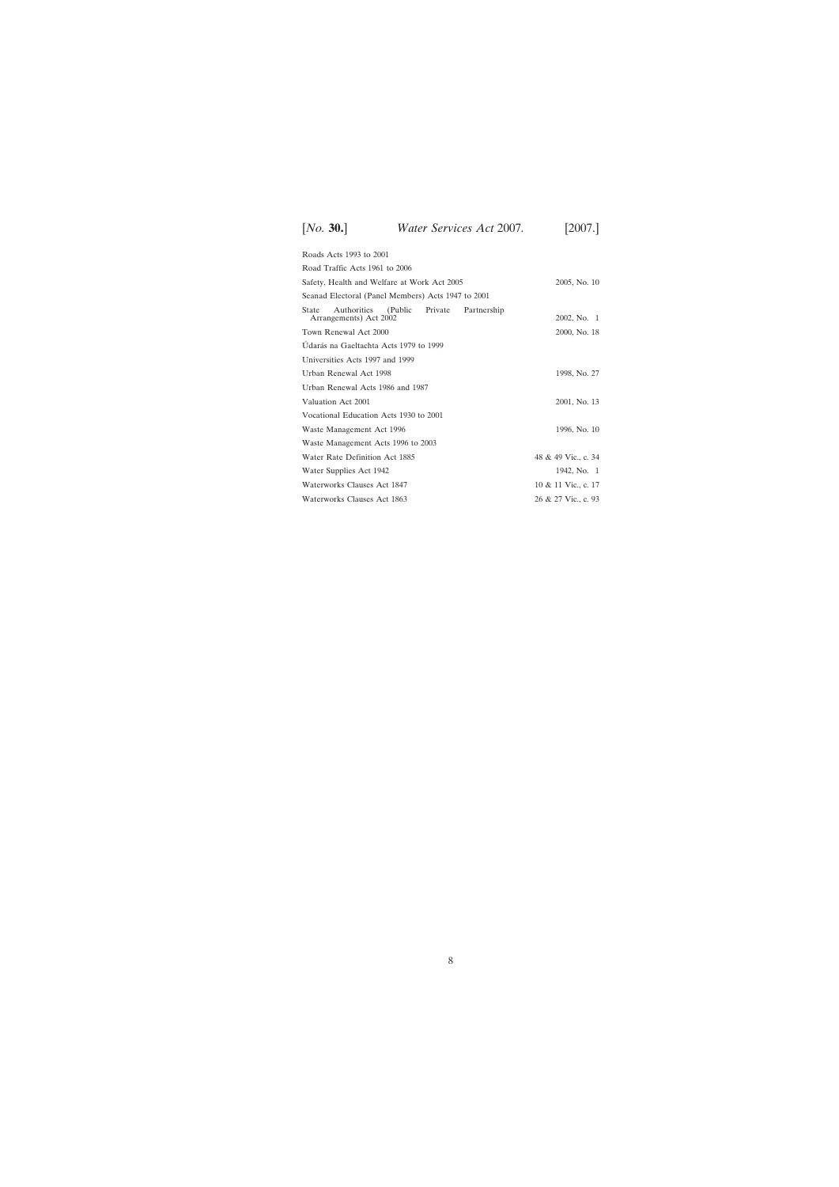| | |
|---|---|
| Roads Acts 1993 to 2001 | |
| Road Traffic Acts 1961 to 2006 | |
| Safety, Health and Welfare at Work Act 2005 | 2005, No. 10 |
| Seanad Electoral (Panel Members) Acts 1947 to 2001 | |
| State Authorities (Public Private Partnership Arrangements) Act 2002 | 2002, No. 1 |
| Town Renewal Act 2000 | 2000, No. 18 |
| Údarás na Gaeltachta Acts 1979 to 1999 | |
| Universities Acts 1997 and 1999 | |
| Urban Renewal Act 1998 | 1998, No. 27 |
| Urban Renewal Acts 1986 and 1987 | |
| Valuation Act 2001 | 2001, No. 13 |
| Vocational Education Acts 1930 to 2001 | |
| Waste Management Act 1996 | 1996, No. 10 |
| Waste Management Acts 1996 to 2003 | |
| Water Rate Definition Act 1885 | 48 & 49 Vic., c. 34 |
| Water Supplies Act 1942 | 1942, No. 1 |
| Waterworks Clauses Act 1847 | 10 & 11 Vic., c. 17 |
| Waterworks Clauses Act 1863 | 26 & 27 Vic., c. 93 |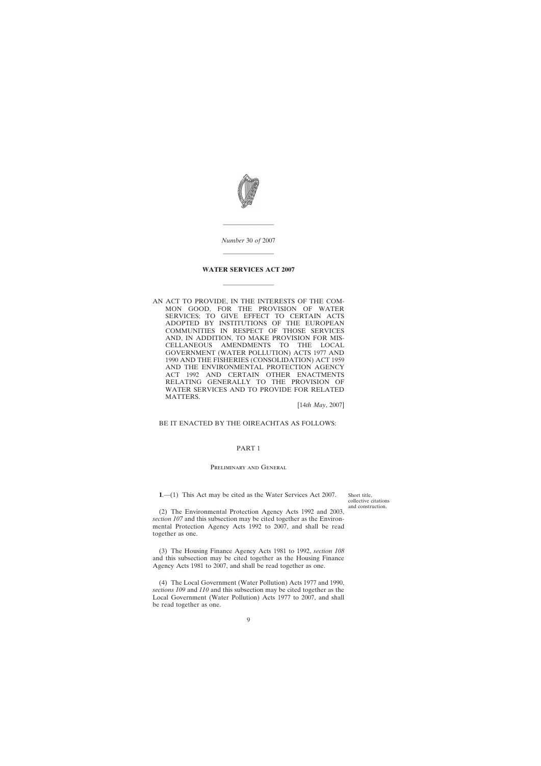*Number* 30 *of* 2007

# WATER SERVICES ACT 2007

AN ACT TO PROVIDE, IN THE INTERESTS OF THE COMMON GOOD, FOR THE PROVISION OF WATER SERVICES; TO GIVE EFFECT TO CERTAIN ACTS ADOPTED BY INSTITUTIONS OF THE EUROPEAN COMMUNITIES IN RESPECT OF THOSE SERVICES AND, IN ADDITION, TO MAKE PROVISION FOR MISCELLANEOUS AMENDMENTS TO THE LOCAL GOVERNMENT (WATER POLLUTION) ACTS 1977 AND 1990 AND THE FISHERIES (CONSOLIDATION) ACT 1959 AND THE ENVIRONMENTAL PROTECTION AGENCY ACT 1992 AND CERTAIN OTHER ENACTMENTS RELATING GENERALLY TO THE PROVISION OF WATER SERVICES AND TO PROVIDE FOR RELATED MATTERS.

[14*th May*, 2007]

BE IT ENACTED BY THE OIREACHTAS AS FOLLOWS:

## PART 1

### Preliminary and General

Short title, collective citations and construction.

**1**.—(1) This Act may be cited as the Water Services Act 2007.

(2) The Environmental Protection Agency Acts 1992 and 2003, *section 107* and this subsection may be cited together as the Environmental Protection Agency Acts 1992 to 2007, and shall be read together as one.

(3) The Housing Finance Agency Acts 1981 to 1992, *section 108* and this subsection may be cited together as the Housing Finance Agency Acts 1981 to 2007, and shall be read together as one.

(4) The Local Government (Water Pollution) Acts 1977 and 1990, *sections 109* and *110* and this subsection may be cited together as the Local Government (Water Pollution) Acts 1977 to 2007, and shall be read together as one.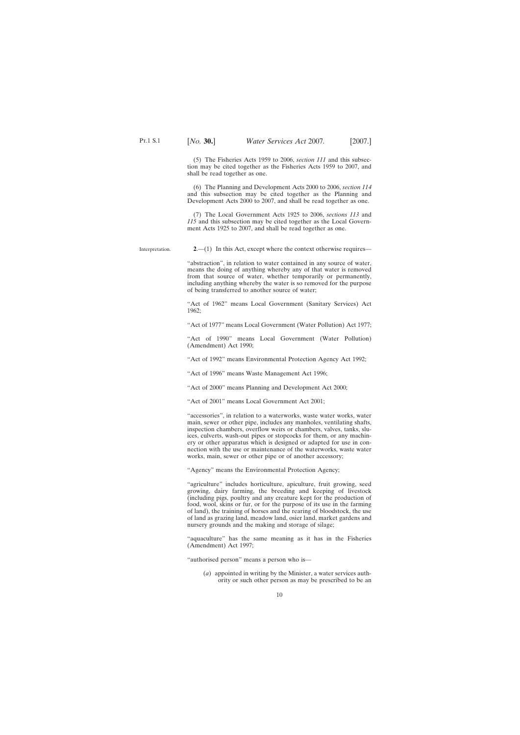(5) The Fisheries Acts 1959 to 2006, *section 111* and this subsection may be cited together as the Fisheries Acts 1959 to 2007, and shall be read together as one.

(6) The Planning and Development Acts 2000 to 2006, *section 114* and this subsection may be cited together as the Planning and Development Acts 2000 to 2007, and shall be read together as one.

(7) The Local Government Acts 1925 to 2006, *sections 113* and *115* and this subsection may be cited together as the Local Government Acts 1925 to 2007, and shall be read together as one.

Interpretation.

**2**.—(1) In this Act, except where the context otherwise requires—

"abstraction", in relation to water contained in any source of water, means the doing of anything whereby any of that water is removed from that source of water, whether temporarily or permanently, including anything whereby the water is so removed for the purpose of being transferred to another source of water;

"Act of 1962" means Local Government (Sanitary Services) Act 1962;

"Act of 1977" means Local Government (Water Pollution) Act 1977;

"Act of 1990" means Local Government (Water Pollution) (Amendment) Act 1990;

"Act of 1992" means Environmental Protection Agency Act 1992;

"Act of 1996" means Waste Management Act 1996;

"Act of 2000" means Planning and Development Act 2000;

"Act of 2001" means Local Government Act 2001;

"accessories", in relation to a waterworks, waste water works, water main, sewer or other pipe, includes any manholes, ventilating shafts, inspection chambers, overflow weirs or chambers, valves, tanks, sluices, culverts, wash-out pipes or stopcocks for them, or any machinery or other apparatus which is designed or adapted for use in connection with the use or maintenance of the waterworks, waste water works, main, sewer or other pipe or of another accessory;

"Agency" means the Environmental Protection Agency;

"agriculture" includes horticulture, apiculture, fruit growing, seed growing, dairy farming, the breeding and keeping of livestock (including pigs, poultry and any creature kept for the production of food, wool, skins or fur, or for the purpose of its use in the farming of land), the training of horses and the rearing of bloodstock, the use of land as grazing land, meadow land, osier land, market gardens and nursery grounds and the making and storage of silage;

"aquaculture" has the same meaning as it has in the Fisheries (Amendment) Act 1997;

"authorised person" means a person who is—

(*a*) appointed in writing by the Minister, a water services authority or such other person as may be prescribed to be an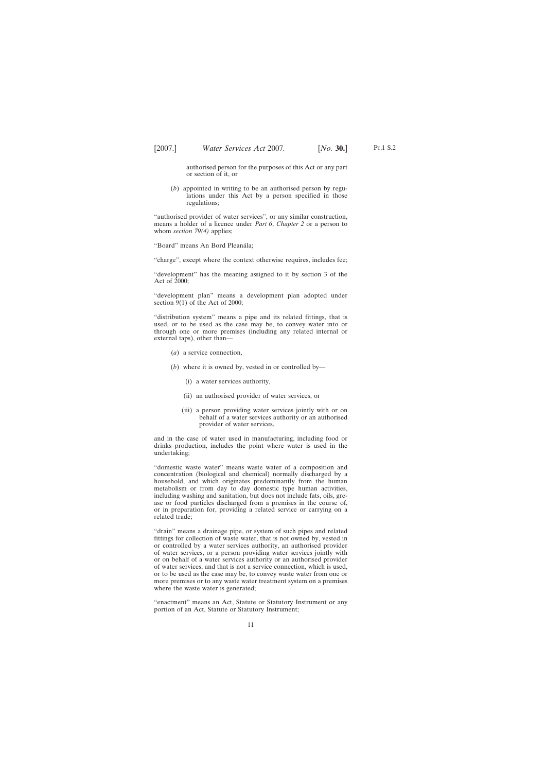authorised person for the purposes of this Act or any part or section of it, or

(*b*) appointed in writing to be an authorised person by regulations under this Act by a person specified in those regulations;

"authorised provider of water services", or any similar construction, means a holder of a licence under *Part 6*, *Chapter 2* or a person to whom *section 79(4)* applies;

"Board" means An Bord Pleanála;

"charge", except where the context otherwise requires, includes fee;

"development" has the meaning assigned to it by section 3 of the Act of 2000;

"development plan" means a development plan adopted under section 9(1) of the Act of 2000;

"distribution system" means a pipe and its related fittings, that is used, or to be used as the case may be, to convey water into or through one or more premises (including any related internal or external taps), other than—

(*a*) a service connection,

(*b*) where it is owned by, vested in or controlled by—

(i) a water services authority,

(ii) an authorised provider of water services, or

(iii) a person providing water services jointly with or on behalf of a water services authority or an authorised provider of water services,

and in the case of water used in manufacturing, including food or drinks production, includes the point where water is used in the undertaking;

"domestic waste water" means waste water of a composition and concentration (biological and chemical) normally discharged by a household, and which originates predominantly from the human metabolism or from day to day domestic type human activities, including washing and sanitation, but does not include fats, oils, grease or food particles discharged from a premises in the course of, or in preparation for, providing a related service or carrying on a related trade;

"drain" means a drainage pipe, or system of such pipes and related fittings for collection of waste water, that is not owned by, vested in or controlled by a water services authority, an authorised provider of water services, or a person providing water services jointly with or on behalf of a water services authority or an authorised provider of water services, and that is not a service connection, which is used, or to be used as the case may be, to convey waste water from one or more premises or to any waste water treatment system on a premises where the waste water is generated;

"enactment" means an Act, Statute or Statutory Instrument or any portion of an Act, Statute or Statutory Instrument;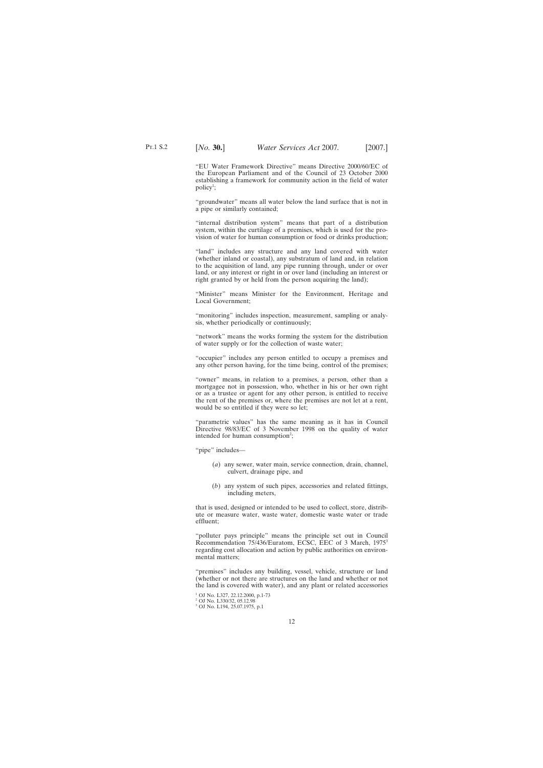"EU Water Framework Directive" means Directive 2000/60/EC of the European Parliament and of the Council of 23 October 2000 establishing a framework for community action in the field of water policy[1];

"groundwater" means all water below the land surface that is not in a pipe or similarly contained;

"internal distribution system" means that part of a distribution system, within the curtilage of a premises, which is used for the provision of water for human consumption or food or drinks production;

"land" includes any structure and any land covered with water (whether inland or coastal), any substratum of land and, in relation to the acquisition of land, any pipe running through, under or over land, or any interest or right in or over land (including an interest or right granted by or held from the person acquiring the land);

"Minister" means Minister for the Environment, Heritage and Local Government;

"monitoring" includes inspection, measurement, sampling or analysis, whether periodically or continuously;

"network" means the works forming the system for the distribution of water supply or for the collection of waste water;

"occupier" includes any person entitled to occupy a premises and any other person having, for the time being, control of the premises;

"owner" means, in relation to a premises, a person, other than a mortgagee not in possession, who, whether in his or her own right or as a trustee or agent for any other person, is entitled to receive the rent of the premises or, where the premises are not let at a rent, would be so entitled if they were so let;

"parametric values" has the same meaning as it has in Council Directive 98/83/EC of 3 November 1998 on the quality of water intended for human consumption[2];

"pipe" includes—

(*a*) any sewer, water main, service connection, drain, channel, culvert, drainage pipe, and

(*b*) any system of such pipes, accessories and related fittings, including meters,

that is used, designed or intended to be used to collect, store, distribute or measure water, waste water, domestic waste water or trade effluent;

"polluter pays principle" means the principle set out in Council Recommendation 75/436/Euratom, ECSC, EEC of 3 March, 1975[3] regarding cost allocation and action by public authorities on environmental matters;

"premises" includes any building, vessel, vehicle, structure or land (whether or not there are structures on the land and whether or not the land is covered with water), and any plant or related accessories

[1] OJ No. L327, 22.12.2000, p.1-73
[2] OJ No. L330/32, 05.12.98
[3] OJ No. L194, 25.07.1975, p.1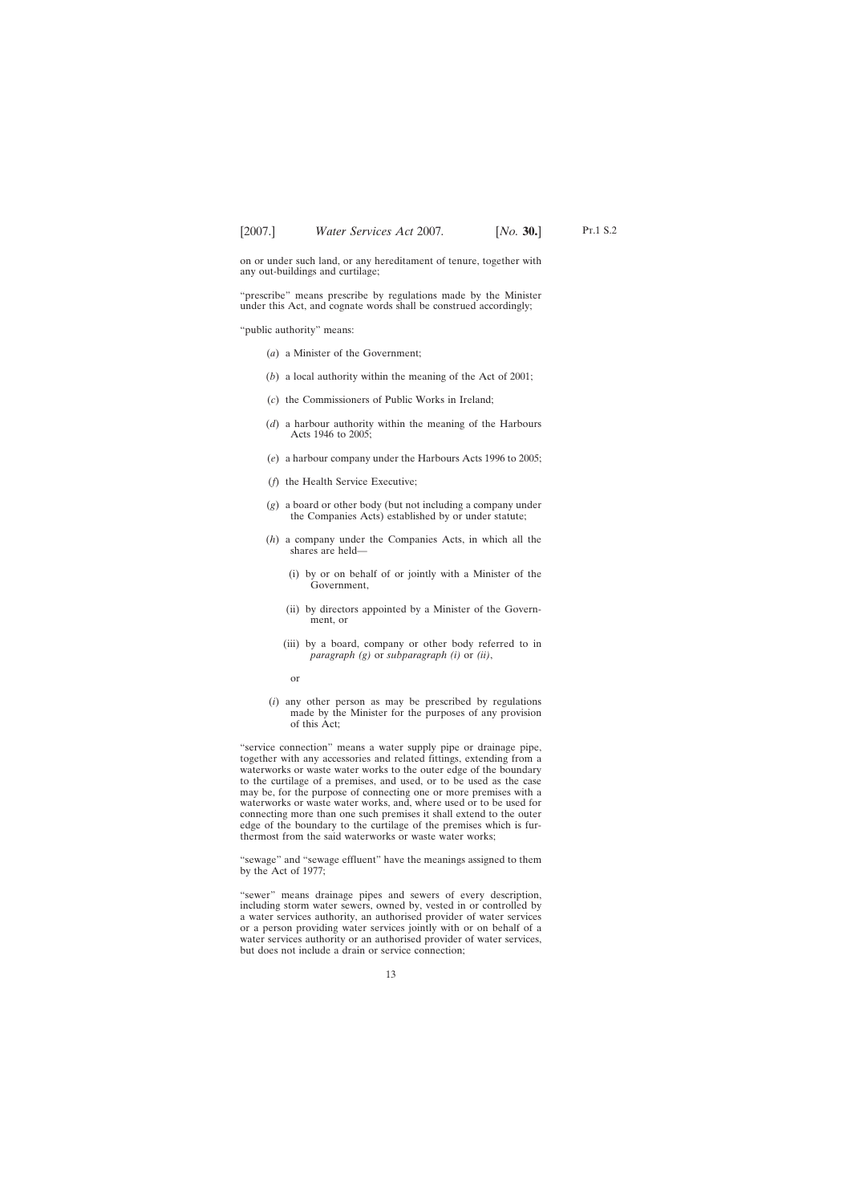on or under such land, or any hereditament of tenure, together with any out-buildings and curtilage;

"prescribe" means prescribe by regulations made by the Minister under this Act, and cognate words shall be construed accordingly;

"public authority" means:

(*a*) a Minister of the Government;

(*b*) a local authority within the meaning of the Act of 2001;

(*c*) the Commissioners of Public Works in Ireland;

(*d*) a harbour authority within the meaning of the Harbours Acts 1946 to 2005;

(*e*) a harbour company under the Harbours Acts 1996 to 2005;

(*f*) the Health Service Executive;

(*g*) a board or other body (but not including a company under the Companies Acts) established by or under statute;

(*h*) a company under the Companies Acts, in which all the shares are held—

(i) by or on behalf of or jointly with a Minister of the Government,

(ii) by directors appointed by a Minister of the Government, or

(iii) by a board, company or other body referred to in *paragraph (g)* or *subparagraph (i)* or *(ii)*,

or

(*i*) any other person as may be prescribed by regulations made by the Minister for the purposes of any provision of this Act;

"service connection" means a water supply pipe or drainage pipe, together with any accessories and related fittings, extending from a waterworks or waste water works to the outer edge of the boundary to the curtilage of a premises, and used, or to be used as the case may be, for the purpose of connecting one or more premises with a waterworks or waste water works, and, where used or to be used for connecting more than one such premises it shall extend to the outer edge of the boundary to the curtilage of the premises which is furthermost from the said waterworks or waste water works;

"sewage" and "sewage effluent" have the meanings assigned to them by the Act of 1977;

"sewer" means drainage pipes and sewers of every description, including storm water sewers, owned by, vested in or controlled by a water services authority, an authorised provider of water services or a person providing water services jointly with or on behalf of a water services authority or an authorised provider of water services, but does not include a drain or service connection;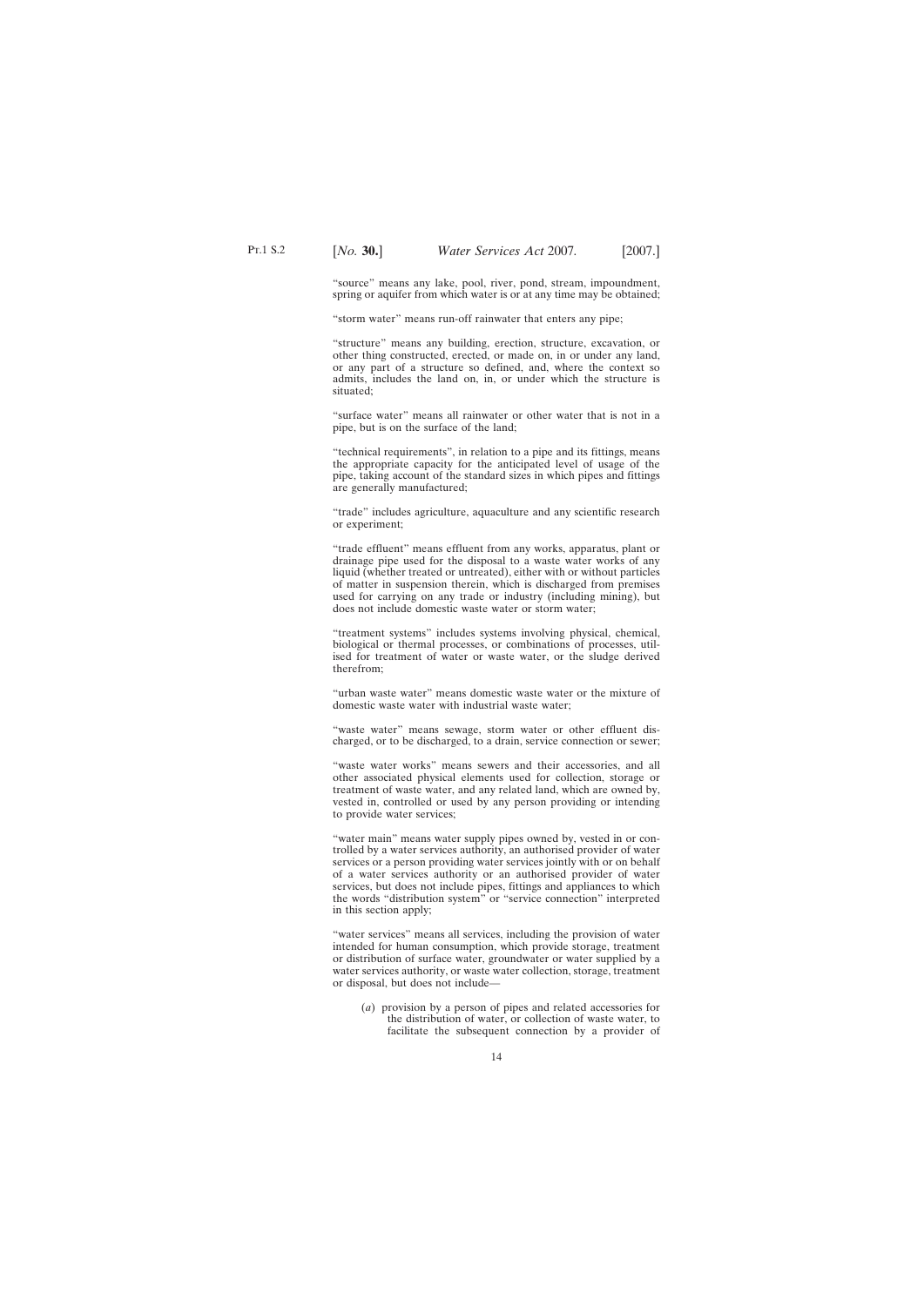"source" means any lake, pool, river, pond, stream, impoundment, spring or aquifer from which water is or at any time may be obtained;

"storm water" means run-off rainwater that enters any pipe;

"structure" means any building, erection, structure, excavation, or other thing constructed, erected, or made on, in or under any land, or any part of a structure so defined, and, where the context so admits, includes the land on, in, or under which the structure is situated;

"surface water" means all rainwater or other water that is not in a pipe, but is on the surface of the land;

"technical requirements", in relation to a pipe and its fittings, means the appropriate capacity for the anticipated level of usage of the pipe, taking account of the standard sizes in which pipes and fittings are generally manufactured;

"trade" includes agriculture, aquaculture and any scientific research or experiment;

"trade effluent" means effluent from any works, apparatus, plant or drainage pipe used for the disposal to a waste water works of any liquid (whether treated or untreated), either with or without particles of matter in suspension therein, which is discharged from premises used for carrying on any trade or industry (including mining), but does not include domestic waste water or storm water;

"treatment systems" includes systems involving physical, chemical, biological or thermal processes, or combinations of processes, utilised for treatment of water or waste water, or the sludge derived therefrom;

"urban waste water" means domestic waste water or the mixture of domestic waste water with industrial waste water;

"waste water" means sewage, storm water or other effluent discharged, or to be discharged, to a drain, service connection or sewer;

"waste water works" means sewers and their accessories, and all other associated physical elements used for collection, storage or treatment of waste water, and any related land, which are owned by, vested in, controlled or used by any person providing or intending to provide water services;

"water main" means water supply pipes owned by, vested in or controlled by a water services authority, an authorised provider of water services or a person providing water services jointly with or on behalf of a water services authority or an authorised provider of water services, but does not include pipes, fittings and appliances to which the words "distribution system" or "service connection" interpreted in this section apply;

"water services" means all services, including the provision of water intended for human consumption, which provide storage, treatment or distribution of surface water, groundwater or water supplied by a water services authority, or waste water collection, storage, treatment or disposal, but does not include—

(*a*) provision by a person of pipes and related accessories for the distribution of water, or collection of waste water, to facilitate the subsequent connection by a provider of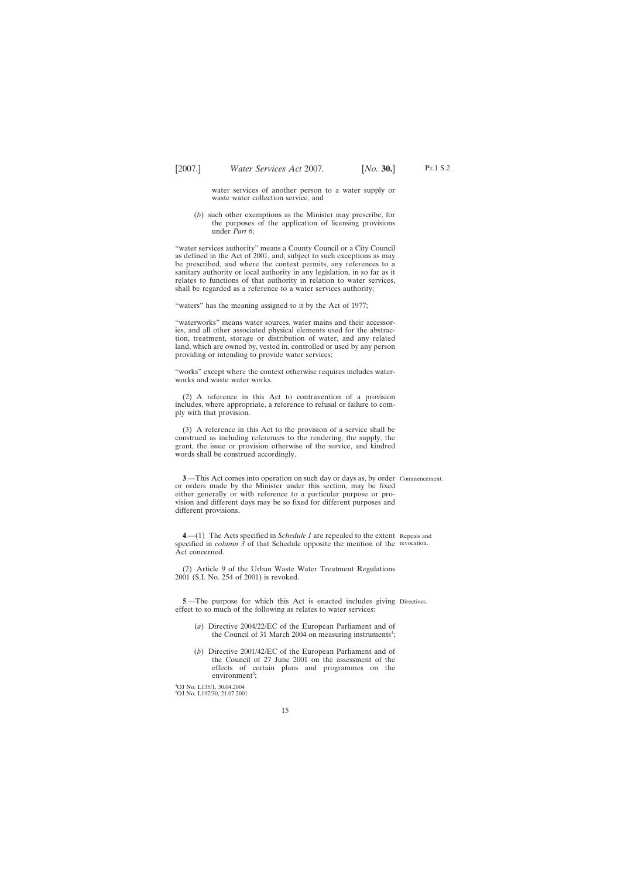water services of another person to a water supply or waste water collection service, and

(*b*) such other exemptions as the Minister may prescribe, for the purposes of the application of licensing provisions under *Part 6*;

"water services authority" means a County Council or a City Council as defined in the Act of 2001, and, subject to such exceptions as may be prescribed, and where the context permits, any references to a sanitary authority or local authority in any legislation, in so far as it relates to functions of that authority in relation to water services, shall be regarded as a reference to a water services authority;

"waters" has the meaning assigned to it by the Act of 1977;

"waterworks" means water sources, water mains and their accessories, and all other associated physical elements used for the abstraction, treatment, storage or distribution of water, and any related land, which are owned by, vested in, controlled or used by any person providing or intending to provide water services;

"works" except where the context otherwise requires includes waterworks and waste water works.

(2) A reference in this Act to contravention of a provision includes, where appropriate, a reference to refusal or failure to comply with that provision.

(3) A reference in this Act to the provision of a service shall be construed as including references to the rendering, the supply, the grant, the issue or provision otherwise of the service, and kindred words shall be construed accordingly.

Commencement.

**3**.—This Act comes into operation on such day or days as, by order or orders made by the Minister under this section, may be fixed either generally or with reference to a particular purpose or provision and different days may be so fixed for different purposes and different provisions.

Repeals and revocation.

**4**.—(1) The Acts specified in *Schedule 1* are repealed to the extent specified in *column 3* of that Schedule opposite the mention of the Act concerned.

(2) Article 9 of the Urban Waste Water Treatment Regulations 2001 (S.I. No. 254 of 2001) is revoked.

Directives.

**5**.—The purpose for which this Act is enacted includes giving effect to so much of the following as relates to water services:

(*a*) Directive 2004/22/EC of the European Parliament and of the Council of 31 March 2004 on measuring instruments[4];

(*b*) Directive 2001/42/EC of the European Parliament and of the Council of 27 June 2001 on the assessment of the effects of certain plans and programmes on the environment[5];

[4]OJ No. L135/1, 30.04.2004
[5]OJ No. L197/30, 21.07.2001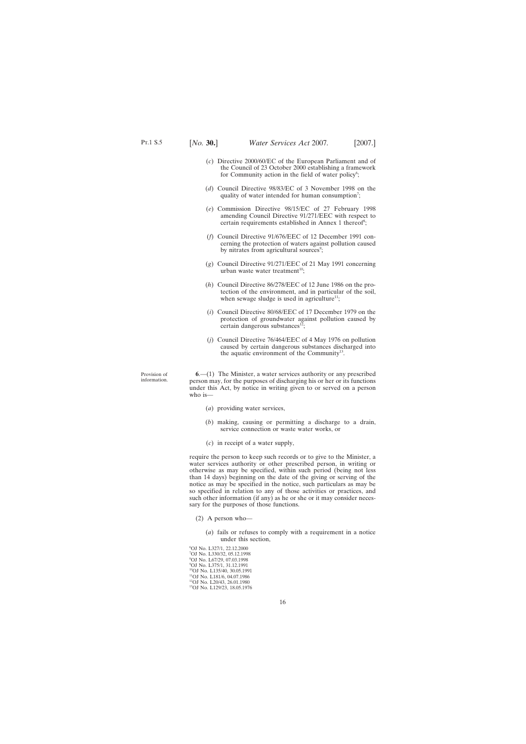(*c*) Directive 2000/60/EC of the European Parliament and of the Council of 23 October 2000 establishing a framework for Community action in the field of water policy[6];

(*d*) Council Directive 98/83/EC of 3 November 1998 on the quality of water intended for human consumption[7];

(*e*) Commission Directive 98/15/EC of 27 February 1998 amending Council Directive 91/271/EEC with respect to certain requirements established in Annex 1 thereof[8];

(*f*) Council Directive 91/676/EEC of 12 December 1991 concerning the protection of waters against pollution caused by nitrates from agricultural sources[9];

(*g*) Council Directive 91/271/EEC of 21 May 1991 concerning urban waste water treatment[10];

(*h*) Council Directive 86/278/EEC of 12 June 1986 on the protection of the environment, and in particular of the soil, when sewage sludge is used in agriculture[11];

(*i*) Council Directive 80/68/EEC of 17 December 1979 on the protection of groundwater against pollution caused by certain dangerous substances[12];

(*j*) Council Directive 76/464/EEC of 4 May 1976 on pollution caused by certain dangerous substances discharged into the aquatic environment of the Community[13].

Provision of information.

**6**.—(1) The Minister, a water services authority or any prescribed person may, for the purposes of discharging his or her or its functions under this Act, by notice in writing given to or served on a person who is—

(*a*) providing water services,

(*b*) making, causing or permitting a discharge to a drain, service connection or waste water works, or

(*c*) in receipt of a water supply,

require the person to keep such records or to give to the Minister, a water services authority or other prescribed person, in writing or otherwise as may be specified, within such period (being not less than 14 days) beginning on the date of the giving or serving of the notice as may be specified in the notice, such particulars as may be so specified in relation to any of those activities or practices, and such other information (if any) as he or she or it may consider necessary for the purposes of those functions.

(2) A person who—

(*a*) fails or refuses to comply with a requirement in a notice under this section,

[6] OJ No. L327/1, 22.12.2000
[7] OJ No. L330/32, 05.12.1998
[8] OJ No. L67/29, 07.03.1998
[9] OJ No. L375/1, 31.12.1991
[10] OJ No. L135/40, 30.05.1991
[11] OJ No. L181/6, 04.07.1986
[12] OJ No. L20/43, 26.01.1980
[13] OJ No. L129/23, 18.05.1976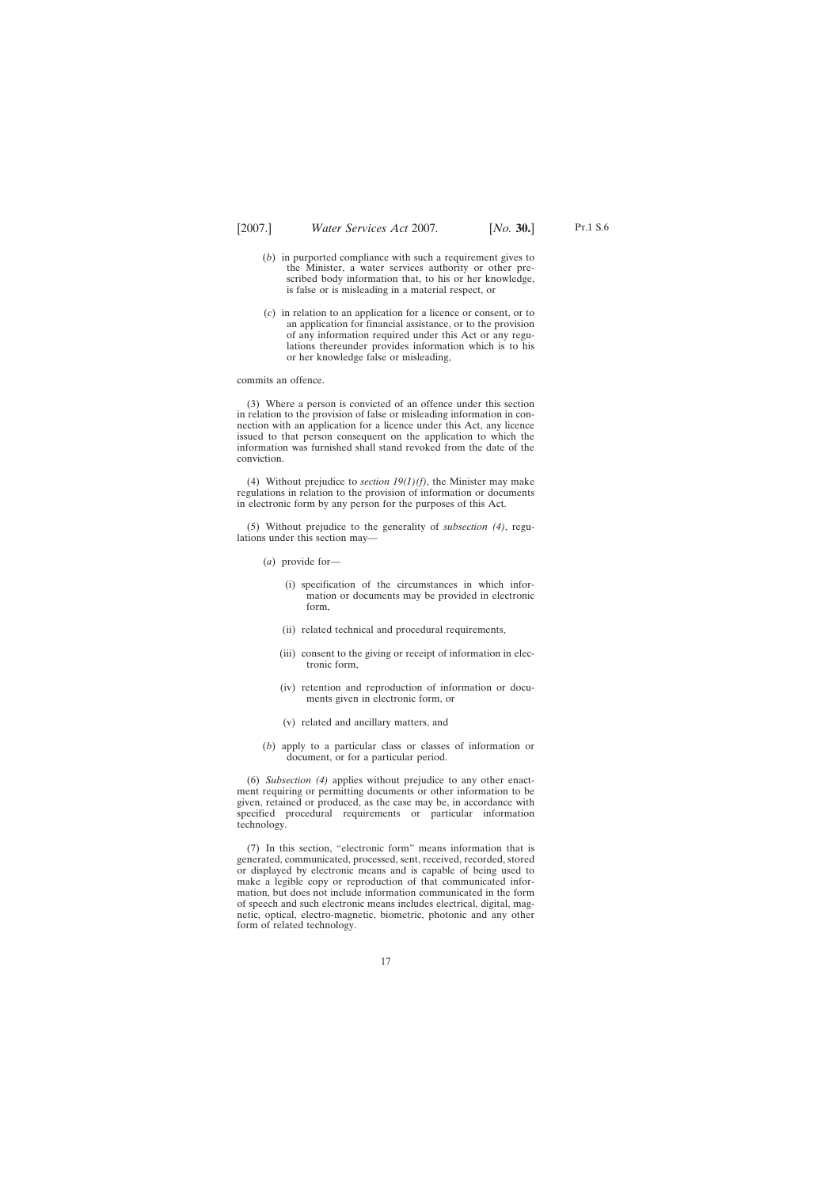(*b*) in purported compliance with such a requirement gives to the Minister, a water services authority or other prescribed body information that, to his or her knowledge, is false or is misleading in a material respect, or

(*c*) in relation to an application for a licence or consent, or to an application for financial assistance, or to the provision of any information required under this Act or any regulations thereunder provides information which is to his or her knowledge false or misleading,

commits an offence.

(3) Where a person is convicted of an offence under this section in relation to the provision of false or misleading information in connection with an application for a licence under this Act, any licence issued to that person consequent on the application to which the information was furnished shall stand revoked from the date of the conviction.

(4) Without prejudice to *section 19(1)(f)*, the Minister may make regulations in relation to the provision of information or documents in electronic form by any person for the purposes of this Act.

(5) Without prejudice to the generality of *subsection (4)*, regulations under this section may—

(*a*) provide for—

(i) specification of the circumstances in which information or documents may be provided in electronic form,

(ii) related technical and procedural requirements,

(iii) consent to the giving or receipt of information in electronic form,

(iv) retention and reproduction of information or documents given in electronic form, or

(v) related and ancillary matters, and

(*b*) apply to a particular class or classes of information or document, or for a particular period.

(6) *Subsection (4)* applies without prejudice to any other enactment requiring or permitting documents or other information to be given, retained or produced, as the case may be, in accordance with specified procedural requirements or particular information technology.

(7) In this section, "electronic form" means information that is generated, communicated, processed, sent, received, recorded, stored or displayed by electronic means and is capable of being used to make a legible copy or reproduction of that communicated information, but does not include information communicated in the form of speech and such electronic means includes electrical, digital, magnetic, optical, electro-magnetic, biometric, photonic and any other form of related technology.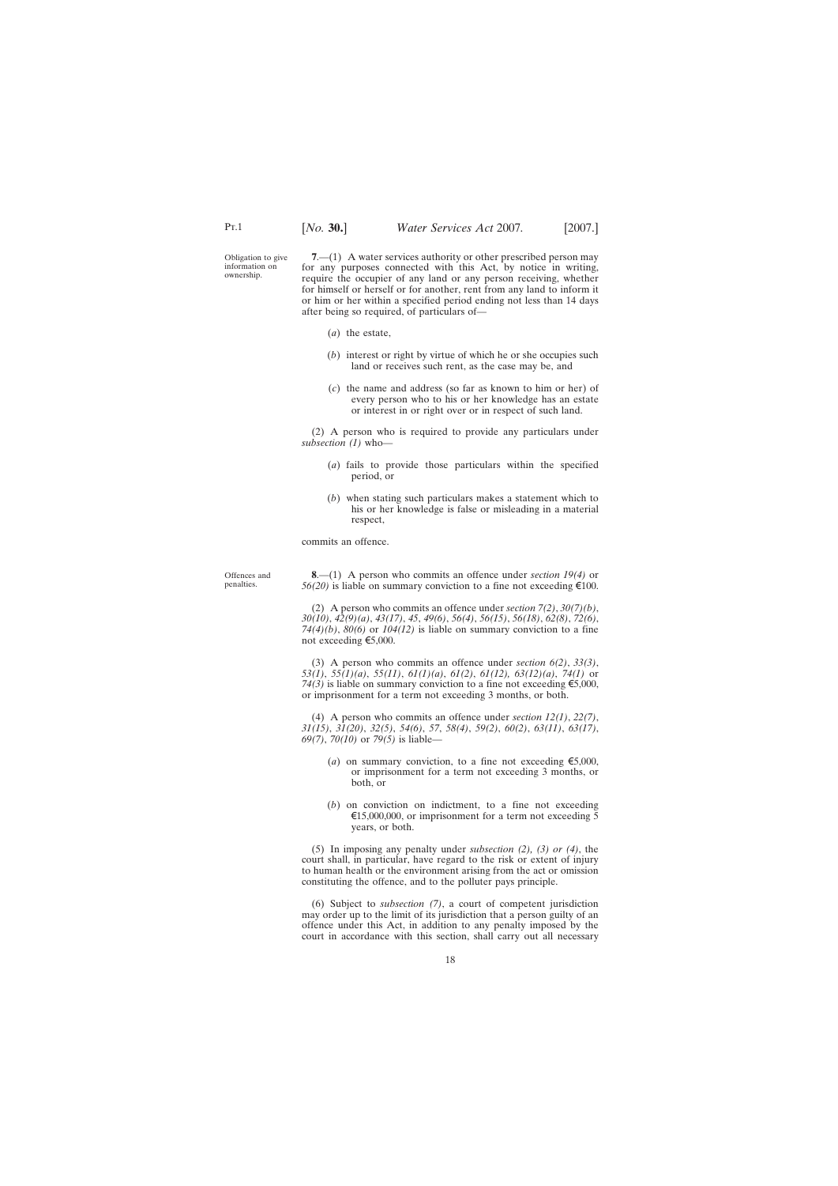Obligation to give information on ownership.

**7**.—(1) A water services authority or other prescribed person may for any purposes connected with this Act, by notice in writing, require the occupier of any land or any person receiving, whether for himself or herself or for another, rent from any land to inform it or him or her within a specified period ending not less than 14 days after being so required, of particulars of—

(*a*) the estate,

(*b*) interest or right by virtue of which he or she occupies such land or receives such rent, as the case may be, and

(*c*) the name and address (so far as known to him or her) of every person who to his or her knowledge has an estate or interest in or right over or in respect of such land.

(2) A person who is required to provide any particulars under *subsection (1)* who—

(*a*) fails to provide those particulars within the specified period, or

(*b*) when stating such particulars makes a statement which to his or her knowledge is false or misleading in a material respect,

commits an offence.

Offences and penalties.

**8**.—(1) A person who commits an offence under *section 19(4)* or *56(20)* is liable on summary conviction to a fine not exceeding €100.

(2) A person who commits an offence under *section 7(2)*, *30(7)(b)*, *30(10)*, *42(9)(a)*, *43(17)*, *45*, *49(6)*, *56(4)*, *56(15)*, *56(18)*, *62(8)*, *72(6)*, *74(4)(b)*, *80(6)* or *104(12)* is liable on summary conviction to a fine not exceeding €5,000.

(3) A person who commits an offence under *section 6(2)*, *33(3)*, *53(1)*, *55(1)(a)*, *55(11)*, *61(1)(a)*, *61(2)*, *61(12)*, *63(12)(a)*, *74(1)* or *74(3)* is liable on summary conviction to a fine not exceeding €5,000, or imprisonment for a term not exceeding 3 months, or both.

(4) A person who commits an offence under *section 12(1)*, *22(7)*, *31(15)*, *31(20)*, *32(5)*, *54(6)*, *57*, *58(4)*, *59(2)*, *60(2)*, *63(11)*, *63(17)*, *69(7)*, *70(10)* or *79(5)* is liable—

(*a*) on summary conviction, to a fine not exceeding €5,000, or imprisonment for a term not exceeding 3 months, or both, or

(*b*) on conviction on indictment, to a fine not exceeding €15,000,000, or imprisonment for a term not exceeding 5 years, or both.

(5) In imposing any penalty under *subsection (2), (3) or (4)*, the court shall, in particular, have regard to the risk or extent of injury to human health or the environment arising from the act or omission constituting the offence, and to the polluter pays principle.

(6) Subject to *subsection (7)*, a court of competent jurisdiction may order up to the limit of its jurisdiction that a person guilty of an offence under this Act, in addition to any penalty imposed by the court in accordance with this section, shall carry out all necessary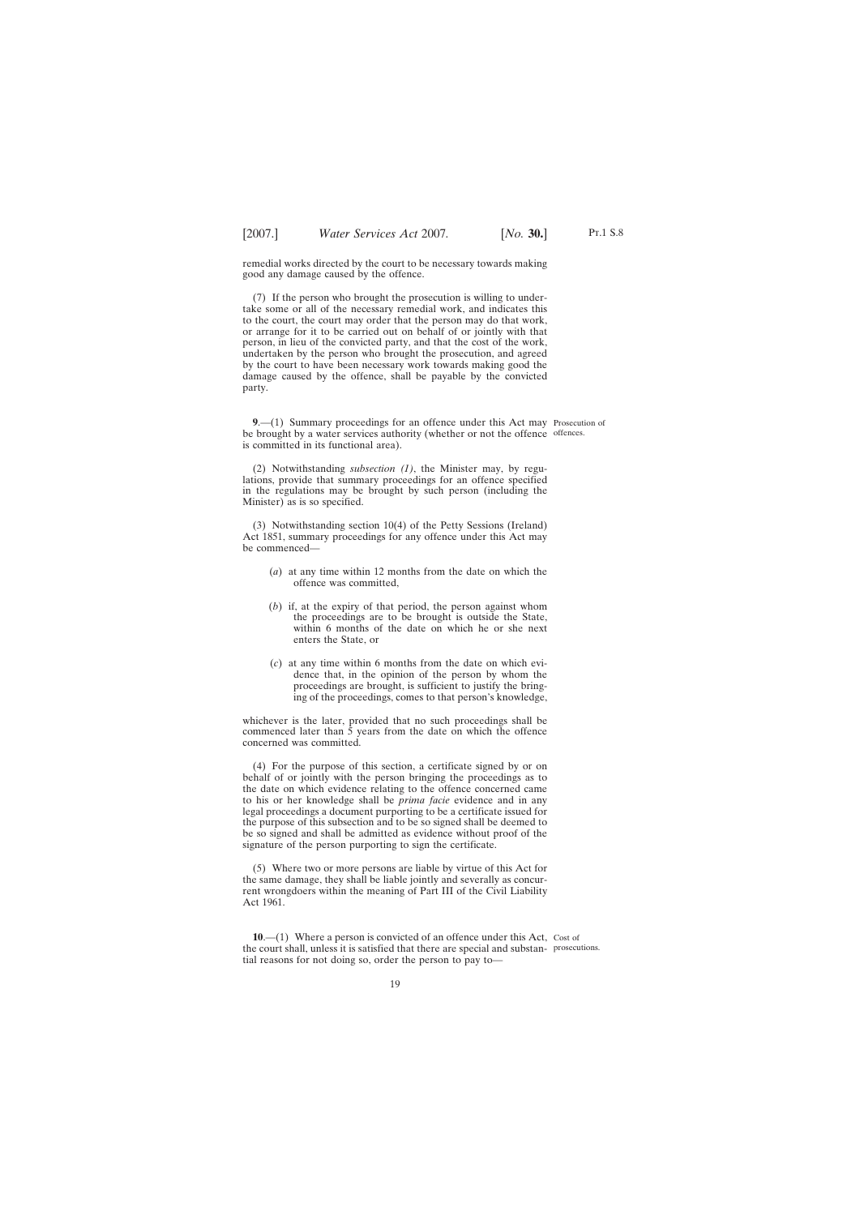remedial works directed by the court to be necessary towards making good any damage caused by the offence.

(7) If the person who brought the prosecution is willing to undertake some or all of the necessary remedial work, and indicates this to the court, the court may order that the person may do that work, or arrange for it to be carried out on behalf of or jointly with that person, in lieu of the convicted party, and that the cost of the work, undertaken by the person who brought the prosecution, and agreed by the court to have been necessary work towards making good the damage caused by the offence, shall be payable by the convicted party.

Prosecution of offences.

**9**.—(1) Summary proceedings for an offence under this Act may be brought by a water services authority (whether or not the offence is committed in its functional area).

(2) Notwithstanding *subsection (1)*, the Minister may, by regulations, provide that summary proceedings for an offence specified in the regulations may be brought by such person (including the Minister) as is so specified.

(3) Notwithstanding section 10(4) of the Petty Sessions (Ireland) Act 1851, summary proceedings for any offence under this Act may be commenced—

(*a*) at any time within 12 months from the date on which the offence was committed,

(*b*) if, at the expiry of that period, the person against whom the proceedings are to be brought is outside the State, within 6 months of the date on which he or she next enters the State, or

(*c*) at any time within 6 months from the date on which evidence that, in the opinion of the person by whom the proceedings are brought, is sufficient to justify the bringing of the proceedings, comes to that person's knowledge,

whichever is the later, provided that no such proceedings shall be commenced later than 5 years from the date on which the offence concerned was committed.

(4) For the purpose of this section, a certificate signed by or on behalf of or jointly with the person bringing the proceedings as to the date on which evidence relating to the offence concerned came to his or her knowledge shall be *prima facie* evidence and in any legal proceedings a document purporting to be a certificate issued for the purpose of this subsection and to be so signed shall be deemed to be so signed and shall be admitted as evidence without proof of the signature of the person purporting to sign the certificate.

(5) Where two or more persons are liable by virtue of this Act for the same damage, they shall be liable jointly and severally as concurrent wrongdoers within the meaning of Part III of the Civil Liability Act 1961.

Cost of prosecutions.

**10**.—(1) Where a person is convicted of an offence under this Act, the court shall, unless it is satisfied that there are special and substantial reasons for not doing so, order the person to pay to—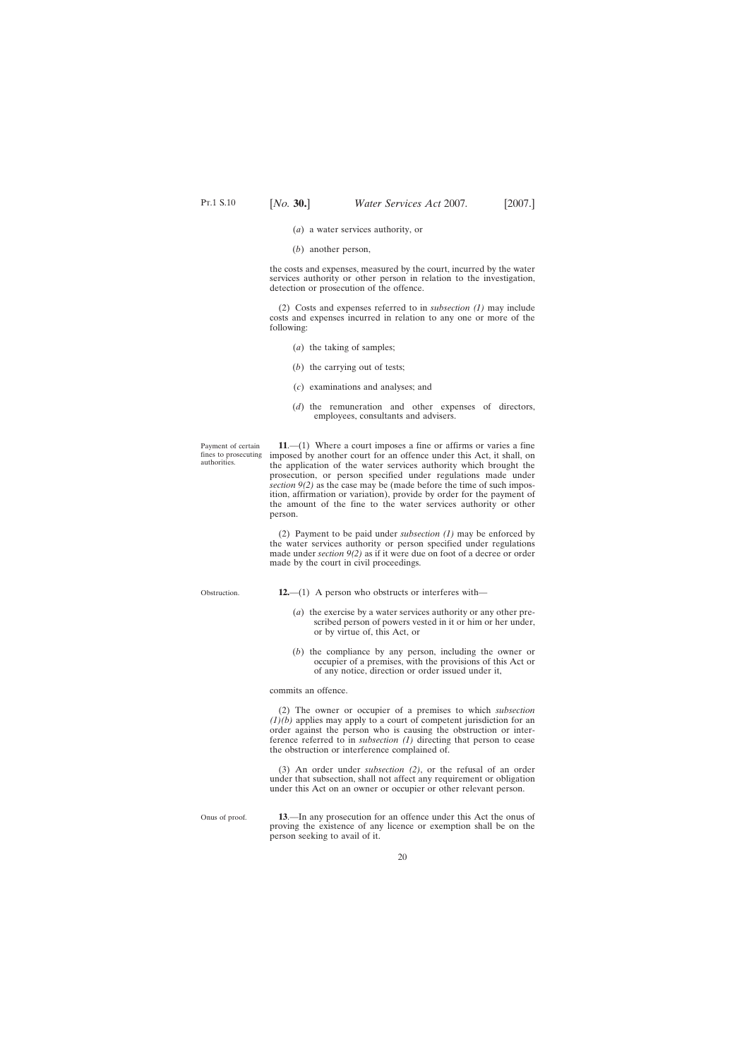(*a*) a water services authority, or

(*b*) another person,

the costs and expenses, measured by the court, incurred by the water services authority or other person in relation to the investigation, detection or prosecution of the offence.

(2) Costs and expenses referred to in *subsection (1)* may include costs and expenses incurred in relation to any one or more of the following:

(*a*) the taking of samples;

(*b*) the carrying out of tests;

(*c*) examinations and analyses; and

(*d*) the remuneration and other expenses of directors, employees, consultants and advisers.

Payment of certain fines to prosecuting authorities.

**11**.—(1) Where a court imposes a fine or affirms or varies a fine imposed by another court for an offence under this Act, it shall, on the application of the water services authority which brought the prosecution, or person specified under regulations made under *section 9(2)* as the case may be (made before the time of such imposition, affirmation or variation), provide by order for the payment of the amount of the fine to the water services authority or other person.

(2) Payment to be paid under *subsection (1)* may be enforced by the water services authority or person specified under regulations made under *section 9(2)* as if it were due on foot of a decree or order made by the court in civil proceedings.

Obstruction.

**12.**—(1) A person who obstructs or interferes with—

(*a*) the exercise by a water services authority or any other prescribed person of powers vested in it or him or her under, or by virtue of, this Act, or

(*b*) the compliance by any person, including the owner or occupier of a premises, with the provisions of this Act or of any notice, direction or order issued under it,

commits an offence.

(2) The owner or occupier of a premises to which *subsection (1)(b)* applies may apply to a court of competent jurisdiction for an order against the person who is causing the obstruction or interference referred to in *subsection (1)* directing that person to cease the obstruction or interference complained of.

(3) An order under *subsection (2)*, or the refusal of an order under that subsection, shall not affect any requirement or obligation under this Act on an owner or occupier or other relevant person.

Onus of proof.

**13**.—In any prosecution for an offence under this Act the onus of proving the existence of any licence or exemption shall be on the person seeking to avail of it.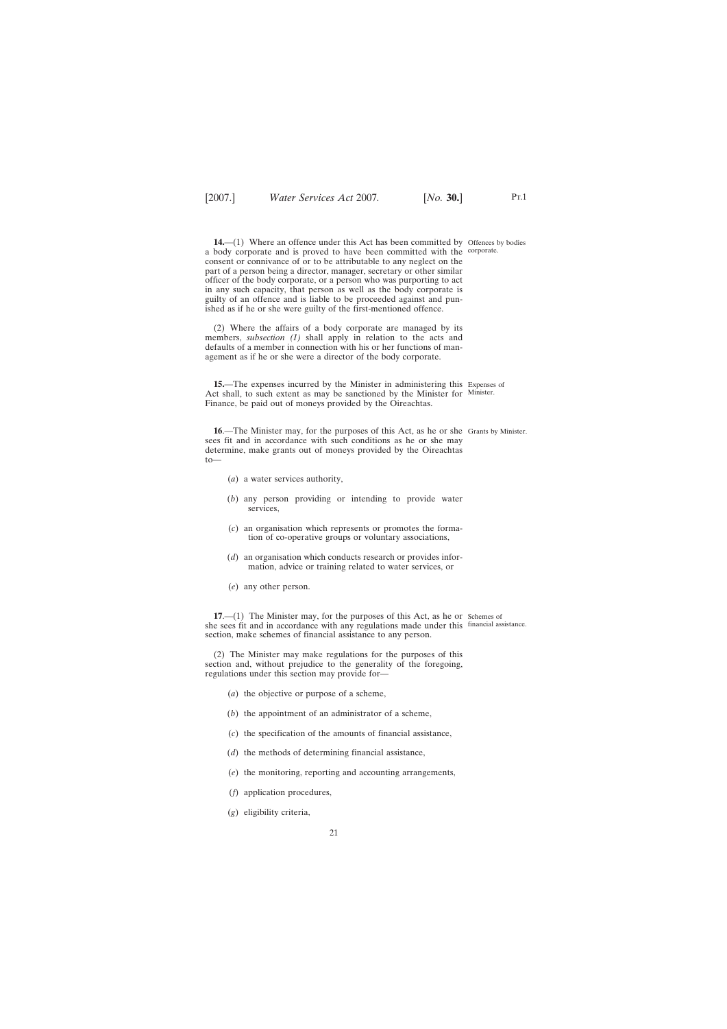**14.**—(1) Where an offence under this Act has been committed by a body corporate and is proved to have been committed with the consent or connivance of or to be attributable to any neglect on the part of a person being a director, manager, secretary or other similar officer of the body corporate, or a person who was purporting to act in any such capacity, that person as well as the body corporate is guilty of an offence and is liable to be proceeded against and punished as if he or she were guilty of the first-mentioned offence.

Offences by bodies corporate.

(2) Where the affairs of a body corporate are managed by its members, *subsection (1)* shall apply in relation to the acts and defaults of a member in connection with his or her functions of management as if he or she were a director of the body corporate.

**15.**—The expenses incurred by the Minister in administering this Act shall, to such extent as may be sanctioned by the Minister for Finance, be paid out of moneys provided by the Oireachtas.

Expenses of Minister.

**16**.—The Minister may, for the purposes of this Act, as he or she sees fit and in accordance with such conditions as he or she may determine, make grants out of moneys provided by the Oireachtas to—

Grants by Minister.

(*a*) a water services authority,

(*b*) any person providing or intending to provide water services,

(*c*) an organisation which represents or promotes the formation of co-operative groups or voluntary associations,

(*d*) an organisation which conducts research or provides information, advice or training related to water services, or

(*e*) any other person.

**17**.—(1) The Minister may, for the purposes of this Act, as he or she sees fit and in accordance with any regulations made under this section, make schemes of financial assistance to any person.

Schemes of financial assistance.

(2) The Minister may make regulations for the purposes of this section and, without prejudice to the generality of the foregoing, regulations under this section may provide for—

(*a*) the objective or purpose of a scheme,

(*b*) the appointment of an administrator of a scheme,

(*c*) the specification of the amounts of financial assistance,

(*d*) the methods of determining financial assistance,

(*e*) the monitoring, reporting and accounting arrangements,

(*f*) application procedures,

(*g*) eligibility criteria,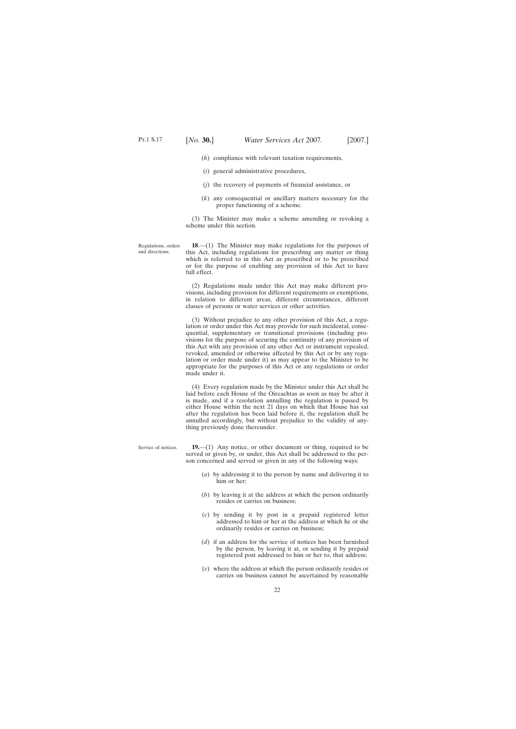(*h*) compliance with relevant taxation requirements,

(*i*) general administrative procedures,

(*j*) the recovery of payments of financial assistance, or

(*k*) any consequential or ancillary matters necessary for the proper functioning of a scheme.

(3) The Minister may make a scheme amending or revoking a scheme under this section.

Regulations, orders and directions.

**18**.—(1) The Minister may make regulations for the purposes of this Act, including regulations for prescribing any matter or thing which is referred to in this Act as prescribed or to be prescribed or for the purpose of enabling any provision of this Act to have full effect.

(2) Regulations made under this Act may make different provisions, including provision for different requirements or exemptions, in relation to different areas, different circumstances, different classes of persons or water services or other activities.

(3) Without prejudice to any other provision of this Act, a regulation or order under this Act may provide for such incidental, consequential, supplementary or transitional provisions (including provisions for the purpose of securing the continuity of any provision of this Act with any provision of any other Act or instrument repealed, revoked, amended or otherwise affected by this Act or by any regulation or order made under it) as may appear to the Minister to be appropriate for the purposes of this Act or any regulations or order made under it.

(4) Every regulation made by the Minister under this Act shall be laid before each House of the Oireachtas as soon as may be after it is made, and if a resolution annulling the regulation is passed by either House within the next 21 days on which that House has sat after the regulation has been laid before it, the regulation shall be annulled accordingly, but without prejudice to the validity of anything previously done thereunder.

Service of notices.

**19.**—(1) Any notice, or other document or thing, required to be served or given by, or under, this Act shall be addressed to the person concerned and served or given in any of the following ways:

(*a*) by addressing it to the person by name and delivering it to him or her;

(*b*) by leaving it at the address at which the person ordinarily resides or carries on business;

(*c*) by sending it by post in a prepaid registered letter addressed to him or her at the address at which he or she ordinarily resides or carries on business;

(*d*) if an address for the service of notices has been furnished by the person, by leaving it at, or sending it by prepaid registered post addressed to him or her to, that address;

(*e*) where the address at which the person ordinarily resides or carries on business cannot be ascertained by reasonable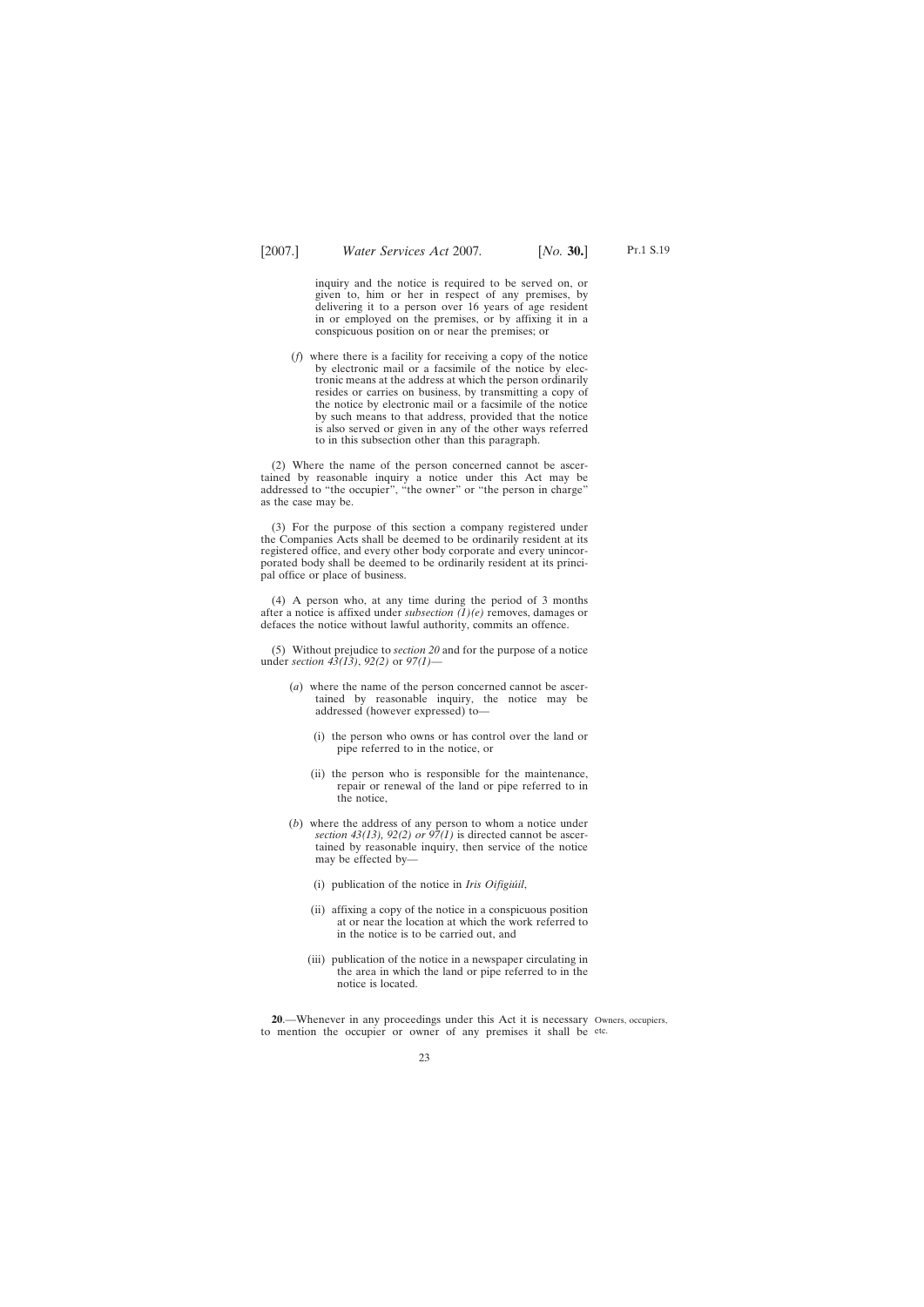inquiry and the notice is required to be served on, or given to, him or her in respect of any premises, by delivering it to a person over 16 years of age resident in or employed on the premises, or by affixing it in a conspicuous position on or near the premises; or

(*f*) where there is a facility for receiving a copy of the notice by electronic mail or a facsimile of the notice by electronic means at the address at which the person ordinarily resides or carries on business, by transmitting a copy of the notice by electronic mail or a facsimile of the notice by such means to that address, provided that the notice is also served or given in any of the other ways referred to in this subsection other than this paragraph.

(2) Where the name of the person concerned cannot be ascertained by reasonable inquiry a notice under this Act may be addressed to "the occupier", "the owner" or "the person in charge" as the case may be.

(3) For the purpose of this section a company registered under the Companies Acts shall be deemed to be ordinarily resident at its registered office, and every other body corporate and every unincorporated body shall be deemed to be ordinarily resident at its principal office or place of business.

(4) A person who, at any time during the period of 3 months after a notice is affixed under *subsection (1)(e)* removes, damages or defaces the notice without lawful authority, commits an offence.

(5) Without prejudice to *section 20* and for the purpose of a notice under *section 43(13)*, *92(2)* or *97(1)*—

(*a*) where the name of the person concerned cannot be ascertained by reasonable inquiry, the notice may be addressed (however expressed) to—

(i) the person who owns or has control over the land or pipe referred to in the notice, or

(ii) the person who is responsible for the maintenance, repair or renewal of the land or pipe referred to in the notice,

(*b*) where the address of any person to whom a notice under *section 43(13), 92(2) or 97(1)* is directed cannot be ascertained by reasonable inquiry, then service of the notice may be effected by—

(i) publication of the notice in *Iris Oifigiúil*,

(ii) affixing a copy of the notice in a conspicuous position at or near the location at which the work referred to in the notice is to be carried out, and

(iii) publication of the notice in a newspaper circulating in the area in which the land or pipe referred to in the notice is located.

Owners, occupiers, etc.

**20**.—Whenever in any proceedings under this Act it is necessary to mention the occupier or owner of any premises it shall be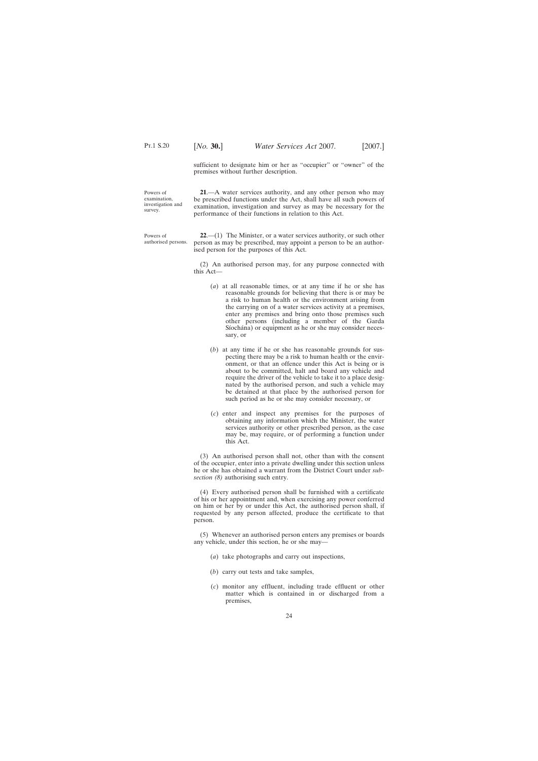sufficient to designate him or her as "occupier" or "owner" of the premises without further description.

Powers of examination, investigation and survey.

**21**.—A water services authority, and any other person who may be prescribed functions under the Act, shall have all such powers of examination, investigation and survey as may be necessary for the performance of their functions in relation to this Act.

Powers of authorised persons.

**22**.—(1) The Minister, or a water services authority, or such other person as may be prescribed, may appoint a person to be an authorised person for the purposes of this Act.

(2) An authorised person may, for any purpose connected with this Act—

(*a*) at all reasonable times, or at any time if he or she has reasonable grounds for believing that there is or may be a risk to human health or the environment arising from the carrying on of a water services activity at a premises, enter any premises and bring onto those premises such other persons (including a member of the Garda Síochána) or equipment as he or she may consider necessary, or

(*b*) at any time if he or she has reasonable grounds for suspecting there may be a risk to human health or the environment, or that an offence under this Act is being or is about to be committed, halt and board any vehicle and require the driver of the vehicle to take it to a place designated by the authorised person, and such a vehicle may be detained at that place by the authorised person for such period as he or she may consider necessary, or

(*c*) enter and inspect any premises for the purposes of obtaining any information which the Minister, the water services authority or other prescribed person, as the case may be, may require, or of performing a function under this Act.

(3) An authorised person shall not, other than with the consent of the occupier, enter into a private dwelling under this section unless he or she has obtained a warrant from the District Court under *subsection (8)* authorising such entry.

(4) Every authorised person shall be furnished with a certificate of his or her appointment and, when exercising any power conferred on him or her by or under this Act, the authorised person shall, if requested by any person affected, produce the certificate to that person.

(5) Whenever an authorised person enters any premises or boards any vehicle, under this section, he or she may—

(*a*) take photographs and carry out inspections,

(*b*) carry out tests and take samples,

(*c*) monitor any effluent, including trade effluent or other matter which is contained in or discharged from a premises,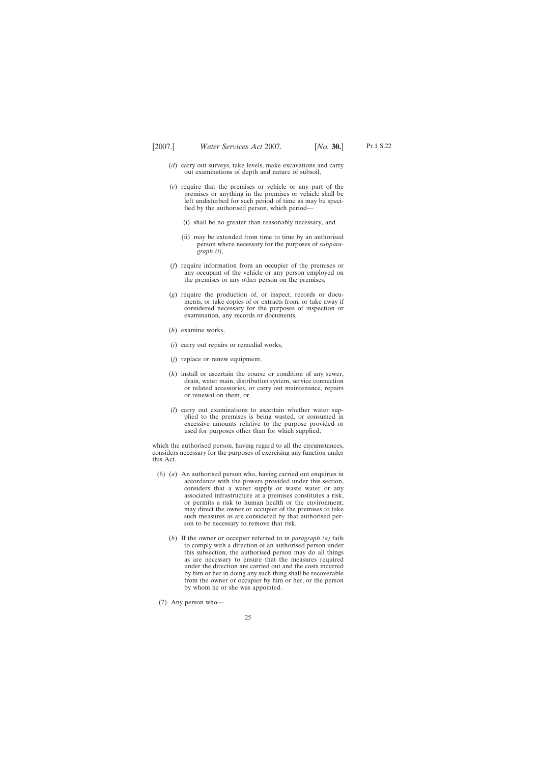(*d*) carry out surveys, take levels, make excavations and carry out examinations of depth and nature of subsoil,

(*e*) require that the premises or vehicle or any part of the premises or anything in the premises or vehicle shall be left undisturbed for such period of time as may be specified by the authorised person, which period—

(i) shall be no greater than reasonably necessary, and

(ii) may be extended from time to time by an authorised person where necessary for the purposes of *subparagraph (i)*,

(*f*) require information from an occupier of the premises or any occupant of the vehicle or any person employed on the premises or any other person on the premises,

(*g*) require the production of, or inspect, records or documents, or take copies of or extracts from, or take away if considered necessary for the purposes of inspection or examination, any records or documents,

(*h*) examine works,

(*i*) carry out repairs or remedial works,

(*j*) replace or renew equipment,

(*k*) install or ascertain the course or condition of any sewer, drain, water main, distribution system, service connection or related accessories, or carry out maintenance, repairs or renewal on them, or

(*l*) carry out examinations to ascertain whether water supplied to the premises is being wasted, or consumed in excessive amounts relative to the purpose provided or used for purposes other than for which supplied,

which the authorised person, having regard to all the circumstances, considers necessary for the purposes of exercising any function under this Act.

(6) (*a*) An authorised person who, having carried out enquiries in accordance with the powers provided under this section, considers that a water supply or waste water or any associated infrastructure at a premises constitutes a risk, or permits a risk to human health or the environment, may direct the owner or occupier of the premises to take such measures as are considered by that authorised person to be necessary to remove that risk.

(*b*) If the owner or occupier referred to in *paragraph (a)* fails to comply with a direction of an authorised person under this subsection, the authorised person may do all things as are necessary to ensure that the measures required under the direction are carried out and the costs incurred by him or her in doing any such thing shall be recoverable from the owner or occupier by him or her, or the person by whom he or she was appointed.

(7) Any person who—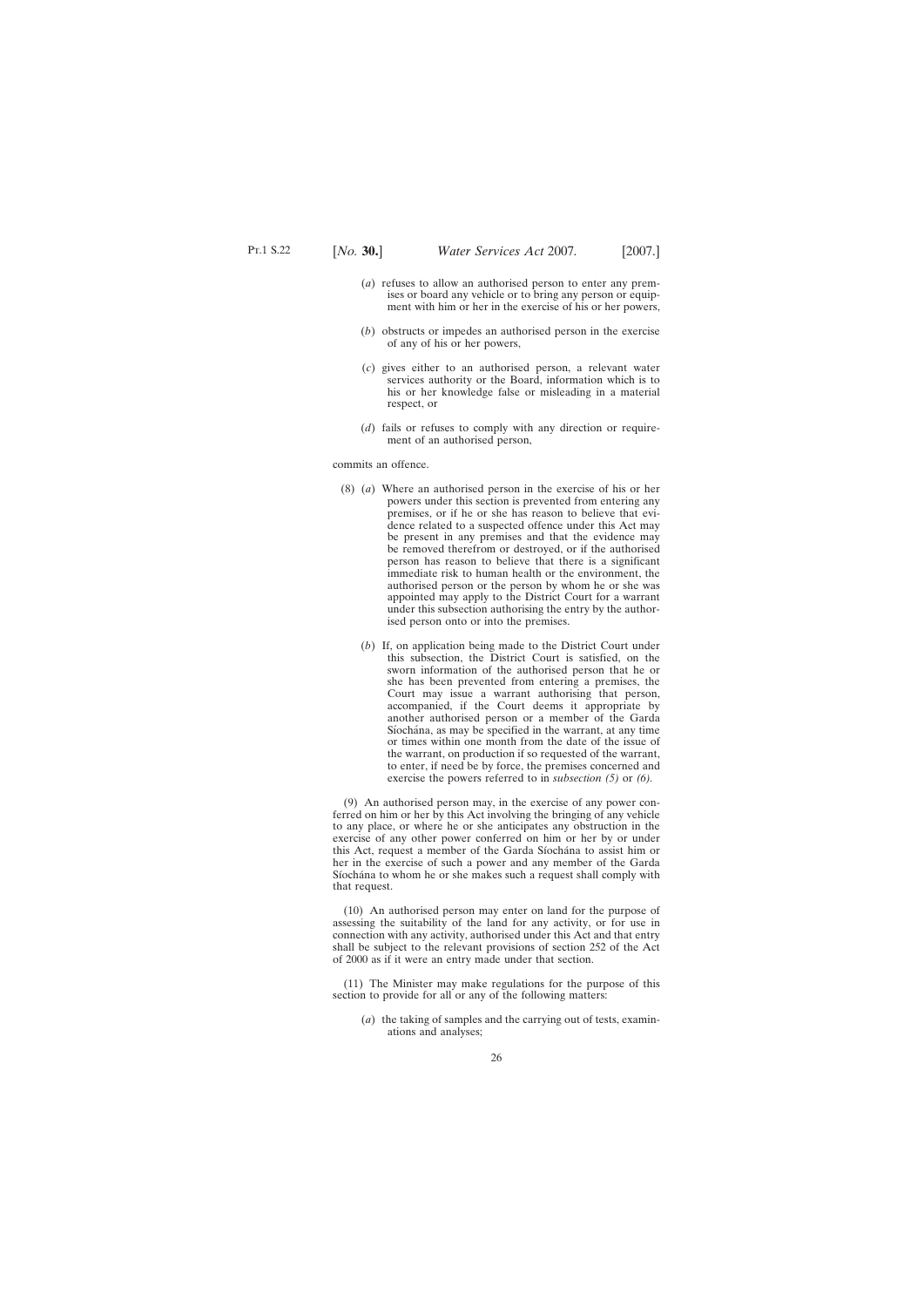(*a*) refuses to allow an authorised person to enter any premises or board any vehicle or to bring any person or equipment with him or her in the exercise of his or her powers,

(*b*) obstructs or impedes an authorised person in the exercise of any of his or her powers,

(*c*) gives either to an authorised person, a relevant water services authority or the Board, information which is to his or her knowledge false or misleading in a material respect, or

(*d*) fails or refuses to comply with any direction or requirement of an authorised person,

commits an offence.

(8) (*a*) Where an authorised person in the exercise of his or her powers under this section is prevented from entering any premises, or if he or she has reason to believe that evidence related to a suspected offence under this Act may be present in any premises and that the evidence may be removed therefrom or destroyed, or if the authorised person has reason to believe that there is a significant immediate risk to human health or the environment, the authorised person or the person by whom he or she was appointed may apply to the District Court for a warrant under this subsection authorising the entry by the authorised person onto or into the premises.

(*b*) If, on application being made to the District Court under this subsection, the District Court is satisfied, on the sworn information of the authorised person that he or she has been prevented from entering a premises, the Court may issue a warrant authorising that person, accompanied, if the Court deems it appropriate by another authorised person or a member of the Garda Síochána, as may be specified in the warrant, at any time or times within one month from the date of the issue of the warrant, on production if so requested of the warrant, to enter, if need be by force, the premises concerned and exercise the powers referred to in *subsection (5)* or *(6)*.

(9) An authorised person may, in the exercise of any power conferred on him or her by this Act involving the bringing of any vehicle to any place, or where he or she anticipates any obstruction in the exercise of any other power conferred on him or her by or under this Act, request a member of the Garda Síochána to assist him or her in the exercise of such a power and any member of the Garda Síochána to whom he or she makes such a request shall comply with that request.

(10) An authorised person may enter on land for the purpose of assessing the suitability of the land for any activity, or for use in connection with any activity, authorised under this Act and that entry shall be subject to the relevant provisions of section 252 of the Act of 2000 as if it were an entry made under that section.

(11) The Minister may make regulations for the purpose of this section to provide for all or any of the following matters:

(*a*) the taking of samples and the carrying out of tests, examinations and analyses;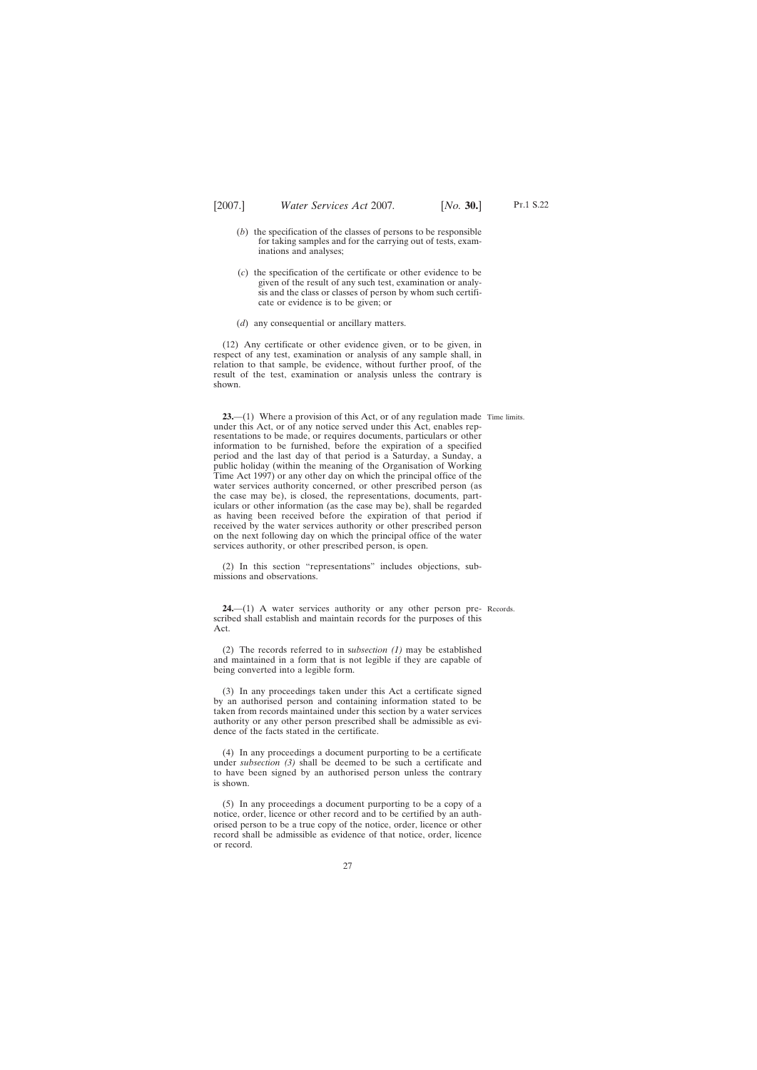(*b*) the specification of the classes of persons to be responsible for taking samples and for the carrying out of tests, examinations and analyses;

(*c*) the specification of the certificate or other evidence to be given of the result of any such test, examination or analysis and the class or classes of person by whom such certificate or evidence is to be given; or

(*d*) any consequential or ancillary matters.

(12) Any certificate or other evidence given, or to be given, in respect of any test, examination or analysis of any sample shall, in relation to that sample, be evidence, without further proof, of the result of the test, examination or analysis unless the contrary is shown.

Time limits.

**23.**—(1) Where a provision of this Act, or of any regulation made under this Act, or of any notice served under this Act, enables representations to be made, or requires documents, particulars or other information to be furnished, before the expiration of a specified period and the last day of that period is a Saturday, a Sunday, a public holiday (within the meaning of the Organisation of Working Time Act 1997) or any other day on which the principal office of the water services authority concerned, or other prescribed person (as the case may be), is closed, the representations, documents, particulars or other information (as the case may be), shall be regarded as having been received before the expiration of that period if received by the water services authority or other prescribed person on the next following day on which the principal office of the water services authority, or other prescribed person, is open.

(2) In this section "representations" includes objections, submissions and observations.

Records.

**24.**—(1) A water services authority or any other person prescribed shall establish and maintain records for the purposes of this Act.

(2) The records referred to in s*ubsection (1)* may be established and maintained in a form that is not legible if they are capable of being converted into a legible form.

(3) In any proceedings taken under this Act a certificate signed by an authorised person and containing information stated to be taken from records maintained under this section by a water services authority or any other person prescribed shall be admissible as evidence of the facts stated in the certificate.

(4) In any proceedings a document purporting to be a certificate under *subsection (3)* shall be deemed to be such a certificate and to have been signed by an authorised person unless the contrary is shown.

(5) In any proceedings a document purporting to be a copy of a notice, order, licence or other record and to be certified by an authorised person to be a true copy of the notice, order, licence or other record shall be admissible as evidence of that notice, order, licence or record.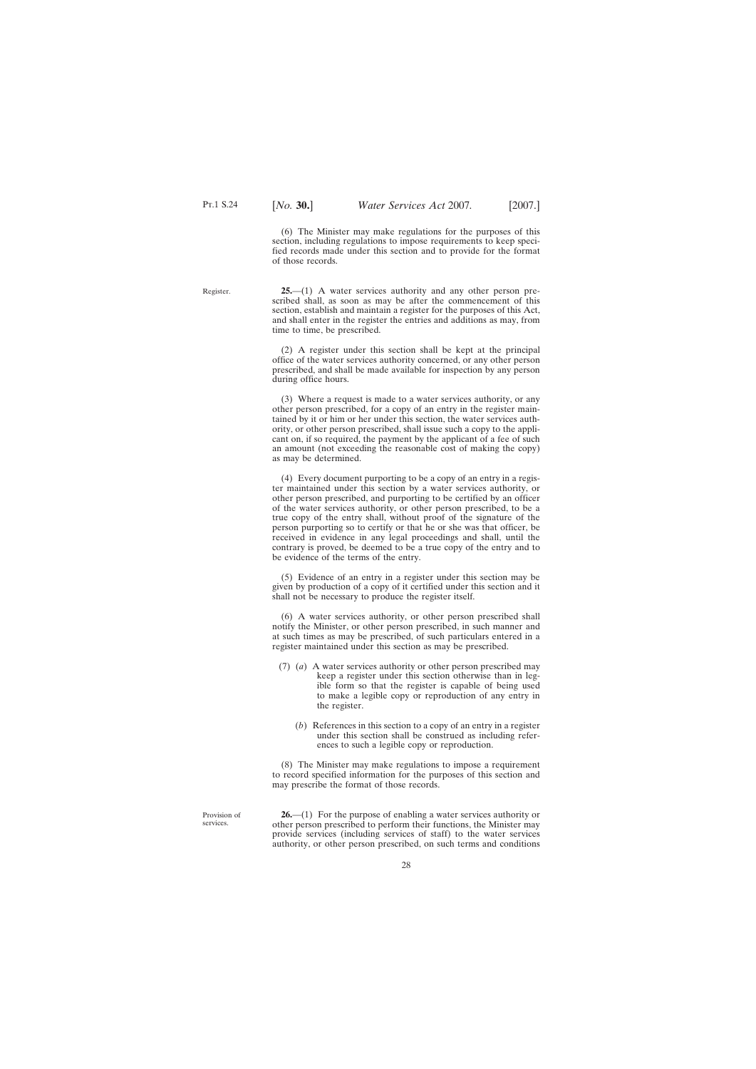(6) The Minister may make regulations for the purposes of this section, including regulations to impose requirements to keep specified records made under this section and to provide for the format of those records.

Register.

**25.**—(1) A water services authority and any other person prescribed shall, as soon as may be after the commencement of this section, establish and maintain a register for the purposes of this Act, and shall enter in the register the entries and additions as may, from time to time, be prescribed.

(2) A register under this section shall be kept at the principal office of the water services authority concerned, or any other person prescribed, and shall be made available for inspection by any person during office hours.

(3) Where a request is made to a water services authority, or any other person prescribed, for a copy of an entry in the register maintained by it or him or her under this section, the water services authority, or other person prescribed, shall issue such a copy to the applicant on, if so required, the payment by the applicant of a fee of such an amount (not exceeding the reasonable cost of making the copy) as may be determined.

(4) Every document purporting to be a copy of an entry in a register maintained under this section by a water services authority, or other person prescribed, and purporting to be certified by an officer of the water services authority, or other person prescribed, to be a true copy of the entry shall, without proof of the signature of the person purporting so to certify or that he or she was that officer, be received in evidence in any legal proceedings and shall, until the contrary is proved, be deemed to be a true copy of the entry and to be evidence of the terms of the entry.

(5) Evidence of an entry in a register under this section may be given by production of a copy of it certified under this section and it shall not be necessary to produce the register itself.

(6) A water services authority, or other person prescribed shall notify the Minister, or other person prescribed, in such manner and at such times as may be prescribed, of such particulars entered in a register maintained under this section as may be prescribed.

(7) (*a*) A water services authority or other person prescribed may keep a register under this section otherwise than in legible form so that the register is capable of being used to make a legible copy or reproduction of any entry in the register.

(*b*) References in this section to a copy of an entry in a register under this section shall be construed as including references to such a legible copy or reproduction.

(8) The Minister may make regulations to impose a requirement to record specified information for the purposes of this section and may prescribe the format of those records.

Provision of services.

**26.**—(1) For the purpose of enabling a water services authority or other person prescribed to perform their functions, the Minister may provide services (including services of staff) to the water services authority, or other person prescribed, on such terms and conditions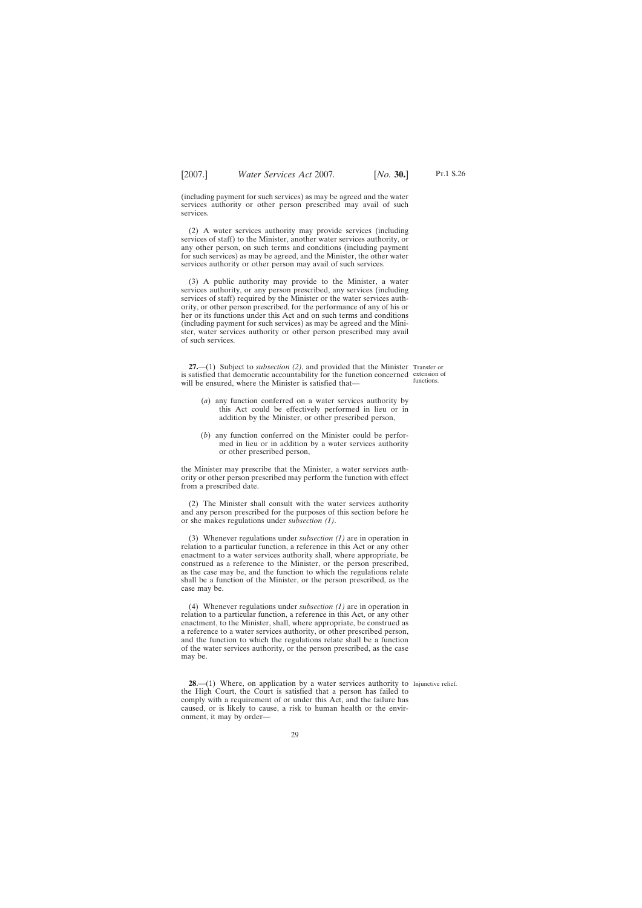(including payment for such services) as may be agreed and the water services authority or other person prescribed may avail of such services.

(2) A water services authority may provide services (including services of staff) to the Minister, another water services authority, or any other person, on such terms and conditions (including payment for such services) as may be agreed, and the Minister, the other water services authority or other person may avail of such services.

(3) A public authority may provide to the Minister, a water services authority, or any person prescribed, any services (including services of staff) required by the Minister or the water services authority, or other person prescribed, for the performance of any of his or her or its functions under this Act and on such terms and conditions (including payment for such services) as may be agreed and the Minister, water services authority or other person prescribed may avail of such services.

Transfer or extension of functions.

**27.**—(1) Subject to *subsection (2)*, and provided that the Minister is satisfied that democratic accountability for the function concerned will be ensured, where the Minister is satisfied that—

(*a*) any function conferred on a water services authority by this Act could be effectively performed in lieu or in addition by the Minister, or other prescribed person,

(*b*) any function conferred on the Minister could be performed in lieu or in addition by a water services authority or other prescribed person,

the Minister may prescribe that the Minister, a water services authority or other person prescribed may perform the function with effect from a prescribed date.

(2) The Minister shall consult with the water services authority and any person prescribed for the purposes of this section before he or she makes regulations under *subsection (1)*.

(3) Whenever regulations under *subsection (1)* are in operation in relation to a particular function, a reference in this Act or any other enactment to a water services authority shall, where appropriate, be construed as a reference to the Minister, or the person prescribed, as the case may be, and the function to which the regulations relate shall be a function of the Minister, or the person prescribed, as the case may be.

(4) Whenever regulations under *subsection (1)* are in operation in relation to a particular function, a reference in this Act, or any other enactment, to the Minister, shall, where appropriate, be construed as a reference to a water services authority, or other prescribed person, and the function to which the regulations relate shall be a function of the water services authority, or the person prescribed, as the case may be.

Injunctive relief.

**28**.—(1) Where, on application by a water services authority to the High Court, the Court is satisfied that a person has failed to comply with a requirement of or under this Act, and the failure has caused, or is likely to cause, a risk to human health or the environment, it may by order—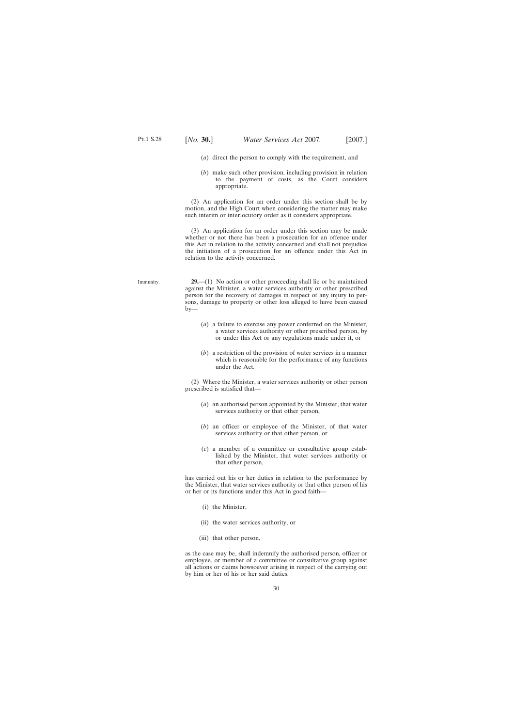(*a*) direct the person to comply with the requirement, and

(*b*) make such other provision, including provision in relation to the payment of costs, as the Court considers appropriate.

(2) An application for an order under this section shall be by motion, and the High Court when considering the matter may make such interim or interlocutory order as it considers appropriate.

(3) An application for an order under this section may be made whether or not there has been a prosecution for an offence under this Act in relation to the activity concerned and shall not prejudice the initiation of a prosecution for an offence under this Act in relation to the activity concerned.

Immunity.

**29.**—(1) No action or other proceeding shall lie or be maintained against the Minister, a water services authority or other prescribed person for the recovery of damages in respect of any injury to persons, damage to property or other loss alleged to have been caused by—

(*a*) a failure to exercise any power conferred on the Minister, a water services authority or other prescribed person, by or under this Act or any regulations made under it, or

(*b*) a restriction of the provision of water services in a manner which is reasonable for the performance of any functions under the Act.

(2) Where the Minister, a water services authority or other person prescribed is satisfied that—

(*a*) an authorised person appointed by the Minister, that water services authority or that other person,

(*b*) an officer or employee of the Minister, of that water services authority or that other person, or

(*c*) a member of a committee or consultative group established by the Minister, that water services authority or that other person,

has carried out his or her duties in relation to the performance by the Minister, that water services authority or that other person of his or her or its functions under this Act in good faith—

(i) the Minister,

(ii) the water services authority, or

(iii) that other person,

as the case may be, shall indemnify the authorised person, officer or employee, or member of a committee or consultative group against all actions or claims howsoever arising in respect of the carrying out by him or her of his or her said duties.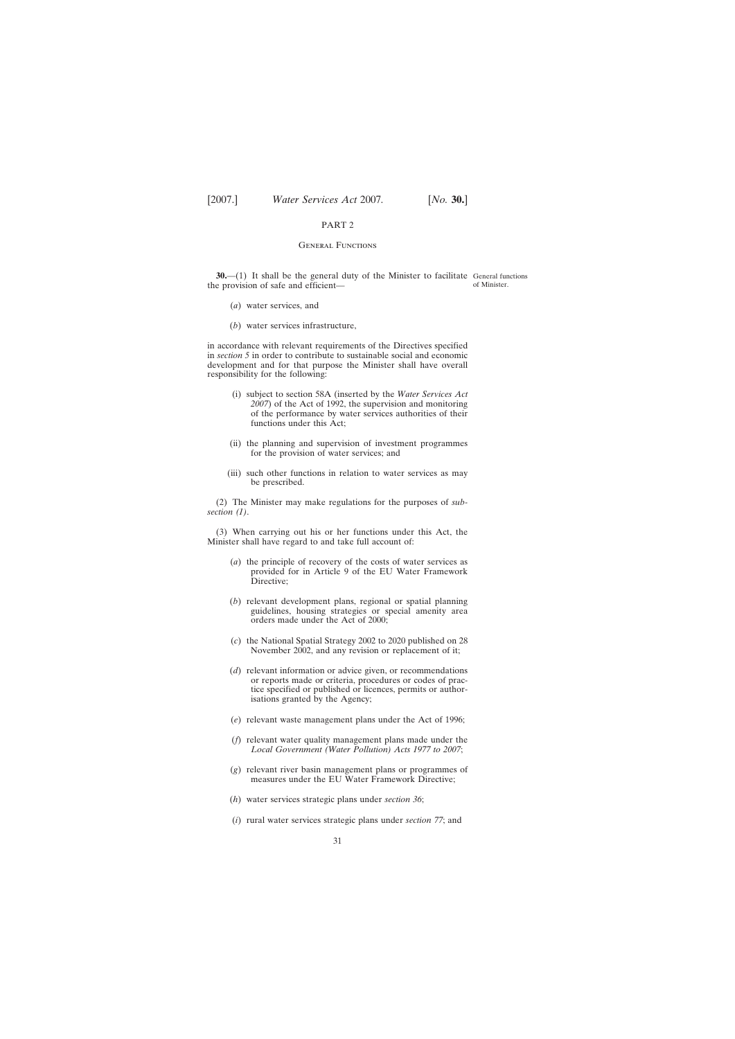## PART 2

### General Functions

**30.**—(1) It shall be the general duty of the Minister to facilitate the provision of safe and efficient—

General functions of Minister.

(*a*) water services, and

(*b*) water services infrastructure,

in accordance with relevant requirements of the Directives specified in *section 5* in order to contribute to sustainable social and economic development and for that purpose the Minister shall have overall responsibility for the following:

(i) subject to section 58A (inserted by the *Water Services Act 2007*) of the Act of 1992, the supervision and monitoring of the performance by water services authorities of their functions under this Act;

(ii) the planning and supervision of investment programmes for the provision of water services; and

(iii) such other functions in relation to water services as may be prescribed.

(2) The Minister may make regulations for the purposes of *subsection (1)*.

(3) When carrying out his or her functions under this Act, the Minister shall have regard to and take full account of:

(*a*) the principle of recovery of the costs of water services as provided for in Article 9 of the EU Water Framework Directive;

(*b*) relevant development plans, regional or spatial planning guidelines, housing strategies or special amenity area orders made under the Act of 2000;

(*c*) the National Spatial Strategy 2002 to 2020 published on 28 November 2002, and any revision or replacement of it;

(*d*) relevant information or advice given, or recommendations or reports made or criteria, procedures or codes of practice specified or published or licences, permits or authorisations granted by the Agency;

(*e*) relevant waste management plans under the Act of 1996;

(*f*) relevant water quality management plans made under the *Local Government (Water Pollution) Acts 1977 to 2007*;

(*g*) relevant river basin management plans or programmes of measures under the EU Water Framework Directive;

(*h*) water services strategic plans under *section 36*;

(*i*) rural water services strategic plans under *section 77*; and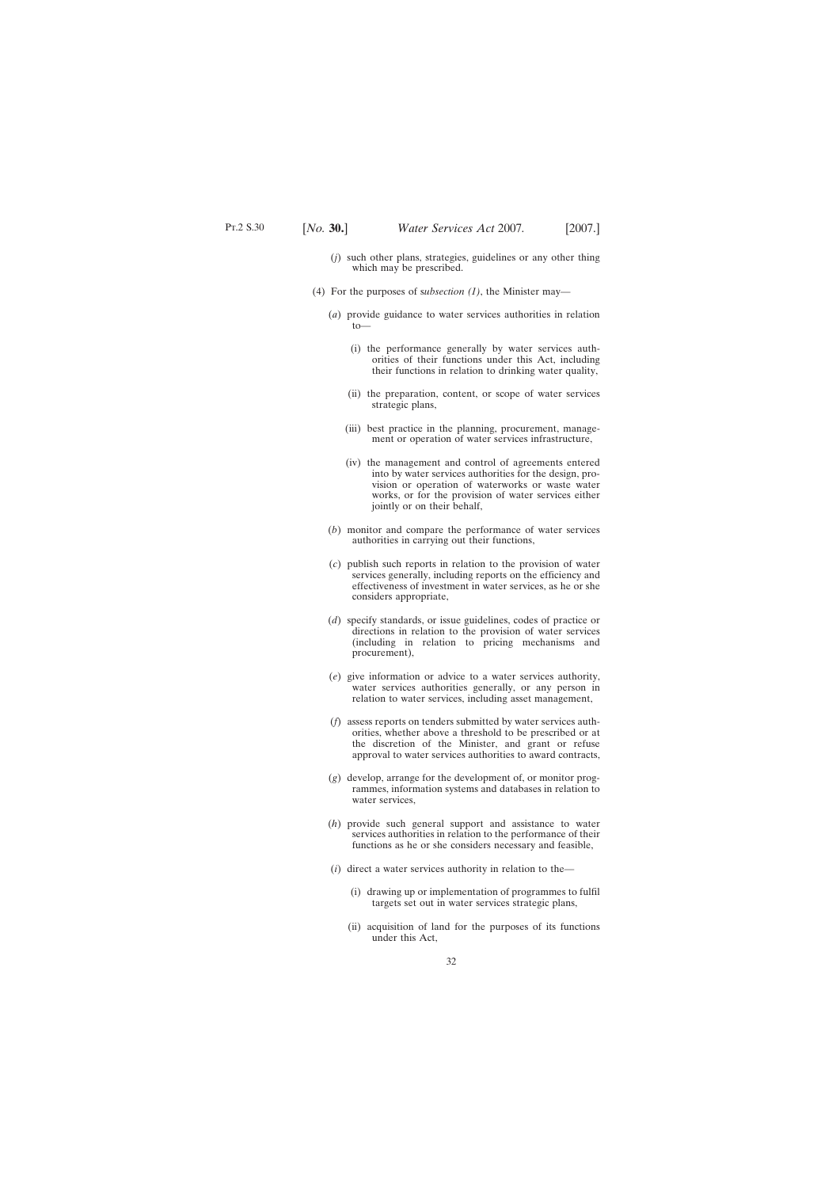(*j*) such other plans, strategies, guidelines or any other thing which may be prescribed.

(4) For the purposes of *subsection (1)*, the Minister may—

(*a*) provide guidance to water services authorities in relation to—

(i) the performance generally by water services authorities of their functions under this Act, including their functions in relation to drinking water quality,

(ii) the preparation, content, or scope of water services strategic plans,

(iii) best practice in the planning, procurement, management or operation of water services infrastructure,

(iv) the management and control of agreements entered into by water services authorities for the design, provision or operation of waterworks or waste water works, or for the provision of water services either jointly or on their behalf,

(*b*) monitor and compare the performance of water services authorities in carrying out their functions,

(*c*) publish such reports in relation to the provision of water services generally, including reports on the efficiency and effectiveness of investment in water services, as he or she considers appropriate,

(*d*) specify standards, or issue guidelines, codes of practice or directions in relation to the provision of water services (including in relation to pricing mechanisms and procurement),

(*e*) give information or advice to a water services authority, water services authorities generally, or any person in relation to water services, including asset management,

(*f*) assess reports on tenders submitted by water services authorities, whether above a threshold to be prescribed or at the discretion of the Minister, and grant or refuse approval to water services authorities to award contracts,

(*g*) develop, arrange for the development of, or monitor programmes, information systems and databases in relation to water services,

(*h*) provide such general support and assistance to water services authorities in relation to the performance of their functions as he or she considers necessary and feasible,

(*i*) direct a water services authority in relation to the—

(i) drawing up or implementation of programmes to fulfil targets set out in water services strategic plans,

(ii) acquisition of land for the purposes of its functions under this Act,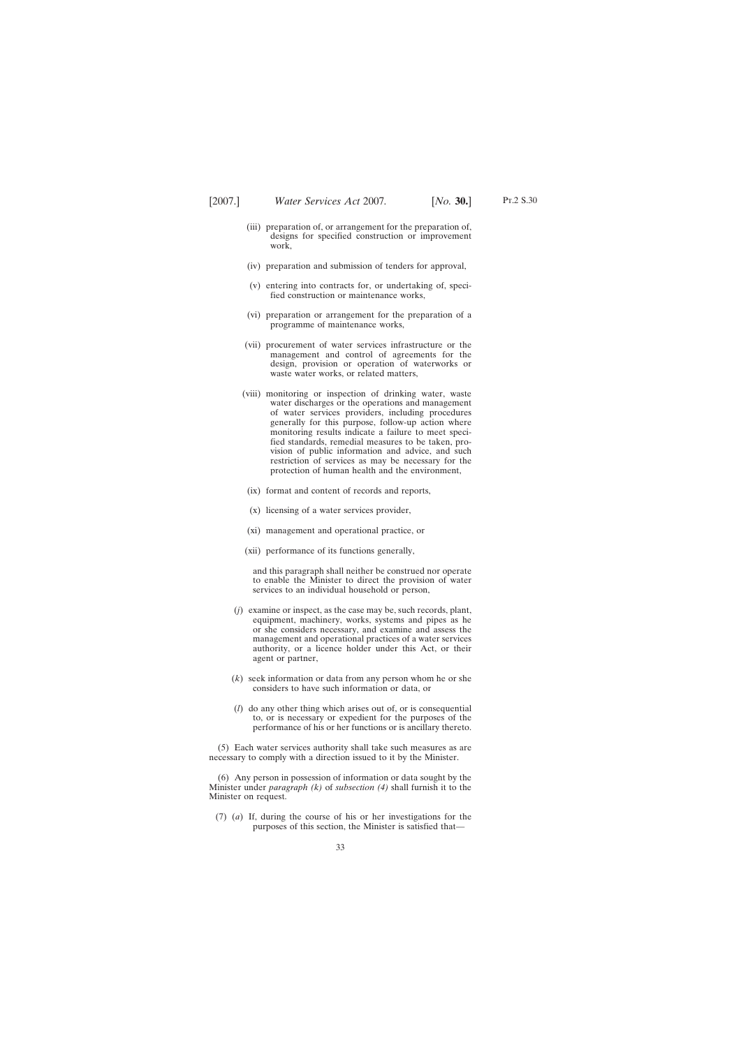(iii) preparation of, or arrangement for the preparation of, designs for specified construction or improvement work,

(iv) preparation and submission of tenders for approval,

(v) entering into contracts for, or undertaking of, specified construction or maintenance works,

(vi) preparation or arrangement for the preparation of a programme of maintenance works,

(vii) procurement of water services infrastructure or the management and control of agreements for the design, provision or operation of waterworks or waste water works, or related matters,

(viii) monitoring or inspection of drinking water, waste water discharges or the operations and management of water services providers, including procedures generally for this purpose, follow-up action where monitoring results indicate a failure to meet specified standards, remedial measures to be taken, provision of public information and advice, and such restriction of services as may be necessary for the protection of human health and the environment,

(ix) format and content of records and reports,

(x) licensing of a water services provider,

(xi) management and operational practice, or

(xii) performance of its functions generally,

and this paragraph shall neither be construed nor operate to enable the Minister to direct the provision of water services to an individual household or person,

(*j*) examine or inspect, as the case may be, such records, plant, equipment, machinery, works, systems and pipes as he or she considers necessary, and examine and assess the management and operational practices of a water services authority, or a licence holder under this Act, or their agent or partner,

(*k*) seek information or data from any person whom he or she considers to have such information or data, or

(*l*) do any other thing which arises out of, or is consequential to, or is necessary or expedient for the purposes of the performance of his or her functions or is ancillary thereto.

(5) Each water services authority shall take such measures as are necessary to comply with a direction issued to it by the Minister.

(6) Any person in possession of information or data sought by the Minister under *paragraph (k)* of *subsection (4)* shall furnish it to the Minister on request.

(7) (*a*) If, during the course of his or her investigations for the purposes of this section, the Minister is satisfied that—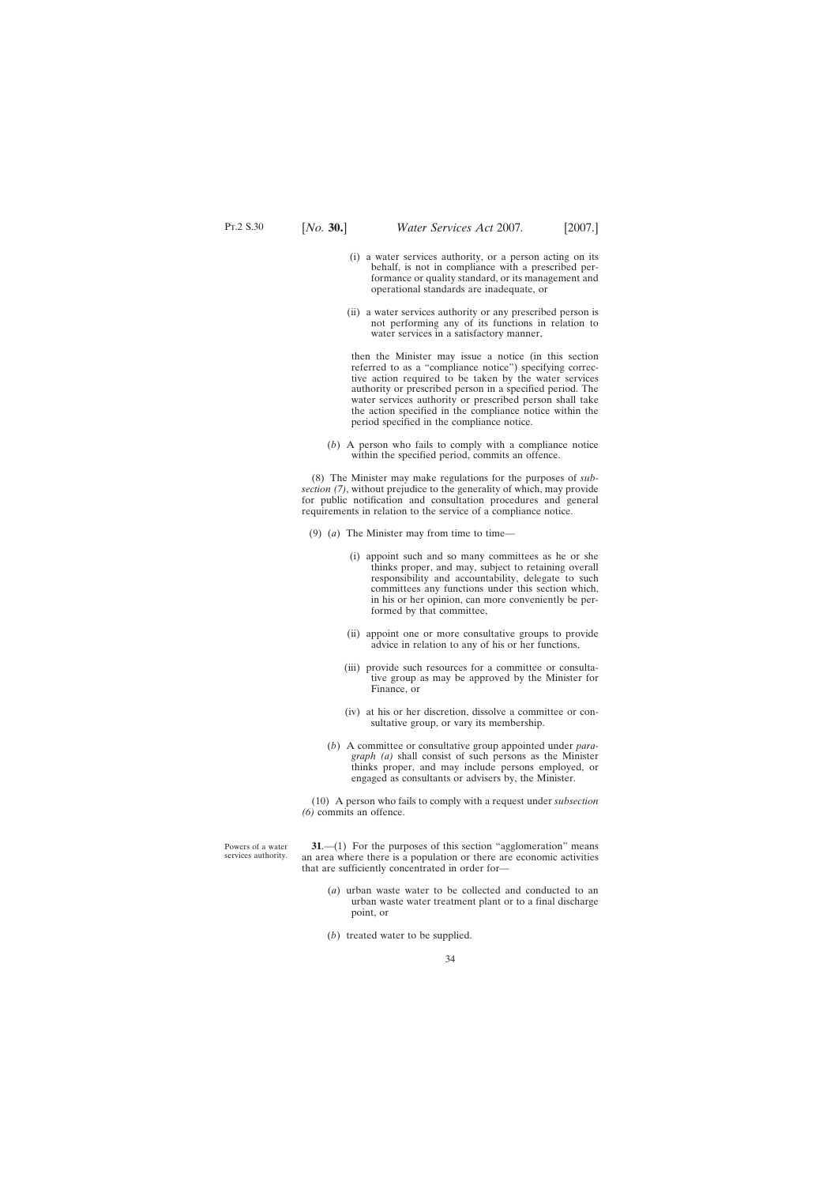(i) a water services authority, or a person acting on its behalf, is not in compliance with a prescribed performance or quality standard, or its management and operational standards are inadequate, or

(ii) a water services authority or any prescribed person is not performing any of its functions in relation to water services in a satisfactory manner,

then the Minister may issue a notice (in this section referred to as a "compliance notice") specifying corrective action required to be taken by the water services authority or prescribed person in a specified period. The water services authority or prescribed person shall take the action specified in the compliance notice within the period specified in the compliance notice.

(*b*) A person who fails to comply with a compliance notice within the specified period, commits an offence.

(8) The Minister may make regulations for the purposes of *subsection (7)*, without prejudice to the generality of which, may provide for public notification and consultation procedures and general requirements in relation to the service of a compliance notice.

(9) (*a*) The Minister may from time to time—

(i) appoint such and so many committees as he or she thinks proper, and may, subject to retaining overall responsibility and accountability, delegate to such committees any functions under this section which, in his or her opinion, can more conveniently be performed by that committee,

(ii) appoint one or more consultative groups to provide advice in relation to any of his or her functions,

(iii) provide such resources for a committee or consultative group as may be approved by the Minister for Finance, or

(iv) at his or her discretion, dissolve a committee or consultative group, or vary its membership.

(*b*) A committee or consultative group appointed under *paragraph (a)* shall consist of such persons as the Minister thinks proper, and may include persons employed, or engaged as consultants or advisers by, the Minister.

(10) A person who fails to comply with a request under *subsection (6)* commits an offence.

Powers of a water services authority.

**31**.—(1) For the purposes of this section "agglomeration" means an area where there is a population or there are economic activities that are sufficiently concentrated in order for—

(*a*) urban waste water to be collected and conducted to an urban waste water treatment plant or to a final discharge point, or

(*b*) treated water to be supplied.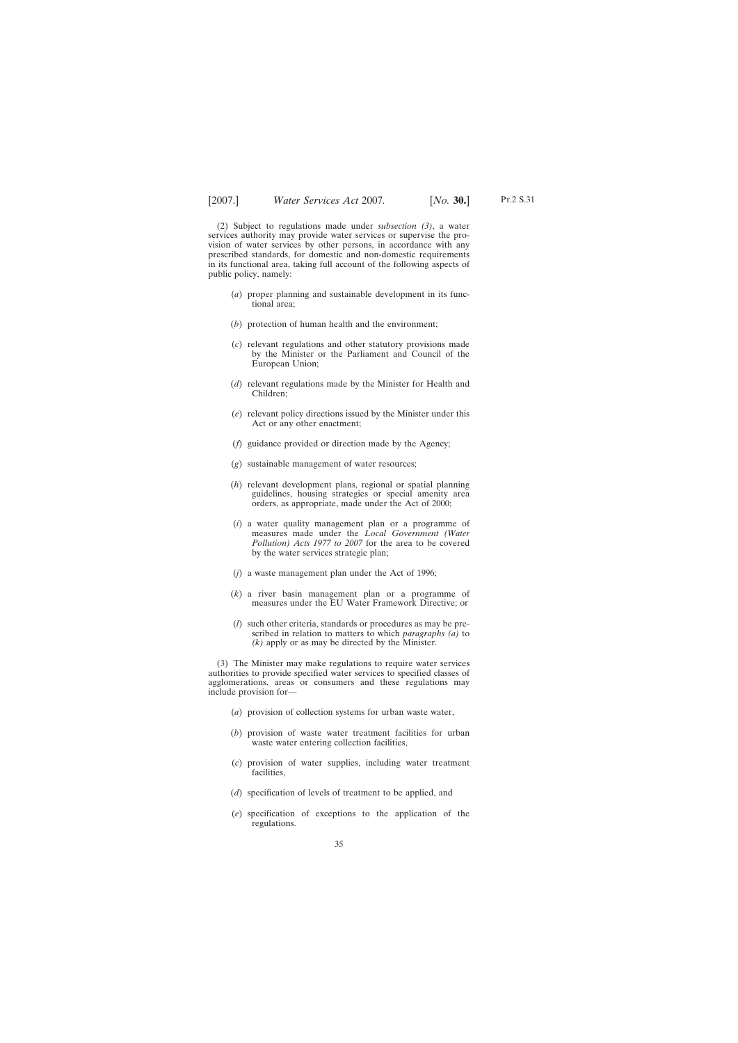(2) Subject to regulations made under *subsection (3)*, a water services authority may provide water services or supervise the provision of water services by other persons, in accordance with any prescribed standards, for domestic and non-domestic requirements in its functional area, taking full account of the following aspects of public policy, namely:

(*a*) proper planning and sustainable development in its functional area;

(*b*) protection of human health and the environment;

(*c*) relevant regulations and other statutory provisions made by the Minister or the Parliament and Council of the European Union;

(*d*) relevant regulations made by the Minister for Health and Children;

(*e*) relevant policy directions issued by the Minister under this Act or any other enactment;

(*f*) guidance provided or direction made by the Agency;

(*g*) sustainable management of water resources;

(*h*) relevant development plans, regional or spatial planning guidelines, housing strategies or special amenity area orders, as appropriate, made under the Act of 2000;

(*i*) a water quality management plan or a programme of measures made under the *Local Government (Water Pollution) Acts 1977 to 2007* for the area to be covered by the water services strategic plan;

(*j*) a waste management plan under the Act of 1996;

(*k*) a river basin management plan or a programme of measures under the EU Water Framework Directive; or

(*l*) such other criteria, standards or procedures as may be prescribed in relation to matters to which *paragraphs (a)* to *(k)* apply or as may be directed by the Minister.

(3) The Minister may make regulations to require water services authorities to provide specified water services to specified classes of agglomerations, areas or consumers and these regulations may include provision for—

(*a*) provision of collection systems for urban waste water,

(*b*) provision of waste water treatment facilities for urban waste water entering collection facilities,

(*c*) provision of water supplies, including water treatment facilities,

(*d*) specification of levels of treatment to be applied, and

(*e*) specification of exceptions to the application of the regulations.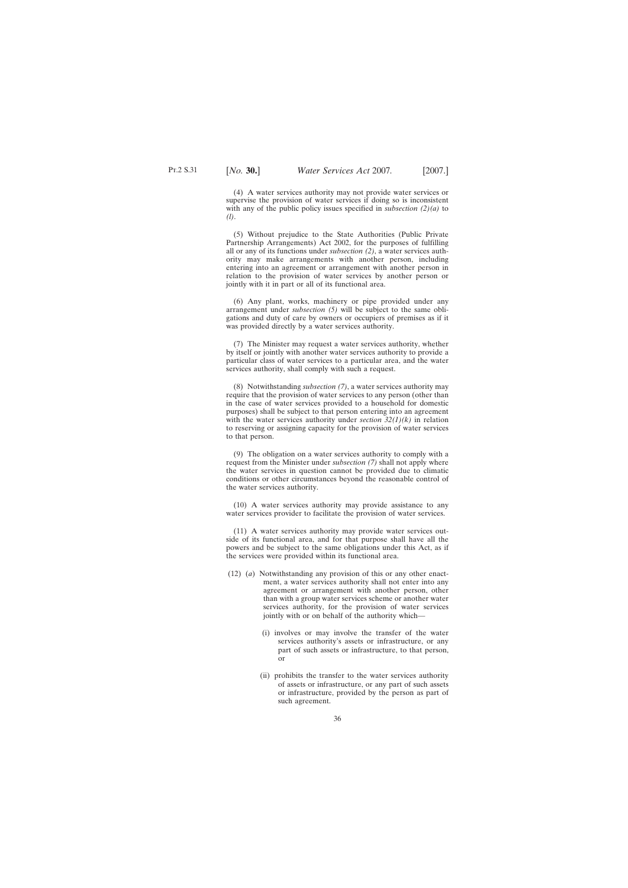(4) A water services authority may not provide water services or supervise the provision of water services if doing so is inconsistent with any of the public policy issues specified in *subsection (2)(a)* to *(l)*.

(5) Without prejudice to the State Authorities (Public Private Partnership Arrangements) Act 2002, for the purposes of fulfilling all or any of its functions under *subsection (2)*, a water services authority may make arrangements with another person, including entering into an agreement or arrangement with another person in relation to the provision of water services by another person or jointly with it in part or all of its functional area.

(6) Any plant, works, machinery or pipe provided under any arrangement under *subsection (5)* will be subject to the same obligations and duty of care by owners or occupiers of premises as if it was provided directly by a water services authority.

(7) The Minister may request a water services authority, whether by itself or jointly with another water services authority to provide a particular class of water services to a particular area, and the water services authority, shall comply with such a request.

(8) Notwithstanding *subsection (7)*, a water services authority may require that the provision of water services to any person (other than in the case of water services provided to a household for domestic purposes) shall be subject to that person entering into an agreement with the water services authority under *section 32(1)(k)* in relation to reserving or assigning capacity for the provision of water services to that person.

(9) The obligation on a water services authority to comply with a request from the Minister under *subsection (7)* shall not apply where the water services in question cannot be provided due to climatic conditions or other circumstances beyond the reasonable control of the water services authority.

(10) A water services authority may provide assistance to any water services provider to facilitate the provision of water services.

(11) A water services authority may provide water services outside of its functional area, and for that purpose shall have all the powers and be subject to the same obligations under this Act, as if the services were provided within its functional area.

(12) (*a*) Notwithstanding any provision of this or any other enactment, a water services authority shall not enter into any agreement or arrangement with another person, other than with a group water services scheme or another water services authority, for the provision of water services jointly with or on behalf of the authority which—

(i) involves or may involve the transfer of the water services authority's assets or infrastructure, or any part of such assets or infrastructure, to that person, or

(ii) prohibits the transfer to the water services authority of assets or infrastructure, or any part of such assets or infrastructure, provided by the person as part of such agreement.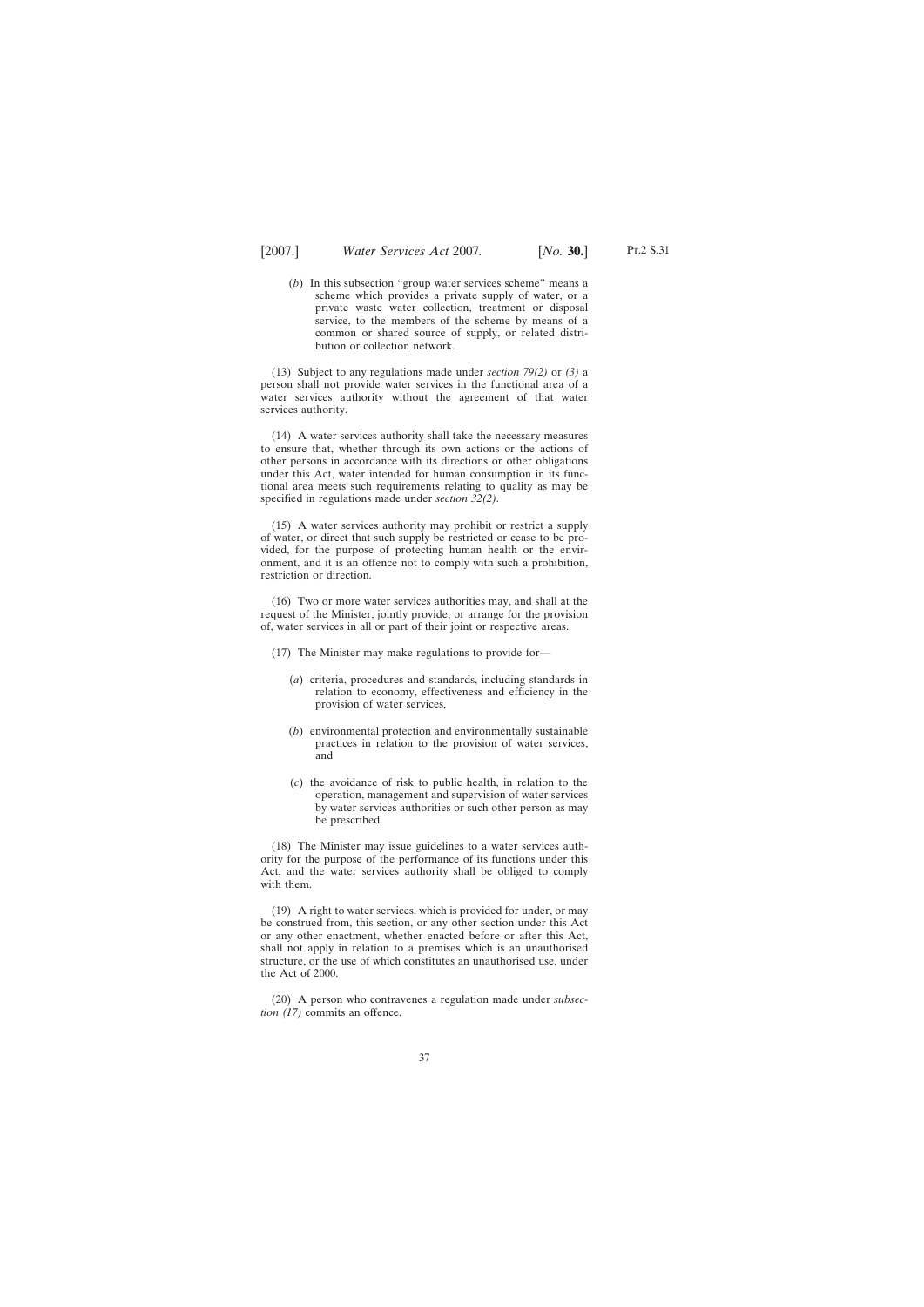(*b*) In this subsection "group water services scheme" means a scheme which provides a private supply of water, or a private waste water collection, treatment or disposal service, to the members of the scheme by means of a common or shared source of supply, or related distribution or collection network.

(13) Subject to any regulations made under *section 79(2)* or *(3)* a person shall not provide water services in the functional area of a water services authority without the agreement of that water services authority.

(14) A water services authority shall take the necessary measures to ensure that, whether through its own actions or the actions of other persons in accordance with its directions or other obligations under this Act, water intended for human consumption in its functional area meets such requirements relating to quality as may be specified in regulations made under *section 32(2)*.

(15) A water services authority may prohibit or restrict a supply of water, or direct that such supply be restricted or cease to be provided, for the purpose of protecting human health or the environment, and it is an offence not to comply with such a prohibition, restriction or direction.

(16) Two or more water services authorities may, and shall at the request of the Minister, jointly provide, or arrange for the provision of, water services in all or part of their joint or respective areas.

(17) The Minister may make regulations to provide for—

(*a*) criteria, procedures and standards, including standards in relation to economy, effectiveness and efficiency in the provision of water services,

(*b*) environmental protection and environmentally sustainable practices in relation to the provision of water services, and

(*c*) the avoidance of risk to public health, in relation to the operation, management and supervision of water services by water services authorities or such other person as may be prescribed.

(18) The Minister may issue guidelines to a water services authority for the purpose of the performance of its functions under this Act, and the water services authority shall be obliged to comply with them.

(19) A right to water services, which is provided for under, or may be construed from, this section, or any other section under this Act or any other enactment, whether enacted before or after this Act, shall not apply in relation to a premises which is an unauthorised structure, or the use of which constitutes an unauthorised use, under the Act of 2000.

(20) A person who contravenes a regulation made under *subsection (17)* commits an offence.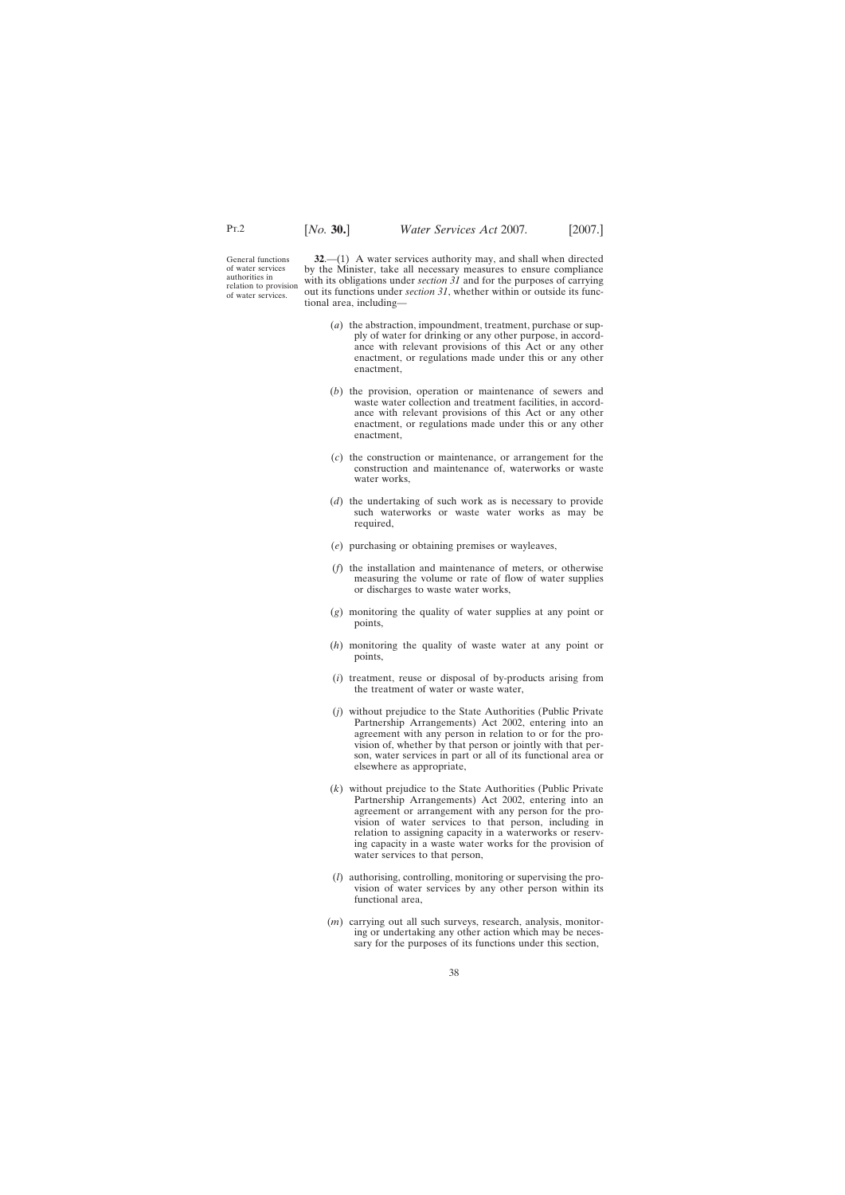General functions of water services authorities in relation to provision of water services.

**32**.—(1) A water services authority may, and shall when directed by the Minister, take all necessary measures to ensure compliance with its obligations under *section 31* and for the purposes of carrying out its functions under *section 31*, whether within or outside its functional area, including—

(*a*) the abstraction, impoundment, treatment, purchase or supply of water for drinking or any other purpose, in accordance with relevant provisions of this Act or any other enactment, or regulations made under this or any other enactment,

(*b*) the provision, operation or maintenance of sewers and waste water collection and treatment facilities, in accordance with relevant provisions of this Act or any other enactment, or regulations made under this or any other enactment,

(*c*) the construction or maintenance, or arrangement for the construction and maintenance of, waterworks or waste water works,

(*d*) the undertaking of such work as is necessary to provide such waterworks or waste water works as may be required,

(*e*) purchasing or obtaining premises or wayleaves,

(*f*) the installation and maintenance of meters, or otherwise measuring the volume or rate of flow of water supplies or discharges to waste water works,

(*g*) monitoring the quality of water supplies at any point or points,

(*h*) monitoring the quality of waste water at any point or points,

(*i*) treatment, reuse or disposal of by-products arising from the treatment of water or waste water,

(*j*) without prejudice to the State Authorities (Public Private Partnership Arrangements) Act 2002, entering into an agreement with any person in relation to or for the provision of, whether by that person or jointly with that person, water services in part or all of its functional area or elsewhere as appropriate,

(*k*) without prejudice to the State Authorities (Public Private Partnership Arrangements) Act 2002, entering into an agreement or arrangement with any person for the provision of water services to that person, including in relation to assigning capacity in a waterworks or reserving capacity in a waste water works for the provision of water services to that person,

(*l*) authorising, controlling, monitoring or supervising the provision of water services by any other person within its functional area,

(*m*) carrying out all such surveys, research, analysis, monitoring or undertaking any other action which may be necessary for the purposes of its functions under this section,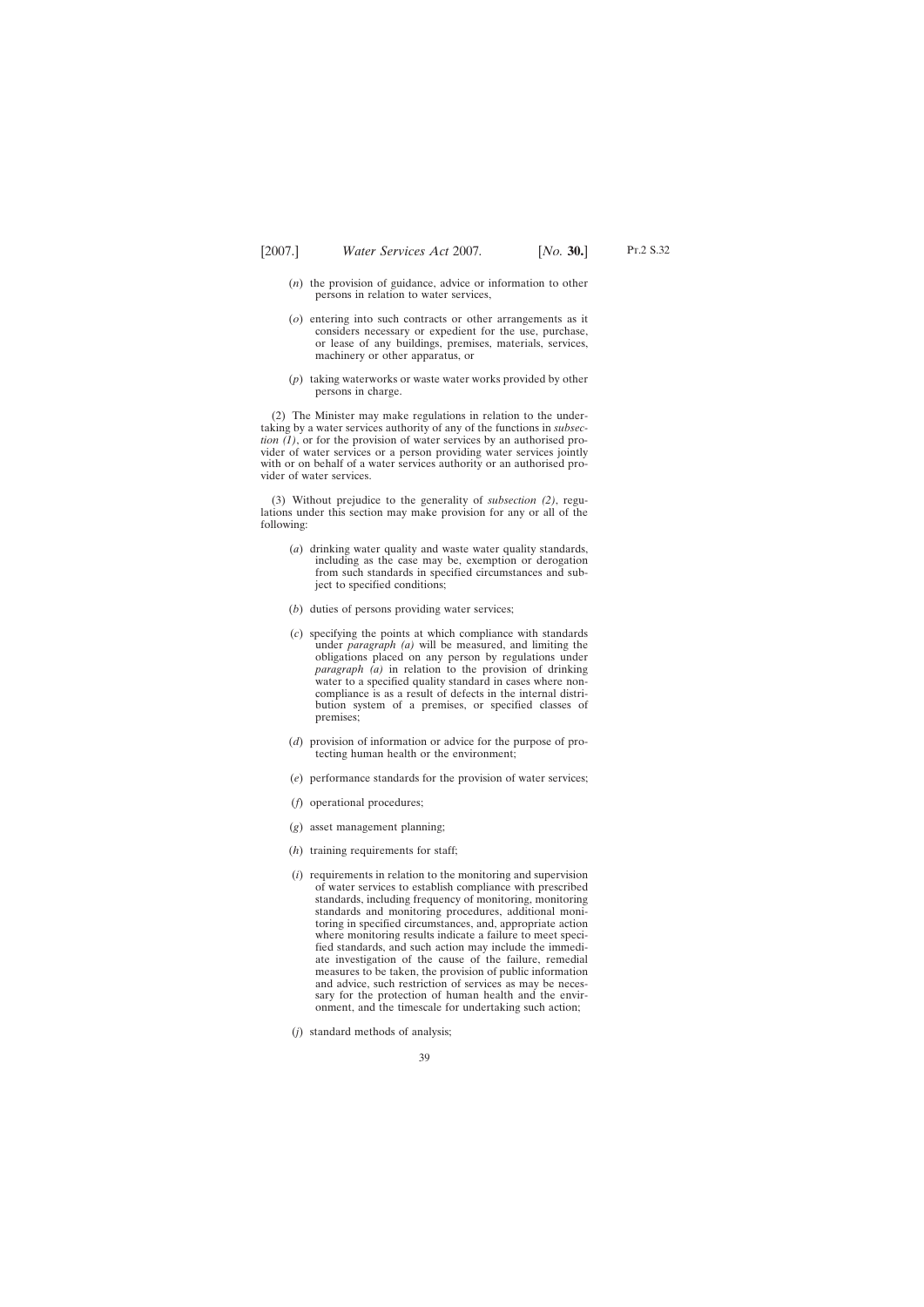(*n*) the provision of guidance, advice or information to other persons in relation to water services,

(*o*) entering into such contracts or other arrangements as it considers necessary or expedient for the use, purchase, or lease of any buildings, premises, materials, services, machinery or other apparatus, or

(*p*) taking waterworks or waste water works provided by other persons in charge.

(2) The Minister may make regulations in relation to the undertaking by a water services authority of any of the functions in *subsection (1)*, or for the provision of water services by an authorised provider of water services or a person providing water services jointly with or on behalf of a water services authority or an authorised provider of water services.

(3) Without prejudice to the generality of *subsection (2)*, regulations under this section may make provision for any or all of the following:

(*a*) drinking water quality and waste water quality standards, including as the case may be, exemption or derogation from such standards in specified circumstances and subject to specified conditions;

(*b*) duties of persons providing water services;

(*c*) specifying the points at which compliance with standards under *paragraph (a)* will be measured, and limiting the obligations placed on any person by regulations under *paragraph (a)* in relation to the provision of drinking water to a specified quality standard in cases where non-compliance is as a result of defects in the internal distribution system of a premises, or specified classes of premises;

(*d*) provision of information or advice for the purpose of protecting human health or the environment;

(*e*) performance standards for the provision of water services;

(*f*) operational procedures;

(*g*) asset management planning;

(*h*) training requirements for staff;

(*i*) requirements in relation to the monitoring and supervision of water services to establish compliance with prescribed standards, including frequency of monitoring, monitoring standards and monitoring procedures, additional monitoring in specified circumstances, and, appropriate action where monitoring results indicate a failure to meet specified standards, and such action may include the immediate investigation of the cause of the failure, remedial measures to be taken, the provision of public information and advice, such restriction of services as may be necessary for the protection of human health and the environment, and the timescale for undertaking such action;

(*j*) standard methods of analysis;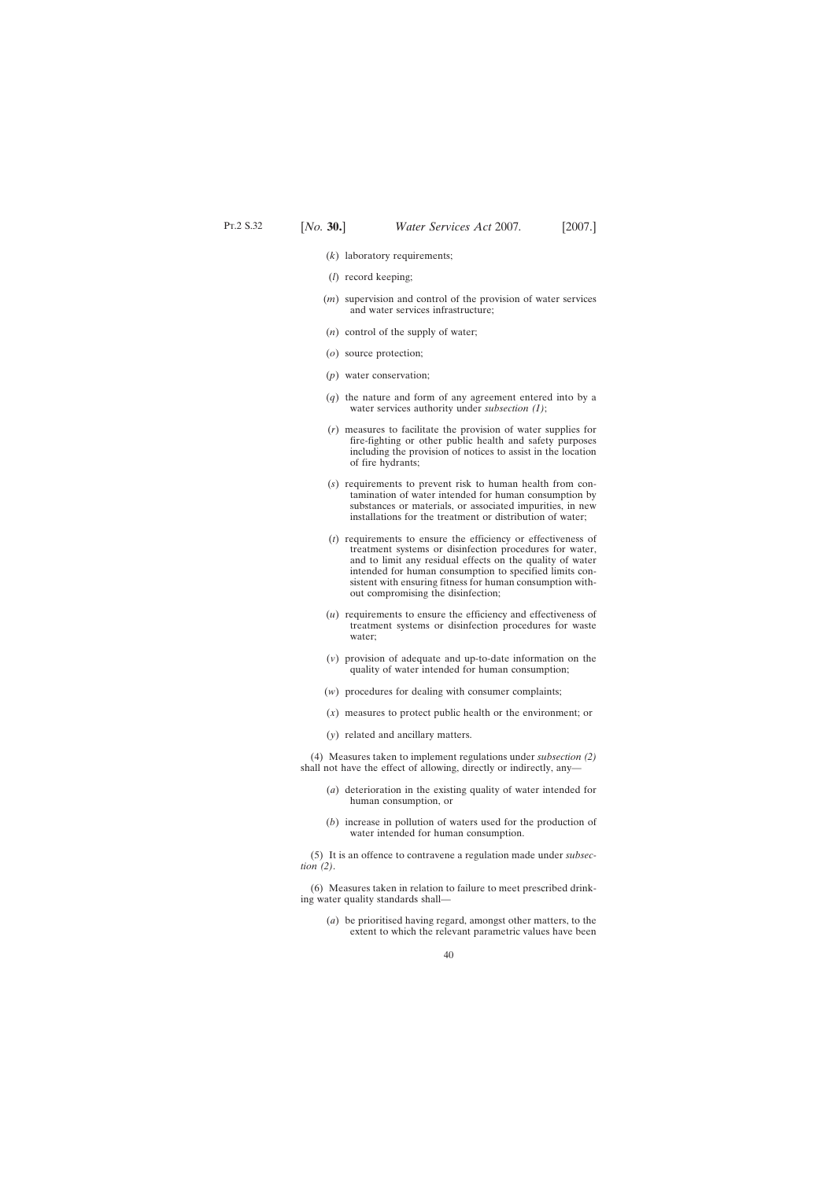(*k*) laboratory requirements;

(*l*) record keeping;

(*m*) supervision and control of the provision of water services and water services infrastructure;

(*n*) control of the supply of water;

(*o*) source protection;

(*p*) water conservation;

(*q*) the nature and form of any agreement entered into by a water services authority under *subsection (1)*;

(*r*) measures to facilitate the provision of water supplies for fire-fighting or other public health and safety purposes including the provision of notices to assist in the location of fire hydrants;

(*s*) requirements to prevent risk to human health from contamination of water intended for human consumption by substances or materials, or associated impurities, in new installations for the treatment or distribution of water;

(*t*) requirements to ensure the efficiency or effectiveness of treatment systems or disinfection procedures for water, and to limit any residual effects on the quality of water intended for human consumption to specified limits consistent with ensuring fitness for human consumption without compromising the disinfection;

(*u*) requirements to ensure the efficiency and effectiveness of treatment systems or disinfection procedures for waste water;

(*v*) provision of adequate and up-to-date information on the quality of water intended for human consumption;

(*w*) procedures for dealing with consumer complaints;

(*x*) measures to protect public health or the environment; or

(*y*) related and ancillary matters.

(4) Measures taken to implement regulations under *subsection (2)* shall not have the effect of allowing, directly or indirectly, any—

(*a*) deterioration in the existing quality of water intended for human consumption, or

(*b*) increase in pollution of waters used for the production of water intended for human consumption.

(5) It is an offence to contravene a regulation made under *subsection (2)*.

(6) Measures taken in relation to failure to meet prescribed drinking water quality standards shall—

(*a*) be prioritised having regard, amongst other matters, to the extent to which the relevant parametric values have been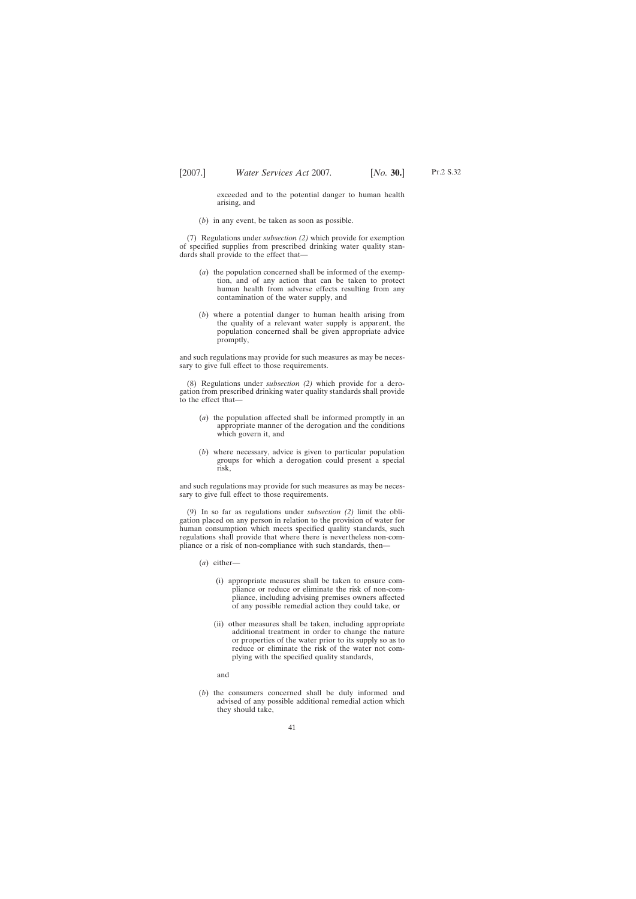exceeded and to the potential danger to human health arising, and

(*b*) in any event, be taken as soon as possible.

(7) Regulations under *subsection (2)* which provide for exemption of specified supplies from prescribed drinking water quality standards shall provide to the effect that—

(*a*) the population concerned shall be informed of the exemption, and of any action that can be taken to protect human health from adverse effects resulting from any contamination of the water supply, and

(*b*) where a potential danger to human health arising from the quality of a relevant water supply is apparent, the population concerned shall be given appropriate advice promptly,

and such regulations may provide for such measures as may be necessary to give full effect to those requirements.

(8) Regulations under *subsection (2)* which provide for a derogation from prescribed drinking water quality standards shall provide to the effect that—

(*a*) the population affected shall be informed promptly in an appropriate manner of the derogation and the conditions which govern it, and

(*b*) where necessary, advice is given to particular population groups for which a derogation could present a special risk,

and such regulations may provide for such measures as may be necessary to give full effect to those requirements.

(9) In so far as regulations under *subsection (2)* limit the obligation placed on any person in relation to the provision of water for human consumption which meets specified quality standards, such regulations shall provide that where there is nevertheless non-compliance or a risk of non-compliance with such standards, then—

(*a*) either—

(i) appropriate measures shall be taken to ensure compliance or reduce or eliminate the risk of non-compliance, including advising premises owners affected of any possible remedial action they could take, or

(ii) other measures shall be taken, including appropriate additional treatment in order to change the nature or properties of the water prior to its supply so as to reduce or eliminate the risk of the water not complying with the specified quality standards,

and

(*b*) the consumers concerned shall be duly informed and advised of any possible additional remedial action which they should take,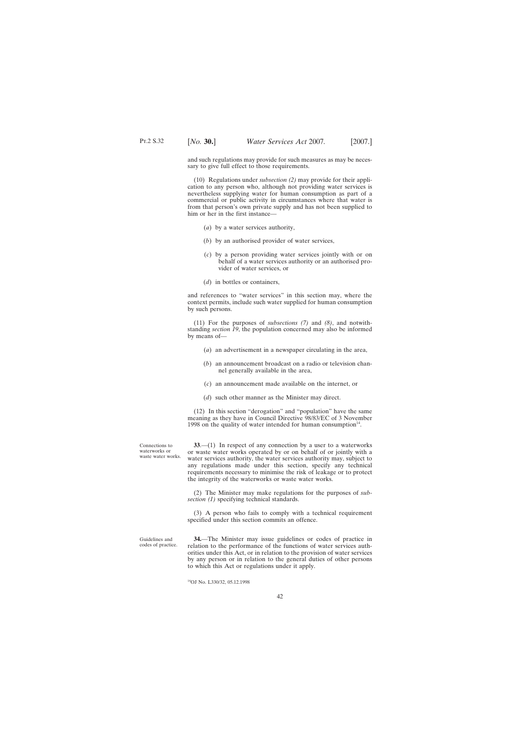and such regulations may provide for such measures as may be necessary to give full effect to those requirements.

(10) Regulations under *subsection (2)* may provide for their application to any person who, although not providing water services is nevertheless supplying water for human consumption as part of a commercial or public activity in circumstances where that water is from that person's own private supply and has not been supplied to him or her in the first instance—

(*a*) by a water services authority,

(*b*) by an authorised provider of water services,

(*c*) by a person providing water services jointly with or on behalf of a water services authority or an authorised provider of water services, or

(*d*) in bottles or containers,

and references to "water services" in this section may, where the context permits, include such water supplied for human consumption by such persons.

(11) For the purposes of *subsections (7)* and *(8)*, and notwithstanding *section 19*, the population concerned may also be informed by means of—

(*a*) an advertisement in a newspaper circulating in the area,

(*b*) an announcement broadcast on a radio or television channel generally available in the area,

(*c*) an announcement made available on the internet, or

(*d*) such other manner as the Minister may direct.

(12) In this section "derogation" and "population" have the same meaning as they have in Council Directive 98/83/EC of 3 November 1998 on the quality of water intended for human consumption[14].

Connections to waterworks or waste water works.

**33**.—(1) In respect of any connection by a user to a waterworks or waste water works operated by or on behalf of or jointly with a water services authority, the water services authority may, subject to any regulations made under this section, specify any technical requirements necessary to minimise the risk of leakage or to protect the integrity of the waterworks or waste water works.

(2) The Minister may make regulations for the purposes of *subsection (1)* specifying technical standards.

(3) A person who fails to comply with a technical requirement specified under this section commits an offence.

Guidelines and codes of practice.

**34.**—The Minister may issue guidelines or codes of practice in relation to the performance of the functions of water services authorities under this Act, or in relation to the provision of water services by any person or in relation to the general duties of other persons to which this Act or regulations under it apply.

[14]OJ No. L330/32, 05.12.1998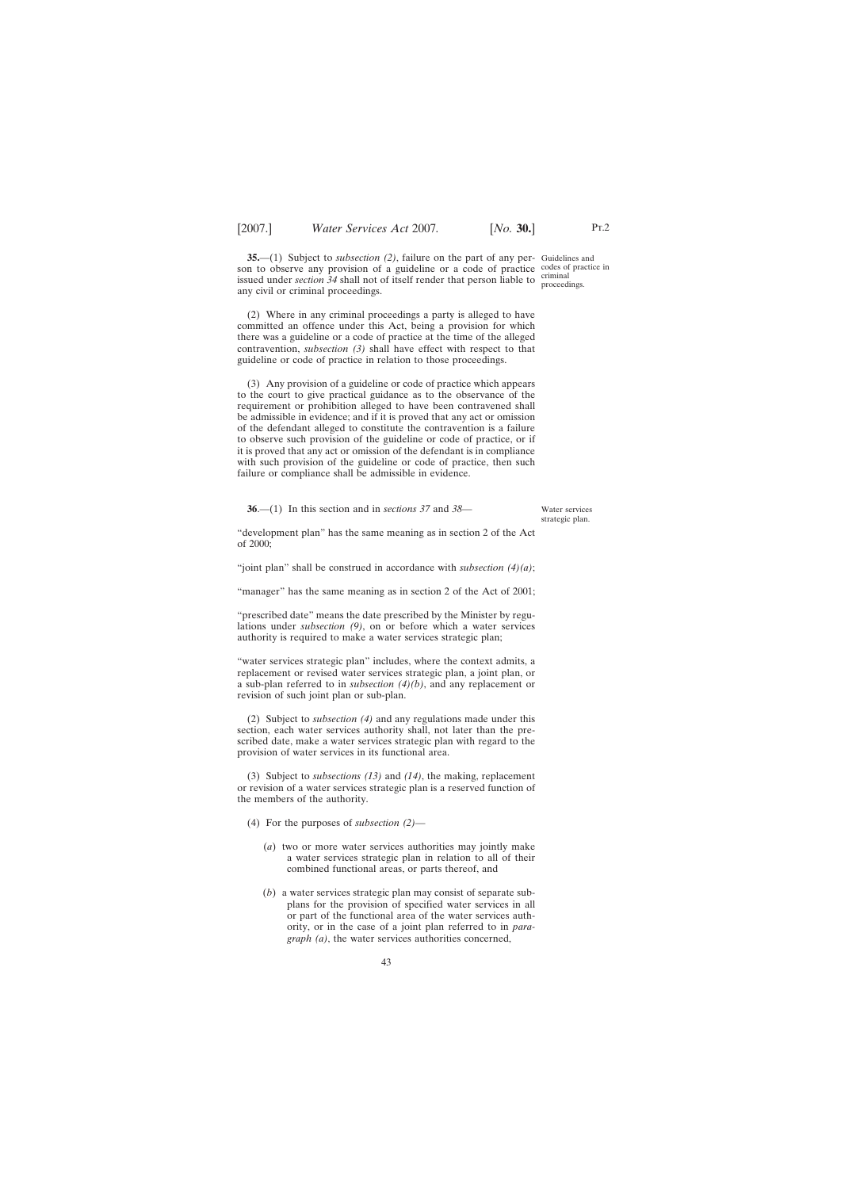**35.**—(1) Subject to *subsection (2)*, failure on the part of any person to observe any provision of a guideline or a code of practice issued under *section 34* shall not of itself render that person liable to any civil or criminal proceedings.

Guidelines and codes of practice in criminal proceedings.

(2) Where in any criminal proceedings a party is alleged to have committed an offence under this Act, being a provision for which there was a guideline or a code of practice at the time of the alleged contravention, *subsection (3)* shall have effect with respect to that guideline or code of practice in relation to those proceedings.

(3) Any provision of a guideline or code of practice which appears to the court to give practical guidance as to the observance of the requirement or prohibition alleged to have been contravened shall be admissible in evidence; and if it is proved that any act or omission of the defendant alleged to constitute the contravention is a failure to observe such provision of the guideline or code of practice, or if it is proved that any act or omission of the defendant is in compliance with such provision of the guideline or code of practice, then such failure or compliance shall be admissible in evidence.

**36**.—(1) In this section and in *sections 37* and *38*—

Water services strategic plan.

"development plan" has the same meaning as in section 2 of the Act of 2000;

"joint plan" shall be construed in accordance with *subsection (4)(a)*;

"manager" has the same meaning as in section 2 of the Act of 2001;

"prescribed date" means the date prescribed by the Minister by regulations under *subsection (9)*, on or before which a water services authority is required to make a water services strategic plan;

"water services strategic plan" includes, where the context admits, a replacement or revised water services strategic plan, a joint plan, or a sub-plan referred to in *subsection (4)(b)*, and any replacement or revision of such joint plan or sub-plan.

(2) Subject to *subsection (4)* and any regulations made under this section, each water services authority shall, not later than the prescribed date, make a water services strategic plan with regard to the provision of water services in its functional area.

(3) Subject to *subsections (13)* and *(14)*, the making, replacement or revision of a water services strategic plan is a reserved function of the members of the authority.

(4) For the purposes of *subsection (2)*—

(*a*) two or more water services authorities may jointly make a water services strategic plan in relation to all of their combined functional areas, or parts thereof, and

(*b*) a water services strategic plan may consist of separate sub-plans for the provision of specified water services in all or part of the functional area of the water services authority, or in the case of a joint plan referred to in *paragraph (a)*, the water services authorities concerned,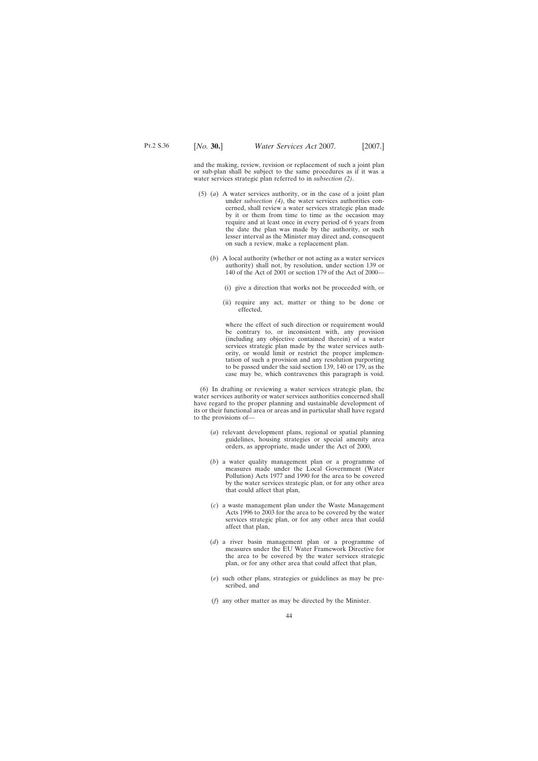and the making, review, revision or replacement of such a joint plan or sub-plan shall be subject to the same procedures as if it was a water services strategic plan referred to in *subsection (2)*.

(5) (*a*) A water services authority, or in the case of a joint plan under *subsection (4)*, the water services authorities concerned, shall review a water services strategic plan made by it or them from time to time as the occasion may require and at least once in every period of 6 years from the date the plan was made by the authority, or such lesser interval as the Minister may direct and, consequent on such a review, make a replacement plan.

(*b*) A local authority (whether or not acting as a water services authority) shall not, by resolution, under section 139 or 140 of the Act of 2001 or section 179 of the Act of 2000—

(i) give a direction that works not be proceeded with, or

(ii) require any act, matter or thing to be done or effected,

where the effect of such direction or requirement would be contrary to, or inconsistent with, any provision (including any objective contained therein) of a water services strategic plan made by the water services authority, or would limit or restrict the proper implementation of such a provision and any resolution purporting to be passed under the said section 139, 140 or 179, as the case may be, which contravenes this paragraph is void.

(6) In drafting or reviewing a water services strategic plan, the water services authority or water services authorities concerned shall have regard to the proper planning and sustainable development of its or their functional area or areas and in particular shall have regard to the provisions of—

(*a*) relevant development plans, regional or spatial planning guidelines, housing strategies or special amenity area orders, as appropriate, made under the Act of 2000,

(*b*) a water quality management plan or a programme of measures made under the Local Government (Water Pollution) Acts 1977 and 1990 for the area to be covered by the water services strategic plan, or for any other area that could affect that plan,

(*c*) a waste management plan under the Waste Management Acts 1996 to 2003 for the area to be covered by the water services strategic plan, or for any other area that could affect that plan,

(*d*) a river basin management plan or a programme of measures under the EU Water Framework Directive for the area to be covered by the water services strategic plan, or for any other area that could affect that plan,

(*e*) such other plans, strategies or guidelines as may be prescribed, and

(*f*) any other matter as may be directed by the Minister.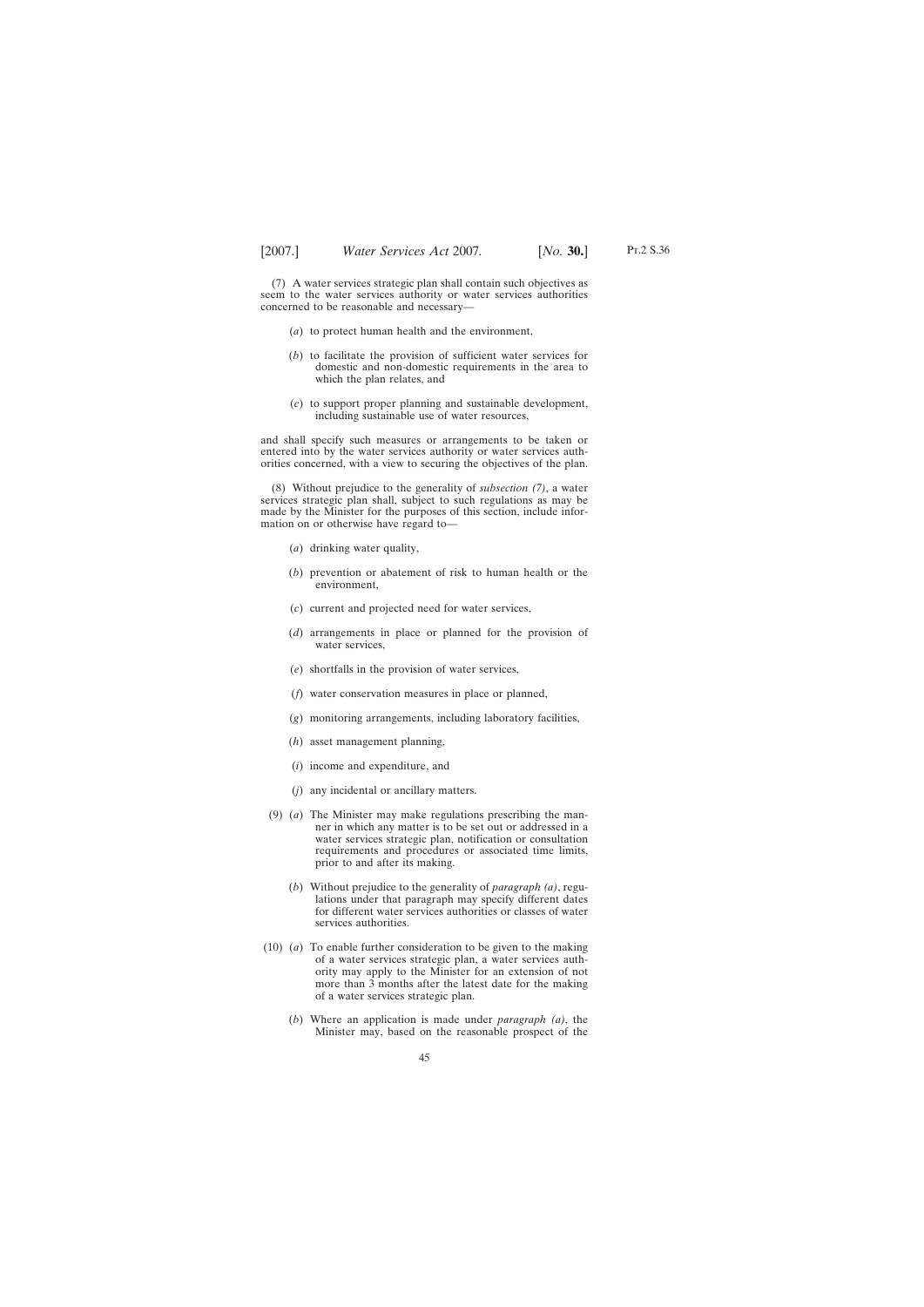(7) A water services strategic plan shall contain such objectives as seem to the water services authority or water services authorities concerned to be reasonable and necessary—

(*a*) to protect human health and the environment,

(*b*) to facilitate the provision of sufficient water services for domestic and non-domestic requirements in the area to which the plan relates, and

(*c*) to support proper planning and sustainable development, including sustainable use of water resources,

and shall specify such measures or arrangements to be taken or entered into by the water services authority or water services authorities concerned, with a view to securing the objectives of the plan.

(8) Without prejudice to the generality of *subsection (7)*, a water services strategic plan shall, subject to such regulations as may be made by the Minister for the purposes of this section, include information on or otherwise have regard to—

(*a*) drinking water quality,

(*b*) prevention or abatement of risk to human health or the environment,

(*c*) current and projected need for water services,

(*d*) arrangements in place or planned for the provision of water services,

(*e*) shortfalls in the provision of water services,

(*f*) water conservation measures in place or planned,

(*g*) monitoring arrangements, including laboratory facilities,

(*h*) asset management planning,

(*i*) income and expenditure, and

(*j*) any incidental or ancillary matters.

(9) (*a*) The Minister may make regulations prescribing the manner in which any matter is to be set out or addressed in a water services strategic plan, notification or consultation requirements and procedures or associated time limits, prior to and after its making.

(*b*) Without prejudice to the generality of *paragraph (a)*, regulations under that paragraph may specify different dates for different water services authorities or classes of water services authorities.

(10) (*a*) To enable further consideration to be given to the making of a water services strategic plan, a water services authority may apply to the Minister for an extension of not more than 3 months after the latest date for the making of a water services strategic plan.

(*b*) Where an application is made under *paragraph (a)*, the Minister may, based on the reasonable prospect of the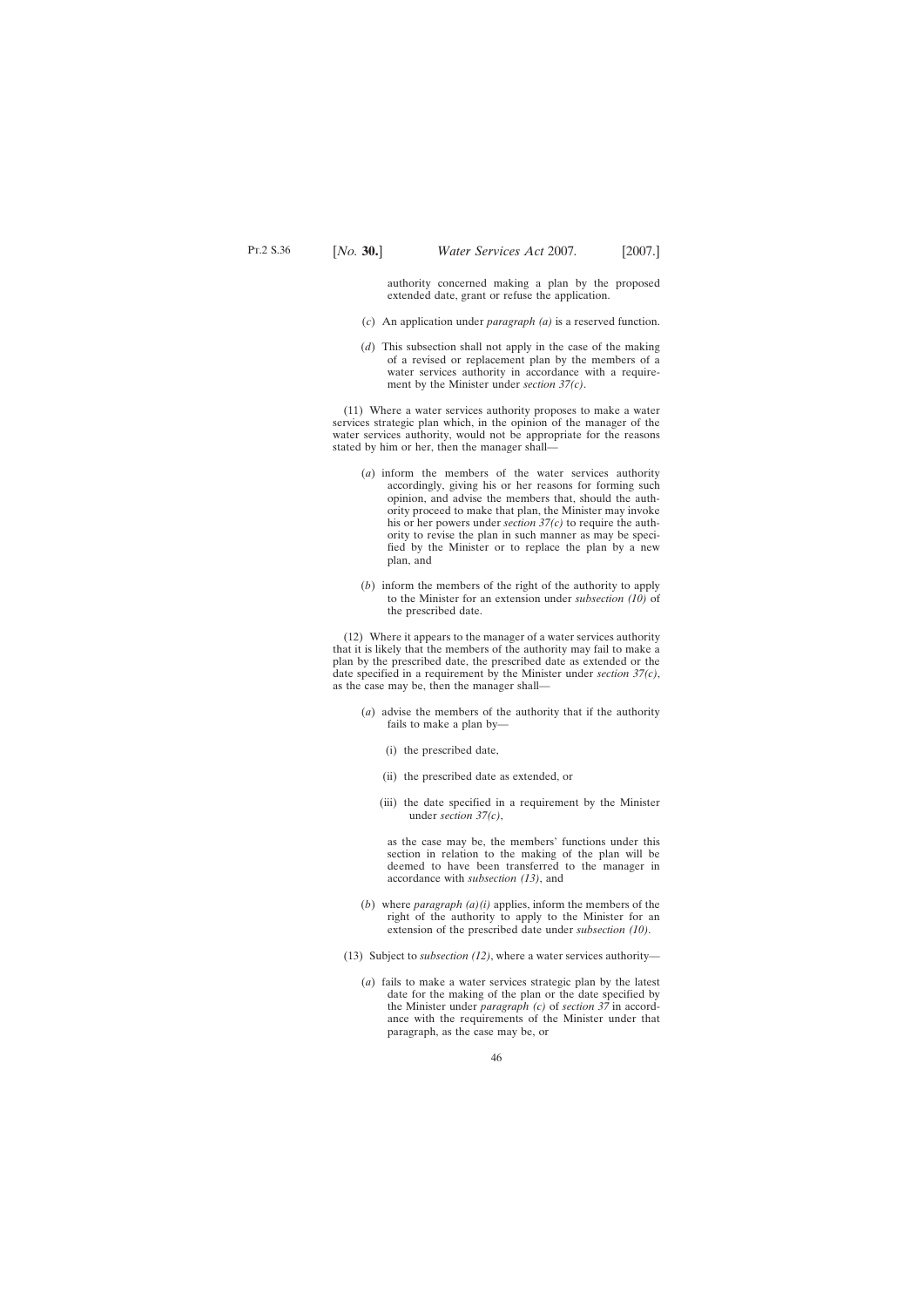authority concerned making a plan by the proposed extended date, grant or refuse the application.

(*c*) An application under *paragraph (a)* is a reserved function.

(*d*) This subsection shall not apply in the case of the making of a revised or replacement plan by the members of a water services authority in accordance with a requirement by the Minister under *section 37(c)*.

(11) Where a water services authority proposes to make a water services strategic plan which, in the opinion of the manager of the water services authority, would not be appropriate for the reasons stated by him or her, then the manager shall—

(*a*) inform the members of the water services authority accordingly, giving his or her reasons for forming such opinion, and advise the members that, should the authority proceed to make that plan, the Minister may invoke his or her powers under *section 37(c)* to require the authority to revise the plan in such manner as may be specified by the Minister or to replace the plan by a new plan, and

(*b*) inform the members of the right of the authority to apply to the Minister for an extension under *subsection (10)* of the prescribed date.

(12) Where it appears to the manager of a water services authority that it is likely that the members of the authority may fail to make a plan by the prescribed date, the prescribed date as extended or the date specified in a requirement by the Minister under *section 37(c)*, as the case may be, then the manager shall—

(*a*) advise the members of the authority that if the authority fails to make a plan by—

(i) the prescribed date,

(ii) the prescribed date as extended, or

(iii) the date specified in a requirement by the Minister under *section 37(c)*,

as the case may be, the members' functions under this section in relation to the making of the plan will be deemed to have been transferred to the manager in accordance with *subsection (13)*, and

(*b*) where *paragraph (a)(i)* applies, inform the members of the right of the authority to apply to the Minister for an extension of the prescribed date under *subsection (10)*.

(13) Subject to *subsection (12)*, where a water services authority—

(*a*) fails to make a water services strategic plan by the latest date for the making of the plan or the date specified by the Minister under *paragraph (c)* of *section 37* in accordance with the requirements of the Minister under that paragraph, as the case may be, or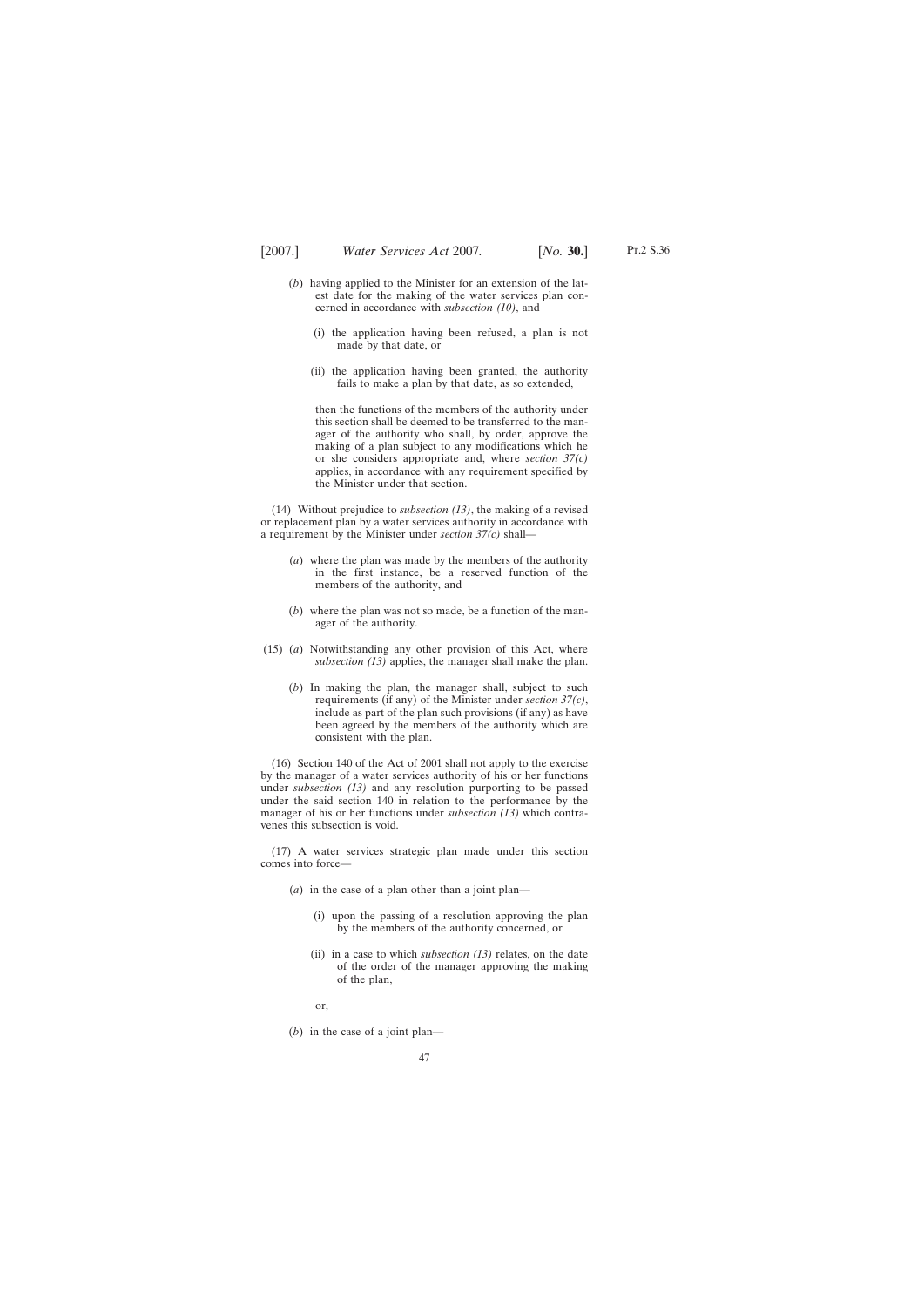(*b*) having applied to the Minister for an extension of the latest date for the making of the water services plan concerned in accordance with *subsection (10)*, and

(i) the application having been refused, a plan is not made by that date, or

(ii) the application having been granted, the authority fails to make a plan by that date, as so extended,

then the functions of the members of the authority under this section shall be deemed to be transferred to the manager of the authority who shall, by order, approve the making of a plan subject to any modifications which he or she considers appropriate and, where *section 37(c)* applies, in accordance with any requirement specified by the Minister under that section.

(14) Without prejudice to *subsection (13)*, the making of a revised or replacement plan by a water services authority in accordance with a requirement by the Minister under *section 37(c)* shall—

(*a*) where the plan was made by the members of the authority in the first instance, be a reserved function of the members of the authority, and

(*b*) where the plan was not so made, be a function of the manager of the authority.

(15) (*a*) Notwithstanding any other provision of this Act, where *subsection (13)* applies, the manager shall make the plan.

(*b*) In making the plan, the manager shall, subject to such requirements (if any) of the Minister under *section 37(c)*, include as part of the plan such provisions (if any) as have been agreed by the members of the authority which are consistent with the plan.

(16) Section 140 of the Act of 2001 shall not apply to the exercise by the manager of a water services authority of his or her functions under *subsection (13)* and any resolution purporting to be passed under the said section 140 in relation to the performance by the manager of his or her functions under *subsection (13)* which contravenes this subsection is void.

(17) A water services strategic plan made under this section comes into force—

(*a*) in the case of a plan other than a joint plan—

(i) upon the passing of a resolution approving the plan by the members of the authority concerned, or

(ii) in a case to which *subsection (13)* relates, on the date of the order of the manager approving the making of the plan,

or,

(*b*) in the case of a joint plan—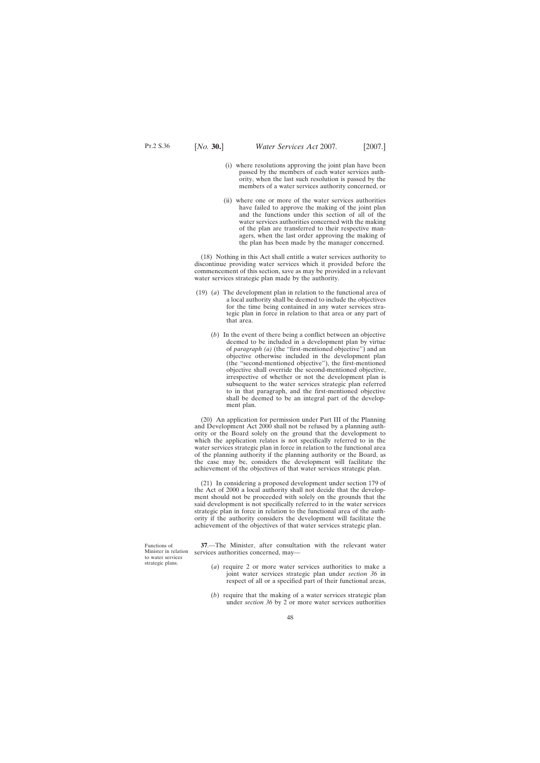(i) where resolutions approving the joint plan have been passed by the members of each water services authority, when the last such resolution is passed by the members of a water services authority concerned, or

(ii) where one or more of the water services authorities have failed to approve the making of the joint plan and the functions under this section of all of the water services authorities concerned with the making of the plan are transferred to their respective managers, when the last order approving the making of the plan has been made by the manager concerned.

(18) Nothing in this Act shall entitle a water services authority to discontinue providing water services which it provided before the commencement of this section, save as may be provided in a relevant water services strategic plan made by the authority.

(19) (*a*) The development plan in relation to the functional area of a local authority shall be deemed to include the objectives for the time being contained in any water services strategic plan in force in relation to that area or any part of that area.

(*b*) In the event of there being a conflict between an objective deemed to be included in a development plan by virtue of *paragraph (a)* (the "first-mentioned objective") and an objective otherwise included in the development plan (the "second-mentioned objective"), the first-mentioned objective shall override the second-mentioned objective, irrespective of whether or not the development plan is subsequent to the water services strategic plan referred to in that paragraph, and the first-mentioned objective shall be deemed to be an integral part of the development plan.

(20) An application for permission under Part III of the Planning and Development Act 2000 shall not be refused by a planning authority or the Board solely on the ground that the development to which the application relates is not specifically referred to in the water services strategic plan in force in relation to the functional area of the planning authority if the planning authority or the Board, as the case may be, considers the development will facilitate the achievement of the objectives of that water services strategic plan.

(21) In considering a proposed development under section 179 of the Act of 2000 a local authority shall not decide that the development should not be proceeded with solely on the grounds that the said development is not specifically referred to in the water services strategic plan in force in relation to the functional area of the authority if the authority considers the development will facilitate the achievement of the objectives of that water services strategic plan.

Functions of Minister in relation to water services strategic plans.

**37**.—The Minister, after consultation with the relevant water services authorities concerned, may—

(*a*) require 2 or more water services authorities to make a joint water services strategic plan under *section 36* in respect of all or a specified part of their functional areas,

(*b*) require that the making of a water services strategic plan under *section 36* by 2 or more water services authorities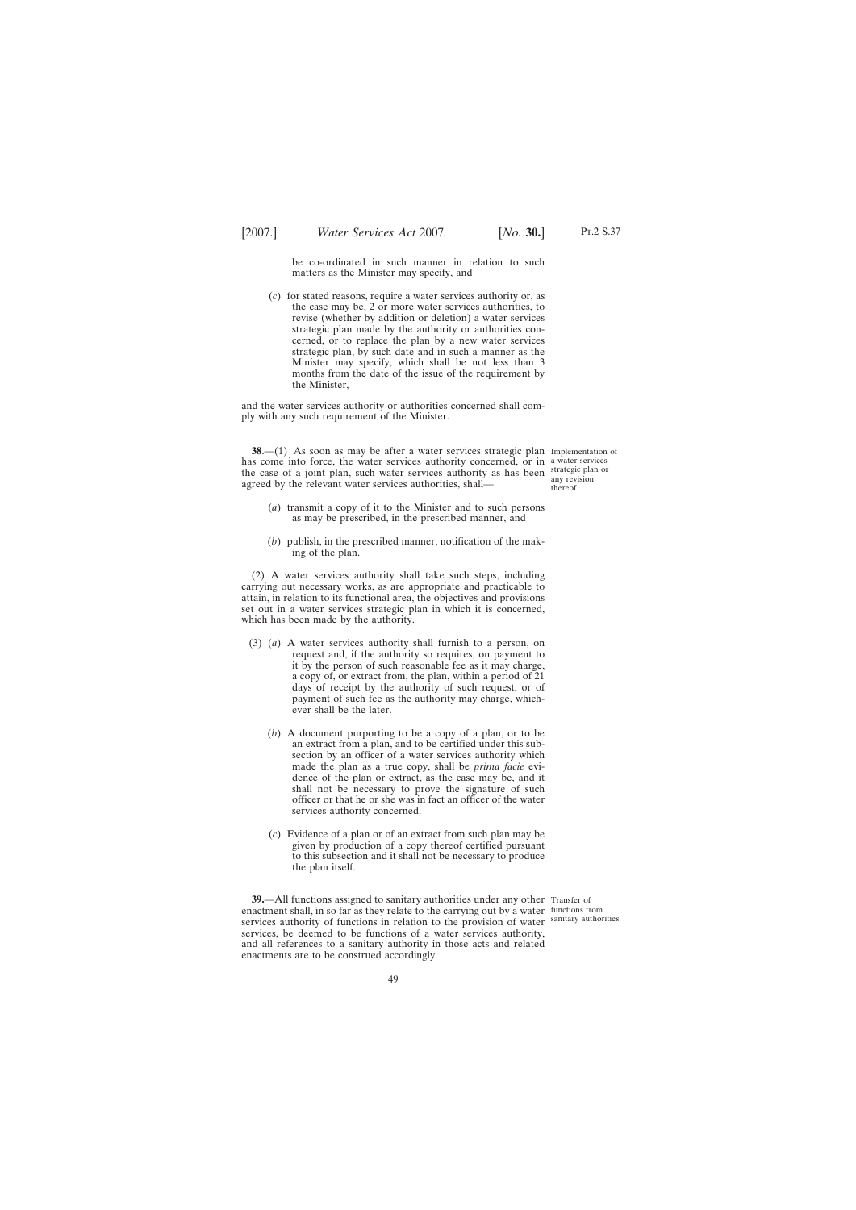be co-ordinated in such manner in relation to such matters as the Minister may specify, and

(*c*) for stated reasons, require a water services authority or, as the case may be, 2 or more water services authorities, to revise (whether by addition or deletion) a water services strategic plan made by the authority or authorities concerned, or to replace the plan by a new water services strategic plan, by such date and in such a manner as the Minister may specify, which shall be not less than 3 months from the date of the issue of the requirement by the Minister,

and the water services authority or authorities concerned shall comply with any such requirement of the Minister.

Implementation of a water services strategic plan or any revision thereof.

**38**.—(1) As soon as may be after a water services strategic plan has come into force, the water services authority concerned, or in the case of a joint plan, such water services authority as has been agreed by the relevant water services authorities, shall—

(*a*) transmit a copy of it to the Minister and to such persons as may be prescribed, in the prescribed manner, and

(*b*) publish, in the prescribed manner, notification of the making of the plan.

(2) A water services authority shall take such steps, including carrying out necessary works, as are appropriate and practicable to attain, in relation to its functional area, the objectives and provisions set out in a water services strategic plan in which it is concerned, which has been made by the authority.

(3) (*a*) A water services authority shall furnish to a person, on request and, if the authority so requires, on payment to it by the person of such reasonable fee as it may charge, a copy of, or extract from, the plan, within a period of 21 days of receipt by the authority of such request, or of payment of such fee as the authority may charge, whichever shall be the later.

(*b*) A document purporting to be a copy of a plan, or to be an extract from a plan, and to be certified under this subsection by an officer of a water services authority which made the plan as a true copy, shall be *prima facie* evidence of the plan or extract, as the case may be, and it shall not be necessary to prove the signature of such officer or that he or she was in fact an officer of the water services authority concerned.

(*c*) Evidence of a plan or of an extract from such plan may be given by production of a copy thereof certified pursuant to this subsection and it shall not be necessary to produce the plan itself.

Transfer of functions from sanitary authorities.

**39.**—All functions assigned to sanitary authorities under any other enactment shall, in so far as they relate to the carrying out by a water services authority of functions in relation to the provision of water services, be deemed to be functions of a water services authority, and all references to a sanitary authority in those acts and related enactments are to be construed accordingly.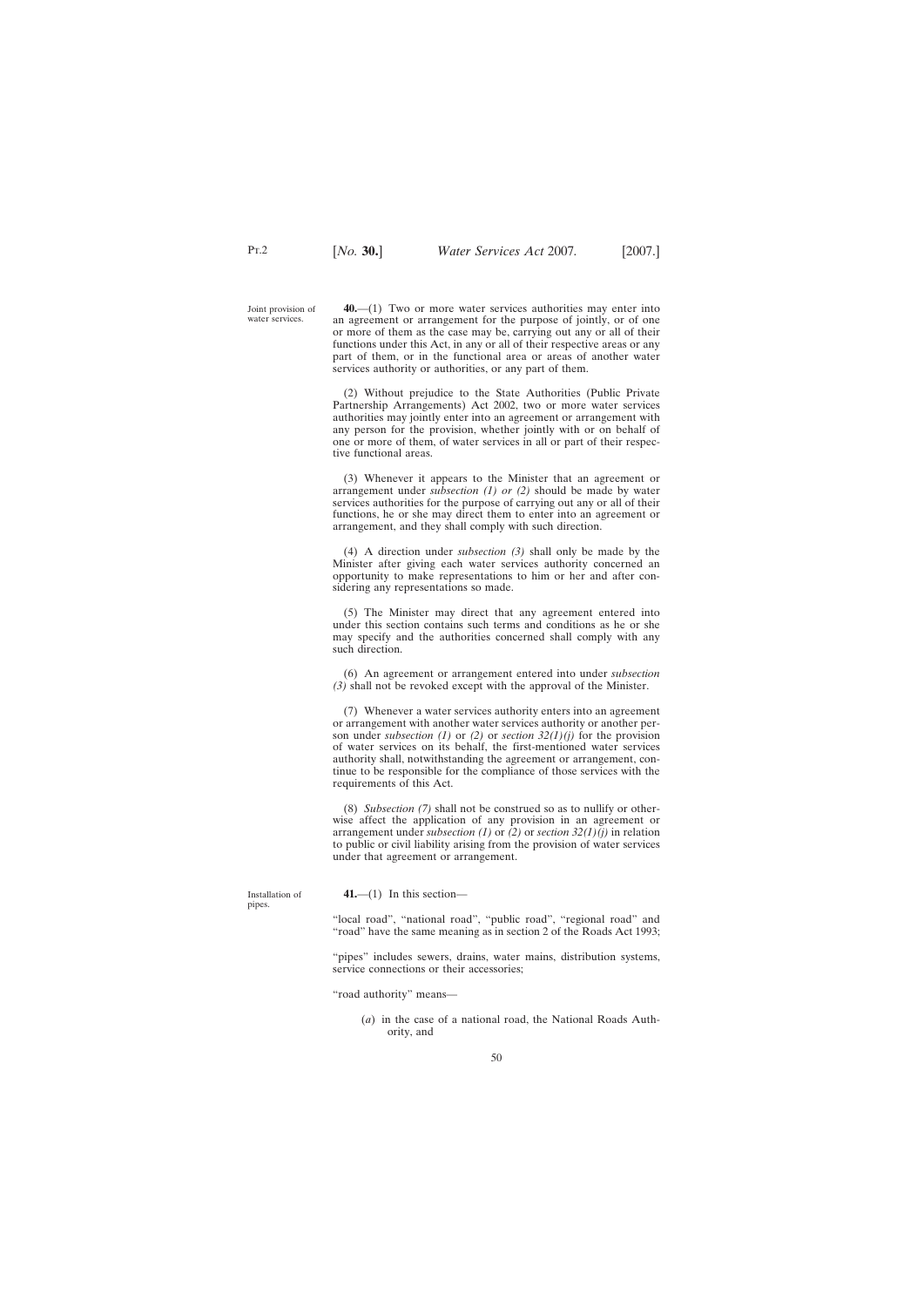Joint provision of water services.

**40.**—(1) Two or more water services authorities may enter into an agreement or arrangement for the purpose of jointly, or of one or more of them as the case may be, carrying out any or all of their functions under this Act, in any or all of their respective areas or any part of them, or in the functional area or areas of another water services authority or authorities, or any part of them.

(2) Without prejudice to the State Authorities (Public Private Partnership Arrangements) Act 2002, two or more water services authorities may jointly enter into an agreement or arrangement with any person for the provision, whether jointly with or on behalf of one or more of them, of water services in all or part of their respective functional areas.

(3) Whenever it appears to the Minister that an agreement or arrangement under *subsection (1) or (2)* should be made by water services authorities for the purpose of carrying out any or all of their functions, he or she may direct them to enter into an agreement or arrangement, and they shall comply with such direction.

(4) A direction under *subsection (3)* shall only be made by the Minister after giving each water services authority concerned an opportunity to make representations to him or her and after considering any representations so made.

(5) The Minister may direct that any agreement entered into under this section contains such terms and conditions as he or she may specify and the authorities concerned shall comply with any such direction.

(6) An agreement or arrangement entered into under *subsection (3)* shall not be revoked except with the approval of the Minister.

(7) Whenever a water services authority enters into an agreement or arrangement with another water services authority or another person under *subsection (1)* or *(2)* or *section 32(1)(j)* for the provision of water services on its behalf, the first-mentioned water services authority shall, notwithstanding the agreement or arrangement, continue to be responsible for the compliance of those services with the requirements of this Act.

(8) *Subsection (7)* shall not be construed so as to nullify or otherwise affect the application of any provision in an agreement or arrangement under *subsection (1)* or *(2)* or *section 32(1)(j)* in relation to public or civil liability arising from the provision of water services under that agreement or arrangement.

Installation of pipes.

**41.**—(1) In this section—

"local road", "national road", "public road", "regional road" and "road" have the same meaning as in section 2 of the Roads Act 1993;

"pipes" includes sewers, drains, water mains, distribution systems, service connections or their accessories;

"road authority" means—

(*a*) in the case of a national road, the National Roads Authority, and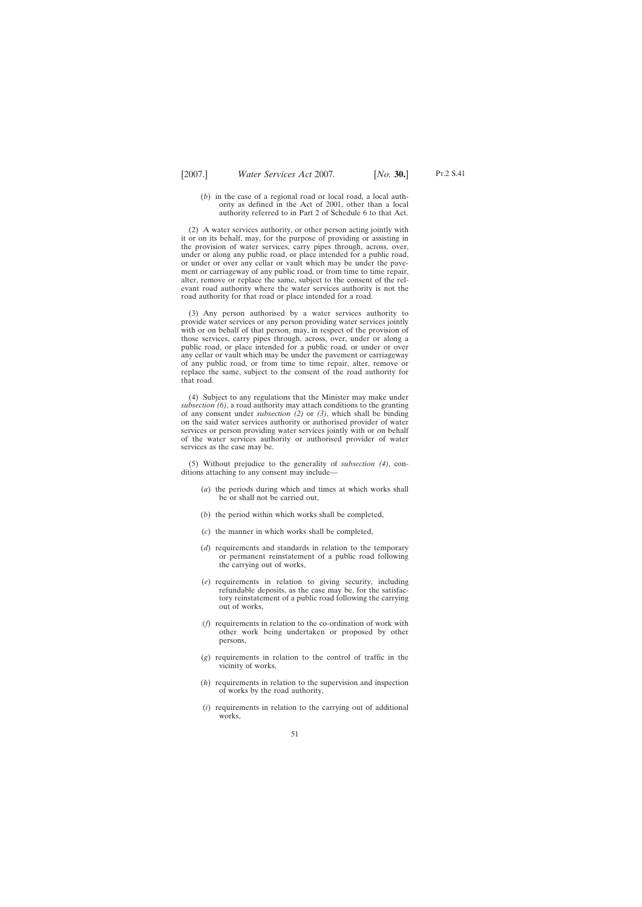(*b*) in the case of a regional road or local road, a local authority as defined in the Act of 2001, other than a local authority referred to in Part 2 of Schedule 6 to that Act.

(2) A water services authority, or other person acting jointly with it or on its behalf, may, for the purpose of providing or assisting in the provision of water services, carry pipes through, across, over, under or along any public road, or place intended for a public road, or under or over any cellar or vault which may be under the pavement or carriageway of any public road, or from time to time repair, alter, remove or replace the same, subject to the consent of the relevant road authority where the water services authority is not the road authority for that road or place intended for a road.

(3) Any person authorised by a water services authority to provide water services or any person providing water services jointly with or on behalf of that person, may, in respect of the provision of those services, carry pipes through, across, over, under or along a public road, or place intended for a public road, or under or over any cellar or vault which may be under the pavement or carriageway of any public road, or from time to time repair, alter, remove or replace the same, subject to the consent of the road authority for that road.

(4) Subject to any regulations that the Minister may make under *subsection (6)*, a road authority may attach conditions to the granting of any consent under *subsection (2)* or *(3)*, which shall be binding on the said water services authority or authorised provider of water services or person providing water services jointly with or on behalf of the water services authority or authorised provider of water services as the case may be.

(5) Without prejudice to the generality of *subsection (4)*, conditions attaching to any consent may include—

(*a*) the periods during which and times at which works shall be or shall not be carried out,

(*b*) the period within which works shall be completed,

(*c*) the manner in which works shall be completed,

(*d*) requirements and standards in relation to the temporary or permanent reinstatement of a public road following the carrying out of works,

(*e*) requirements in relation to giving security, including refundable deposits, as the case may be, for the satisfactory reinstatement of a public road following the carrying out of works,

(*f*) requirements in relation to the co-ordination of work with other work being undertaken or proposed by other persons,

(*g*) requirements in relation to the control of traffic in the vicinity of works,

(*h*) requirements in relation to the supervision and inspection of works by the road authority,

(*i*) requirements in relation to the carrying out of additional works,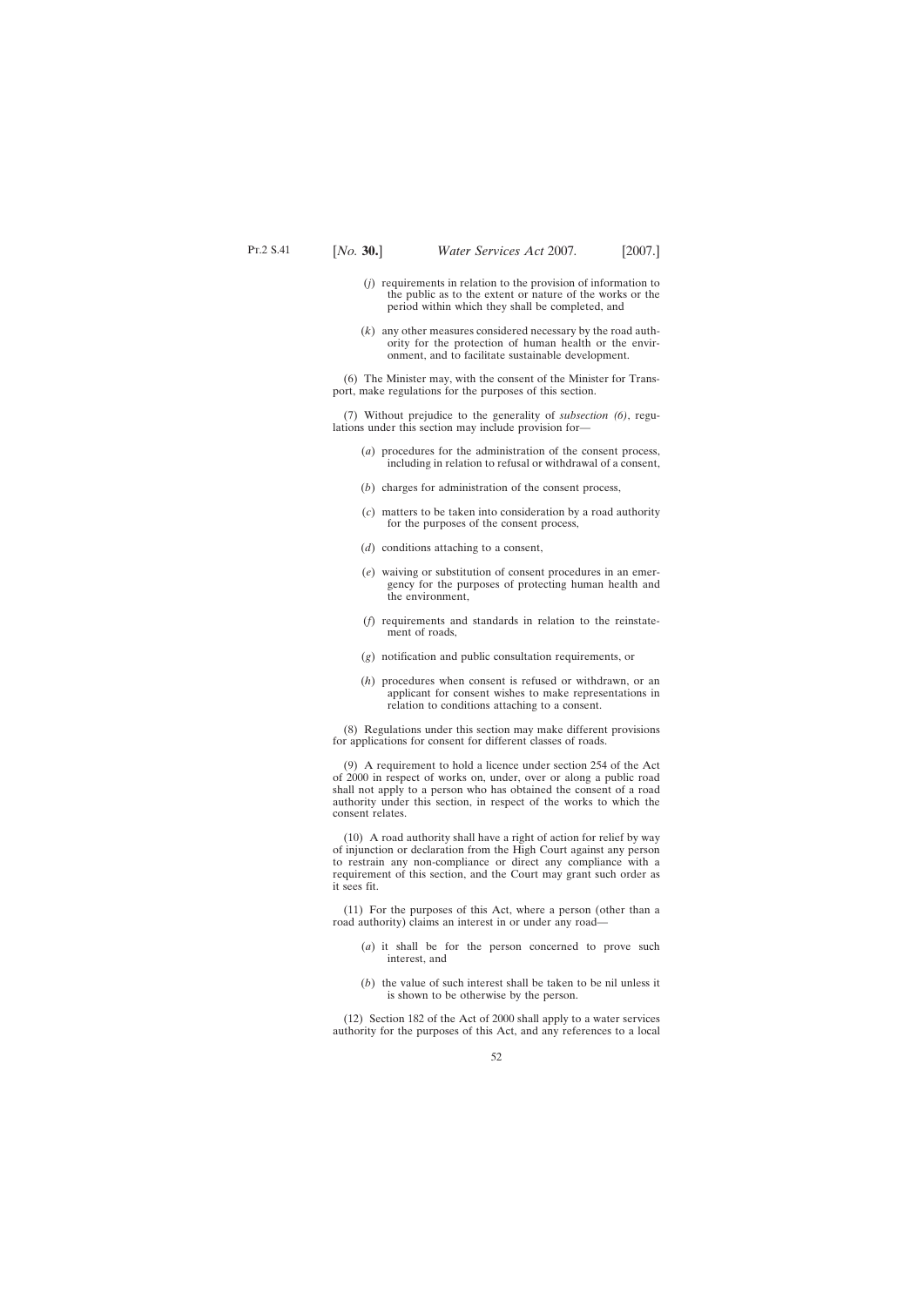(*j*) requirements in relation to the provision of information to the public as to the extent or nature of the works or the period within which they shall be completed, and

(*k*) any other measures considered necessary by the road authority for the protection of human health or the environment, and to facilitate sustainable development.

(6) The Minister may, with the consent of the Minister for Transport, make regulations for the purposes of this section.

(7) Without prejudice to the generality of *subsection (6)*, regulations under this section may include provision for—

(*a*) procedures for the administration of the consent process, including in relation to refusal or withdrawal of a consent,

(*b*) charges for administration of the consent process,

(*c*) matters to be taken into consideration by a road authority for the purposes of the consent process,

(*d*) conditions attaching to a consent,

(*e*) waiving or substitution of consent procedures in an emergency for the purposes of protecting human health and the environment,

(*f*) requirements and standards in relation to the reinstatement of roads,

(*g*) notification and public consultation requirements, or

(*h*) procedures when consent is refused or withdrawn, or an applicant for consent wishes to make representations in relation to conditions attaching to a consent.

(8) Regulations under this section may make different provisions for applications for consent for different classes of roads.

(9) A requirement to hold a licence under section 254 of the Act of 2000 in respect of works on, under, over or along a public road shall not apply to a person who has obtained the consent of a road authority under this section, in respect of the works to which the consent relates.

(10) A road authority shall have a right of action for relief by way of injunction or declaration from the High Court against any person to restrain any non-compliance or direct any compliance with a requirement of this section, and the Court may grant such order as it sees fit.

(11) For the purposes of this Act, where a person (other than a road authority) claims an interest in or under any road—

(*a*) it shall be for the person concerned to prove such interest, and

(*b*) the value of such interest shall be taken to be nil unless it is shown to be otherwise by the person.

(12) Section 182 of the Act of 2000 shall apply to a water services authority for the purposes of this Act, and any references to a local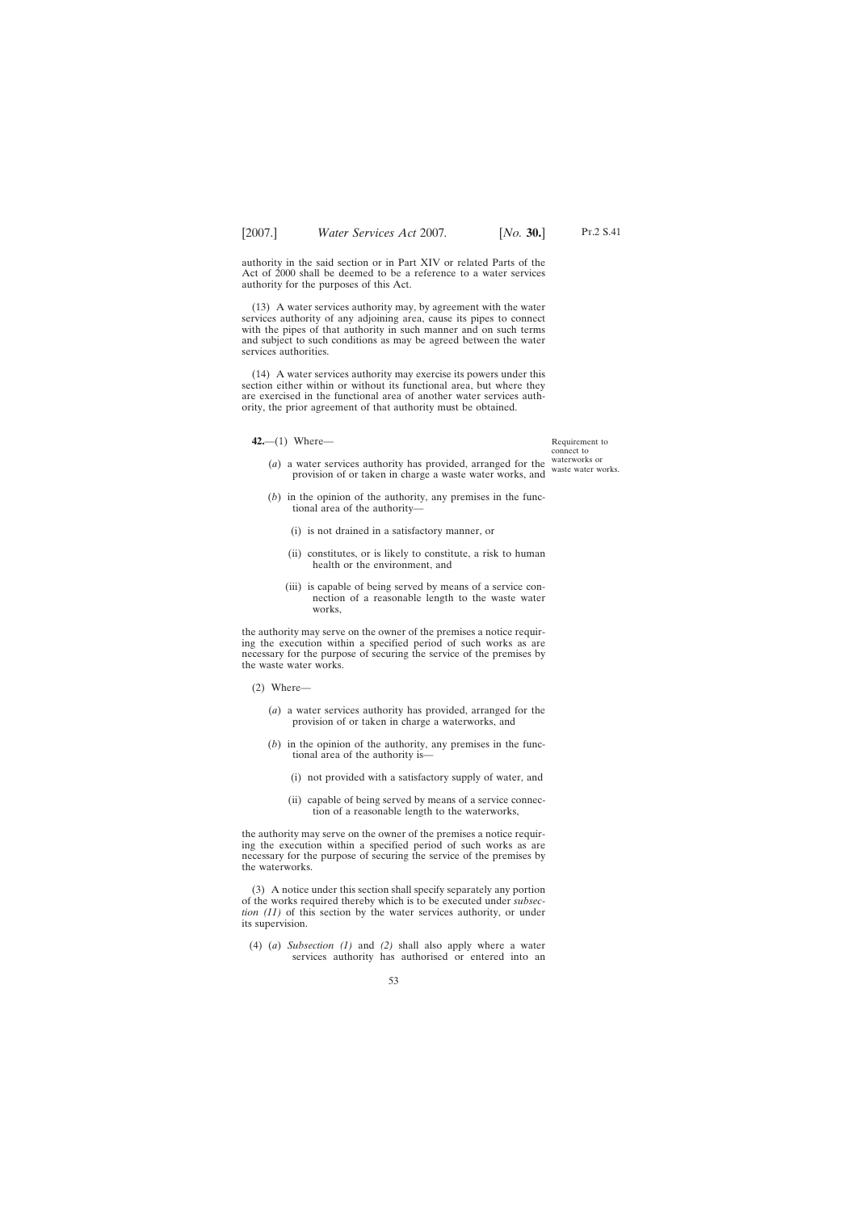authority in the said section or in Part XIV or related Parts of the Act of 2000 shall be deemed to be a reference to a water services authority for the purposes of this Act.

(13) A water services authority may, by agreement with the water services authority of any adjoining area, cause its pipes to connect with the pipes of that authority in such manner and on such terms and subject to such conditions as may be agreed between the water services authorities.

(14) A water services authority may exercise its powers under this section either within or without its functional area, but where they are exercised in the functional area of another water services authority, the prior agreement of that authority must be obtained.

Requirement to connect to waterworks or waste water works.

**42.**—(1) Where—

(*a*) a water services authority has provided, arranged for the provision of or taken in charge a waste water works, and

(*b*) in the opinion of the authority, any premises in the functional area of the authority—

(i) is not drained in a satisfactory manner, or

(ii) constitutes, or is likely to constitute, a risk to human health or the environment, and

(iii) is capable of being served by means of a service connection of a reasonable length to the waste water works,

the authority may serve on the owner of the premises a notice requiring the execution within a specified period of such works as are necessary for the purpose of securing the service of the premises by the waste water works.

(2) Where—

(*a*) a water services authority has provided, arranged for the provision of or taken in charge a waterworks, and

(*b*) in the opinion of the authority, any premises in the functional area of the authority is—

(i) not provided with a satisfactory supply of water, and

(ii) capable of being served by means of a service connection of a reasonable length to the waterworks,

the authority may serve on the owner of the premises a notice requiring the execution within a specified period of such works as are necessary for the purpose of securing the service of the premises by the waterworks.

(3) A notice under this section shall specify separately any portion of the works required thereby which is to be executed under *subsection (11)* of this section by the water services authority, or under its supervision.

(4) (*a*) *Subsection (1)* and *(2)* shall also apply where a water services authority has authorised or entered into an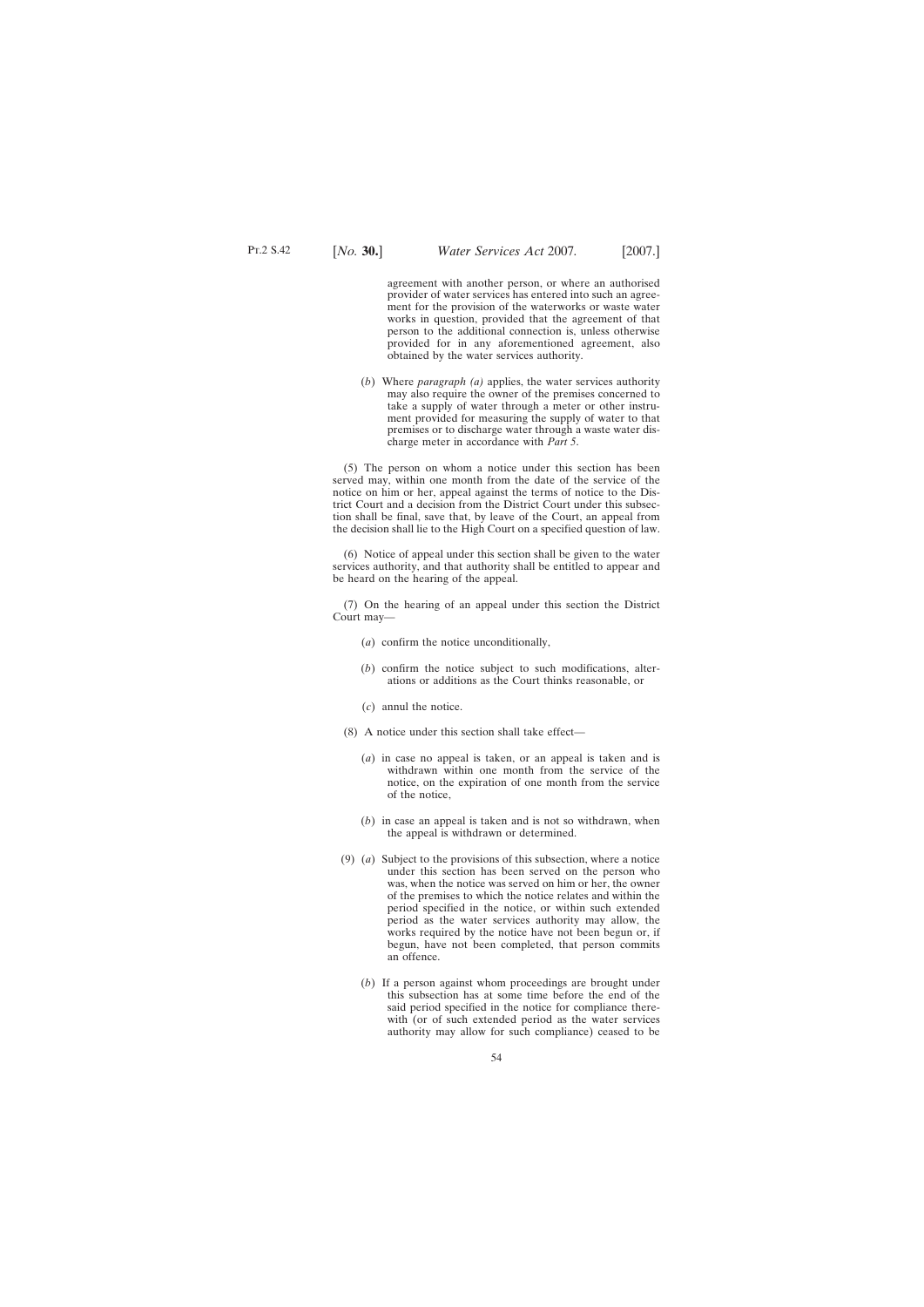agreement with another person, or where an authorised provider of water services has entered into such an agreement for the provision of the waterworks or waste water works in question, provided that the agreement of that person to the additional connection is, unless otherwise provided for in any aforementioned agreement, also obtained by the water services authority.

(*b*) Where *paragraph (a)* applies, the water services authority may also require the owner of the premises concerned to take a supply of water through a meter or other instrument provided for measuring the supply of water to that premises or to discharge water through a waste water discharge meter in accordance with *Part 5*.

(5) The person on whom a notice under this section has been served may, within one month from the date of the service of the notice on him or her, appeal against the terms of notice to the District Court and a decision from the District Court under this subsection shall be final, save that, by leave of the Court, an appeal from the decision shall lie to the High Court on a specified question of law.

(6) Notice of appeal under this section shall be given to the water services authority, and that authority shall be entitled to appear and be heard on the hearing of the appeal.

(7) On the hearing of an appeal under this section the District Court may—

(*a*) confirm the notice unconditionally,

(*b*) confirm the notice subject to such modifications, alterations or additions as the Court thinks reasonable, or

(*c*) annul the notice.

(8) A notice under this section shall take effect—

(*a*) in case no appeal is taken, or an appeal is taken and is withdrawn within one month from the service of the notice, on the expiration of one month from the service of the notice,

(*b*) in case an appeal is taken and is not so withdrawn, when the appeal is withdrawn or determined.

(9) (*a*) Subject to the provisions of this subsection, where a notice under this section has been served on the person who was, when the notice was served on him or her, the owner of the premises to which the notice relates and within the period specified in the notice, or within such extended period as the water services authority may allow, the works required by the notice have not been begun or, if begun, have not been completed, that person commits an offence.

(*b*) If a person against whom proceedings are brought under this subsection has at some time before the end of the said period specified in the notice for compliance therewith (or of such extended period as the water services authority may allow for such compliance) ceased to be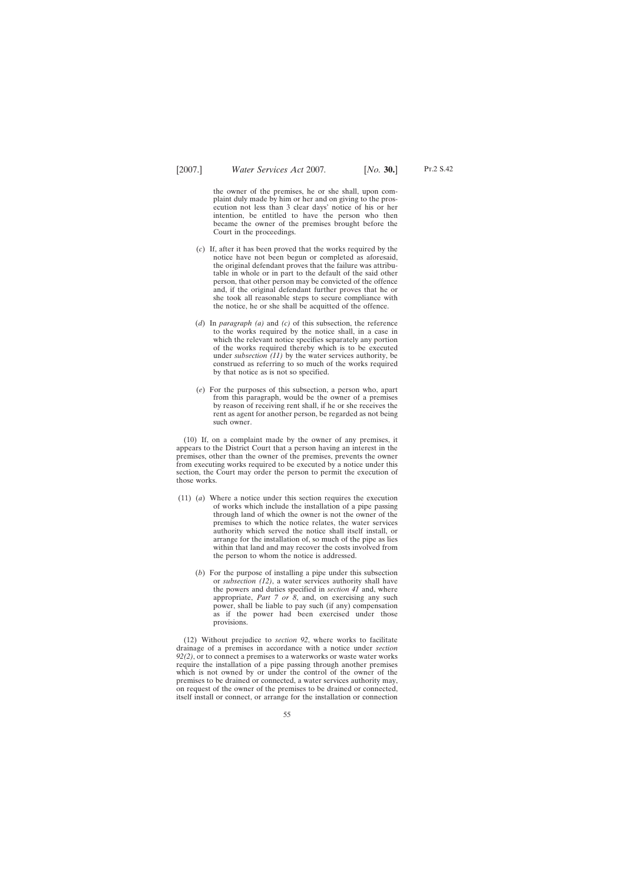the owner of the premises, he or she shall, upon complaint duly made by him or her and on giving to the prosecution not less than 3 clear days' notice of his or her intention, be entitled to have the person who then became the owner of the premises brought before the Court in the proceedings.

(*c*) If, after it has been proved that the works required by the notice have not been begun or completed as aforesaid, the original defendant proves that the failure was attributable in whole or in part to the default of the said other person, that other person may be convicted of the offence and, if the original defendant further proves that he or she took all reasonable steps to secure compliance with the notice, he or she shall be acquitted of the offence.

(*d*) In *paragraph (a)* and *(c)* of this subsection, the reference to the works required by the notice shall, in a case in which the relevant notice specifies separately any portion of the works required thereby which is to be executed under *subsection (11)* by the water services authority, be construed as referring to so much of the works required by that notice as is not so specified.

(*e*) For the purposes of this subsection, a person who, apart from this paragraph, would be the owner of a premises by reason of receiving rent shall, if he or she receives the rent as agent for another person, be regarded as not being such owner.

(10) If, on a complaint made by the owner of any premises, it appears to the District Court that a person having an interest in the premises, other than the owner of the premises, prevents the owner from executing works required to be executed by a notice under this section, the Court may order the person to permit the execution of those works.

(11) (*a*) Where a notice under this section requires the execution of works which include the installation of a pipe passing through land of which the owner is not the owner of the premises to which the notice relates, the water services authority which served the notice shall itself install, or arrange for the installation of, so much of the pipe as lies within that land and may recover the costs involved from the person to whom the notice is addressed.

(*b*) For the purpose of installing a pipe under this subsection or *subsection (12)*, a water services authority shall have the powers and duties specified in *section 41* and, where appropriate, *Part 7 or 8*, and, on exercising any such power, shall be liable to pay such (if any) compensation as if the power had been exercised under those provisions.

(12) Without prejudice to *section 92*, where works to facilitate drainage of a premises in accordance with a notice under *section 92(2)*, or to connect a premises to a waterworks or waste water works require the installation of a pipe passing through another premises which is not owned by or under the control of the owner of the premises to be drained or connected, a water services authority may, on request of the owner of the premises to be drained or connected, itself install or connect, or arrange for the installation or connection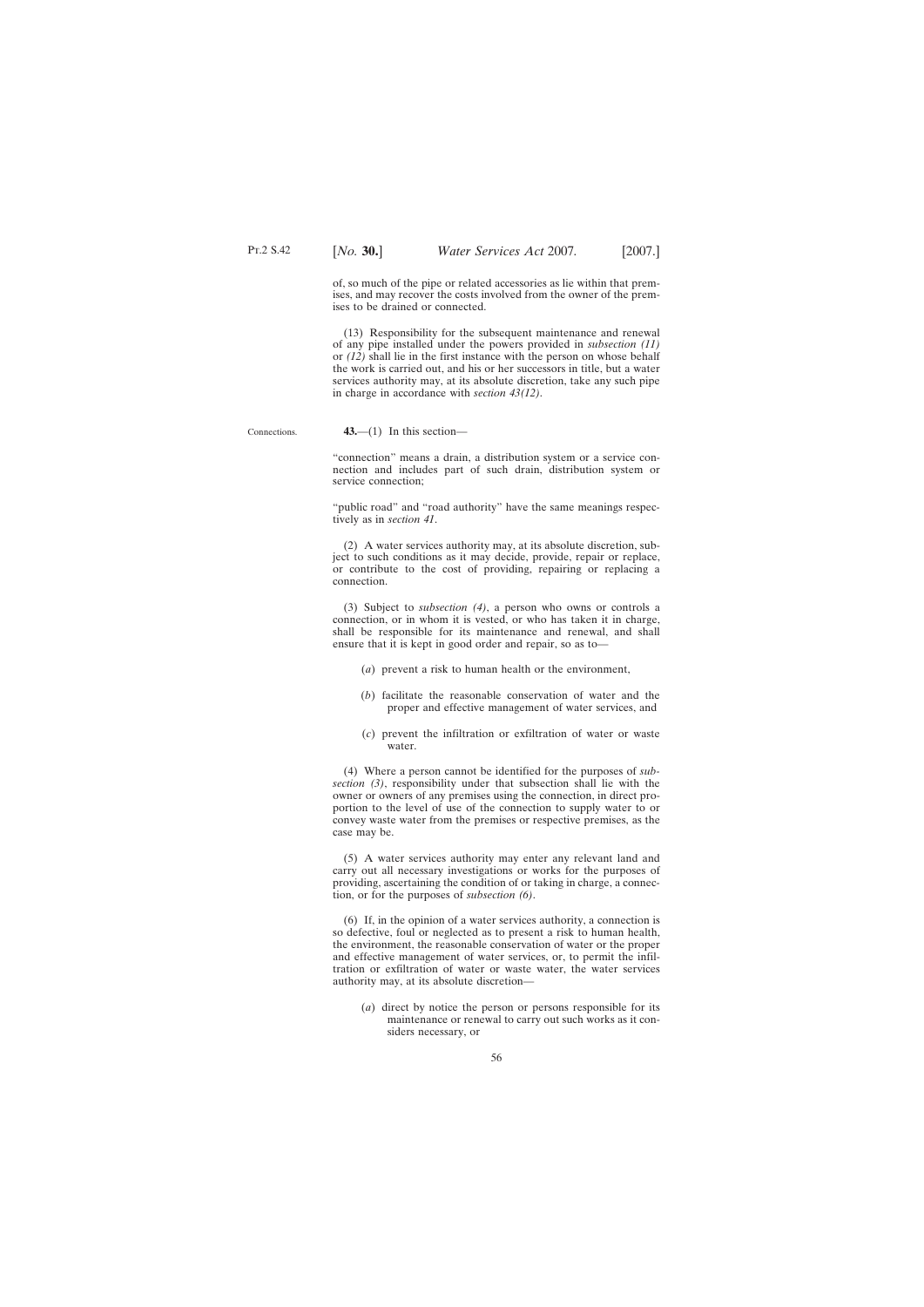of, so much of the pipe or related accessories as lie within that premises, and may recover the costs involved from the owner of the premises to be drained or connected.

(13) Responsibility for the subsequent maintenance and renewal of any pipe installed under the powers provided in *subsection (11)* or *(12)* shall lie in the first instance with the person on whose behalf the work is carried out, and his or her successors in title, but a water services authority may, at its absolute discretion, take any such pipe in charge in accordance with *section 43(12)*.

Connections.

**43.**—(1) In this section—

"connection" means a drain, a distribution system or a service connection and includes part of such drain, distribution system or service connection;

"public road" and "road authority" have the same meanings respectively as in *section 41*.

(2) A water services authority may, at its absolute discretion, subject to such conditions as it may decide, provide, repair or replace, or contribute to the cost of providing, repairing or replacing a connection.

(3) Subject to *subsection (4)*, a person who owns or controls a connection, or in whom it is vested, or who has taken it in charge, shall be responsible for its maintenance and renewal, and shall ensure that it is kept in good order and repair, so as to—

(*a*) prevent a risk to human health or the environment,

(*b*) facilitate the reasonable conservation of water and the proper and effective management of water services, and

(*c*) prevent the infiltration or exfiltration of water or waste water.

(4) Where a person cannot be identified for the purposes of *subsection (3)*, responsibility under that subsection shall lie with the owner or owners of any premises using the connection, in direct proportion to the level of use of the connection to supply water to or convey waste water from the premises or respective premises, as the case may be.

(5) A water services authority may enter any relevant land and carry out all necessary investigations or works for the purposes of providing, ascertaining the condition of or taking in charge, a connection, or for the purposes of *subsection (6)*.

(6) If, in the opinion of a water services authority, a connection is so defective, foul or neglected as to present a risk to human health, the environment, the reasonable conservation of water or the proper and effective management of water services, or, to permit the infiltration or exfiltration of water or waste water, the water services authority may, at its absolute discretion—

(*a*) direct by notice the person or persons responsible for its maintenance or renewal to carry out such works as it considers necessary, or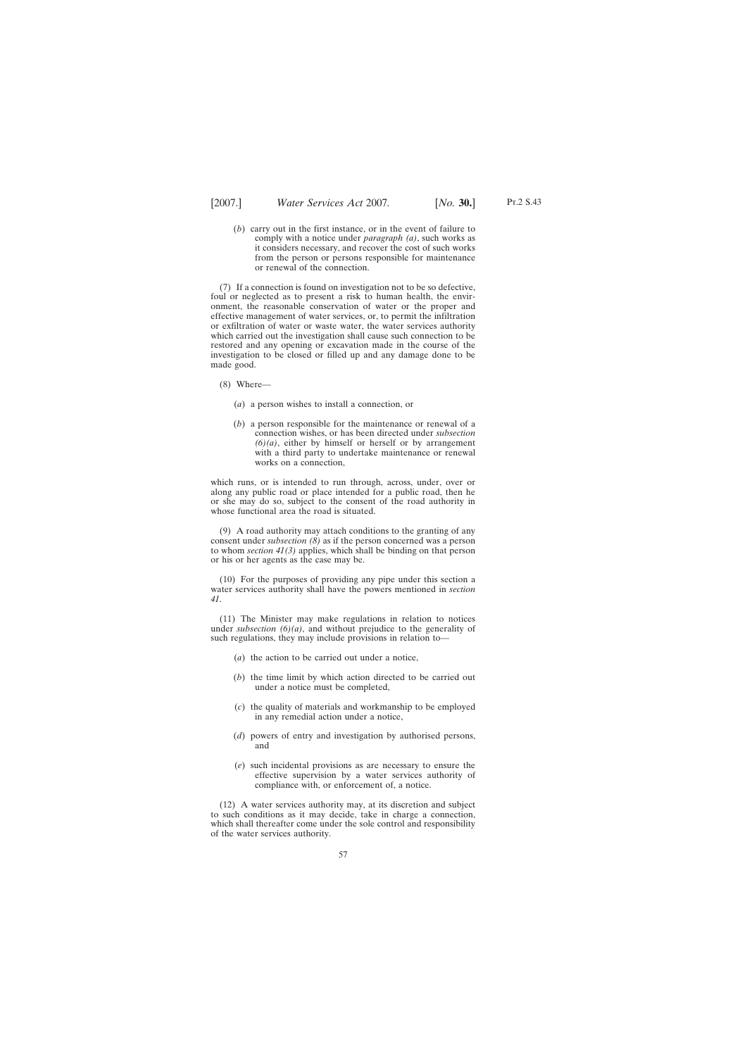(*b*) carry out in the first instance, or in the event of failure to comply with a notice under *paragraph (a)*, such works as it considers necessary, and recover the cost of such works from the person or persons responsible for maintenance or renewal of the connection.

(7) If a connection is found on investigation not to be so defective, foul or neglected as to present a risk to human health, the environment, the reasonable conservation of water or the proper and effective management of water services, or, to permit the infiltration or exfiltration of water or waste water, the water services authority which carried out the investigation shall cause such connection to be restored and any opening or excavation made in the course of the investigation to be closed or filled up and any damage done to be made good.

(8) Where—

(*a*) a person wishes to install a connection, or

(*b*) a person responsible for the maintenance or renewal of a connection wishes, or has been directed under *subsection (6)(a)*, either by himself or herself or by arrangement with a third party to undertake maintenance or renewal works on a connection,

which runs, or is intended to run through, across, under, over or along any public road or place intended for a public road, then he or she may do so, subject to the consent of the road authority in whose functional area the road is situated.

(9) A road authority may attach conditions to the granting of any consent under *subsection (8)* as if the person concerned was a person to whom *section 41(3)* applies, which shall be binding on that person or his or her agents as the case may be.

(10) For the purposes of providing any pipe under this section a water services authority shall have the powers mentioned in *section 41*.

(11) The Minister may make regulations in relation to notices under *subsection (6)(a)*, and without prejudice to the generality of such regulations, they may include provisions in relation to—

(*a*) the action to be carried out under a notice,

(*b*) the time limit by which action directed to be carried out under a notice must be completed,

(*c*) the quality of materials and workmanship to be employed in any remedial action under a notice,

(*d*) powers of entry and investigation by authorised persons, and

(*e*) such incidental provisions as are necessary to ensure the effective supervision by a water services authority of compliance with, or enforcement of, a notice.

(12) A water services authority may, at its discretion and subject to such conditions as it may decide, take in charge a connection, which shall thereafter come under the sole control and responsibility of the water services authority.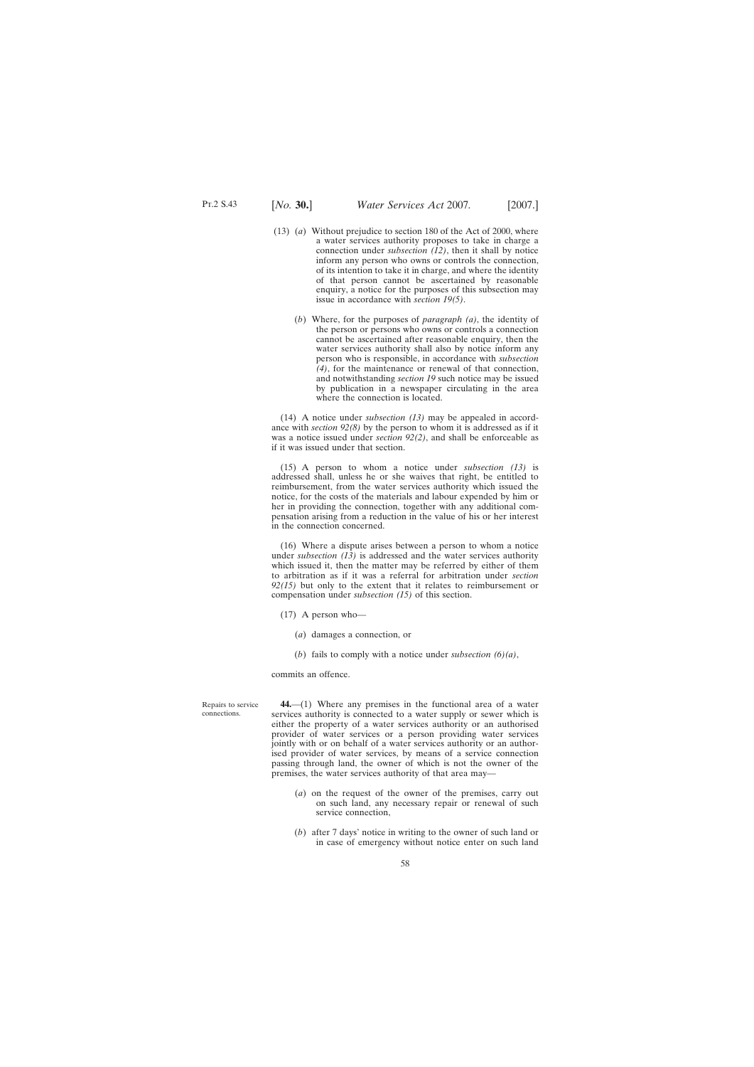(13) (*a*) Without prejudice to section 180 of the Act of 2000, where a water services authority proposes to take in charge a connection under *subsection (12)*, then it shall by notice inform any person who owns or controls the connection, of its intention to take it in charge, and where the identity of that person cannot be ascertained by reasonable enquiry, a notice for the purposes of this subsection may issue in accordance with *section 19(5)*.

(*b*) Where, for the purposes of *paragraph (a)*, the identity of the person or persons who owns or controls a connection cannot be ascertained after reasonable enquiry, then the water services authority shall also by notice inform any person who is responsible, in accordance with *subsection (4)*, for the maintenance or renewal of that connection, and notwithstanding *section 19* such notice may be issued by publication in a newspaper circulating in the area where the connection is located.

(14) A notice under *subsection (13)* may be appealed in accordance with *section 92(8)* by the person to whom it is addressed as if it was a notice issued under *section 92(2)*, and shall be enforceable as if it was issued under that section.

(15) A person to whom a notice under *subsection (13)* is addressed shall, unless he or she waives that right, be entitled to reimbursement, from the water services authority which issued the notice, for the costs of the materials and labour expended by him or her in providing the connection, together with any additional compensation arising from a reduction in the value of his or her interest in the connection concerned.

(16) Where a dispute arises between a person to whom a notice under *subsection (13)* is addressed and the water services authority which issued it, then the matter may be referred by either of them to arbitration as if it was a referral for arbitration under *section 92(15)* but only to the extent that it relates to reimbursement or compensation under *subsection (15)* of this section.

(17) A person who—

(*a*) damages a connection, or

(*b*) fails to comply with a notice under *subsection (6)(a)*,

commits an offence.

Repairs to service connections.

**44.**—(1) Where any premises in the functional area of a water services authority is connected to a water supply or sewer which is either the property of a water services authority or an authorised provider of water services or a person providing water services jointly with or on behalf of a water services authority or an authorised provider of water services, by means of a service connection passing through land, the owner of which is not the owner of the premises, the water services authority of that area may—

(*a*) on the request of the owner of the premises, carry out on such land, any necessary repair or renewal of such service connection,

(*b*) after 7 days' notice in writing to the owner of such land or in case of emergency without notice enter on such land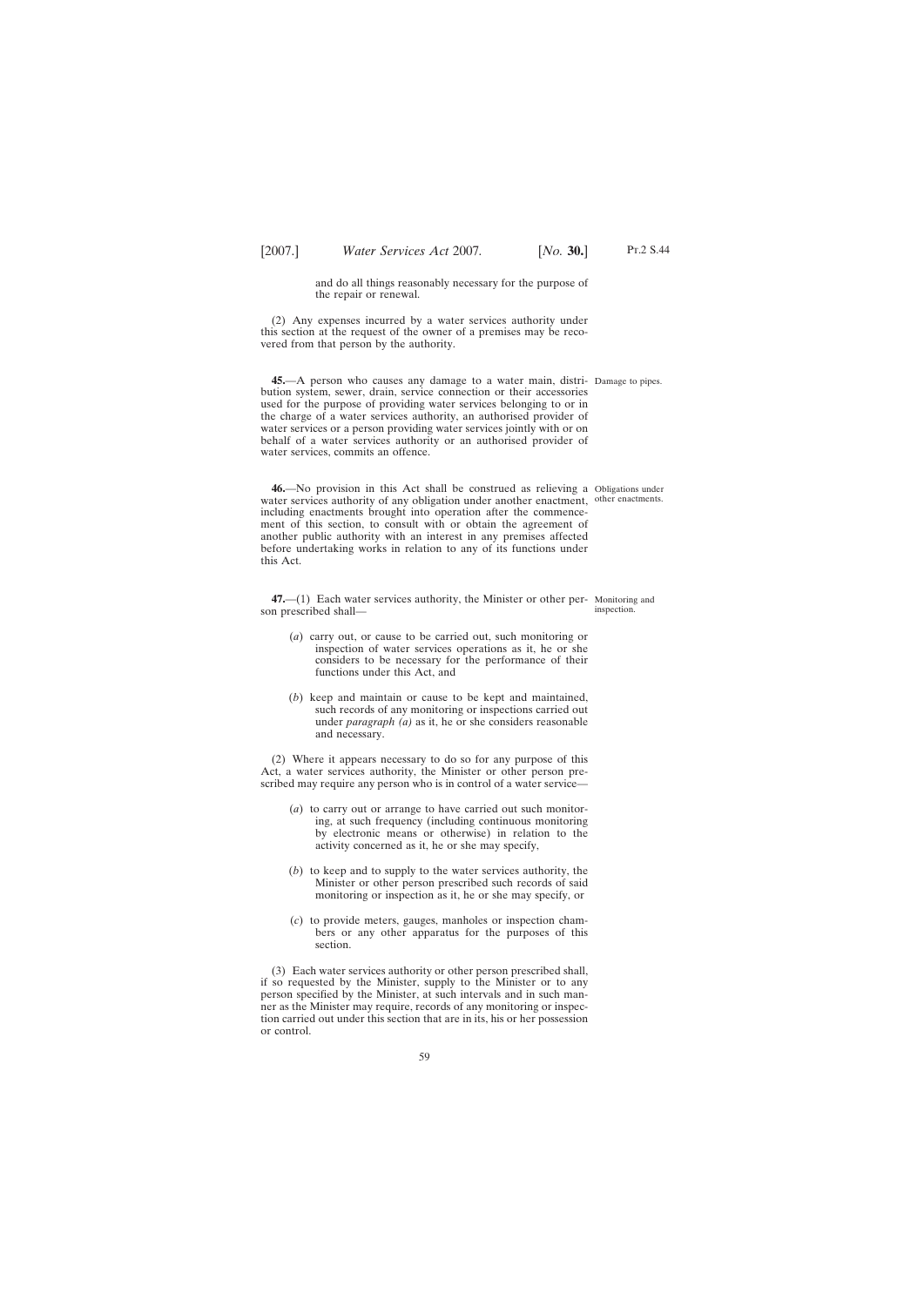and do all things reasonably necessary for the purpose of the repair or renewal.

(2) Any expenses incurred by a water services authority under this section at the request of the owner of a premises may be recovered from that person by the authority.

Damage to pipes.

**45.**—A person who causes any damage to a water main, distribution system, sewer, drain, service connection or their accessories used for the purpose of providing water services belonging to or in the charge of a water services authority, an authorised provider of water services or a person providing water services jointly with or on behalf of a water services authority or an authorised provider of water services, commits an offence.

Obligations under other enactments.

**46.**—No provision in this Act shall be construed as relieving a water services authority of any obligation under another enactment, including enactments brought into operation after the commencement of this section, to consult with or obtain the agreement of another public authority with an interest in any premises affected before undertaking works in relation to any of its functions under this Act.

Monitoring and inspection.

**47.**—(1) Each water services authority, the Minister or other person prescribed shall—

(*a*) carry out, or cause to be carried out, such monitoring or inspection of water services operations as it, he or she considers to be necessary for the performance of their functions under this Act, and

(*b*) keep and maintain or cause to be kept and maintained, such records of any monitoring or inspections carried out under *paragraph (a)* as it, he or she considers reasonable and necessary.

(2) Where it appears necessary to do so for any purpose of this Act, a water services authority, the Minister or other person prescribed may require any person who is in control of a water service—

(*a*) to carry out or arrange to have carried out such monitoring, at such frequency (including continuous monitoring by electronic means or otherwise) in relation to the activity concerned as it, he or she may specify,

(*b*) to keep and to supply to the water services authority, the Minister or other person prescribed such records of said monitoring or inspection as it, he or she may specify, or

(*c*) to provide meters, gauges, manholes or inspection chambers or any other apparatus for the purposes of this section.

(3) Each water services authority or other person prescribed shall, if so requested by the Minister, supply to the Minister or to any person specified by the Minister, at such intervals and in such manner as the Minister may require, records of any monitoring or inspection carried out under this section that are in its, his or her possession or control.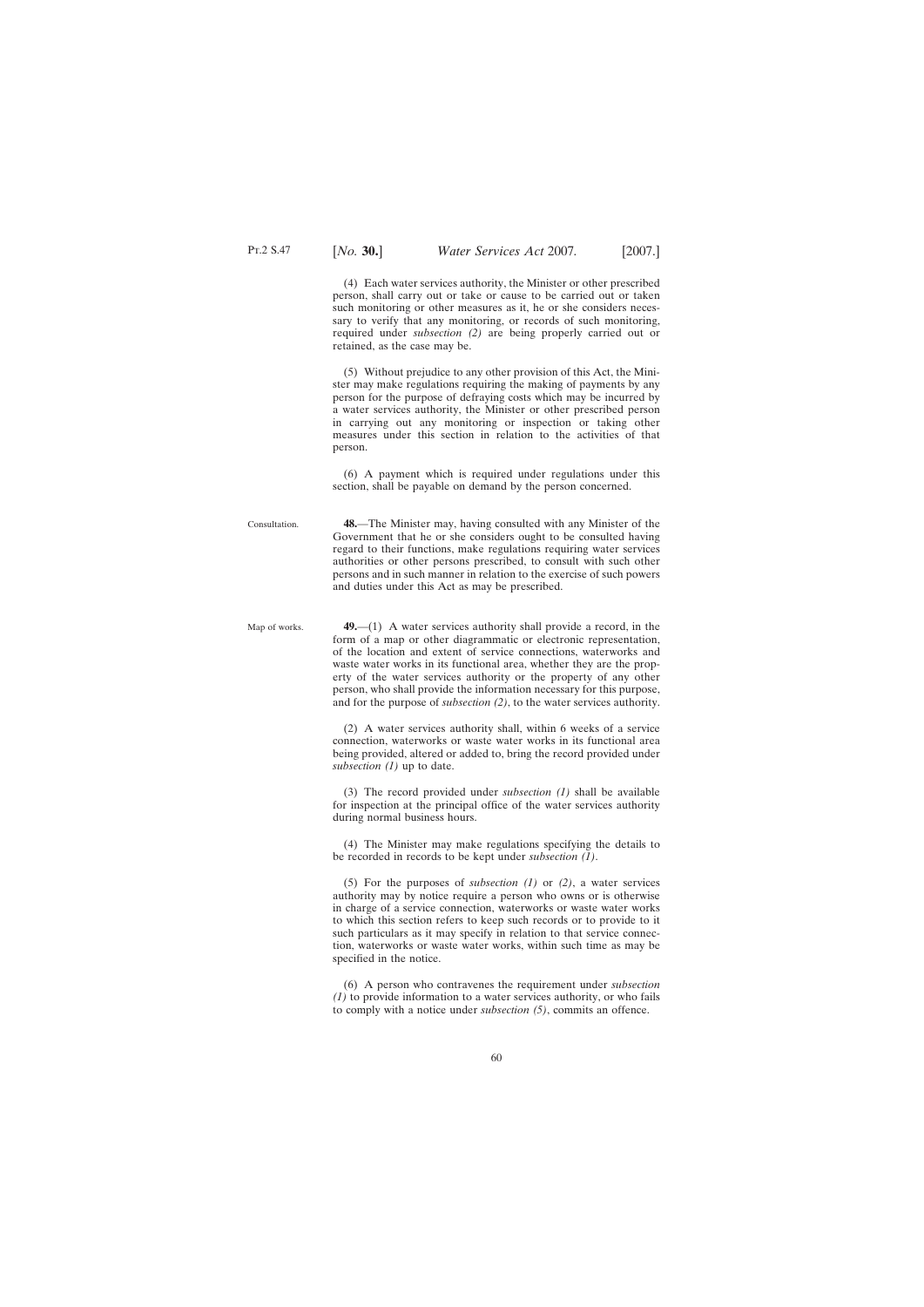(4) Each water services authority, the Minister or other prescribed person, shall carry out or take or cause to be carried out or taken such monitoring or other measures as it, he or she considers necessary to verify that any monitoring, or records of such monitoring, required under *subsection (2)* are being properly carried out or retained, as the case may be.

(5) Without prejudice to any other provision of this Act, the Minister may make regulations requiring the making of payments by any person for the purpose of defraying costs which may be incurred by a water services authority, the Minister or other prescribed person in carrying out any monitoring or inspection or taking other measures under this section in relation to the activities of that person.

(6) A payment which is required under regulations under this section, shall be payable on demand by the person concerned.

Consultation.

**48.**—The Minister may, having consulted with any Minister of the Government that he or she considers ought to be consulted having regard to their functions, make regulations requiring water services authorities or other persons prescribed, to consult with such other persons and in such manner in relation to the exercise of such powers and duties under this Act as may be prescribed.

Map of works.

**49.**—(1) A water services authority shall provide a record, in the form of a map or other diagrammatic or electronic representation, of the location and extent of service connections, waterworks and waste water works in its functional area, whether they are the property of the water services authority or the property of any other person, who shall provide the information necessary for this purpose, and for the purpose of *subsection (2)*, to the water services authority.

(2) A water services authority shall, within 6 weeks of a service connection, waterworks or waste water works in its functional area being provided, altered or added to, bring the record provided under *subsection (1)* up to date.

(3) The record provided under *subsection (1)* shall be available for inspection at the principal office of the water services authority during normal business hours.

(4) The Minister may make regulations specifying the details to be recorded in records to be kept under *subsection (1)*.

(5) For the purposes of *subsection (1)* or *(2)*, a water services authority may by notice require a person who owns or is otherwise in charge of a service connection, waterworks or waste water works to which this section refers to keep such records or to provide to it such particulars as it may specify in relation to that service connection, waterworks or waste water works, within such time as may be specified in the notice.

(6) A person who contravenes the requirement under *subsection (1)* to provide information to a water services authority, or who fails to comply with a notice under *subsection (5)*, commits an offence.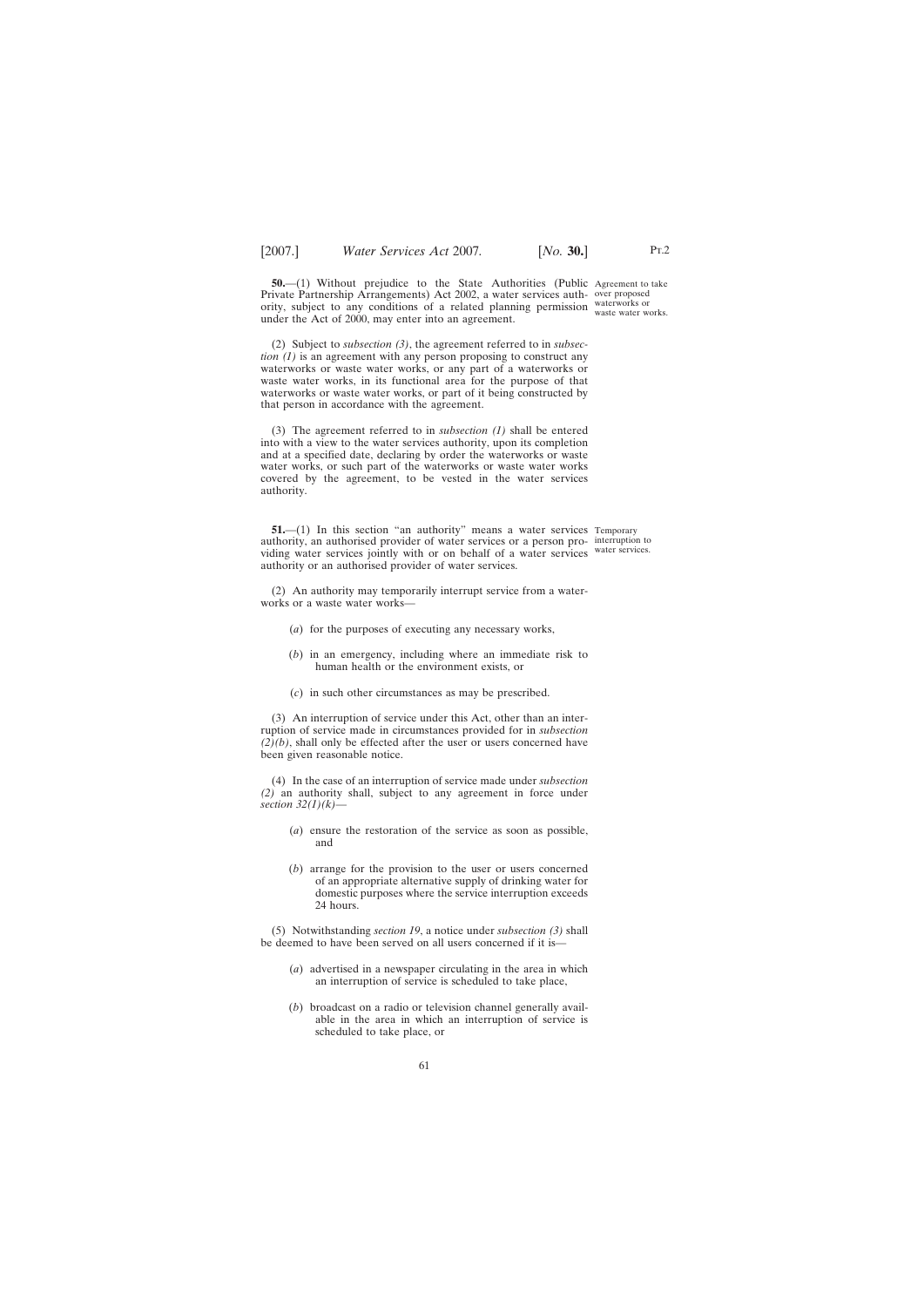**50.**—(1) Without prejudice to the State Authorities (Public Private Partnership Arrangements) Act 2002, a water services authority, subject to any conditions of a related planning permission under the Act of 2000, may enter into an agreement.

Agreement to take over proposed waterworks or waste water works.

(2) Subject to *subsection (3)*, the agreement referred to in *subsection (1)* is an agreement with any person proposing to construct any waterworks or waste water works, or any part of a waterworks or waste water works, in its functional area for the purpose of that waterworks or waste water works, or part of it being constructed by that person in accordance with the agreement.

(3) The agreement referred to in *subsection (1)* shall be entered into with a view to the water services authority, upon its completion and at a specified date, declaring by order the waterworks or waste water works, or such part of the waterworks or waste water works covered by the agreement, to be vested in the water services authority.

**51.**—(1) In this section "an authority" means a water services authority, an authorised provider of water services or a person providing water services jointly with or on behalf of a water services authority or an authorised provider of water services.

Temporary interruption to water services.

(2) An authority may temporarily interrupt service from a waterworks or a waste water works—

(*a*) for the purposes of executing any necessary works,

(*b*) in an emergency, including where an immediate risk to human health or the environment exists, or

(*c*) in such other circumstances as may be prescribed.

(3) An interruption of service under this Act, other than an interruption of service made in circumstances provided for in *subsection (2)(b)*, shall only be effected after the user or users concerned have been given reasonable notice.

(4) In the case of an interruption of service made under *subsection (2)* an authority shall, subject to any agreement in force under *section 32(1)(k)*—

(*a*) ensure the restoration of the service as soon as possible, and

(*b*) arrange for the provision to the user or users concerned of an appropriate alternative supply of drinking water for domestic purposes where the service interruption exceeds 24 hours.

(5) Notwithstanding *section 19*, a notice under *subsection (3)* shall be deemed to have been served on all users concerned if it is—

(*a*) advertised in a newspaper circulating in the area in which an interruption of service is scheduled to take place,

(*b*) broadcast on a radio or television channel generally available in the area in which an interruption of service is scheduled to take place, or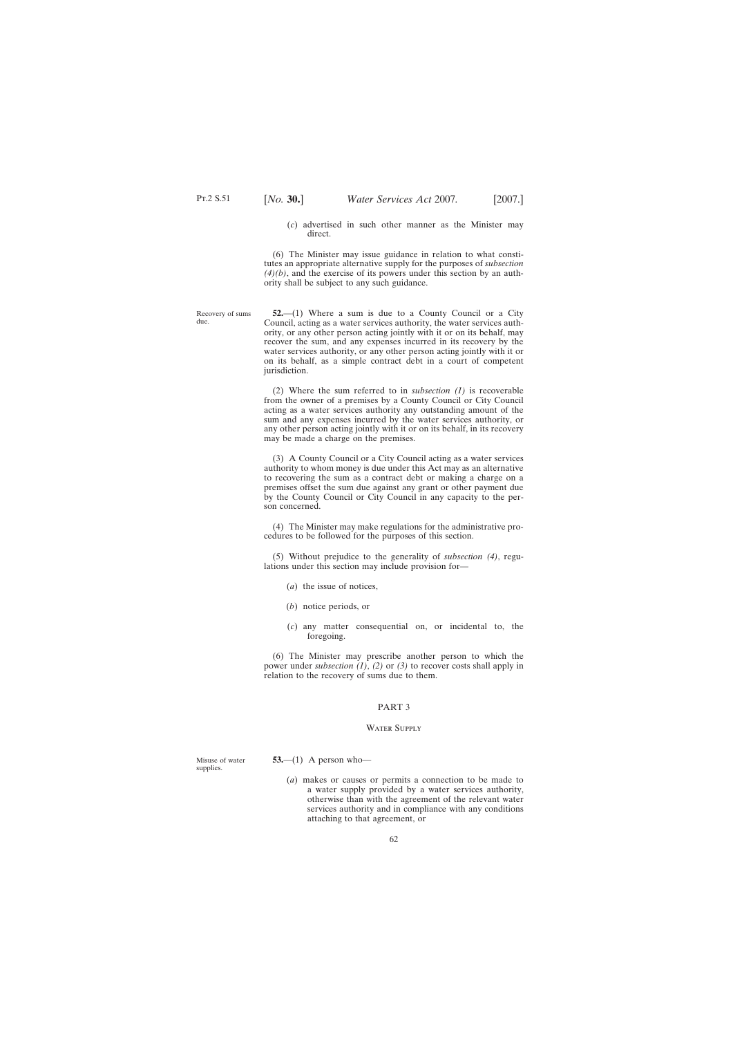(*c*) advertised in such other manner as the Minister may direct.

(6) The Minister may issue guidance in relation to what constitutes an appropriate alternative supply for the purposes of *subsection (4)(b)*, and the exercise of its powers under this section by an authority shall be subject to any such guidance.

Recovery of sums due.

**52.**—(1) Where a sum is due to a County Council or a City Council, acting as a water services authority, the water services authority, or any other person acting jointly with it or on its behalf, may recover the sum, and any expenses incurred in its recovery by the water services authority, or any other person acting jointly with it or on its behalf, as a simple contract debt in a court of competent jurisdiction.

(2) Where the sum referred to in *subsection (1)* is recoverable from the owner of a premises by a County Council or City Council acting as a water services authority any outstanding amount of the sum and any expenses incurred by the water services authority, or any other person acting jointly with it or on its behalf, in its recovery may be made a charge on the premises.

(3) A County Council or a City Council acting as a water services authority to whom money is due under this Act may as an alternative to recovering the sum as a contract debt or making a charge on a premises offset the sum due against any grant or other payment due by the County Council or City Council in any capacity to the person concerned.

(4) The Minister may make regulations for the administrative procedures to be followed for the purposes of this section.

(5) Without prejudice to the generality of *subsection (4)*, regulations under this section may include provision for—

(*a*) the issue of notices,

(*b*) notice periods, or

(*c*) any matter consequential on, or incidental to, the foregoing.

(6) The Minister may prescribe another person to which the power under *subsection (1)*, *(2)* or *(3)* to recover costs shall apply in relation to the recovery of sums due to them.

## PART 3

### Water Supply

Misuse of water supplies.

**53.**—(1) A person who—

(*a*) makes or causes or permits a connection to be made to a water supply provided by a water services authority, otherwise than with the agreement of the relevant water services authority and in compliance with any conditions attaching to that agreement, or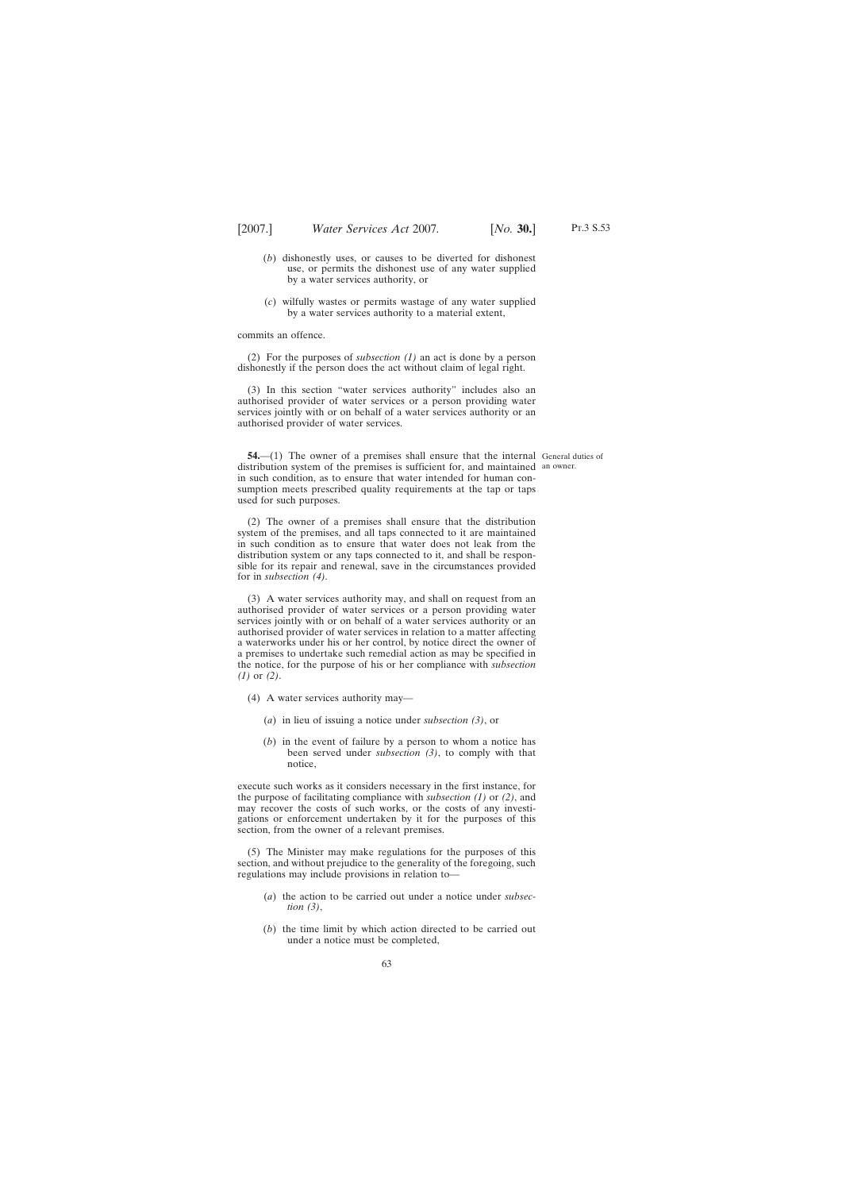(*b*) dishonestly uses, or causes to be diverted for dishonest use, or permits the dishonest use of any water supplied by a water services authority, or

(*c*) wilfully wastes or permits wastage of any water supplied by a water services authority to a material extent,

commits an offence.

(2) For the purposes of *subsection (1)* an act is done by a person dishonestly if the person does the act without claim of legal right.

(3) In this section "water services authority" includes also an authorised provider of water services or a person providing water services jointly with or on behalf of a water services authority or an authorised provider of water services.

General duties of an owner.

**54.**—(1) The owner of a premises shall ensure that the internal distribution system of the premises is sufficient for, and maintained in such condition, as to ensure that water intended for human consumption meets prescribed quality requirements at the tap or taps used for such purposes.

(2) The owner of a premises shall ensure that the distribution system of the premises, and all taps connected to it are maintained in such condition as to ensure that water does not leak from the distribution system or any taps connected to it, and shall be responsible for its repair and renewal, save in the circumstances provided for in *subsection (4)*.

(3) A water services authority may, and shall on request from an authorised provider of water services or a person providing water services jointly with or on behalf of a water services authority or an authorised provider of water services in relation to a matter affecting a waterworks under his or her control, by notice direct the owner of a premises to undertake such remedial action as may be specified in the notice, for the purpose of his or her compliance with *subsection (1)* or *(2)*.

(4) A water services authority may—

(*a*) in lieu of issuing a notice under *subsection (3)*, or

(*b*) in the event of failure by a person to whom a notice has been served under *subsection (3)*, to comply with that notice,

execute such works as it considers necessary in the first instance, for the purpose of facilitating compliance with *subsection (1)* or *(2)*, and may recover the costs of such works, or the costs of any investigations or enforcement undertaken by it for the purposes of this section, from the owner of a relevant premises.

(5) The Minister may make regulations for the purposes of this section, and without prejudice to the generality of the foregoing, such regulations may include provisions in relation to—

(*a*) the action to be carried out under a notice under *subsection (3)*,

(*b*) the time limit by which action directed to be carried out under a notice must be completed,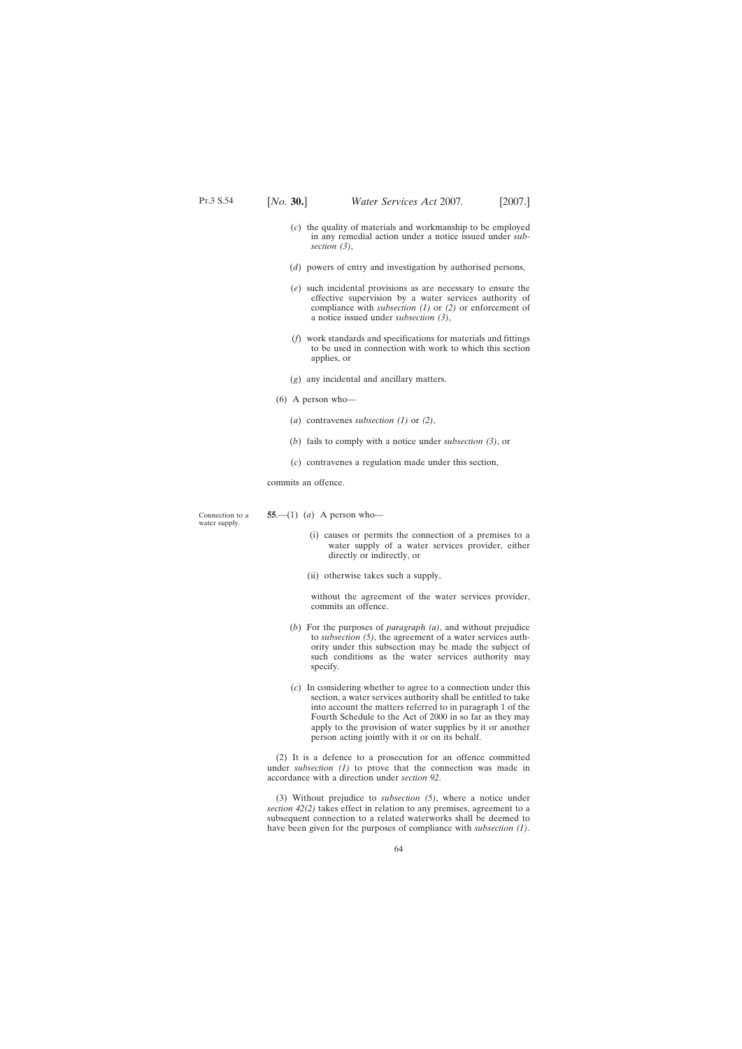(*c*) the quality of materials and workmanship to be employed in any remedial action under a notice issued under *subsection (3)*,

(*d*) powers of entry and investigation by authorised persons,

(*e*) such incidental provisions as are necessary to ensure the effective supervision by a water services authority of compliance with *subsection (1)* or *(2)* or enforcement of a notice issued under *subsection (3)*,

(*f*) work standards and specifications for materials and fittings to be used in connection with work to which this section applies, or

(*g*) any incidental and ancillary matters.

(6) A person who—

(*a*) contravenes *subsection (1)* or *(2)*,

(*b*) fails to comply with a notice under *subsection (3)*, or

(*c*) contravenes a regulation made under this section,

commits an offence.

Connection to a water supply.

**55**.—(1) (*a*) A person who—

(i) causes or permits the connection of a premises to a water supply of a water services provider, either directly or indirectly, or

(ii) otherwise takes such a supply,

without the agreement of the water services provider, commits an offence.

(*b*) For the purposes of *paragraph (a)*, and without prejudice to *subsection (5)*, the agreement of a water services authority under this subsection may be made the subject of such conditions as the water services authority may specify.

(*c*) In considering whether to agree to a connection under this section, a water services authority shall be entitled to take into account the matters referred to in paragraph 1 of the Fourth Schedule to the Act of 2000 in so far as they may apply to the provision of water supplies by it or another person acting jointly with it or on its behalf.

(2) It is a defence to a prosecution for an offence committed under *subsection (1)* to prove that the connection was made in accordance with a direction under *section 92*.

(3) Without prejudice to *subsection (5)*, where a notice under *section 42(2)* takes effect in relation to any premises, agreement to a subsequent connection to a related waterworks shall be deemed to have been given for the purposes of compliance with *subsection (1)*.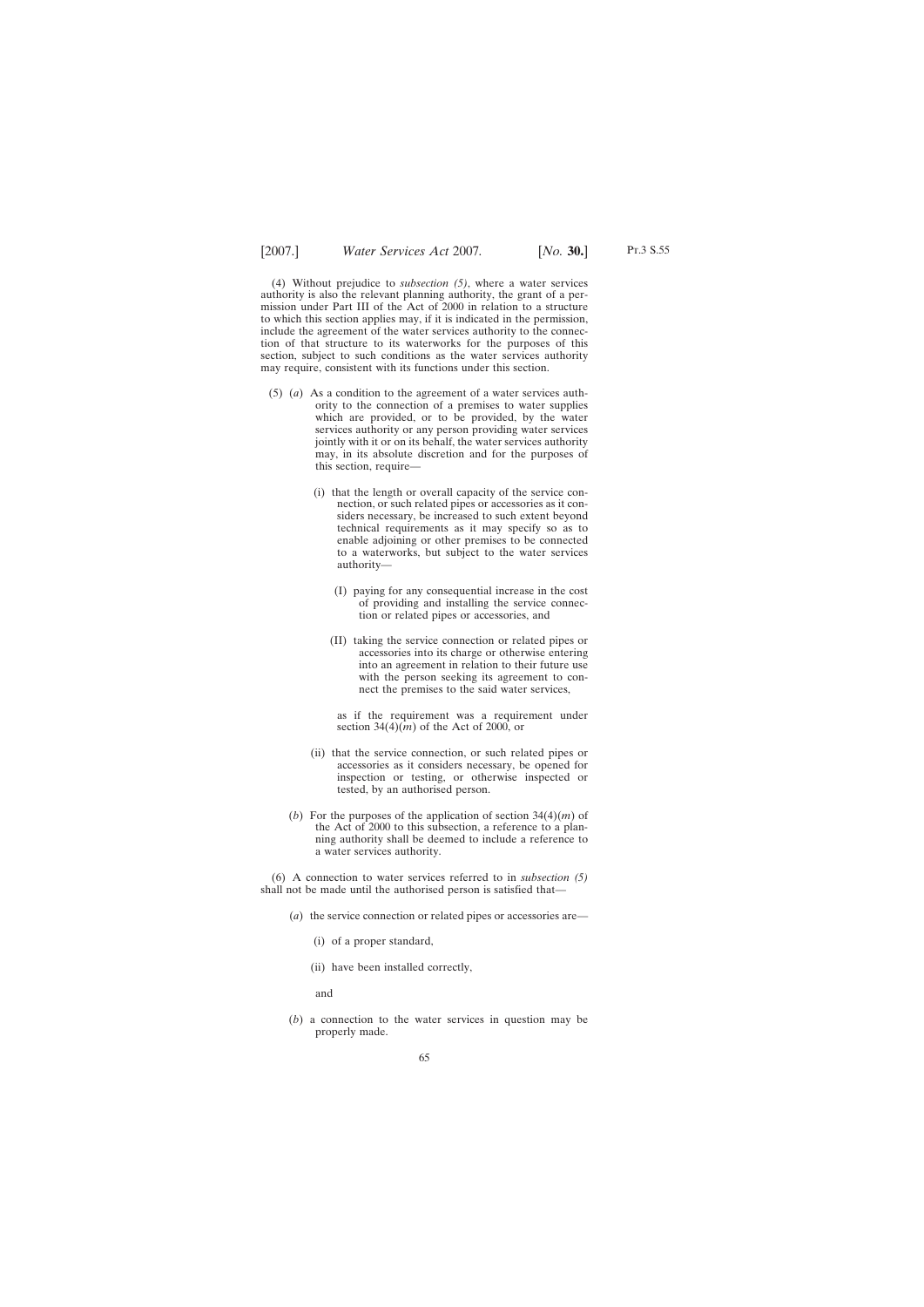(4) Without prejudice to *subsection (5)*, where a water services authority is also the relevant planning authority, the grant of a permission under Part III of the Act of 2000 in relation to a structure to which this section applies may, if it is indicated in the permission, include the agreement of the water services authority to the connection of that structure to its waterworks for the purposes of this section, subject to such conditions as the water services authority may require, consistent with its functions under this section.

(5) (*a*) As a condition to the agreement of a water services authority to the connection of a premises to water supplies which are provided, or to be provided, by the water services authority or any person providing water services jointly with it or on its behalf, the water services authority may, in its absolute discretion and for the purposes of this section, require—

(i) that the length or overall capacity of the service connection, or such related pipes or accessories as it considers necessary, be increased to such extent beyond technical requirements as it may specify so as to enable adjoining or other premises to be connected to a waterworks, but subject to the water services authority—

(I) paying for any consequential increase in the cost of providing and installing the service connection or related pipes or accessories, and

(II) taking the service connection or related pipes or accessories into its charge or otherwise entering into an agreement in relation to their future use with the person seeking its agreement to connect the premises to the said water services,

as if the requirement was a requirement under section 34(4)(*m*) of the Act of 2000, or

(ii) that the service connection, or such related pipes or accessories as it considers necessary, be opened for inspection or testing, or otherwise inspected or tested, by an authorised person.

(*b*) For the purposes of the application of section 34(4)(*m*) of the Act of 2000 to this subsection, a reference to a planning authority shall be deemed to include a reference to a water services authority.

(6) A connection to water services referred to in *subsection (5)* shall not be made until the authorised person is satisfied that—

(*a*) the service connection or related pipes or accessories are—

(i) of a proper standard,

(ii) have been installed correctly,

and

(*b*) a connection to the water services in question may be properly made.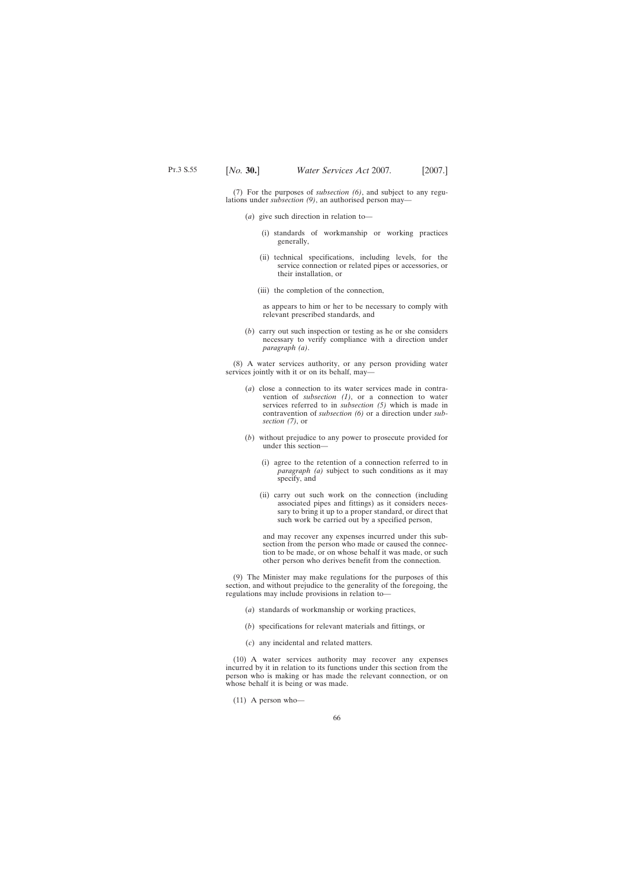(7) For the purposes of *subsection (6)*, and subject to any regulations under *subsection (9)*, an authorised person may—

(*a*) give such direction in relation to—

(i) standards of workmanship or working practices generally,

(ii) technical specifications, including levels, for the service connection or related pipes or accessories, or their installation, or

(iii) the completion of the connection,

as appears to him or her to be necessary to comply with relevant prescribed standards, and

(*b*) carry out such inspection or testing as he or she considers necessary to verify compliance with a direction under *paragraph (a)*.

(8) A water services authority, or any person providing water services jointly with it or on its behalf, may—

(*a*) close a connection to its water services made in contravention of *subsection (1)*, or a connection to water services referred to in *subsection (5)* which is made in contravention of *subsection (6)* or a direction under *subsection (7)*, or

(*b*) without prejudice to any power to prosecute provided for under this section—

(i) agree to the retention of a connection referred to in *paragraph (a)* subject to such conditions as it may specify, and

(ii) carry out such work on the connection (including associated pipes and fittings) as it considers necessary to bring it up to a proper standard, or direct that such work be carried out by a specified person,

and may recover any expenses incurred under this subsection from the person who made or caused the connection to be made, or on whose behalf it was made, or such other person who derives benefit from the connection.

(9) The Minister may make regulations for the purposes of this section, and without prejudice to the generality of the foregoing, the regulations may include provisions in relation to—

(*a*) standards of workmanship or working practices,

(*b*) specifications for relevant materials and fittings, or

(*c*) any incidental and related matters.

(10) A water services authority may recover any expenses incurred by it in relation to its functions under this section from the person who is making or has made the relevant connection, or on whose behalf it is being or was made.

(11) A person who—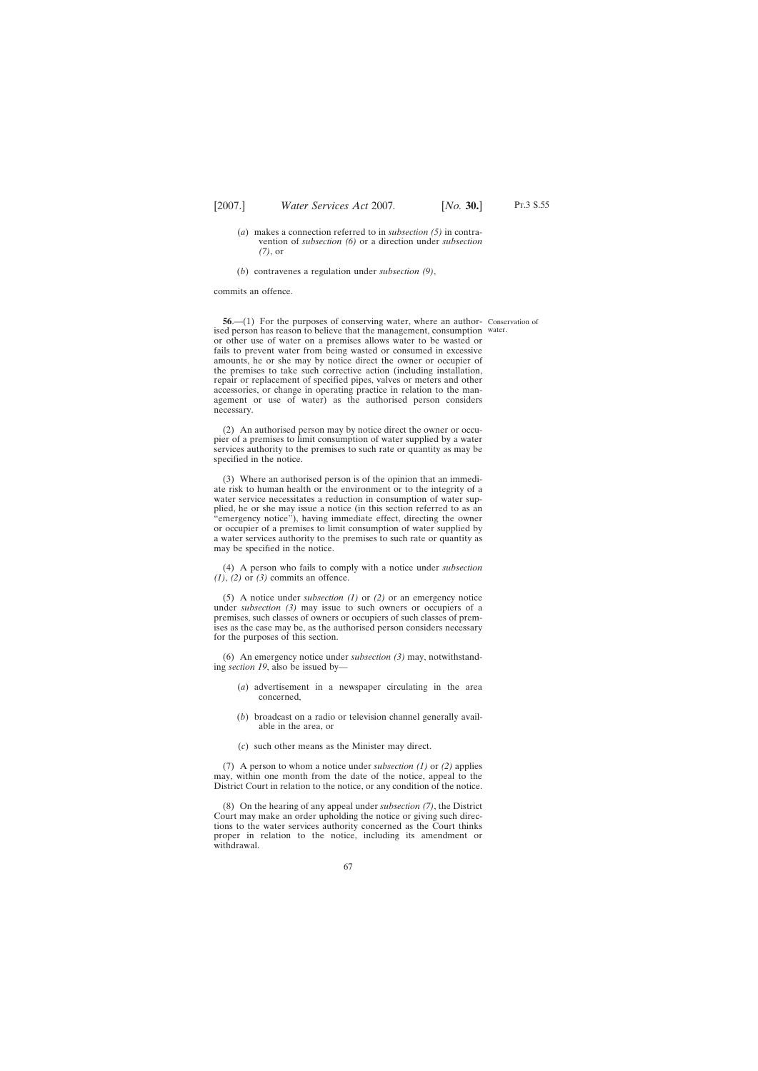(*a*) makes a connection referred to in *subsection (5)* in contravention of *subsection (6)* or a direction under *subsection (7)*, or

(*b*) contravenes a regulation under *subsection (9)*,

commits an offence.

Conservation of water.

**56**.—(1) For the purposes of conserving water, where an authorised person has reason to believe that the management, consumption or other use of water on a premises allows water to be wasted or fails to prevent water from being wasted or consumed in excessive amounts, he or she may by notice direct the owner or occupier of the premises to take such corrective action (including installation, repair or replacement of specified pipes, valves or meters and other accessories, or change in operating practice in relation to the management or use of water) as the authorised person considers necessary.

(2) An authorised person may by notice direct the owner or occupier of a premises to limit consumption of water supplied by a water services authority to the premises to such rate or quantity as may be specified in the notice.

(3) Where an authorised person is of the opinion that an immediate risk to human health or the environment or to the integrity of a water service necessitates a reduction in consumption of water supplied, he or she may issue a notice (in this section referred to as an "emergency notice"), having immediate effect, directing the owner or occupier of a premises to limit consumption of water supplied by a water services authority to the premises to such rate or quantity as may be specified in the notice.

(4) A person who fails to comply with a notice under *subsection (1)*, *(2)* or *(3)* commits an offence.

(5) A notice under *subsection (1)* or *(2)* or an emergency notice under *subsection (3)* may issue to such owners or occupiers of a premises, such classes of owners or occupiers of such classes of premises as the case may be, as the authorised person considers necessary for the purposes of this section.

(6) An emergency notice under *subsection (3)* may, notwithstanding *section 19*, also be issued by—

(*a*) advertisement in a newspaper circulating in the area concerned,

(*b*) broadcast on a radio or television channel generally available in the area, or

(*c*) such other means as the Minister may direct.

(7) A person to whom a notice under *subsection (1)* or *(2)* applies may, within one month from the date of the notice, appeal to the District Court in relation to the notice, or any condition of the notice.

(8) On the hearing of any appeal under *subsection (7)*, the District Court may make an order upholding the notice or giving such directions to the water services authority concerned as the Court thinks proper in relation to the notice, including its amendment or withdrawal.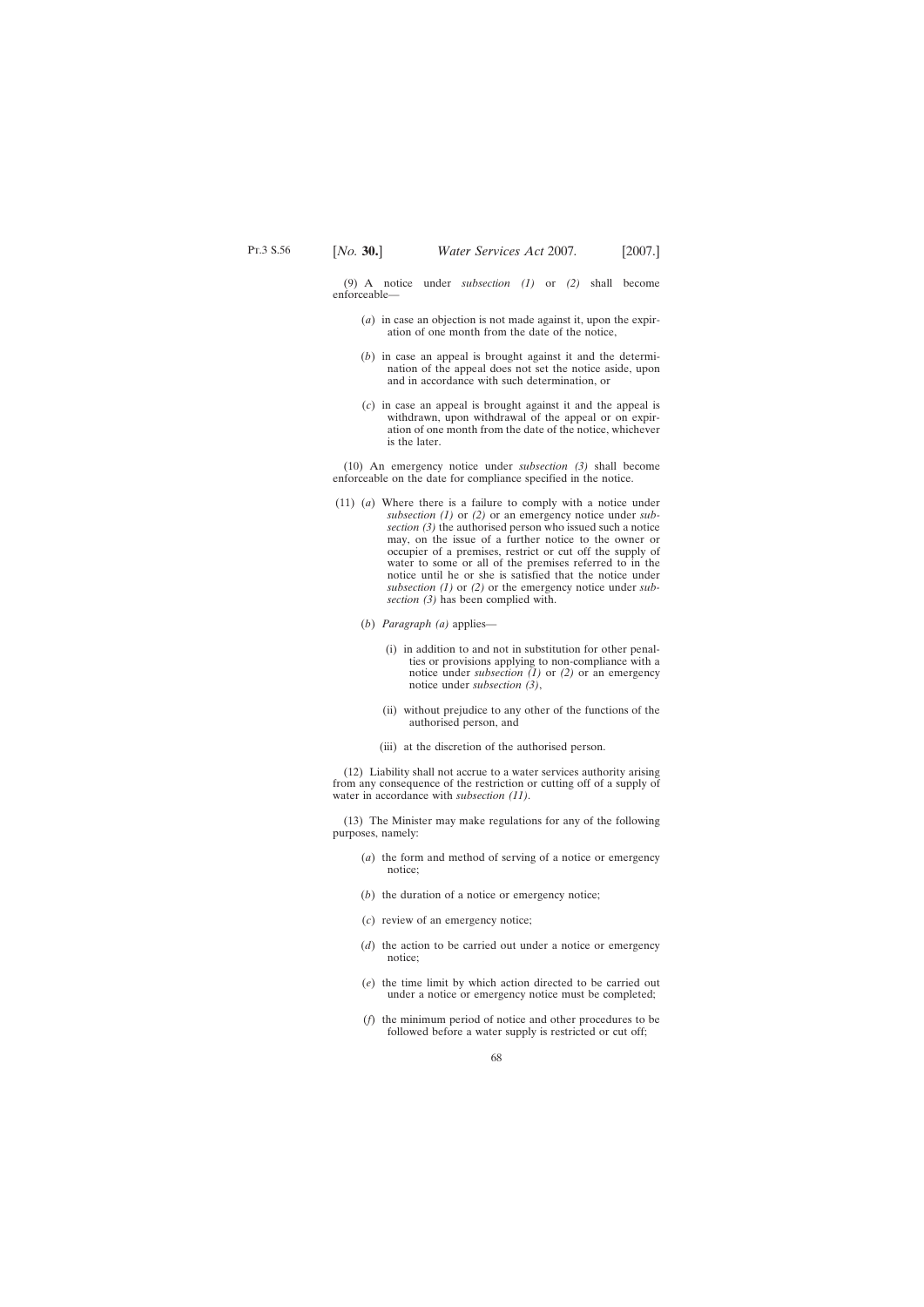(9) A notice under *subsection (1)* or *(2)* shall become enforceable—

(*a*) in case an objection is not made against it, upon the expiration of one month from the date of the notice,

(*b*) in case an appeal is brought against it and the determination of the appeal does not set the notice aside, upon and in accordance with such determination, or

(*c*) in case an appeal is brought against it and the appeal is withdrawn, upon withdrawal of the appeal or on expiration of one month from the date of the notice, whichever is the later.

(10) An emergency notice under *subsection (3)* shall become enforceable on the date for compliance specified in the notice.

(11) (*a*) Where there is a failure to comply with a notice under *subsection (1)* or *(2)* or an emergency notice under *subsection (3)* the authorised person who issued such a notice may, on the issue of a further notice to the owner or occupier of a premises, restrict or cut off the supply of water to some or all of the premises referred to in the notice until he or she is satisfied that the notice under *subsection (1)* or *(2)* or the emergency notice under *subsection (3)* has been complied with.

(*b*) *Paragraph (a)* applies—

(i) in addition to and not in substitution for other penalties or provisions applying to non-compliance with a notice under *subsection (1)* or *(2)* or an emergency notice under *subsection (3)*,

(ii) without prejudice to any other of the functions of the authorised person, and

(iii) at the discretion of the authorised person.

(12) Liability shall not accrue to a water services authority arising from any consequence of the restriction or cutting off of a supply of water in accordance with *subsection (11)*.

(13) The Minister may make regulations for any of the following purposes, namely:

(*a*) the form and method of serving of a notice or emergency notice;

(*b*) the duration of a notice or emergency notice;

(*c*) review of an emergency notice;

(*d*) the action to be carried out under a notice or emergency notice;

(*e*) the time limit by which action directed to be carried out under a notice or emergency notice must be completed;

(*f*) the minimum period of notice and other procedures to be followed before a water supply is restricted or cut off;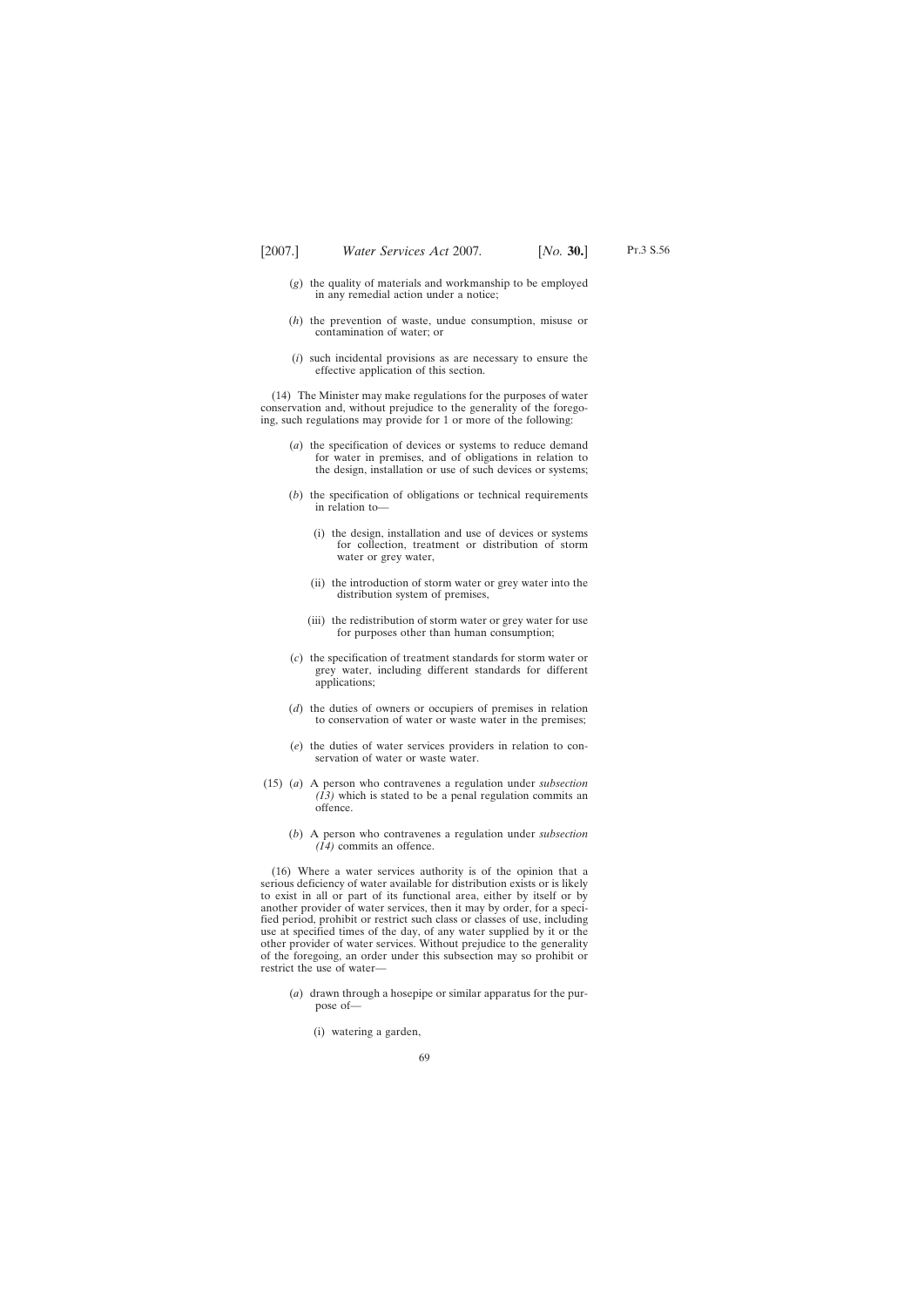(*g*) the quality of materials and workmanship to be employed in any remedial action under a notice;

(*h*) the prevention of waste, undue consumption, misuse or contamination of water; or

(*i*) such incidental provisions as are necessary to ensure the effective application of this section.

(14) The Minister may make regulations for the purposes of water conservation and, without prejudice to the generality of the foregoing, such regulations may provide for 1 or more of the following:

(*a*) the specification of devices or systems to reduce demand for water in premises, and of obligations in relation to the design, installation or use of such devices or systems;

(*b*) the specification of obligations or technical requirements in relation to—

(i) the design, installation and use of devices or systems for collection, treatment or distribution of storm water or grey water,

(ii) the introduction of storm water or grey water into the distribution system of premises,

(iii) the redistribution of storm water or grey water for use for purposes other than human consumption;

(*c*) the specification of treatment standards for storm water or grey water, including different standards for different applications;

(*d*) the duties of owners or occupiers of premises in relation to conservation of water or waste water in the premises;

(*e*) the duties of water services providers in relation to conservation of water or waste water.

(15) (*a*) A person who contravenes a regulation under *subsection (13)* which is stated to be a penal regulation commits an offence.

(*b*) A person who contravenes a regulation under *subsection (14)* commits an offence.

(16) Where a water services authority is of the opinion that a serious deficiency of water available for distribution exists or is likely to exist in all or part of its functional area, either by itself or by another provider of water services, then it may by order, for a specified period, prohibit or restrict such class or classes of use, including use at specified times of the day, of any water supplied by it or the other provider of water services. Without prejudice to the generality of the foregoing, an order under this subsection may so prohibit or restrict the use of water—

(*a*) drawn through a hosepipe or similar apparatus for the purpose of—

(i) watering a garden,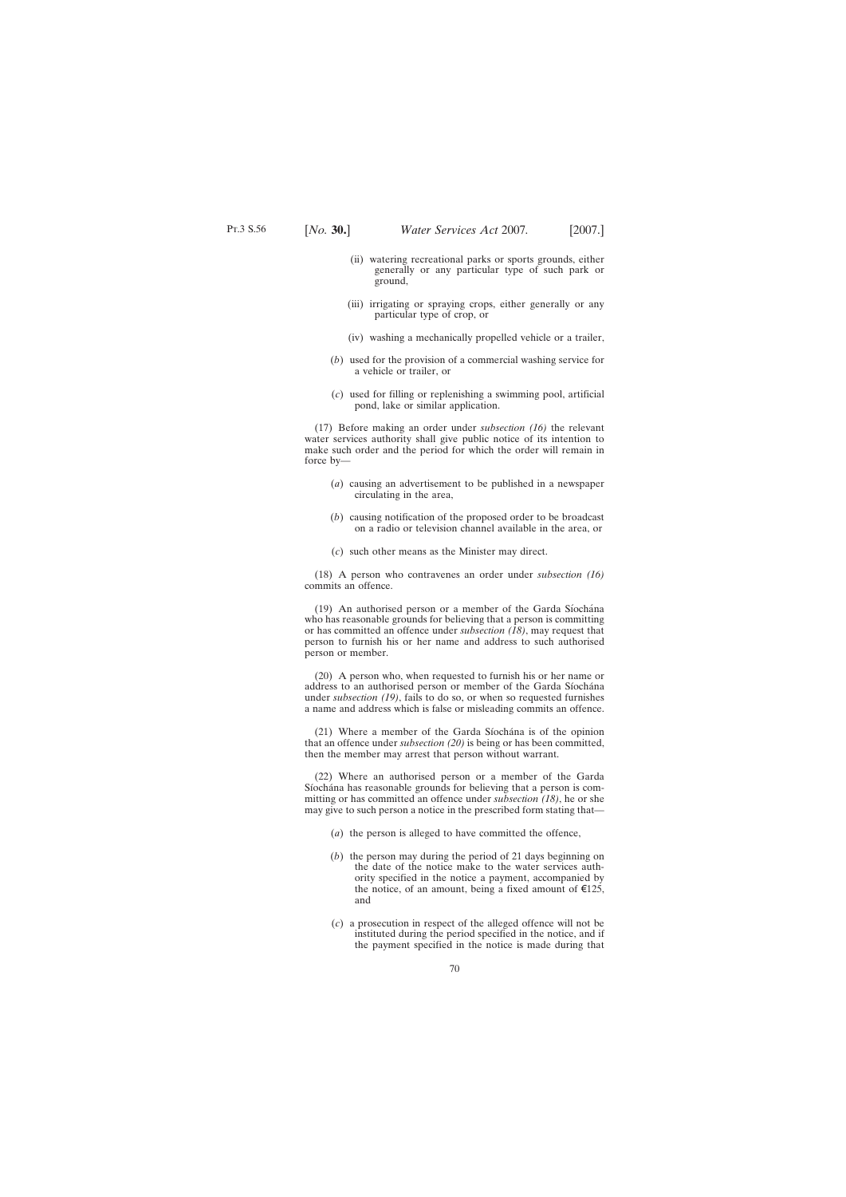(ii) watering recreational parks or sports grounds, either generally or any particular type of such park or ground,

(iii) irrigating or spraying crops, either generally or any particular type of crop, or

(iv) washing a mechanically propelled vehicle or a trailer,

(*b*) used for the provision of a commercial washing service for a vehicle or trailer, or

(*c*) used for filling or replenishing a swimming pool, artificial pond, lake or similar application.

(17) Before making an order under *subsection (16)* the relevant water services authority shall give public notice of its intention to make such order and the period for which the order will remain in force by—

(*a*) causing an advertisement to be published in a newspaper circulating in the area,

(*b*) causing notification of the proposed order to be broadcast on a radio or television channel available in the area, or

(*c*) such other means as the Minister may direct.

(18) A person who contravenes an order under *subsection (16)* commits an offence.

(19) An authorised person or a member of the Garda Síochána who has reasonable grounds for believing that a person is committing or has committed an offence under *subsection (18)*, may request that person to furnish his or her name and address to such authorised person or member.

(20) A person who, when requested to furnish his or her name or address to an authorised person or member of the Garda Síochána under *subsection (19)*, fails to do so, or when so requested furnishes a name and address which is false or misleading commits an offence.

(21) Where a member of the Garda Síochána is of the opinion that an offence under *subsection (20)* is being or has been committed, then the member may arrest that person without warrant.

(22) Where an authorised person or a member of the Garda Síochána has reasonable grounds for believing that a person is committing or has committed an offence under *subsection (18)*, he or she may give to such person a notice in the prescribed form stating that—

(*a*) the person is alleged to have committed the offence,

(*b*) the person may during the period of 21 days beginning on the date of the notice make to the water services authority specified in the notice a payment, accompanied by the notice, of an amount, being a fixed amount of €125, and

(*c*) a prosecution in respect of the alleged offence will not be instituted during the period specified in the notice, and if the payment specified in the notice is made during that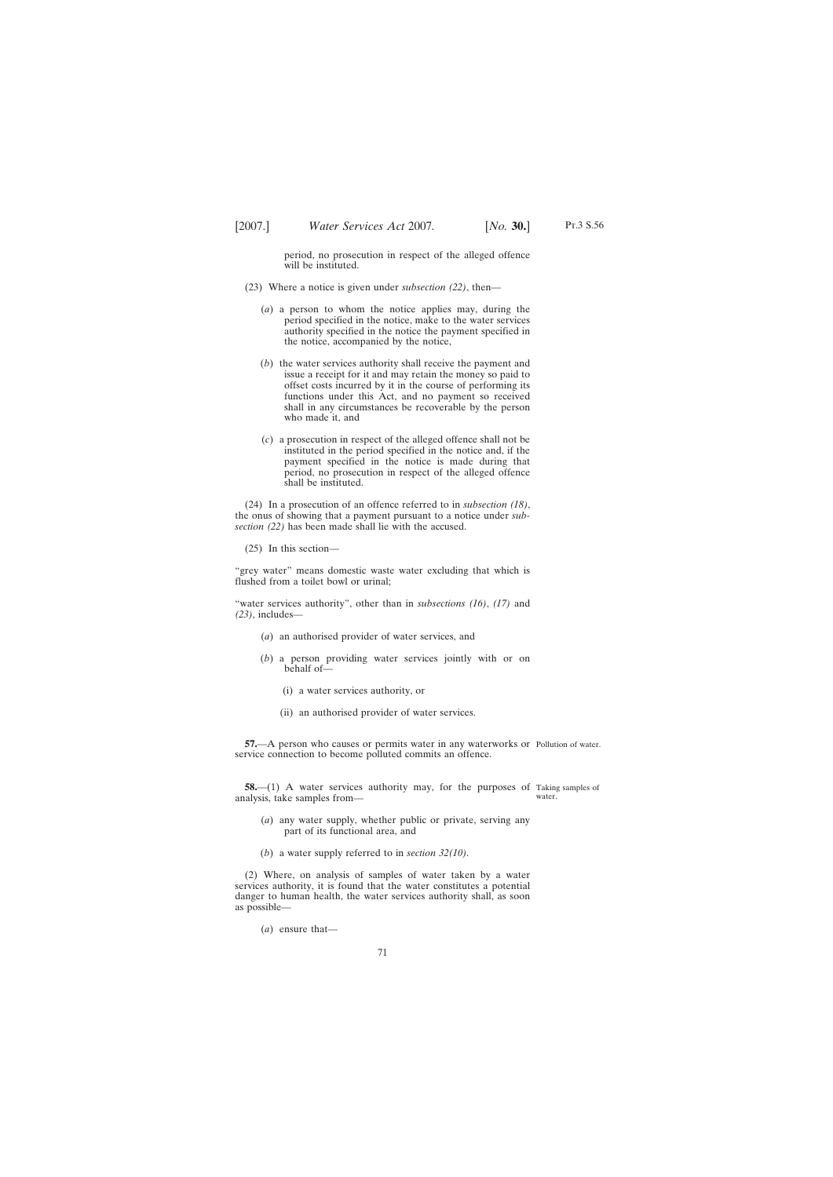period, no prosecution in respect of the alleged offence will be instituted.

(23) Where a notice is given under *subsection (22)*, then—

(*a*) a person to whom the notice applies may, during the period specified in the notice, make to the water services authority specified in the notice the payment specified in the notice, accompanied by the notice,

(*b*) the water services authority shall receive the payment and issue a receipt for it and may retain the money so paid to offset costs incurred by it in the course of performing its functions under this Act, and no payment so received shall in any circumstances be recoverable by the person who made it, and

(*c*) a prosecution in respect of the alleged offence shall not be instituted in the period specified in the notice and, if the payment specified in the notice is made during that period, no prosecution in respect of the alleged offence shall be instituted.

(24) In a prosecution of an offence referred to in *subsection (18)*, the onus of showing that a payment pursuant to a notice under *subsection (22)* has been made shall lie with the accused.

(25) In this section—

"grey water" means domestic waste water excluding that which is flushed from a toilet bowl or urinal;

"water services authority", other than in *subsections (16)*, *(17)* and *(23)*, includes—

(*a*) an authorised provider of water services, and

(*b*) a person providing water services jointly with or on behalf of—

(i) a water services authority, or

(ii) an authorised provider of water services.

Pollution of water.

**57.**—A person who causes or permits water in any waterworks or service connection to become polluted commits an offence.

Taking samples of water.

**58.**—(1) A water services authority may, for the purposes of analysis, take samples from—

(*a*) any water supply, whether public or private, serving any part of its functional area, and

(*b*) a water supply referred to in *section 32(10)*.

(2) Where, on analysis of samples of water taken by a water services authority, it is found that the water constitutes a potential danger to human health, the water services authority shall, as soon as possible—

(*a*) ensure that—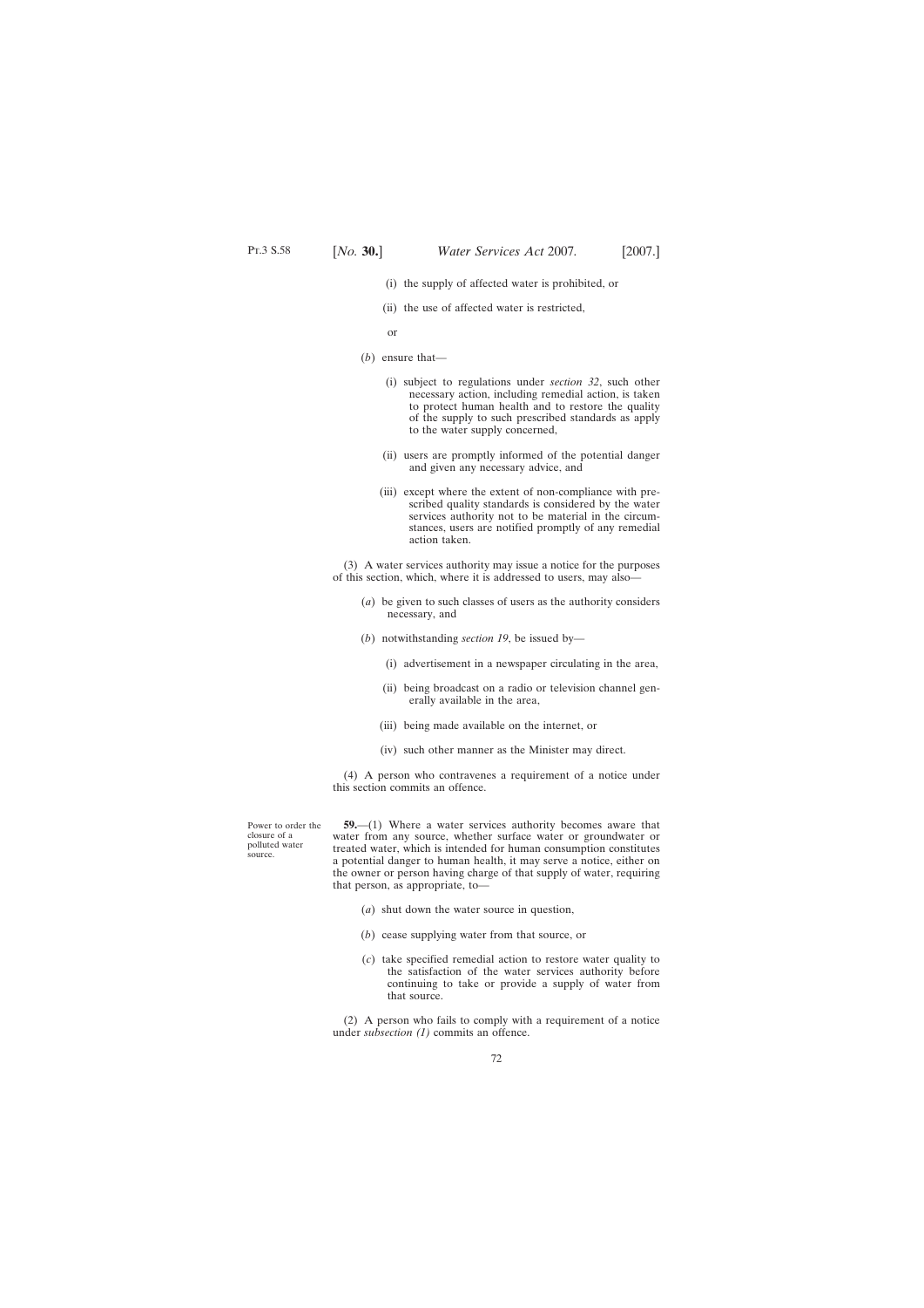(i) the supply of affected water is prohibited, or

(ii) the use of affected water is restricted,

or

(*b*) ensure that—

(i) subject to regulations under *section 32*, such other necessary action, including remedial action, is taken to protect human health and to restore the quality of the supply to such prescribed standards as apply to the water supply concerned,

(ii) users are promptly informed of the potential danger and given any necessary advice, and

(iii) except where the extent of non-compliance with prescribed quality standards is considered by the water services authority not to be material in the circumstances, users are notified promptly of any remedial action taken.

(3) A water services authority may issue a notice for the purposes of this section, which, where it is addressed to users, may also—

(*a*) be given to such classes of users as the authority considers necessary, and

(*b*) notwithstanding *section 19*, be issued by—

(i) advertisement in a newspaper circulating in the area,

(ii) being broadcast on a radio or television channel generally available in the area,

(iii) being made available on the internet, or

(iv) such other manner as the Minister may direct.

(4) A person who contravenes a requirement of a notice under this section commits an offence.

Power to order the closure of a polluted water source.

**59.**—(1) Where a water services authority becomes aware that water from any source, whether surface water or groundwater or treated water, which is intended for human consumption constitutes a potential danger to human health, it may serve a notice, either on the owner or person having charge of that supply of water, requiring that person, as appropriate, to—

(*a*) shut down the water source in question,

(*b*) cease supplying water from that source, or

(*c*) take specified remedial action to restore water quality to the satisfaction of the water services authority before continuing to take or provide a supply of water from that source.

(2) A person who fails to comply with a requirement of a notice under *subsection (1)* commits an offence.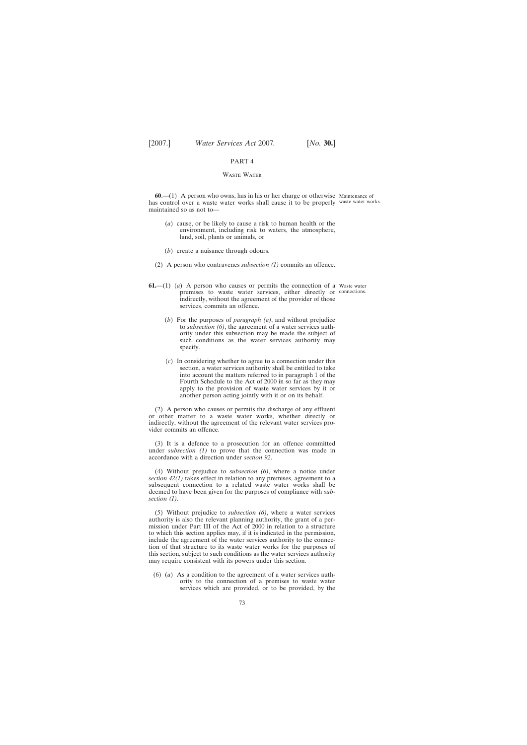# PART 4

## Waste Water

**60**.—(1) A person who owns, has in his or her charge or otherwise has control over a waste water works shall cause it to be properly maintained so as not to—

Maintenance of waste water works.

(*a*) cause, or be likely to cause a risk to human health or the environment, including risk to waters, the atmosphere, land, soil, plants or animals, or

(*b*) create a nuisance through odours.

(2) A person who contravenes *subsection (1)* commits an offence.

**61.**—(1) (*a*) A person who causes or permits the connection of a premises to waste water services, either directly or indirectly, without the agreement of the provider of those services, commits an offence.

Waste water connections.

(*b*) For the purposes of *paragraph (a)*, and without prejudice to *subsection (6)*, the agreement of a water services authority under this subsection may be made the subject of such conditions as the water services authority may specify.

(*c*) In considering whether to agree to a connection under this section, a water services authority shall be entitled to take into account the matters referred to in paragraph 1 of the Fourth Schedule to the Act of 2000 in so far as they may apply to the provision of waste water services by it or another person acting jointly with it or on its behalf.

(2) A person who causes or permits the discharge of any effluent or other matter to a waste water works, whether directly or indirectly, without the agreement of the relevant water services provider commits an offence.

(3) It is a defence to a prosecution for an offence committed under *subsection (1)* to prove that the connection was made in accordance with a direction under *section 92*.

(4) Without prejudice to *subsection (6)*, where a notice under *section 42(1)* takes effect in relation to any premises, agreement to a subsequent connection to a related waste water works shall be deemed to have been given for the purposes of compliance with *subsection (1)*.

(5) Without prejudice to *subsection (6)*, where a water services authority is also the relevant planning authority, the grant of a permission under Part III of the Act of 2000 in relation to a structure to which this section applies may, if it is indicated in the permission, include the agreement of the water services authority to the connection of that structure to its waste water works for the purposes of this section, subject to such conditions as the water services authority may require consistent with its powers under this section.

(6) (*a*) As a condition to the agreement of a water services authority to the connection of a premises to waste water services which are provided, or to be provided, by the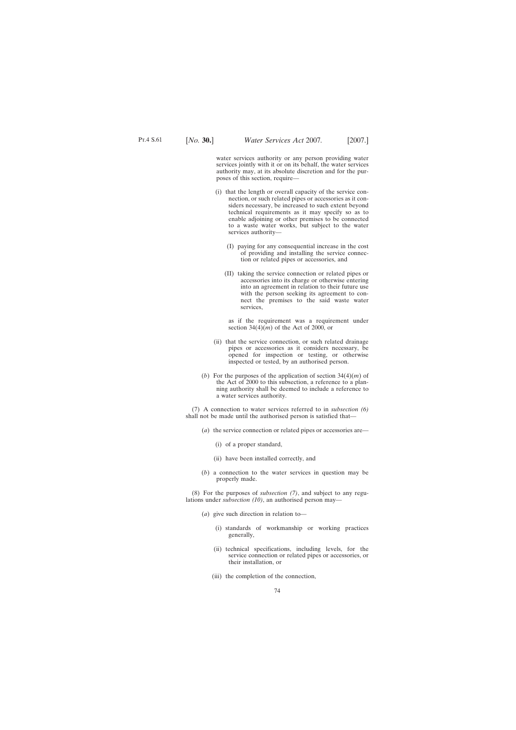water services authority or any person providing water services jointly with it or on its behalf, the water services authority may, at its absolute discretion and for the purposes of this section, require—

(i) that the length or overall capacity of the service connection, or such related pipes or accessories as it considers necessary, be increased to such extent beyond technical requirements as it may specify so as to enable adjoining or other premises to be connected to a waste water works, but subject to the water services authority—

(I) paying for any consequential increase in the cost of providing and installing the service connection or related pipes or accessories, and

(II) taking the service connection or related pipes or accessories into its charge or otherwise entering into an agreement in relation to their future use with the person seeking its agreement to connect the premises to the said waste water services,

as if the requirement was a requirement under section 34(4)(*m*) of the Act of 2000, or

(ii) that the service connection, or such related drainage pipes or accessories as it considers necessary, be opened for inspection or testing, or otherwise inspected or tested, by an authorised person.

(*b*) For the purposes of the application of section 34(4)(*m*) of the Act of 2000 to this subsection, a reference to a planning authority shall be deemed to include a reference to a water services authority.

(7) A connection to water services referred to in *subsection (6)* shall not be made until the authorised person is satisfied that—

(*a*) the service connection or related pipes or accessories are—

(i) of a proper standard,

(ii) have been installed correctly, and

(*b*) a connection to the water services in question may be properly made.

(8) For the purposes of *subsection (7)*, and subject to any regulations under *subsection (10)*, an authorised person may—

(*a*) give such direction in relation to—

(i) standards of workmanship or working practices generally,

(ii) technical specifications, including levels, for the service connection or related pipes or accessories, or their installation, or

(iii) the completion of the connection,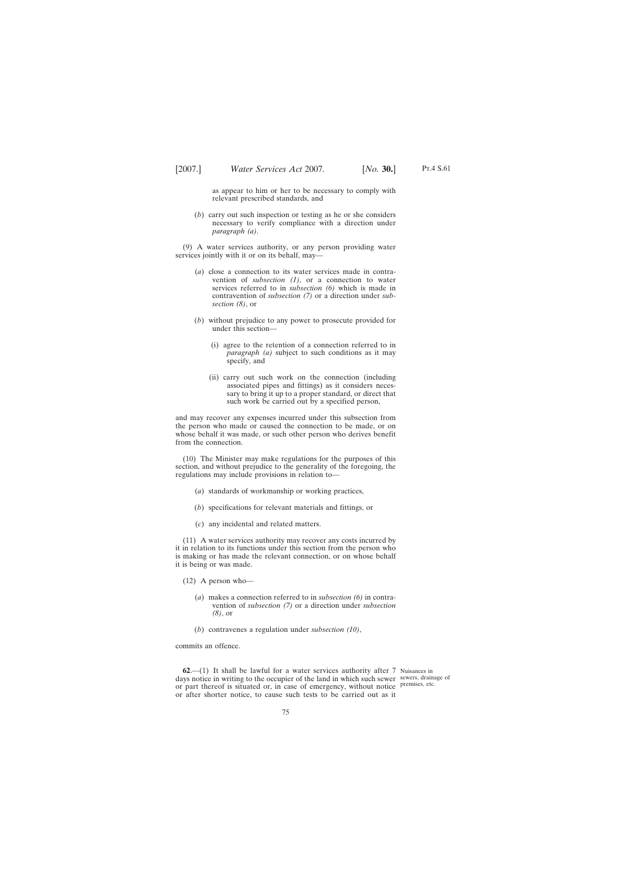as appear to him or her to be necessary to comply with relevant prescribed standards, and

(*b*) carry out such inspection or testing as he or she considers necessary to verify compliance with a direction under *paragraph (a)*.

(9) A water services authority, or any person providing water services jointly with it or on its behalf, may—

(*a*) close a connection to its water services made in contravention of *subsection (1)*, or a connection to water services referred to in *subsection (6)* which is made in contravention of *subsection (7)* or a direction under *subsection (8)*, or

(*b*) without prejudice to any power to prosecute provided for under this section—

(i) agree to the retention of a connection referred to in *paragraph (a)* subject to such conditions as it may specify, and

(ii) carry out such work on the connection (including associated pipes and fittings) as it considers necessary to bring it up to a proper standard, or direct that such work be carried out by a specified person,

and may recover any expenses incurred under this subsection from the person who made or caused the connection to be made, or on whose behalf it was made, or such other person who derives benefit from the connection.

(10) The Minister may make regulations for the purposes of this section, and without prejudice to the generality of the foregoing, the regulations may include provisions in relation to—

(*a*) standards of workmanship or working practices,

(*b*) specifications for relevant materials and fittings, or

(*c*) any incidental and related matters.

(11) A water services authority may recover any costs incurred by it in relation to its functions under this section from the person who is making or has made the relevant connection, or on whose behalf it is being or was made.

(12) A person who—

(*a*) makes a connection referred to in *subsection (6)* in contravention of *subsection (7)* or a direction under *subsection (8)*, or

(*b*) contravenes a regulation under *subsection (10)*,

commits an offence.

Nuisances in sewers, drainage of premises, etc.

**62**.—(1) It shall be lawful for a water services authority after 7 days notice in writing to the occupier of the land in which such sewer or part thereof is situated or, in case of emergency, without notice or after shorter notice, to cause such tests to be carried out as it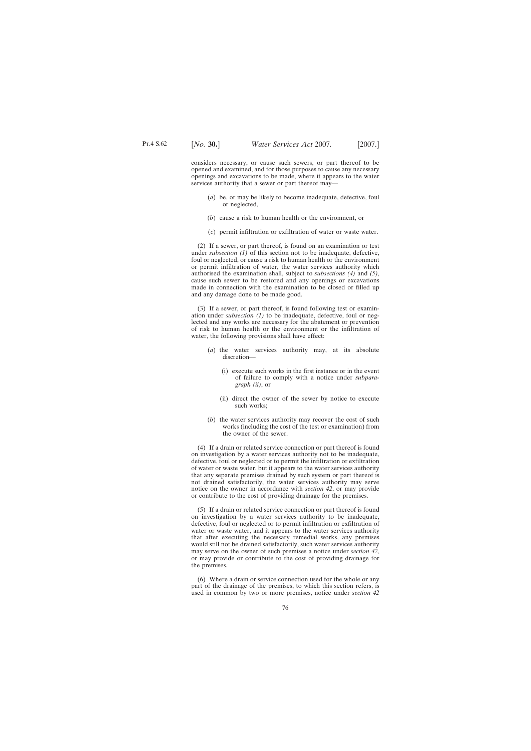considers necessary, or cause such sewers, or part thereof to be opened and examined, and for those purposes to cause any necessary openings and excavations to be made, where it appears to the water services authority that a sewer or part thereof may—

(*a*) be, or may be likely to become inadequate, defective, foul or neglected,

(*b*) cause a risk to human health or the environment, or

(*c*) permit infiltration or exfiltration of water or waste water.

(2) If a sewer, or part thereof, is found on an examination or test under *subsection (1)* of this section not to be inadequate, defective, foul or neglected, or cause a risk to human health or the environment or permit infiltration of water, the water services authority which authorised the examination shall, subject to *subsections (4)* and *(5)*, cause such sewer to be restored and any openings or excavations made in connection with the examination to be closed or filled up and any damage done to be made good.

(3) If a sewer, or part thereof, is found following test or examination under *subsection (1)* to be inadequate, defective, foul or neglected and any works are necessary for the abatement or prevention of risk to human health or the environment or the infiltration of water, the following provisions shall have effect:

(*a*) the water services authority may, at its absolute discretion—

(i) execute such works in the first instance or in the event of failure to comply with a notice under *subparagraph (ii)*, or

(ii) direct the owner of the sewer by notice to execute such works;

(*b*) the water services authority may recover the cost of such works (including the cost of the test or examination) from the owner of the sewer.

(4) If a drain or related service connection or part thereof is found on investigation by a water services authority not to be inadequate, defective, foul or neglected or to permit the infiltration or exfiltration of water or waste water, but it appears to the water services authority that any separate premises drained by such system or part thereof is not drained satisfactorily, the water services authority may serve notice on the owner in accordance with *section 42*, or may provide or contribute to the cost of providing drainage for the premises.

(5) If a drain or related service connection or part thereof is found on investigation by a water services authority to be inadequate, defective, foul or neglected or to permit infiltration or exfiltration of water or waste water, and it appears to the water services authority that after executing the necessary remedial works, any premises would still not be drained satisfactorily, such water services authority may serve on the owner of such premises a notice under *section 42*, or may provide or contribute to the cost of providing drainage for the premises.

(6) Where a drain or service connection used for the whole or any part of the drainage of the premises, to which this section refers, is used in common by two or more premises, notice under *section 42*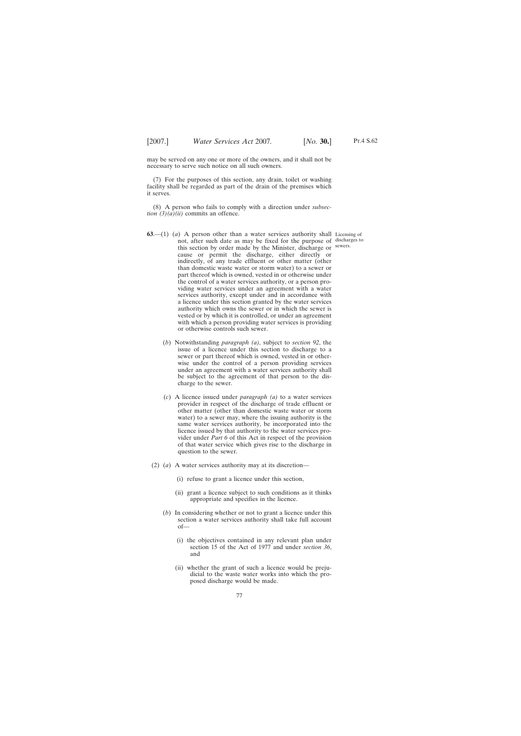may be served on any one or more of the owners, and it shall not be necessary to serve such notice on all such owners.

(7) For the purposes of this section, any drain, toilet or washing facility shall be regarded as part of the drain of the premises which it serves.

(8) A person who fails to comply with a direction under *subsection (3)(a)(ii)* commits an offence.

Licensing of discharges to sewers.

**63**.—(1) (*a*) A person other than a water services authority shall not, after such date as may be fixed for the purpose of this section by order made by the Minister, discharge or cause or permit the discharge, either directly or indirectly, of any trade effluent or other matter (other than domestic waste water or storm water) to a sewer or part thereof which is owned, vested in or otherwise under the control of a water services authority, or a person providing water services under an agreement with a water services authority, except under and in accordance with a licence under this section granted by the water services authority which owns the sewer or in which the sewer is vested or by which it is controlled, or under an agreement with which a person providing water services is providing or otherwise controls such sewer.

(*b*) Notwithstanding *paragraph (a)*, subject to *section 92*, the issue of a licence under this section to discharge to a sewer or part thereof which is owned, vested in or otherwise under the control of a person providing services under an agreement with a water services authority shall be subject to the agreement of that person to the discharge to the sewer.

(*c*) A licence issued under *paragraph (a)* to a water services provider in respect of the discharge of trade effluent or other matter (other than domestic waste water or storm water) to a sewer may, where the issuing authority is the same water services authority, be incorporated into the licence issued by that authority to the water services provider under *Part 6* of this Act in respect of the provision of that water service which gives rise to the discharge in question to the sewer.

(2) (*a*) A water services authority may at its discretion—

(i) refuse to grant a licence under this section,

(ii) grant a licence subject to such conditions as it thinks appropriate and specifies in the licence.

(*b*) In considering whether or not to grant a licence under this section a water services authority shall take full account of—

(i) the objectives contained in any relevant plan under section 15 of the Act of 1977 and under *section 36*, and

(ii) whether the grant of such a licence would be prejudicial to the waste water works into which the proposed discharge would be made.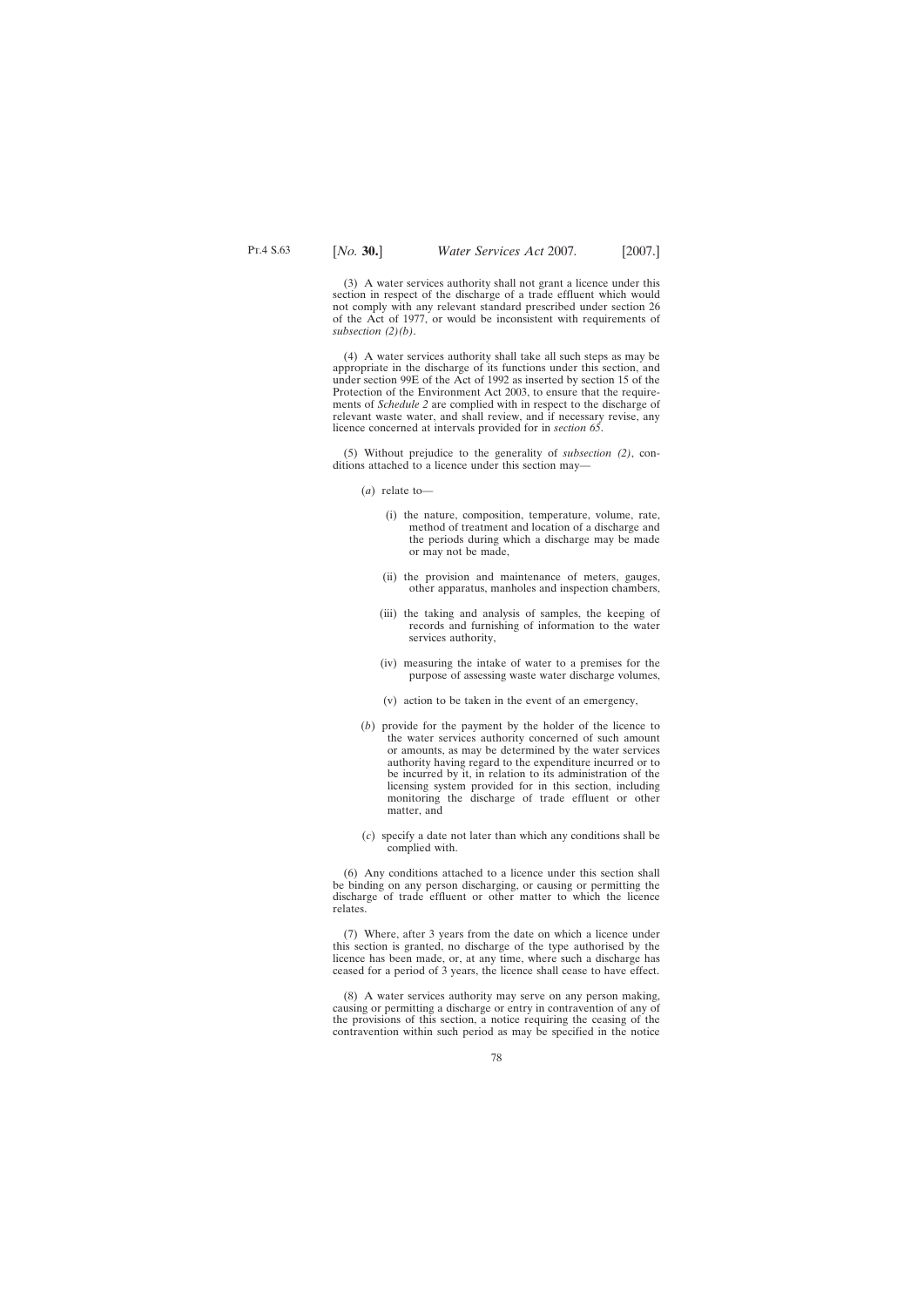(3) A water services authority shall not grant a licence under this section in respect of the discharge of a trade effluent which would not comply with any relevant standard prescribed under section 26 of the Act of 1977, or would be inconsistent with requirements of *subsection (2)(b)*.

(4) A water services authority shall take all such steps as may be appropriate in the discharge of its functions under this section, and under section 99E of the Act of 1992 as inserted by section 15 of the Protection of the Environment Act 2003, to ensure that the requirements of *Schedule 2* are complied with in respect to the discharge of relevant waste water, and shall review, and if necessary revise, any licence concerned at intervals provided for in *section 65*.

(5) Without prejudice to the generality of *subsection (2)*, conditions attached to a licence under this section may—

(*a*) relate to—

(i) the nature, composition, temperature, volume, rate, method of treatment and location of a discharge and the periods during which a discharge may be made or may not be made,

(ii) the provision and maintenance of meters, gauges, other apparatus, manholes and inspection chambers,

(iii) the taking and analysis of samples, the keeping of records and furnishing of information to the water services authority,

(iv) measuring the intake of water to a premises for the purpose of assessing waste water discharge volumes,

(v) action to be taken in the event of an emergency,

(*b*) provide for the payment by the holder of the licence to the water services authority concerned of such amount or amounts, as may be determined by the water services authority having regard to the expenditure incurred or to be incurred by it, in relation to its administration of the licensing system provided for in this section, including monitoring the discharge of trade effluent or other matter, and

(*c*) specify a date not later than which any conditions shall be complied with.

(6) Any conditions attached to a licence under this section shall be binding on any person discharging, or causing or permitting the discharge of trade effluent or other matter to which the licence relates.

(7) Where, after 3 years from the date on which a licence under this section is granted, no discharge of the type authorised by the licence has been made, or, at any time, where such a discharge has ceased for a period of 3 years, the licence shall cease to have effect.

(8) A water services authority may serve on any person making, causing or permitting a discharge or entry in contravention of any of the provisions of this section, a notice requiring the ceasing of the contravention within such period as may be specified in the notice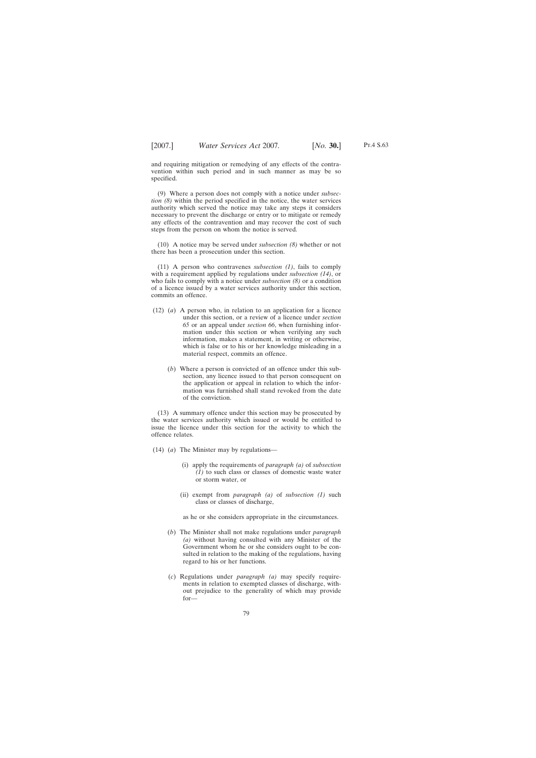and requiring mitigation or remedying of any effects of the contravention within such period and in such manner as may be so specified.

(9) Where a person does not comply with a notice under *subsection (8)* within the period specified in the notice, the water services authority which served the notice may take any steps it considers necessary to prevent the discharge or entry or to mitigate or remedy any effects of the contravention and may recover the cost of such steps from the person on whom the notice is served.

(10) A notice may be served under *subsection (8)* whether or not there has been a prosecution under this section.

(11) A person who contravenes *subsection (1)*, fails to comply with a requirement applied by regulations under *subsection (14)*, or who fails to comply with a notice under *subsection (8)* or a condition of a licence issued by a water services authority under this section, commits an offence.

(12) (*a*) A person who, in relation to an application for a licence under this section, or a review of a licence under *section 65* or an appeal under *section 66*, when furnishing information under this section or when verifying any such information, makes a statement, in writing or otherwise, which is false or to his or her knowledge misleading in a material respect, commits an offence.

(*b*) Where a person is convicted of an offence under this subsection, any licence issued to that person consequent on the application or appeal in relation to which the information was furnished shall stand revoked from the date of the conviction.

(13) A summary offence under this section may be prosecuted by the water services authority which issued or would be entitled to issue the licence under this section for the activity to which the offence relates.

(14) (*a*) The Minister may by regulations—

(i) apply the requirements of *paragraph (a)* of *subsection (1)* to such class or classes of domestic waste water or storm water, or

(ii) exempt from *paragraph (a)* of *subsection (1)* such class or classes of discharge,

as he or she considers appropriate in the circumstances.

(*b*) The Minister shall not make regulations under *paragraph (a)* without having consulted with any Minister of the Government whom he or she considers ought to be consulted in relation to the making of the regulations, having regard to his or her functions.

(*c*) Regulations under *paragraph (a)* may specify requirements in relation to exempted classes of discharge, without prejudice to the generality of which may provide for—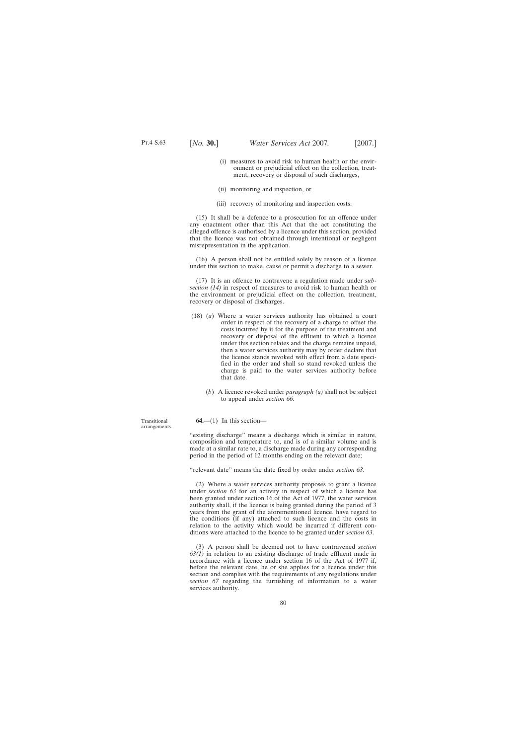(i) measures to avoid risk to human health or the environment or prejudicial effect on the collection, treatment, recovery or disposal of such discharges,

(ii) monitoring and inspection, or

(iii) recovery of monitoring and inspection costs.

(15) It shall be a defence to a prosecution for an offence under any enactment other than this Act that the act constituting the alleged offence is authorised by a licence under this section, provided that the licence was not obtained through intentional or negligent misrepresentation in the application.

(16) A person shall not be entitled solely by reason of a licence under this section to make, cause or permit a discharge to a sewer.

(17) It is an offence to contravene a regulation made under *subsection (14)* in respect of measures to avoid risk to human health or the environment or prejudicial effect on the collection, treatment, recovery or disposal of discharges.

(18) (*a*) Where a water services authority has obtained a court order in respect of the recovery of a charge to offset the costs incurred by it for the purpose of the treatment and recovery or disposal of the effluent to which a licence under this section relates and the charge remains unpaid, then a water services authority may by order declare that the licence stands revoked with effect from a date specified in the order and shall so stand revoked unless the charge is paid to the water services authority before that date.

(*b*) A licence revoked under *paragraph (a)* shall not be subject to appeal under *section 66*.

Transitional arrangements.

**64.**—(1) In this section—

"existing discharge" means a discharge which is similar in nature, composition and temperature to, and is of a similar volume and is made at a similar rate to, a discharge made during any corresponding period in the period of 12 months ending on the relevant date;

"relevant date" means the date fixed by order under *section 63*.

(2) Where a water services authority proposes to grant a licence under *section 63* for an activity in respect of which a licence has been granted under section 16 of the Act of 1977, the water services authority shall, if the licence is being granted during the period of 3 years from the grant of the aforementioned licence, have regard to the conditions (if any) attached to such licence and the costs in relation to the activity which would be incurred if different conditions were attached to the licence to be granted under *section 63*.

(3) A person shall be deemed not to have contravened *section 63(1)* in relation to an existing discharge of trade effluent made in accordance with a licence under section 16 of the Act of 1977 if, before the relevant date, he or she applies for a licence under this section and complies with the requirements of any regulations under *section 67* regarding the furnishing of information to a water services authority.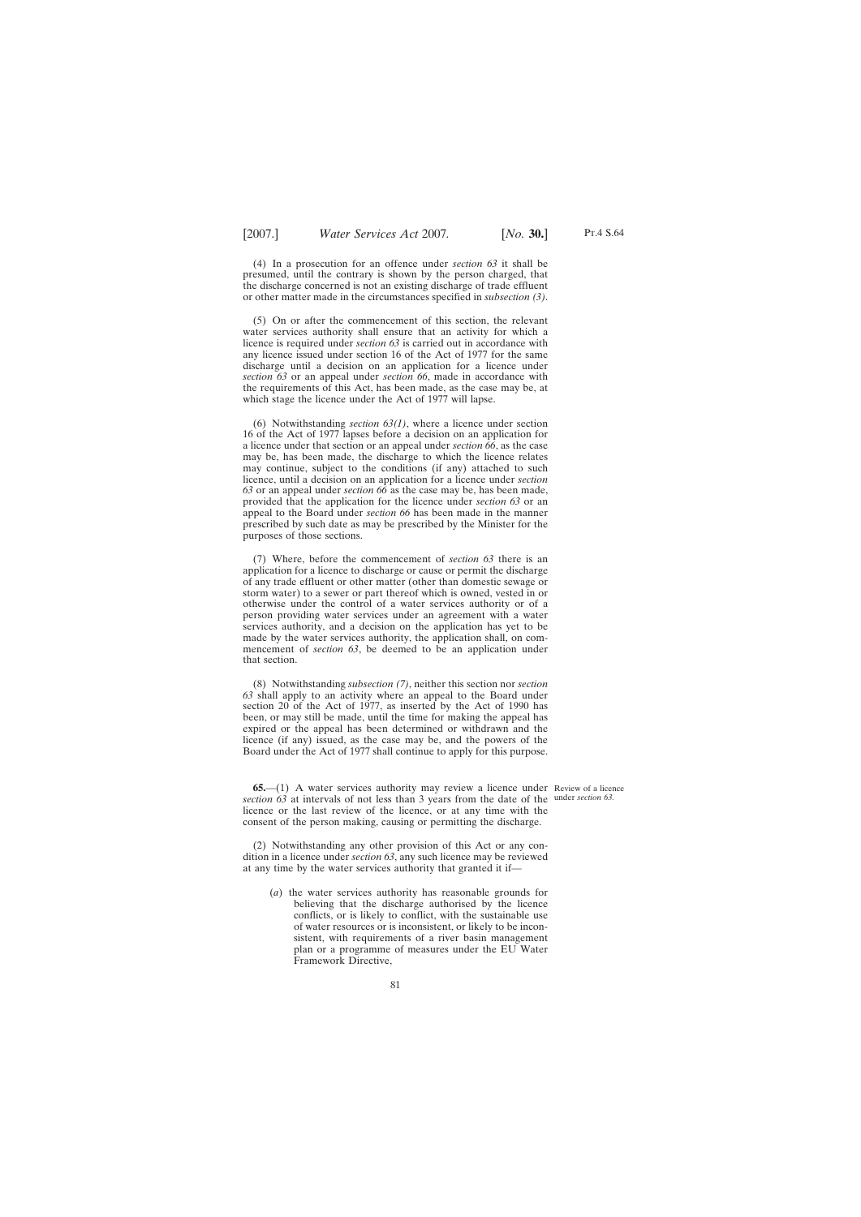(4) In a prosecution for an offence under *section 63* it shall be presumed, until the contrary is shown by the person charged, that the discharge concerned is not an existing discharge of trade effluent or other matter made in the circumstances specified in *subsection (3)*.

(5) On or after the commencement of this section, the relevant water services authority shall ensure that an activity for which a licence is required under *section 63* is carried out in accordance with any licence issued under section 16 of the Act of 1977 for the same discharge until a decision on an application for a licence under *section 63* or an appeal under *section 66*, made in accordance with the requirements of this Act, has been made, as the case may be, at which stage the licence under the Act of 1977 will lapse.

(6) Notwithstanding *section 63(1)*, where a licence under section 16 of the Act of 1977 lapses before a decision on an application for a licence under that section or an appeal under *section 66*, as the case may be, has been made, the discharge to which the licence relates may continue, subject to the conditions (if any) attached to such licence, until a decision on an application for a licence under *section 63* or an appeal under *section 66* as the case may be, has been made, provided that the application for the licence under *section 63* or an appeal to the Board under *section 66* has been made in the manner prescribed by such date as may be prescribed by the Minister for the purposes of those sections.

(7) Where, before the commencement of *section 63* there is an application for a licence to discharge or cause or permit the discharge of any trade effluent or other matter (other than domestic sewage or storm water) to a sewer or part thereof which is owned, vested in or otherwise under the control of a water services authority or of a person providing water services under an agreement with a water services authority, and a decision on the application has yet to be made by the water services authority, the application shall, on commencement of *section 63*, be deemed to be an application under that section.

(8) Notwithstanding *subsection (7)*, neither this section nor *section 63* shall apply to an activity where an appeal to the Board under section 20 of the Act of 1977, as inserted by the Act of 1990 has been, or may still be made, until the time for making the appeal has expired or the appeal has been determined or withdrawn and the licence (if any) issued, as the case may be, and the powers of the Board under the Act of 1977 shall continue to apply for this purpose.

Review of a licence under *section 63*.

**65.**—(1) A water services authority may review a licence under *section 63* at intervals of not less than 3 years from the date of the licence or the last review of the licence, or at any time with the consent of the person making, causing or permitting the discharge.

(2) Notwithstanding any other provision of this Act or any condition in a licence under *section 63*, any such licence may be reviewed at any time by the water services authority that granted it if—

(*a*) the water services authority has reasonable grounds for believing that the discharge authorised by the licence conflicts, or is likely to conflict, with the sustainable use of water resources or is inconsistent, or likely to be inconsistent, with requirements of a river basin management plan or a programme of measures under the EU Water Framework Directive,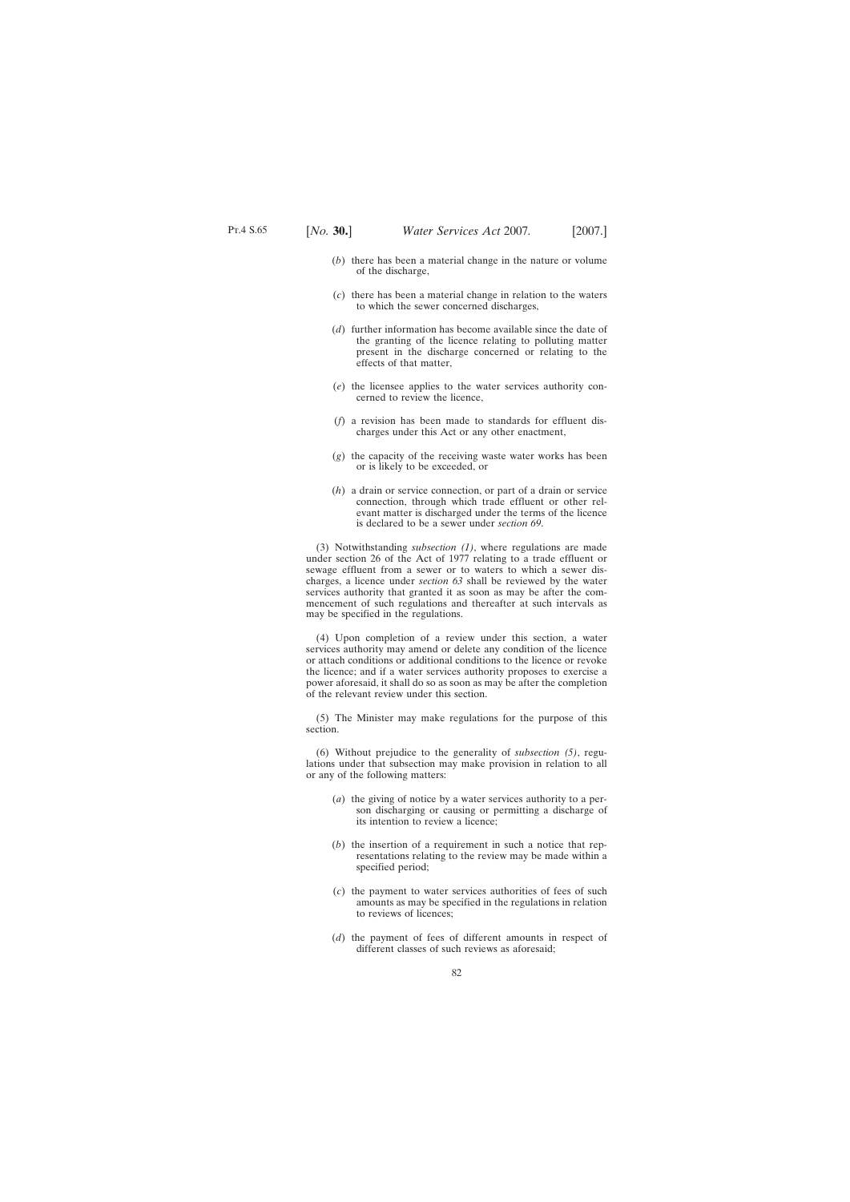(*b*) there has been a material change in the nature or volume of the discharge,

(*c*) there has been a material change in relation to the waters to which the sewer concerned discharges,

(*d*) further information has become available since the date of the granting of the licence relating to polluting matter present in the discharge concerned or relating to the effects of that matter,

(*e*) the licensee applies to the water services authority concerned to review the licence,

(*f*) a revision has been made to standards for effluent discharges under this Act or any other enactment,

(*g*) the capacity of the receiving waste water works has been or is likely to be exceeded, or

(*h*) a drain or service connection, or part of a drain or service connection, through which trade effluent or other relevant matter is discharged under the terms of the licence is declared to be a sewer under *section 69*.

(3) Notwithstanding *subsection (1)*, where regulations are made under section 26 of the Act of 1977 relating to a trade effluent or sewage effluent from a sewer or to waters to which a sewer discharges, a licence under *section 63* shall be reviewed by the water services authority that granted it as soon as may be after the commencement of such regulations and thereafter at such intervals as may be specified in the regulations.

(4) Upon completion of a review under this section, a water services authority may amend or delete any condition of the licence or attach conditions or additional conditions to the licence or revoke the licence; and if a water services authority proposes to exercise a power aforesaid, it shall do so as soon as may be after the completion of the relevant review under this section.

(5) The Minister may make regulations for the purpose of this section.

(6) Without prejudice to the generality of *subsection (5)*, regulations under that subsection may make provision in relation to all or any of the following matters:

(*a*) the giving of notice by a water services authority to a person discharging or causing or permitting a discharge of its intention to review a licence;

(*b*) the insertion of a requirement in such a notice that representations relating to the review may be made within a specified period;

(*c*) the payment to water services authorities of fees of such amounts as may be specified in the regulations in relation to reviews of licences;

(*d*) the payment of fees of different amounts in respect of different classes of such reviews as aforesaid;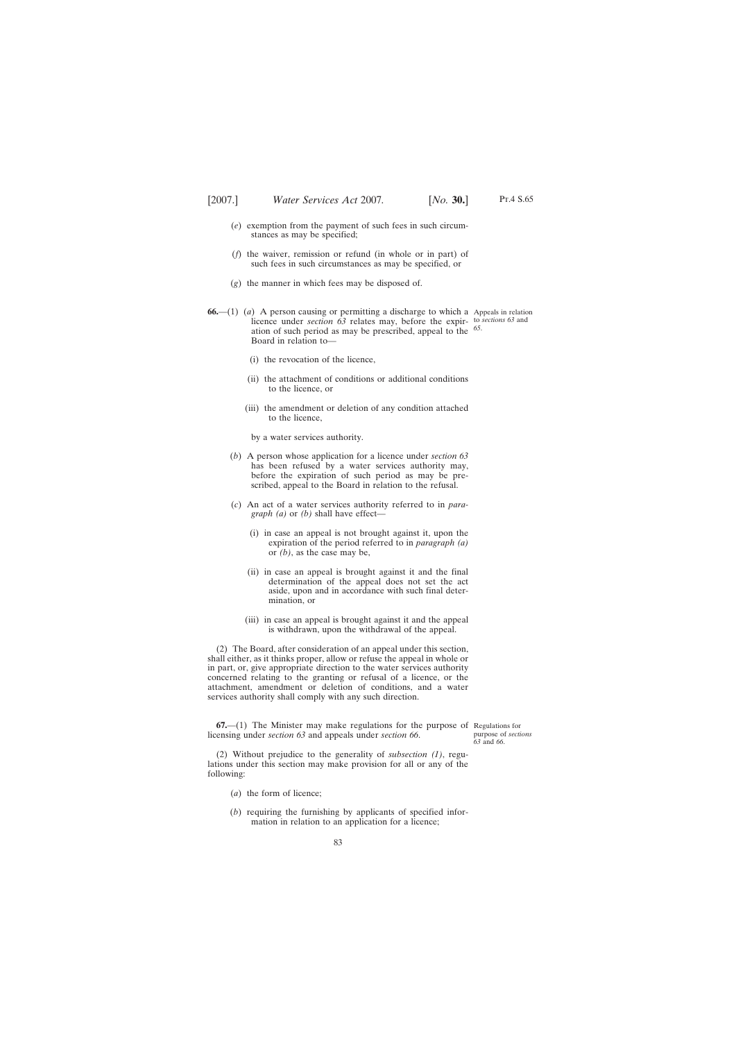(*e*) exemption from the payment of such fees in such circumstances as may be specified;

(*f*) the waiver, remission or refund (in whole or in part) of such fees in such circumstances as may be specified, or

(*g*) the manner in which fees may be disposed of.

Appeals in relation to *sections 63* and *65*.

**66.**—(1) (*a*) A person causing or permitting a discharge to which a licence under *section 63* relates may, before the expiration of such period as may be prescribed, appeal to the Board in relation to—

(i) the revocation of the licence,

(ii) the attachment of conditions or additional conditions to the licence, or

(iii) the amendment or deletion of any condition attached to the licence,

by a water services authority.

(*b*) A person whose application for a licence under *section 63* has been refused by a water services authority may, before the expiration of such period as may be prescribed, appeal to the Board in relation to the refusal.

(*c*) An act of a water services authority referred to in *paragraph (a)* or *(b)* shall have effect—

(i) in case an appeal is not brought against it, upon the expiration of the period referred to in *paragraph (a)* or *(b)*, as the case may be,

(ii) in case an appeal is brought against it and the final determination of the appeal does not set the act aside, upon and in accordance with such final determination, or

(iii) in case an appeal is brought against it and the appeal is withdrawn, upon the withdrawal of the appeal.

(2) The Board, after consideration of an appeal under this section, shall either, as it thinks proper, allow or refuse the appeal in whole or in part, or, give appropriate direction to the water services authority concerned relating to the granting or refusal of a licence, or the attachment, amendment or deletion of conditions, and a water services authority shall comply with any such direction.

Regulations for purpose of *sections 63* and *66*.

**67.**—(1) The Minister may make regulations for the purpose of licensing under *section 63* and appeals under *section 66*.

(2) Without prejudice to the generality of *subsection (1)*, regulations under this section may make provision for all or any of the following:

(*a*) the form of licence;

(*b*) requiring the furnishing by applicants of specified information in relation to an application for a licence;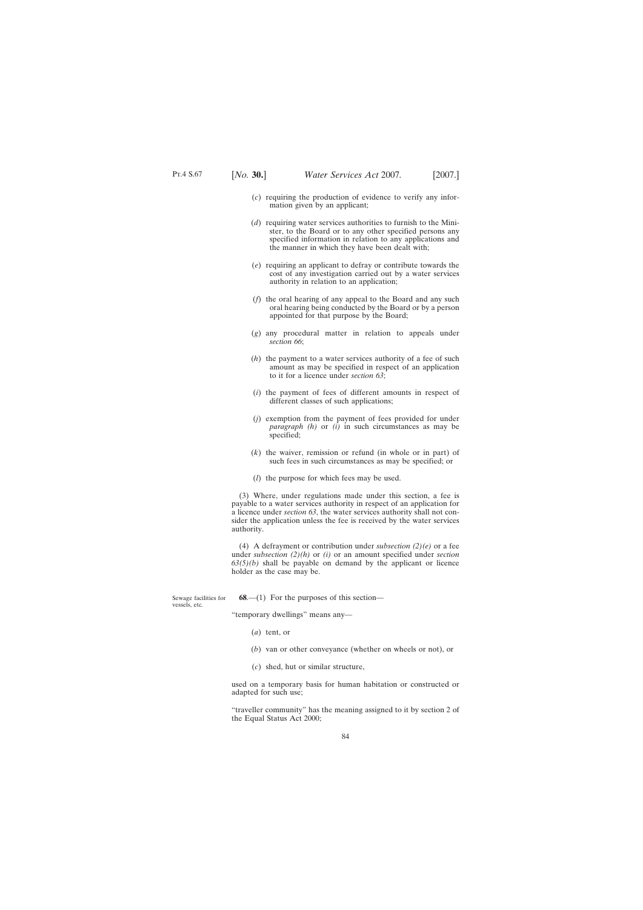(*c*) requiring the production of evidence to verify any information given by an applicant;

(*d*) requiring water services authorities to furnish to the Minister, to the Board or to any other specified persons any specified information in relation to any applications and the manner in which they have been dealt with;

(*e*) requiring an applicant to defray or contribute towards the cost of any investigation carried out by a water services authority in relation to an application;

(*f*) the oral hearing of any appeal to the Board and any such oral hearing being conducted by the Board or by a person appointed for that purpose by the Board;

(*g*) any procedural matter in relation to appeals under *section 66*;

(*h*) the payment to a water services authority of a fee of such amount as may be specified in respect of an application to it for a licence under *section 63*;

(*i*) the payment of fees of different amounts in respect of different classes of such applications;

(*j*) exemption from the payment of fees provided for under *paragraph (h)* or *(i)* in such circumstances as may be specified;

(*k*) the waiver, remission or refund (in whole or in part) of such fees in such circumstances as may be specified; or

(*l*) the purpose for which fees may be used.

(3) Where, under regulations made under this section, a fee is payable to a water services authority in respect of an application for a licence under *section 63*, the water services authority shall not consider the application unless the fee is received by the water services authority.

(4) A defrayment or contribution under *subsection (2)(e)* or a fee under *subsection (2)(h)* or *(i)* or an amount specified under *section 63(5)(b)* shall be payable on demand by the applicant or licence holder as the case may be.

Sewage facilities for vessels, etc.

**68**.—(1) For the purposes of this section—

"temporary dwellings" means any—

(*a*) tent, or

(*b*) van or other conveyance (whether on wheels or not), or

(*c*) shed, hut or similar structure,

used on a temporary basis for human habitation or constructed or adapted for such use;

"traveller community" has the meaning assigned to it by section 2 of the Equal Status Act 2000;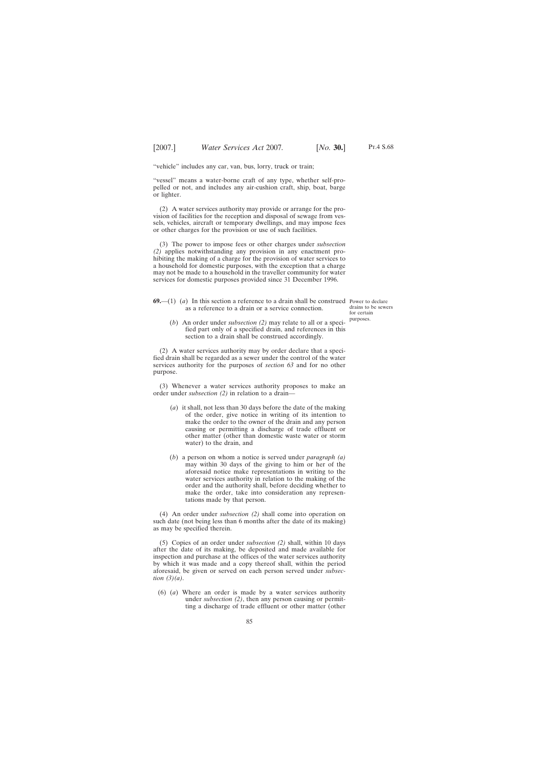"vehicle" includes any car, van, bus, lorry, truck or train;

"vessel" means a water-borne craft of any type, whether self-propelled or not, and includes any air-cushion craft, ship, boat, barge or lighter.

(2) A water services authority may provide or arrange for the provision of facilities for the reception and disposal of sewage from vessels, vehicles, aircraft or temporary dwellings, and may impose fees or other charges for the provision or use of such facilities.

(3) The power to impose fees or other charges under *subsection (2)* applies notwithstanding any provision in any enactment prohibiting the making of a charge for the provision of water services to a household for domestic purposes, with the exception that a charge may not be made to a household in the traveller community for water services for domestic purposes provided since 31 December 1996.

Power to declare drains to be sewers for certain purposes.

**69.**—(1) (*a*) In this section a reference to a drain shall be construed as a reference to a drain or a service connection.

(*b*) An order under *subsection (2)* may relate to all or a specified part only of a specified drain, and references in this section to a drain shall be construed accordingly.

(2) A water services authority may by order declare that a specified drain shall be regarded as a sewer under the control of the water services authority for the purposes of *section 63* and for no other purpose.

(3) Whenever a water services authority proposes to make an order under *subsection (2)* in relation to a drain—

(*a*) it shall, not less than 30 days before the date of the making of the order, give notice in writing of its intention to make the order to the owner of the drain and any person causing or permitting a discharge of trade effluent or other matter (other than domestic waste water or storm water) to the drain, and

(*b*) a person on whom a notice is served under *paragraph (a)* may within 30 days of the giving to him or her of the aforesaid notice make representations in writing to the water services authority in relation to the making of the order and the authority shall, before deciding whether to make the order, take into consideration any representations made by that person.

(4) An order under *subsection (2)* shall come into operation on such date (not being less than 6 months after the date of its making) as may be specified therein.

(5) Copies of an order under *subsection (2)* shall, within 10 days after the date of its making, be deposited and made available for inspection and purchase at the offices of the water services authority by which it was made and a copy thereof shall, within the period aforesaid, be given or served on each person served under *subsection (3)(a)*.

(6) (*a*) Where an order is made by a water services authority under *subsection (2)*, then any person causing or permitting a discharge of trade effluent or other matter (other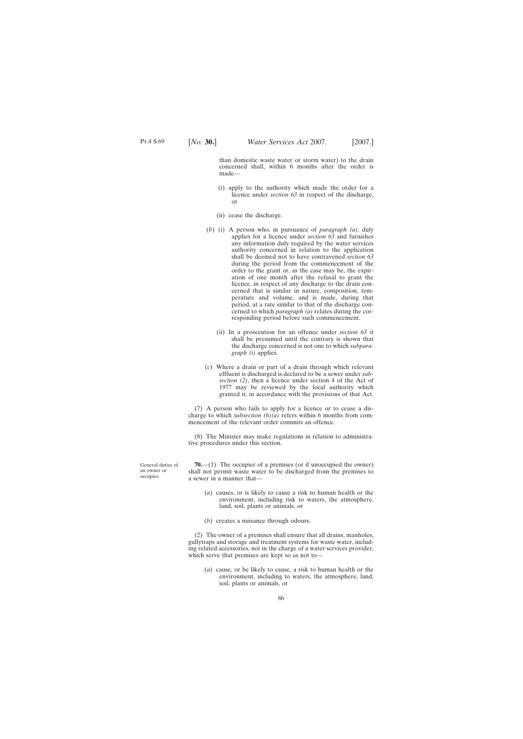than domestic waste water or storm water) to the drain concerned shall, within 6 months after the order is made—

(i) apply to the authority which made the order for a licence under *section 63* in respect of the discharge, or

(ii) cease the discharge.

(*b*) (i) A person who, in pursuance of *paragraph (a)*, duly applies for a licence under *section 63* and furnishes any information duly required by the water services authority concerned in relation to the application shall be deemed not to have contravened *section 63* during the period from the commencement of the order to the grant or, as the case may be, the expiration of one month after the refusal to grant the licence, in respect of any discharge to the drain concerned that is similar in nature, composition, temperature and volume, and is made, during that period, at a rate similar to that of the discharge concerned to which *paragraph (a)* relates during the corresponding period before such commencement.

(ii) In a prosecution for an offence under *section 63* it shall be presumed until the contrary is shown that the discharge concerned is not one to which *subparagraph (i)* applies.

(*c*) Where a drain or part of a drain through which relevant effluent is discharged is declared to be a sewer under *subsection (2)*, then a licence under section 4 of the Act of 1977 may be reviewed by the local authority which granted it, in accordance with the provisions of that Act.

(7) A person who fails to apply for a licence or to cease a discharge to which *subsection (6)(a)* refers within 6 months from commencement of the relevant order commits an offence.

(8) The Minister may make regulations in relation to administrative procedures under this section.

General duties of an owner or occupier.

**70.**—(1) The occupier of a premises (or if unoccupied the owner) shall not permit waste water to be discharged from the premises to a sewer in a manner that—

(*a*) causes, or is likely to cause a risk to human health or the environment, including risk to waters, the atmosphere, land, soil, plants or animals, or

(*b*) creates a nuisance through odours.

(2) The owner of a premises shall ensure that all drains, manholes, gullytraps and storage and treatment systems for waste water, including related accessories, not in the charge of a water services provider, which serve that premises are kept so as not to—

(*a*) cause, or be likely to cause, a risk to human health or the environment, including to waters, the atmosphere, land, soil, plants or animals, or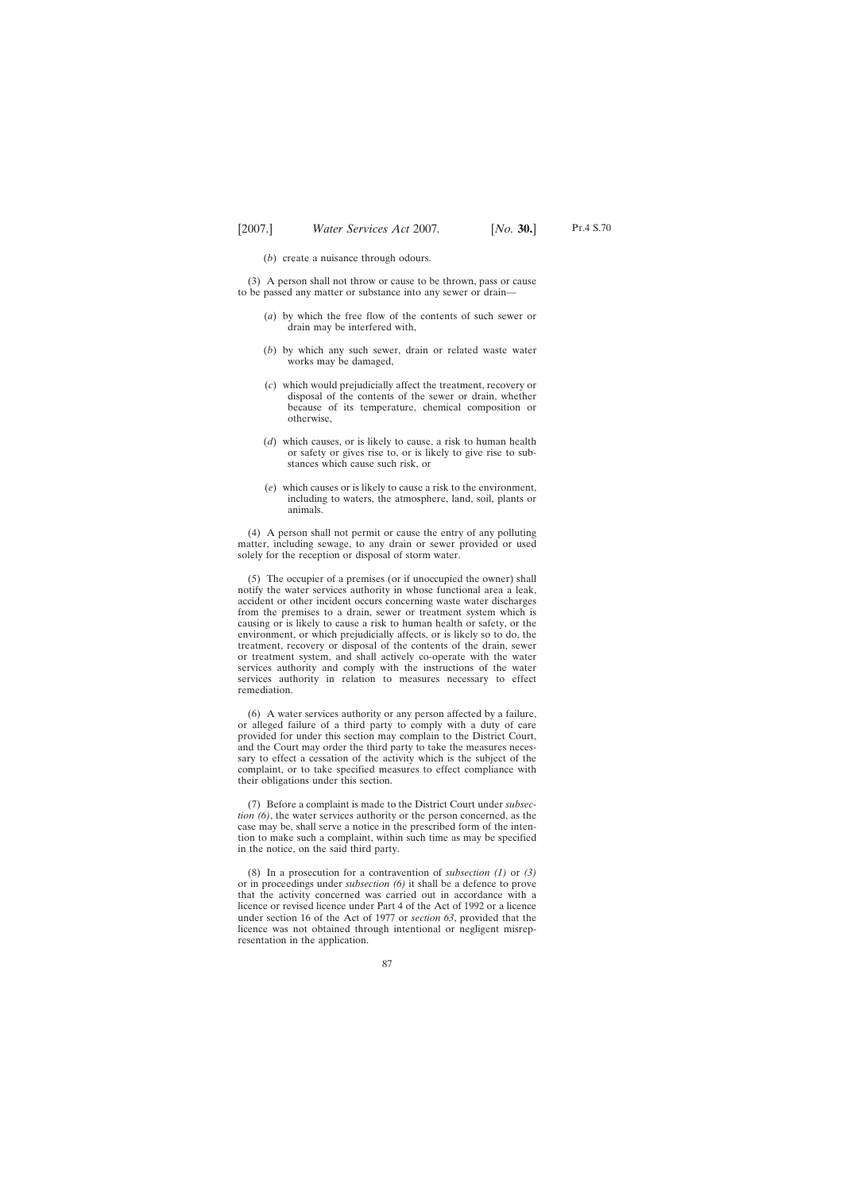(*b*) create a nuisance through odours.

(3) A person shall not throw or cause to be thrown, pass or cause to be passed any matter or substance into any sewer or drain—

(*a*) by which the free flow of the contents of such sewer or drain may be interfered with,

(*b*) by which any such sewer, drain or related waste water works may be damaged,

(*c*) which would prejudicially affect the treatment, recovery or disposal of the contents of the sewer or drain, whether because of its temperature, chemical composition or otherwise,

(*d*) which causes, or is likely to cause, a risk to human health or safety or gives rise to, or is likely to give rise to substances which cause such risk, or

(*e*) which causes or is likely to cause a risk to the environment, including to waters, the atmosphere, land, soil, plants or animals.

(4) A person shall not permit or cause the entry of any polluting matter, including sewage, to any drain or sewer provided or used solely for the reception or disposal of storm water.

(5) The occupier of a premises (or if unoccupied the owner) shall notify the water services authority in whose functional area a leak, accident or other incident occurs concerning waste water discharges from the premises to a drain, sewer or treatment system which is causing or is likely to cause a risk to human health or safety, or the environment, or which prejudicially affects, or is likely so to do, the treatment, recovery or disposal of the contents of the drain, sewer or treatment system, and shall actively co-operate with the water services authority and comply with the instructions of the water services authority in relation to measures necessary to effect remediation.

(6) A water services authority or any person affected by a failure, or alleged failure of a third party to comply with a duty of care provided for under this section may complain to the District Court, and the Court may order the third party to take the measures necessary to effect a cessation of the activity which is the subject of the complaint, or to take specified measures to effect compliance with their obligations under this section.

(7) Before a complaint is made to the District Court under *subsection (6)*, the water services authority or the person concerned, as the case may be, shall serve a notice in the prescribed form of the intention to make such a complaint, within such time as may be specified in the notice, on the said third party.

(8) In a prosecution for a contravention of *subsection (1)* or *(3)* or in proceedings under *subsection (6)* it shall be a defence to prove that the activity concerned was carried out in accordance with a licence or revised licence under Part 4 of the Act of 1992 or a licence under section 16 of the Act of 1977 or *section 63*, provided that the licence was not obtained through intentional or negligent misrepresentation in the application.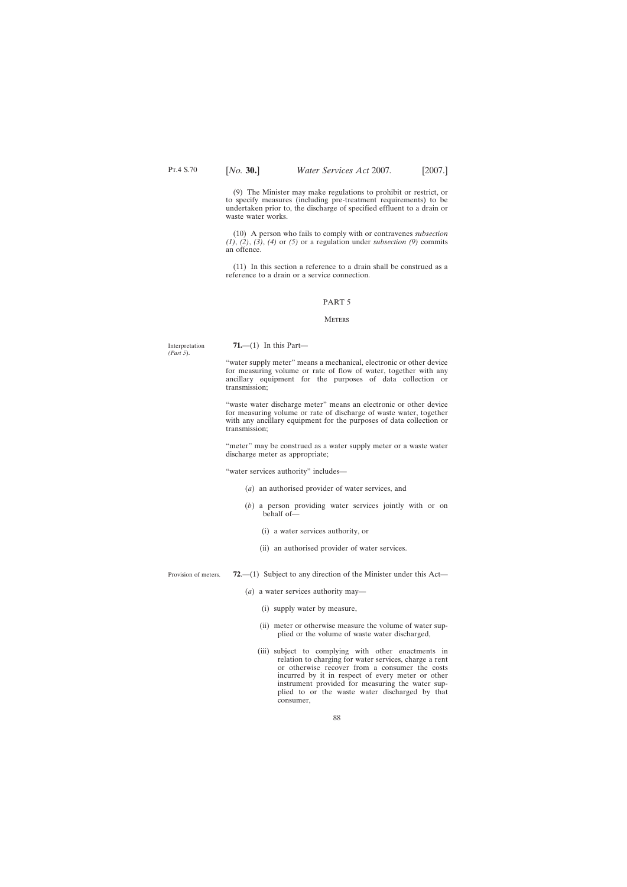(9) The Minister may make regulations to prohibit or restrict, or to specify measures (including pre-treatment requirements) to be undertaken prior to, the discharge of specified effluent to a drain or waste water works.

(10) A person who fails to comply with or contravenes *subsection (1)*, *(2)*, *(3)*, *(4)* or *(5)* or a regulation under *subsection (9)* commits an offence.

(11) In this section a reference to a drain shall be construed as a reference to a drain or a service connection.

## PART 5

### Meters

Interpretation *(Part 5)*.

**71.**—(1) In this Part—

"water supply meter" means a mechanical, electronic or other device for measuring volume or rate of flow of water, together with any ancillary equipment for the purposes of data collection or transmission;

"waste water discharge meter" means an electronic or other device for measuring volume or rate of discharge of waste water, together with any ancillary equipment for the purposes of data collection or transmission;

"meter" may be construed as a water supply meter or a waste water discharge meter as appropriate;

"water services authority" includes—

- (*a*) an authorised provider of water services, and
- (*b*) a person providing water services jointly with or on behalf of—
  - (i) a water services authority, or
  - (ii) an authorised provider of water services.

Provision of meters.

**72**.—(1) Subject to any direction of the Minister under this Act—

- (*a*) a water services authority may—
  - (i) supply water by measure,
  - (ii) meter or otherwise measure the volume of water supplied or the volume of waste water discharged,
  - (iii) subject to complying with other enactments in relation to charging for water services, charge a rent or otherwise recover from a consumer the costs incurred by it in respect of every meter or other instrument provided for measuring the water supplied to or the waste water discharged by that consumer,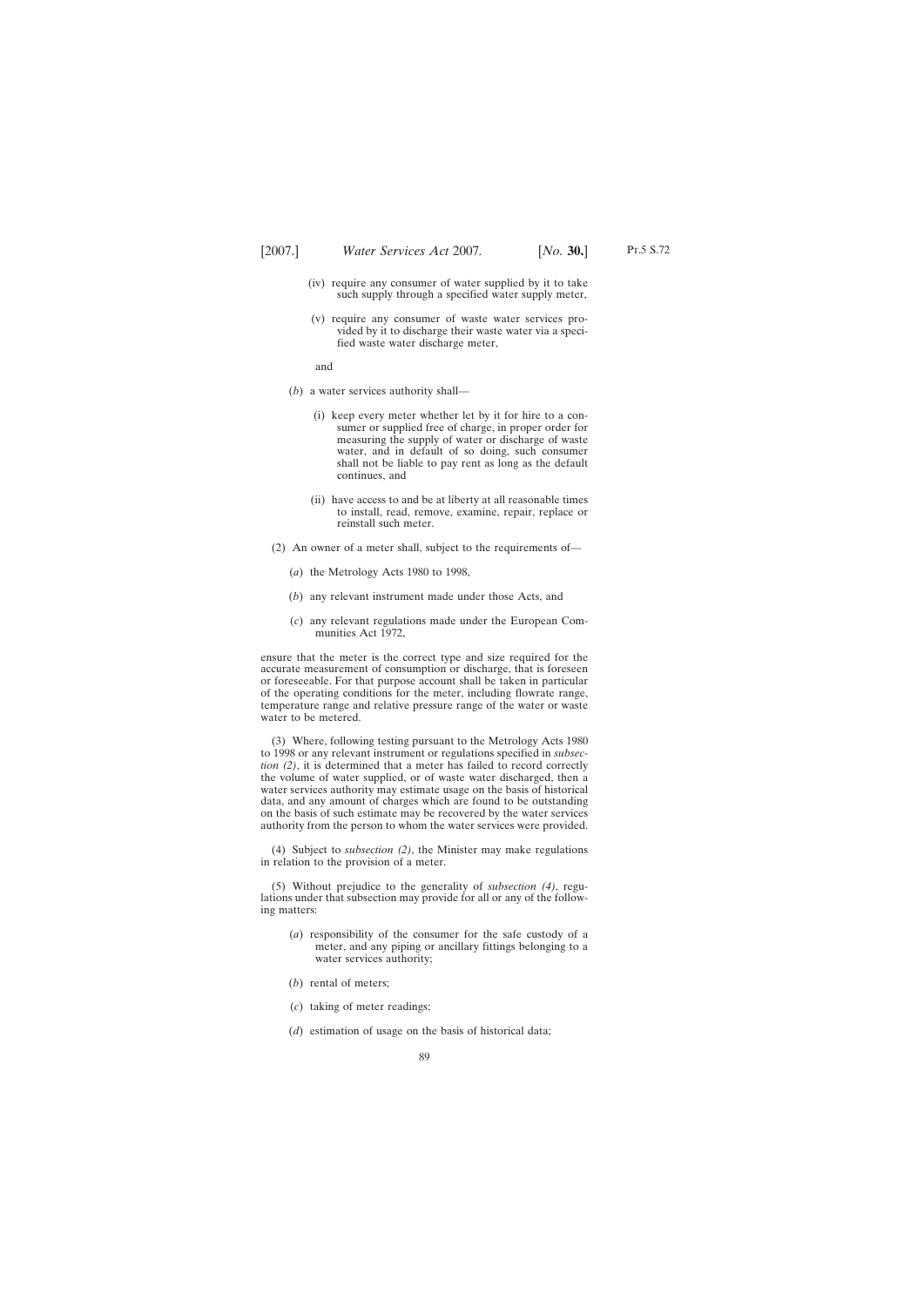(iv) require any consumer of water supplied by it to take such supply through a specified water supply meter,

(v) require any consumer of waste water services provided by it to discharge their waste water via a specified waste water discharge meter,

and

(*b*) a water services authority shall—

(i) keep every meter whether let by it for hire to a consumer or supplied free of charge, in proper order for measuring the supply of water or discharge of waste water, and in default of so doing, such consumer shall not be liable to pay rent as long as the default continues, and

(ii) have access to and be at liberty at all reasonable times to install, read, remove, examine, repair, replace or reinstall such meter.

(2) An owner of a meter shall, subject to the requirements of—

(*a*) the Metrology Acts 1980 to 1998,

(*b*) any relevant instrument made under those Acts, and

(*c*) any relevant regulations made under the European Communities Act 1972,

ensure that the meter is the correct type and size required for the accurate measurement of consumption or discharge, that is foreseen or foreseeable. For that purpose account shall be taken in particular of the operating conditions for the meter, including flowrate range, temperature range and relative pressure range of the water or waste water to be metered.

(3) Where, following testing pursuant to the Metrology Acts 1980 to 1998 or any relevant instrument or regulations specified in *subsection (2)*, it is determined that a meter has failed to record correctly the volume of water supplied, or of waste water discharged, then a water services authority may estimate usage on the basis of historical data, and any amount of charges which are found to be outstanding on the basis of such estimate may be recovered by the water services authority from the person to whom the water services were provided.

(4) Subject to *subsection (2)*, the Minister may make regulations in relation to the provision of a meter.

(5) Without prejudice to the generality of *subsection (4)*, regulations under that subsection may provide for all or any of the following matters:

(*a*) responsibility of the consumer for the safe custody of a meter, and any piping or ancillary fittings belonging to a water services authority;

(*b*) rental of meters;

(*c*) taking of meter readings;

(*d*) estimation of usage on the basis of historical data;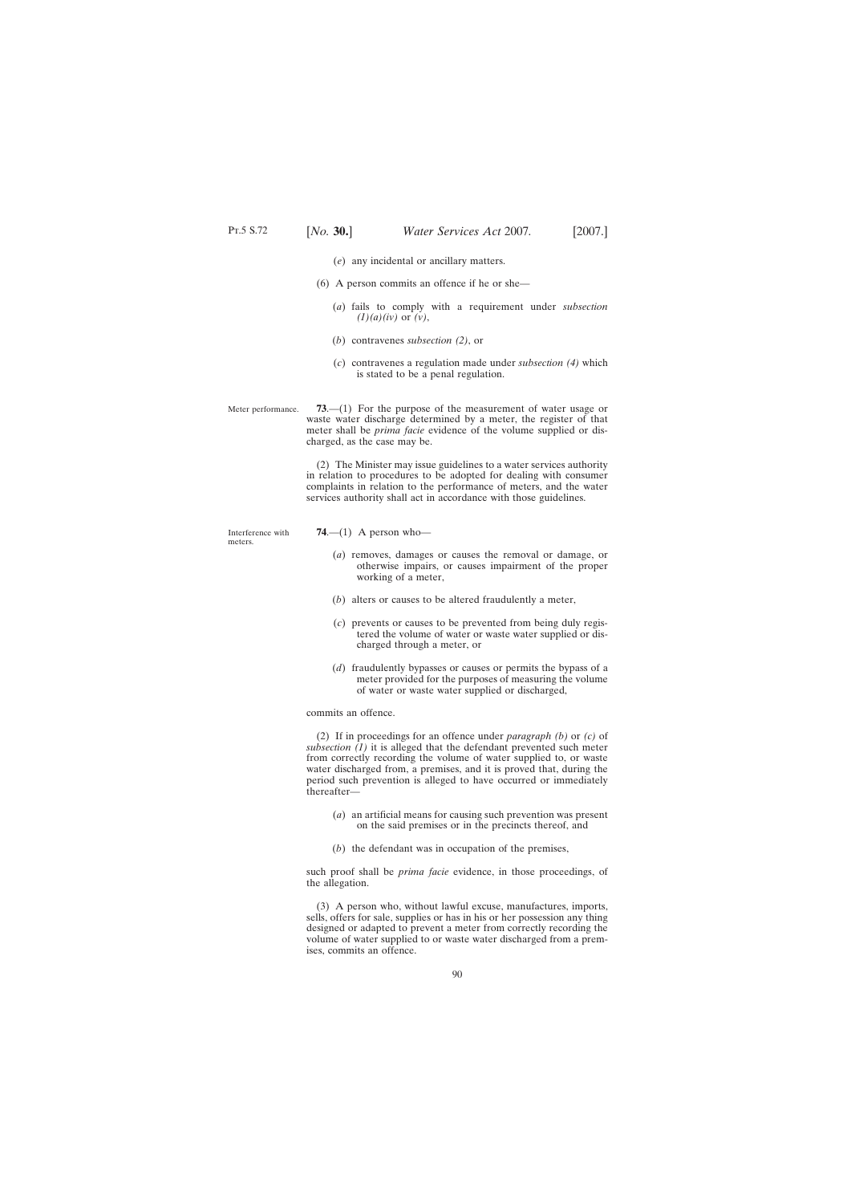(*e*) any incidental or ancillary matters.

(6) A person commits an offence if he or she—

(*a*) fails to comply with a requirement under *subsection (1)(a)(iv)* or *(v)*,

(*b*) contravenes *subsection (2)*, or

(*c*) contravenes a regulation made under *subsection (4)* which is stated to be a penal regulation.

Meter performance.

**73**.—(1) For the purpose of the measurement of water usage or waste water discharge determined by a meter, the register of that meter shall be *prima facie* evidence of the volume supplied or discharged, as the case may be.

(2) The Minister may issue guidelines to a water services authority in relation to procedures to be adopted for dealing with consumer complaints in relation to the performance of meters, and the water services authority shall act in accordance with those guidelines.

Interference with meters.

**74**.—(1) A person who—

(*a*) removes, damages or causes the removal or damage, or otherwise impairs, or causes impairment of the proper working of a meter,

(*b*) alters or causes to be altered fraudulently a meter,

(*c*) prevents or causes to be prevented from being duly registered the volume of water or waste water supplied or discharged through a meter, or

(*d*) fraudulently bypasses or causes or permits the bypass of a meter provided for the purposes of measuring the volume of water or waste water supplied or discharged,

commits an offence.

(2) If in proceedings for an offence under *paragraph (b)* or *(c)* of *subsection (1)* it is alleged that the defendant prevented such meter from correctly recording the volume of water supplied to, or waste water discharged from, a premises, and it is proved that, during the period such prevention is alleged to have occurred or immediately thereafter—

(*a*) an artificial means for causing such prevention was present on the said premises or in the precincts thereof, and

(*b*) the defendant was in occupation of the premises,

such proof shall be *prima facie* evidence, in those proceedings, of the allegation.

(3) A person who, without lawful excuse, manufactures, imports, sells, offers for sale, supplies or has in his or her possession any thing designed or adapted to prevent a meter from correctly recording the volume of water supplied to or waste water discharged from a premises, commits an offence.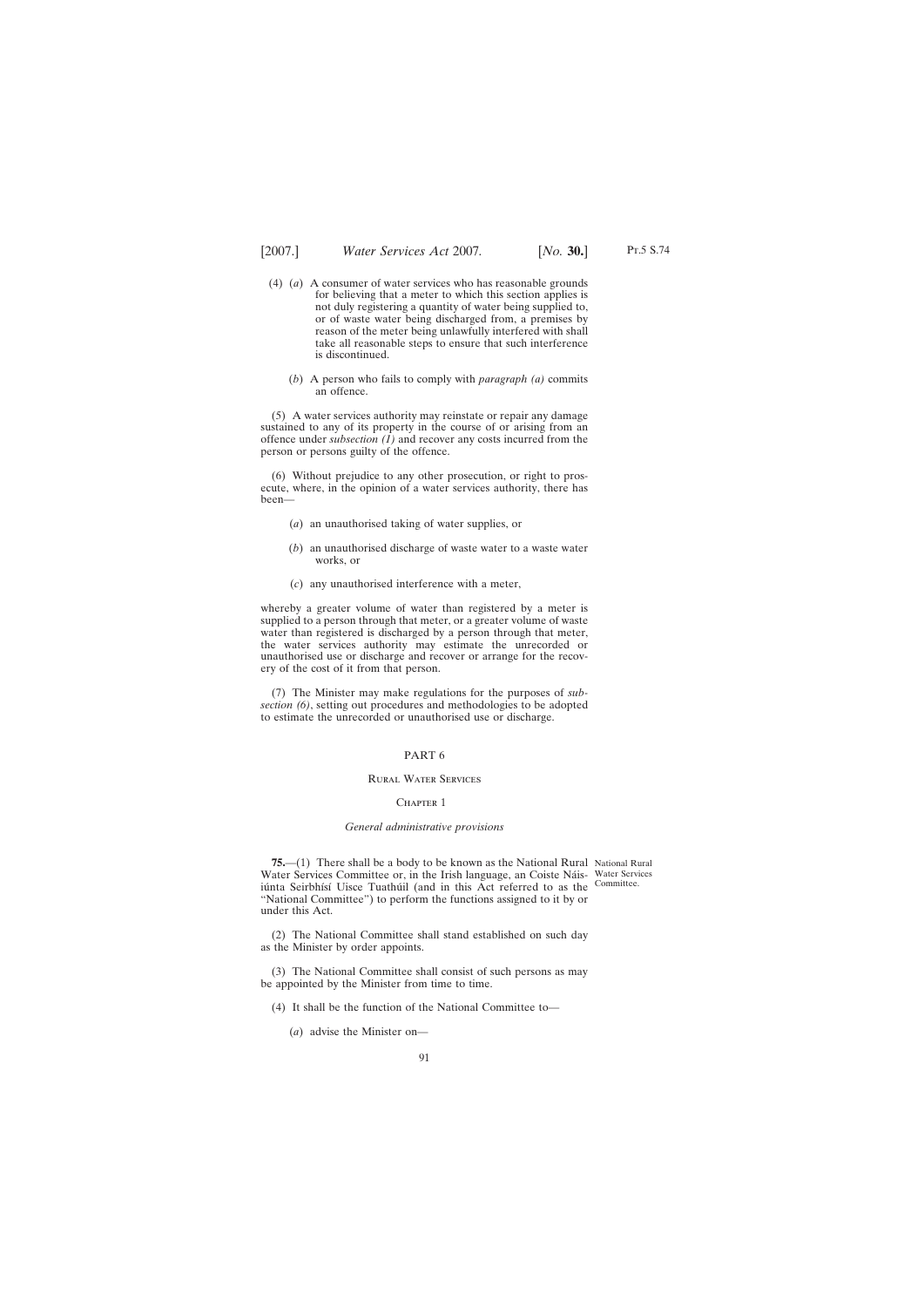(4) (*a*) A consumer of water services who has reasonable grounds for believing that a meter to which this section applies is not duly registering a quantity of water being supplied to, or of waste water being discharged from, a premises by reason of the meter being unlawfully interfered with shall take all reasonable steps to ensure that such interference is discontinued.

(*b*) A person who fails to comply with *paragraph (a)* commits an offence.

(5) A water services authority may reinstate or repair any damage sustained to any of its property in the course of or arising from an offence under *subsection (1)* and recover any costs incurred from the person or persons guilty of the offence.

(6) Without prejudice to any other prosecution, or right to prosecute, where, in the opinion of a water services authority, there has been—

(*a*) an unauthorised taking of water supplies, or

(*b*) an unauthorised discharge of waste water to a waste water works, or

(*c*) any unauthorised interference with a meter,

whereby a greater volume of water than registered by a meter is supplied to a person through that meter, or a greater volume of waste water than registered is discharged by a person through that meter, the water services authority may estimate the unrecorded or unauthorised use or discharge and recover or arrange for the recovery of the cost of it from that person.

(7) The Minister may make regulations for the purposes of *subsection (6)*, setting out procedures and methodologies to be adopted to estimate the unrecorded or unauthorised use or discharge.

## PART 6

## Rural Water Services

### Chapter 1

#### *General administrative provisions*

National Rural Water Services Committee.

**75.**—(1) There shall be a body to be known as the National Rural Water Services Committee or, in the Irish language, an Coiste Náisiúnta Seirbhísí Uisce Tuathúil (and in this Act referred to as the "National Committee") to perform the functions assigned to it by or under this Act.

(2) The National Committee shall stand established on such day as the Minister by order appoints.

(3) The National Committee shall consist of such persons as may be appointed by the Minister from time to time.

(4) It shall be the function of the National Committee to—

(*a*) advise the Minister on—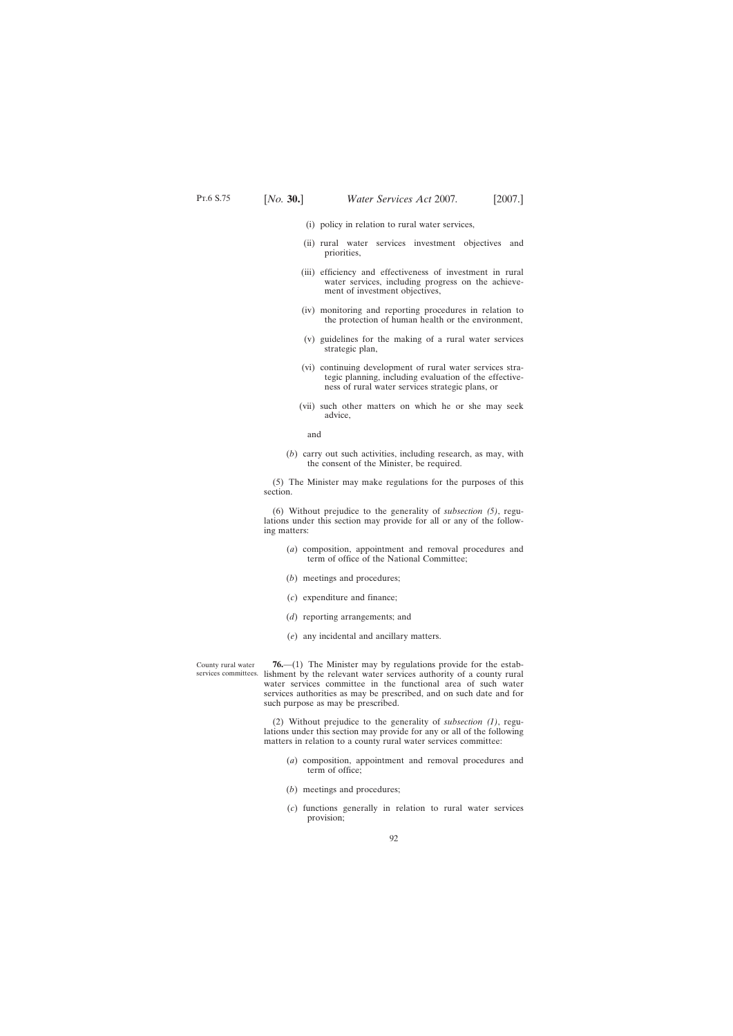(i) policy in relation to rural water services,

(ii) rural water services investment objectives and priorities,

(iii) efficiency and effectiveness of investment in rural water services, including progress on the achievement of investment objectives,

(iv) monitoring and reporting procedures in relation to the protection of human health or the environment,

(v) guidelines for the making of a rural water services strategic plan,

(vi) continuing development of rural water services strategic planning, including evaluation of the effectiveness of rural water services strategic plans, or

(vii) such other matters on which he or she may seek advice,

and

(*b*) carry out such activities, including research, as may, with the consent of the Minister, be required.

(5) The Minister may make regulations for the purposes of this section.

(6) Without prejudice to the generality of *subsection (5)*, regulations under this section may provide for all or any of the following matters:

(*a*) composition, appointment and removal procedures and term of office of the National Committee;

(*b*) meetings and procedures;

(*c*) expenditure and finance;

(*d*) reporting arrangements; and

(*e*) any incidental and ancillary matters.

County rural water services committees.

**76.**—(1) The Minister may by regulations provide for the establishment by the relevant water services authority of a county rural water services committee in the functional area of such water services authorities as may be prescribed, and on such date and for such purpose as may be prescribed.

(2) Without prejudice to the generality of *subsection (1)*, regulations under this section may provide for any or all of the following matters in relation to a county rural water services committee:

(*a*) composition, appointment and removal procedures and term of office;

(*b*) meetings and procedures;

(*c*) functions generally in relation to rural water services provision;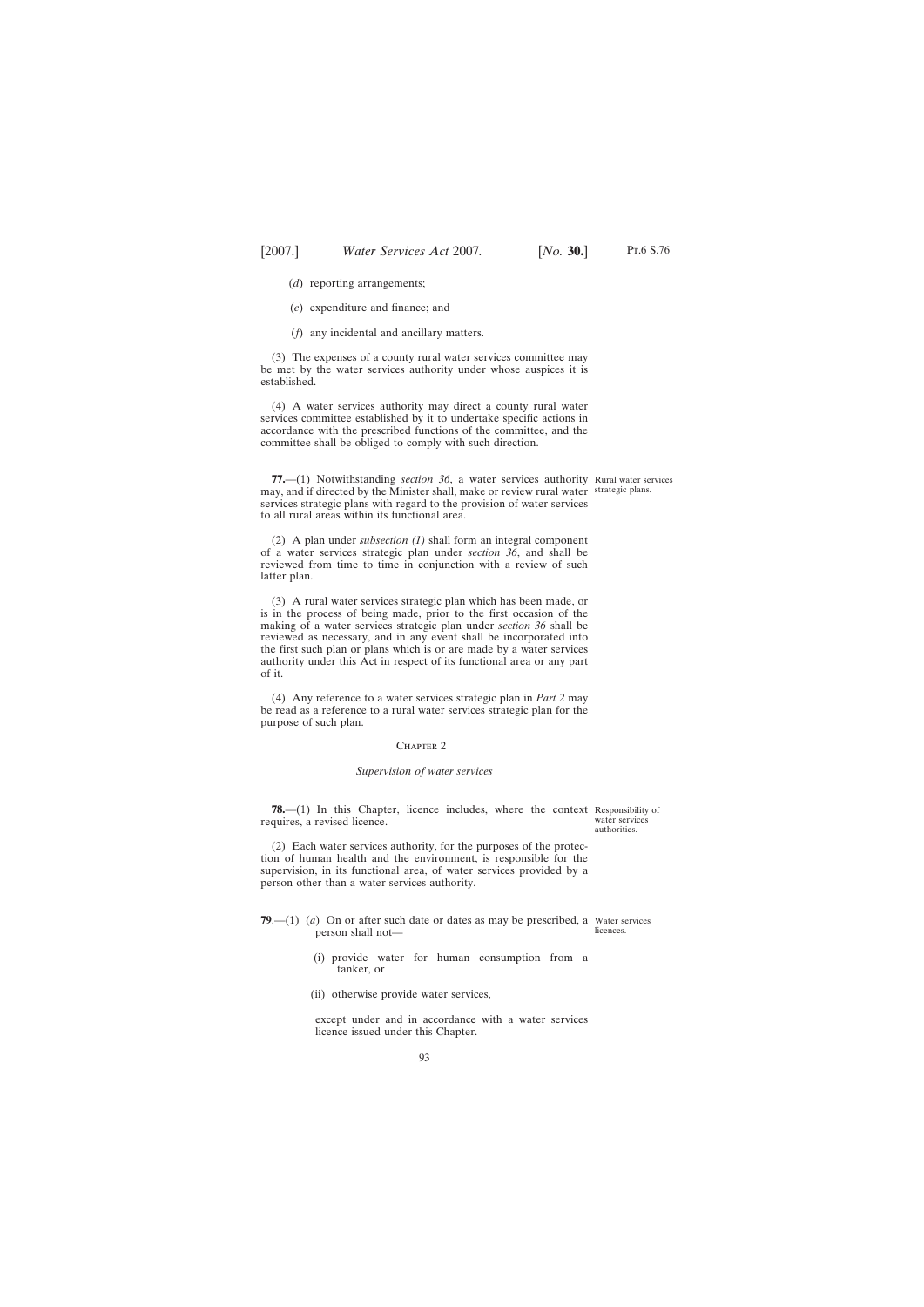(*d*) reporting arrangements;

(*e*) expenditure and finance; and

(*f*) any incidental and ancillary matters.

(3) The expenses of a county rural water services committee may be met by the water services authority under whose auspices it is established.

(4) A water services authority may direct a county rural water services committee established by it to undertake specific actions in accordance with the prescribed functions of the committee, and the committee shall be obliged to comply with such direction.

Rural water services strategic plans.

**77.**—(1) Notwithstanding *section 36*, a water services authority may, and if directed by the Minister shall, make or review rural water services strategic plans with regard to the provision of water services to all rural areas within its functional area.

(2) A plan under *subsection (1)* shall form an integral component of a water services strategic plan under *section 36*, and shall be reviewed from time to time in conjunction with a review of such latter plan.

(3) A rural water services strategic plan which has been made, or is in the process of being made, prior to the first occasion of the making of a water services strategic plan under *section 36* shall be reviewed as necessary, and in any event shall be incorporated into the first such plan or plans which is or are made by a water services authority under this Act in respect of its functional area or any part of it.

(4) Any reference to a water services strategic plan in *Part 2* may be read as a reference to a rural water services strategic plan for the purpose of such plan.

## Chapter 2

### *Supervision of water services*

Responsibility of water services authorities.

**78.**—(1) In this Chapter, licence includes, where the context requires, a revised licence.

(2) Each water services authority, for the purposes of the protection of human health and the environment, is responsible for the supervision, in its functional area, of water services provided by a person other than a water services authority.

Water services licences.

**79**.—(1) (*a*) On or after such date or dates as may be prescribed, a person shall not—

(i) provide water for human consumption from a tanker, or

(ii) otherwise provide water services,

except under and in accordance with a water services licence issued under this Chapter.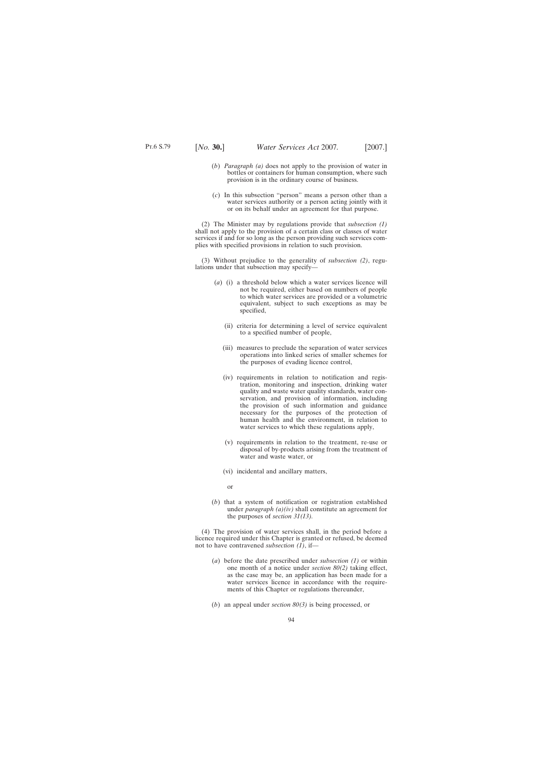(*b*) *Paragraph (a)* does not apply to the provision of water in bottles or containers for human consumption, where such provision is in the ordinary course of business.

(*c*) In this subsection "person" means a person other than a water services authority or a person acting jointly with it or on its behalf under an agreement for that purpose.

(2) The Minister may by regulations provide that *subsection (1)* shall not apply to the provision of a certain class or classes of water services if and for so long as the person providing such services complies with specified provisions in relation to such provision.

(3) Without prejudice to the generality of *subsection (2)*, regulations under that subsection may specify—

(*a*) (i) a threshold below which a water services licence will not be required, either based on numbers of people to which water services are provided or a volumetric equivalent, subject to such exceptions as may be specified,

(ii) criteria for determining a level of service equivalent to a specified number of people,

(iii) measures to preclude the separation of water services operations into linked series of smaller schemes for the purposes of evading licence control,

(iv) requirements in relation to notification and registration, monitoring and inspection, drinking water quality and waste water quality standards, water conservation, and provision of information, including the provision of such information and guidance necessary for the purposes of the protection of human health and the environment, in relation to water services to which these regulations apply,

(v) requirements in relation to the treatment, re-use or disposal of by-products arising from the treatment of water and waste water, or

(vi) incidental and ancillary matters,

or

(*b*) that a system of notification or registration established under *paragraph (a)(iv)* shall constitute an agreement for the purposes of *section 31(13)*.

(4) The provision of water services shall, in the period before a licence required under this Chapter is granted or refused, be deemed not to have contravened *subsection (1)*, if—

(*a*) before the date prescribed under *subsection (1)* or within one month of a notice under *section 80(2)* taking effect, as the case may be, an application has been made for a water services licence in accordance with the requirements of this Chapter or regulations thereunder,

(*b*) an appeal under *section 80(3)* is being processed, or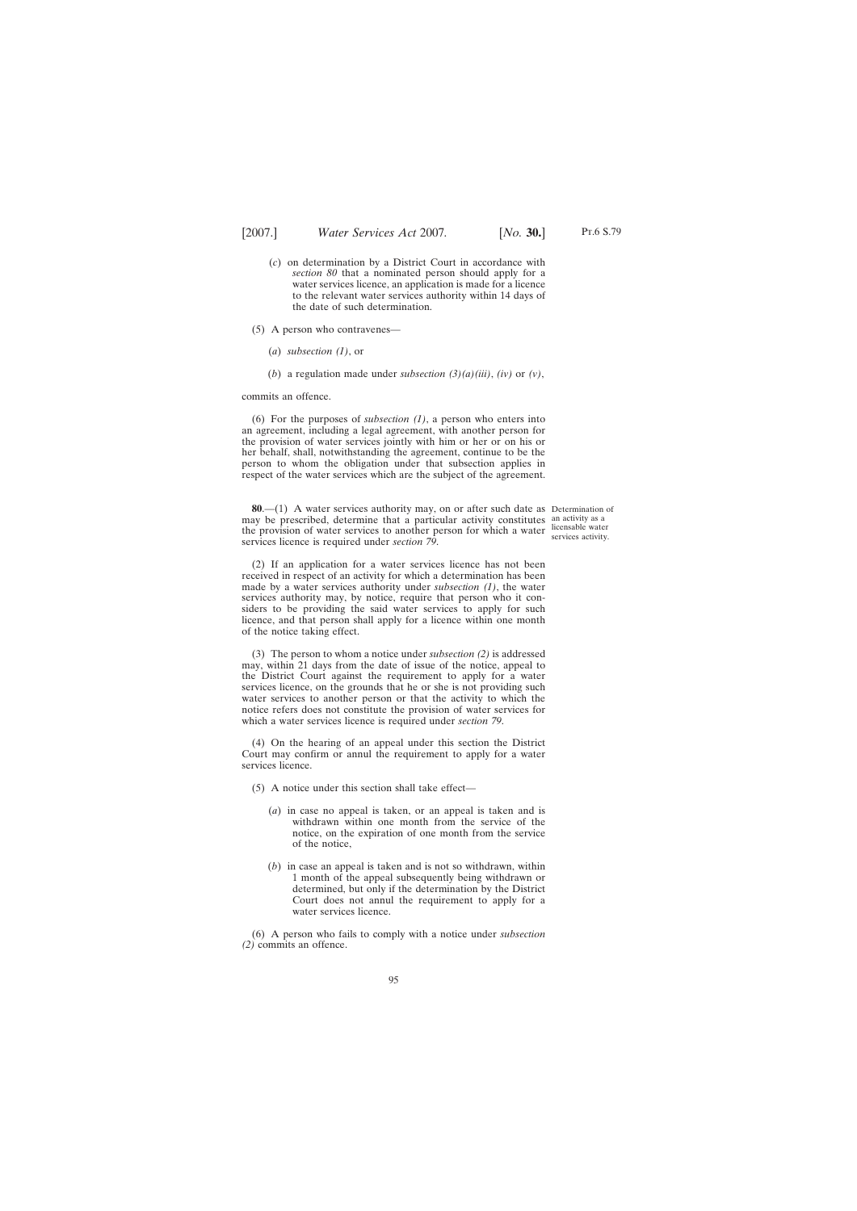(*c*) on determination by a District Court in accordance with *section 80* that a nominated person should apply for a water services licence, an application is made for a licence to the relevant water services authority within 14 days of the date of such determination.

(5) A person who contravenes—

(*a*) *subsection (1)*, or

(*b*) a regulation made under *subsection (3)(a)(iii)*, *(iv)* or *(v)*,

commits an offence.

(6) For the purposes of *subsection (1)*, a person who enters into an agreement, including a legal agreement, with another person for the provision of water services jointly with him or her or on his or her behalf, shall, notwithstanding the agreement, continue to be the person to whom the obligation under that subsection applies in respect of the water services which are the subject of the agreement.

Determination of an activity as a licensable water services activity.

**80**.—(1) A water services authority may, on or after such date as may be prescribed, determine that a particular activity constitutes the provision of water services to another person for which a water services licence is required under *section 79*.

(2) If an application for a water services licence has not been received in respect of an activity for which a determination has been made by a water services authority under *subsection (1)*, the water services authority may, by notice, require that person who it considers to be providing the said water services to apply for such licence, and that person shall apply for a licence within one month of the notice taking effect.

(3) The person to whom a notice under *subsection (2)* is addressed may, within 21 days from the date of issue of the notice, appeal to the District Court against the requirement to apply for a water services licence, on the grounds that he or she is not providing such water services to another person or that the activity to which the notice refers does not constitute the provision of water services for which a water services licence is required under *section 79*.

(4) On the hearing of an appeal under this section the District Court may confirm or annul the requirement to apply for a water services licence.

(5) A notice under this section shall take effect—

(*a*) in case no appeal is taken, or an appeal is taken and is withdrawn within one month from the service of the notice, on the expiration of one month from the service of the notice,

(*b*) in case an appeal is taken and is not so withdrawn, within 1 month of the appeal subsequently being withdrawn or determined, but only if the determination by the District Court does not annul the requirement to apply for a water services licence.

(6) A person who fails to comply with a notice under *subsection (2)* commits an offence.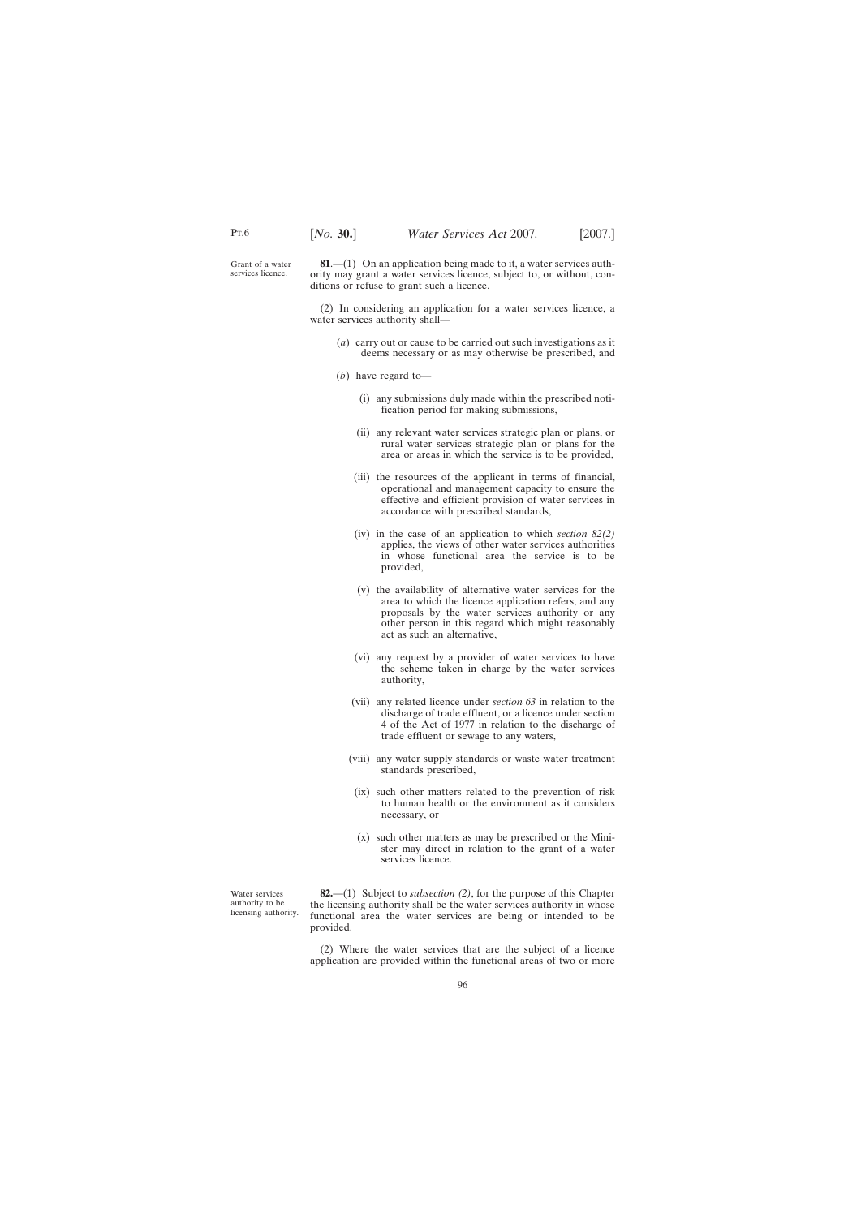Grant of a water services licence.

**81**.—(1) On an application being made to it, a water services authority may grant a water services licence, subject to, or without, conditions or refuse to grant such a licence.

(2) In considering an application for a water services licence, a water services authority shall—

(*a*) carry out or cause to be carried out such investigations as it deems necessary or as may otherwise be prescribed, and

(*b*) have regard to—

(i) any submissions duly made within the prescribed notification period for making submissions,

(ii) any relevant water services strategic plan or plans, or rural water services strategic plan or plans for the area or areas in which the service is to be provided,

(iii) the resources of the applicant in terms of financial, operational and management capacity to ensure the effective and efficient provision of water services in accordance with prescribed standards,

(iv) in the case of an application to which *section 82(2)* applies, the views of other water services authorities in whose functional area the service is to be provided,

(v) the availability of alternative water services for the area to which the licence application refers, and any proposals by the water services authority or any other person in this regard which might reasonably act as such an alternative,

(vi) any request by a provider of water services to have the scheme taken in charge by the water services authority,

(vii) any related licence under *section 63* in relation to the discharge of trade effluent, or a licence under section 4 of the Act of 1977 in relation to the discharge of trade effluent or sewage to any waters,

(viii) any water supply standards or waste water treatment standards prescribed,

(ix) such other matters related to the prevention of risk to human health or the environment as it considers necessary, or

(x) such other matters as may be prescribed or the Minister may direct in relation to the grant of a water services licence.

Water services authority to be licensing authority.

**82.**—(1) Subject to *subsection (2)*, for the purpose of this Chapter the licensing authority shall be the water services authority in whose functional area the water services are being or intended to be provided.

(2) Where the water services that are the subject of a licence application are provided within the functional areas of two or more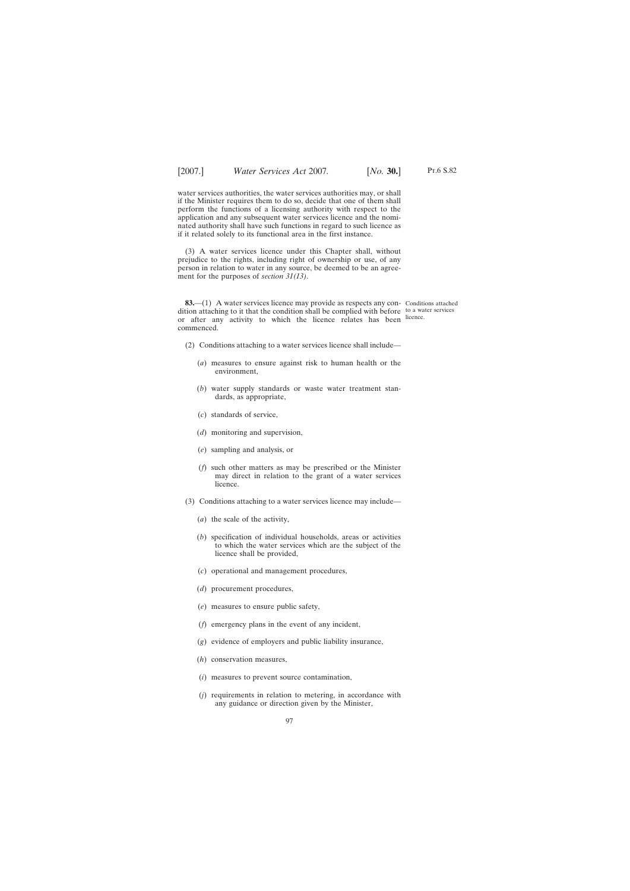water services authorities, the water services authorities may, or shall if the Minister requires them to do so, decide that one of them shall perform the functions of a licensing authority with respect to the application and any subsequent water services licence and the nominated authority shall have such functions in regard to such licence as if it related solely to its functional area in the first instance.

(3) A water services licence under this Chapter shall, without prejudice to the rights, including right of ownership or use, of any person in relation to water in any source, be deemed to be an agreement for the purposes of *section 31(13)*.

Conditions attached to a water services licence.

**83.**—(1) A water services licence may provide as respects any condition attaching to it that the condition shall be complied with before or after any activity to which the licence relates has been commenced.

(2) Conditions attaching to a water services licence shall include—

(*a*) measures to ensure against risk to human health or the environment,

(*b*) water supply standards or waste water treatment standards, as appropriate,

(*c*) standards of service,

(*d*) monitoring and supervision,

(*e*) sampling and analysis, or

(*f*) such other matters as may be prescribed or the Minister may direct in relation to the grant of a water services licence.

(3) Conditions attaching to a water services licence may include—

(*a*) the scale of the activity,

(*b*) specification of individual households, areas or activities to which the water services which are the subject of the licence shall be provided,

(*c*) operational and management procedures,

(*d*) procurement procedures,

(*e*) measures to ensure public safety,

(*f*) emergency plans in the event of any incident,

(*g*) evidence of employers and public liability insurance,

(*h*) conservation measures,

(*i*) measures to prevent source contamination,

(*j*) requirements in relation to metering, in accordance with any guidance or direction given by the Minister,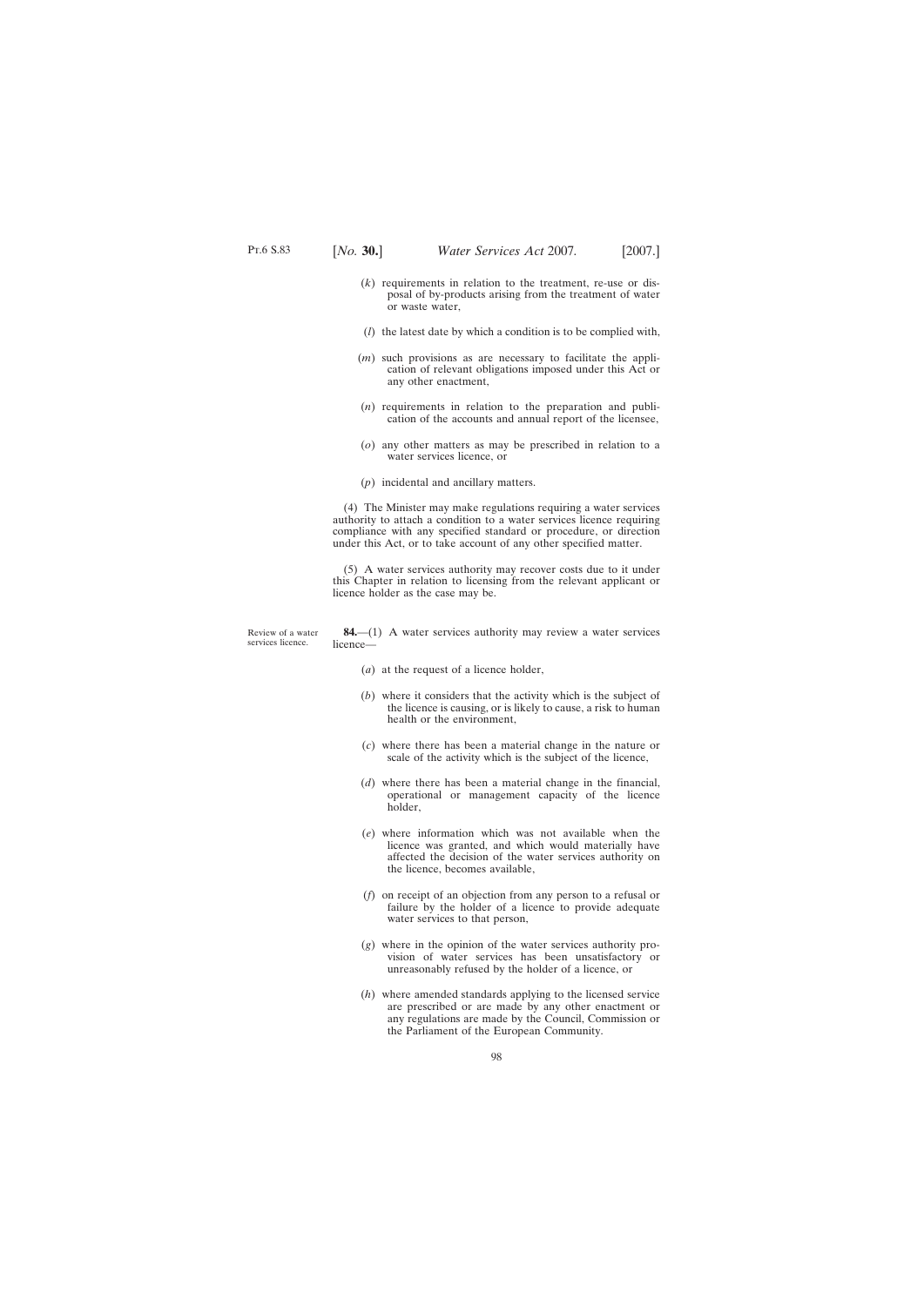(*k*) requirements in relation to the treatment, re-use or disposal of by-products arising from the treatment of water or waste water,

(*l*) the latest date by which a condition is to be complied with,

(*m*) such provisions as are necessary to facilitate the application of relevant obligations imposed under this Act or any other enactment,

(*n*) requirements in relation to the preparation and publication of the accounts and annual report of the licensee,

(*o*) any other matters as may be prescribed in relation to a water services licence, or

(*p*) incidental and ancillary matters.

(4) The Minister may make regulations requiring a water services authority to attach a condition to a water services licence requiring compliance with any specified standard or procedure, or direction under this Act, or to take account of any other specified matter.

(5) A water services authority may recover costs due to it under this Chapter in relation to licensing from the relevant applicant or licence holder as the case may be.

Review of a water services licence.

**84.**—(1) A water services authority may review a water services licence—

(*a*) at the request of a licence holder,

(*b*) where it considers that the activity which is the subject of the licence is causing, or is likely to cause, a risk to human health or the environment,

(*c*) where there has been a material change in the nature or scale of the activity which is the subject of the licence,

(*d*) where there has been a material change in the financial, operational or management capacity of the licence holder,

(*e*) where information which was not available when the licence was granted, and which would materially have affected the decision of the water services authority on the licence, becomes available,

(*f*) on receipt of an objection from any person to a refusal or failure by the holder of a licence to provide adequate water services to that person,

(*g*) where in the opinion of the water services authority provision of water services has been unsatisfactory or unreasonably refused by the holder of a licence, or

(*h*) where amended standards applying to the licensed service are prescribed or are made by any other enactment or any regulations are made by the Council, Commission or the Parliament of the European Community.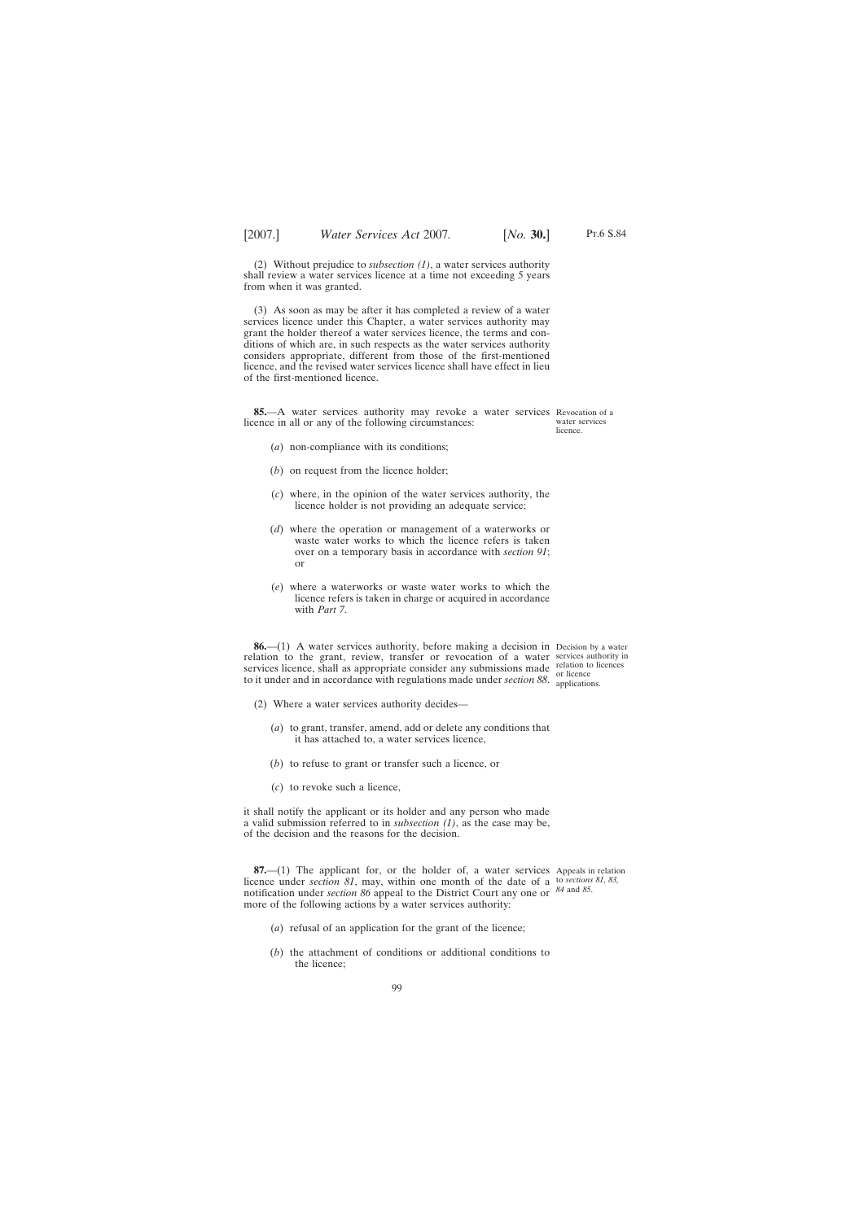(2) Without prejudice to *subsection (1)*, a water services authority shall review a water services licence at a time not exceeding 5 years from when it was granted.

(3) As soon as may be after it has completed a review of a water services licence under this Chapter, a water services authority may grant the holder thereof a water services licence, the terms and conditions of which are, in such respects as the water services authority considers appropriate, different from those of the first-mentioned licence, and the revised water services licence shall have effect in lieu of the first-mentioned licence.

Revocation of a water services licence.

**85.**—A water services authority may revoke a water services licence in all or any of the following circumstances:

(*a*) non-compliance with its conditions;

(*b*) on request from the licence holder;

(*c*) where, in the opinion of the water services authority, the licence holder is not providing an adequate service;

(*d*) where the operation or management of a waterworks or waste water works to which the licence refers is taken over on a temporary basis in accordance with *section 91*; or

(*e*) where a waterworks or waste water works to which the licence refers is taken in charge or acquired in accordance with *Part 7*.

Decision by a water services authority in relation to licences or licence applications.

**86.**—(1) A water services authority, before making a decision in relation to the grant, review, transfer or revocation of a water services licence, shall as appropriate consider any submissions made to it under and in accordance with regulations made under *section 88*.

(2) Where a water services authority decides—

(*a*) to grant, transfer, amend, add or delete any conditions that it has attached to, a water services licence,

(*b*) to refuse to grant or transfer such a licence, or

(*c*) to revoke such a licence,

it shall notify the applicant or its holder and any person who made a valid submission referred to in *subsection (1)*, as the case may be, of the decision and the reasons for the decision.

Appeals in relation to *sections 81, 83, 84* and *85*.

**87.**—(1) The applicant for, or the holder of, a water services licence under *section 81*, may, within one month of the date of a notification under *section 86* appeal to the District Court any one or more of the following actions by a water services authority:

(*a*) refusal of an application for the grant of the licence;

(*b*) the attachment of conditions or additional conditions to the licence;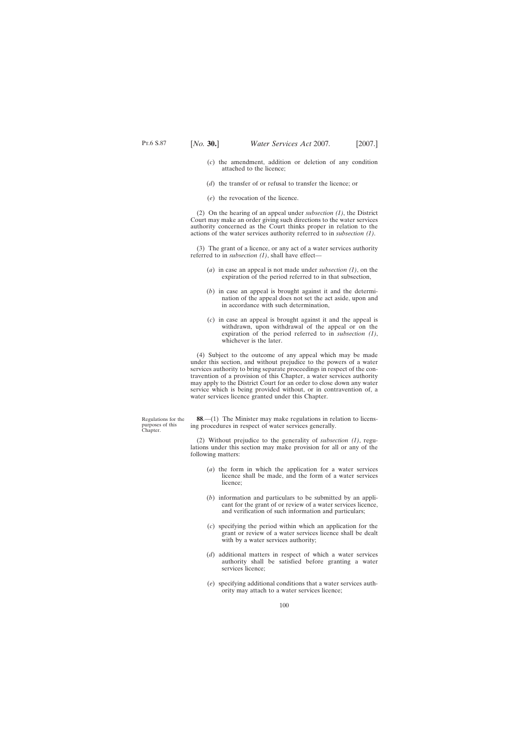(*c*) the amendment, addition or deletion of any condition attached to the licence;

(*d*) the transfer of or refusal to transfer the licence; or

(*e*) the revocation of the licence.

(2) On the hearing of an appeal under *subsection (1)*, the District Court may make an order giving such directions to the water services authority concerned as the Court thinks proper in relation to the actions of the water services authority referred to in *subsection (1)*.

(3) The grant of a licence, or any act of a water services authority referred to in *subsection (1)*, shall have effect—

(*a*) in case an appeal is not made under *subsection (1)*, on the expiration of the period referred to in that subsection,

(*b*) in case an appeal is brought against it and the determination of the appeal does not set the act aside, upon and in accordance with such determination,

(*c*) in case an appeal is brought against it and the appeal is withdrawn, upon withdrawal of the appeal or on the expiration of the period referred to in *subsection (1)*, whichever is the later.

(4) Subject to the outcome of any appeal which may be made under this section, and without prejudice to the powers of a water services authority to bring separate proceedings in respect of the contravention of a provision of this Chapter, a water services authority may apply to the District Court for an order to close down any water service which is being provided without, or in contravention of, a water services licence granted under this Chapter.

Regulations for the purposes of this Chapter.

**88**.—(1) The Minister may make regulations in relation to licensing procedures in respect of water services generally.

(2) Without prejudice to the generality of *subsection (1)*, regulations under this section may make provision for all or any of the following matters:

(*a*) the form in which the application for a water services licence shall be made, and the form of a water services licence;

(*b*) information and particulars to be submitted by an applicant for the grant of or review of a water services licence, and verification of such information and particulars;

(*c*) specifying the period within which an application for the grant or review of a water services licence shall be dealt with by a water services authority;

(*d*) additional matters in respect of which a water services authority shall be satisfied before granting a water services licence;

(*e*) specifying additional conditions that a water services authority may attach to a water services licence;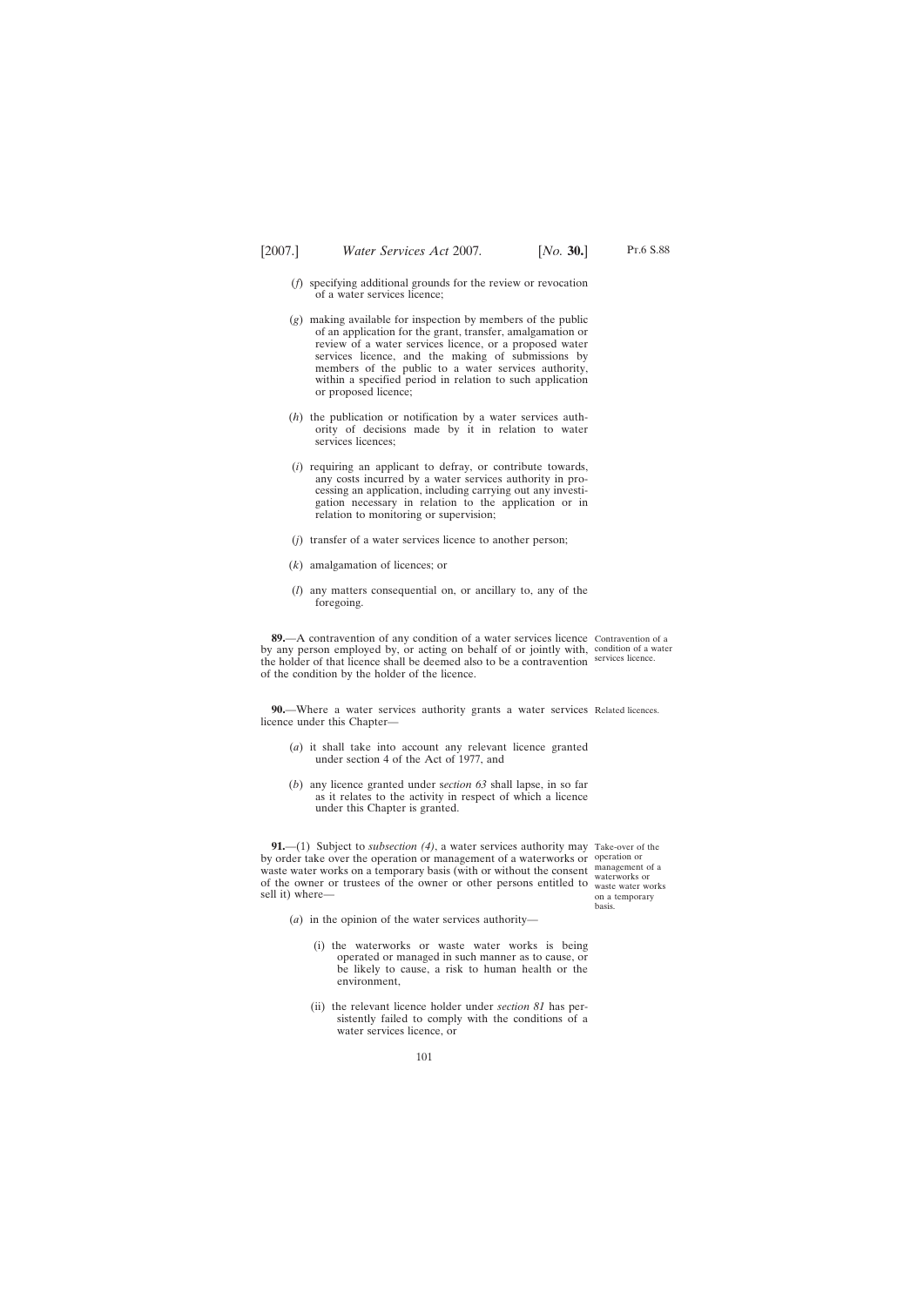(*f*) specifying additional grounds for the review or revocation of a water services licence;

(*g*) making available for inspection by members of the public of an application for the grant, transfer, amalgamation or review of a water services licence, or a proposed water services licence, and the making of submissions by members of the public to a water services authority, within a specified period in relation to such application or proposed licence;

(*h*) the publication or notification by a water services authority of decisions made by it in relation to water services licences;

(*i*) requiring an applicant to defray, or contribute towards, any costs incurred by a water services authority in processing an application, including carrying out any investigation necessary in relation to the application or in relation to monitoring or supervision;

(*j*) transfer of a water services licence to another person;

(*k*) amalgamation of licences; or

(*l*) any matters consequential on, or ancillary to, any of the foregoing.

Contravention of a condition of a water services licence.

**89.**—A contravention of any condition of a water services licence by any person employed by, or acting on behalf of or jointly with, the holder of that licence shall be deemed also to be a contravention of the condition by the holder of the licence.

Related licences.

**90.**—Where a water services authority grants a water services licence under this Chapter—

(*a*) it shall take into account any relevant licence granted under section 4 of the Act of 1977, and

(*b*) any licence granted under *section 63* shall lapse, in so far as it relates to the activity in respect of which a licence under this Chapter is granted.

Take-over of the operation or management of a waterworks or waste water works on a temporary basis.

**91.**—(1) Subject to *subsection (4)*, a water services authority may by order take over the operation or management of a waterworks or waste water works on a temporary basis (with or without the consent of the owner or trustees of the owner or other persons entitled to sell it) where—

(*a*) in the opinion of the water services authority—

(i) the waterworks or waste water works is being operated or managed in such manner as to cause, or be likely to cause, a risk to human health or the environment,

(ii) the relevant licence holder under *section 81* has persistently failed to comply with the conditions of a water services licence, or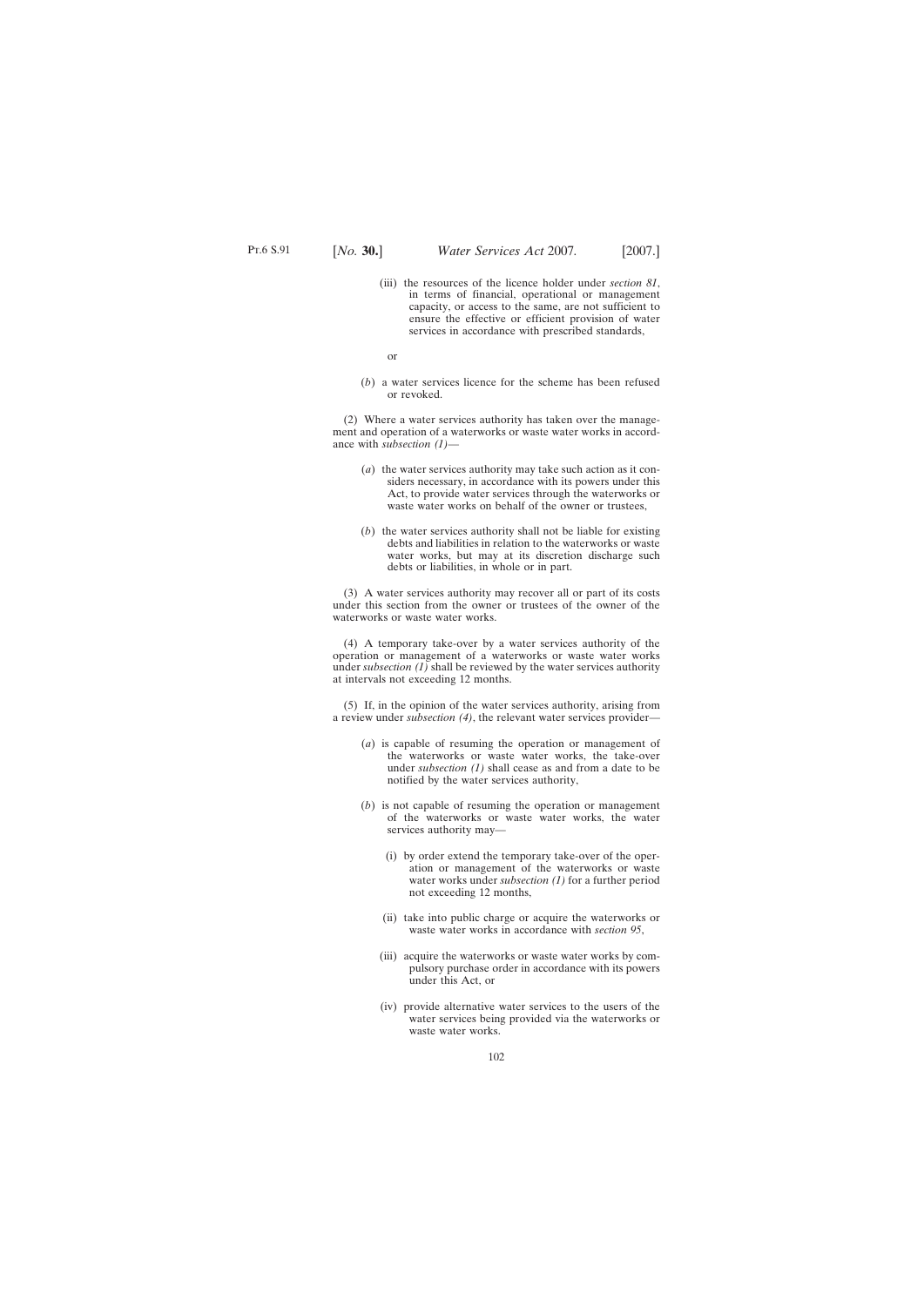(iii) the resources of the licence holder under *section 81*, in terms of financial, operational or management capacity, or access to the same, are not sufficient to ensure the effective or efficient provision of water services in accordance with prescribed standards,

or

(*b*) a water services licence for the scheme has been refused or revoked.

(2) Where a water services authority has taken over the management and operation of a waterworks or waste water works in accordance with *subsection (1)*—

(*a*) the water services authority may take such action as it considers necessary, in accordance with its powers under this Act, to provide water services through the waterworks or waste water works on behalf of the owner or trustees,

(*b*) the water services authority shall not be liable for existing debts and liabilities in relation to the waterworks or waste water works, but may at its discretion discharge such debts or liabilities, in whole or in part.

(3) A water services authority may recover all or part of its costs under this section from the owner or trustees of the owner of the waterworks or waste water works.

(4) A temporary take-over by a water services authority of the operation or management of a waterworks or waste water works under *subsection (1)* shall be reviewed by the water services authority at intervals not exceeding 12 months.

(5) If, in the opinion of the water services authority, arising from a review under *subsection (4)*, the relevant water services provider—

(*a*) is capable of resuming the operation or management of the waterworks or waste water works, the take-over under *subsection (1)* shall cease as and from a date to be notified by the water services authority,

(*b*) is not capable of resuming the operation or management of the waterworks or waste water works, the water services authority may—

(i) by order extend the temporary take-over of the operation or management of the waterworks or waste water works under *subsection (1)* for a further period not exceeding 12 months,

(ii) take into public charge or acquire the waterworks or waste water works in accordance with *section 95*,

(iii) acquire the waterworks or waste water works by compulsory purchase order in accordance with its powers under this Act, or

(iv) provide alternative water services to the users of the water services being provided via the waterworks or waste water works.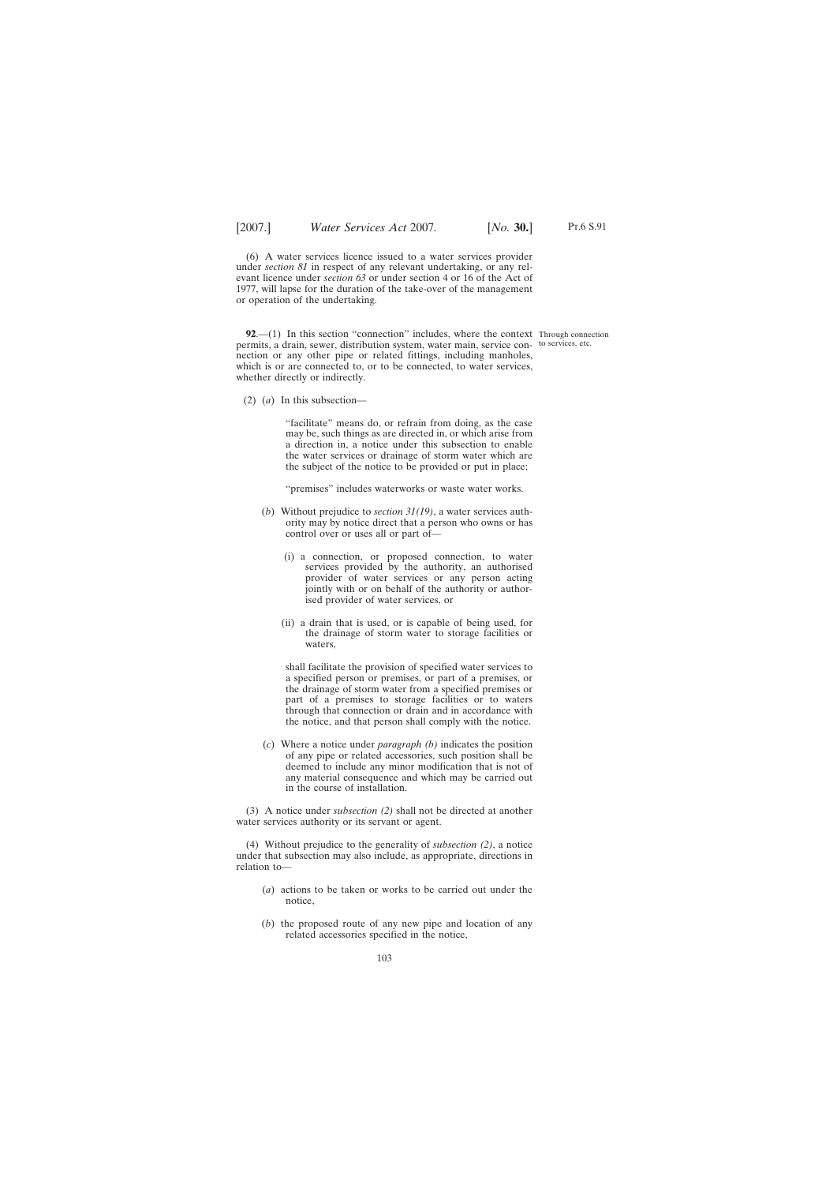(6) A water services licence issued to a water services provider under *section 81* in respect of any relevant undertaking, or any relevant licence under *section 63* or under section 4 or 16 of the Act of 1977, will lapse for the duration of the take-over of the management or operation of the undertaking.

**92**.—(1) In this section "connection" includes, where the context permits, a drain, sewer, distribution system, water main, service connection or any other pipe or related fittings, including manholes, which is or are connected to, or to be connected, to water services, whether directly or indirectly.

Through connection to services, etc.

(2) (*a*) In this subsection—

"facilitate" means do, or refrain from doing, as the case may be, such things as are directed in, or which arise from a direction in, a notice under this subsection to enable the water services or drainage of storm water which are the subject of the notice to be provided or put in place;

"premises" includes waterworks or waste water works.

(*b*) Without prejudice to *section 31(19)*, a water services authority may by notice direct that a person who owns or has control over or uses all or part of—

(i) a connection, or proposed connection, to water services provided by the authority, an authorised provider of water services or any person acting jointly with or on behalf of the authority or authorised provider of water services, or

(ii) a drain that is used, or is capable of being used, for the drainage of storm water to storage facilities or waters,

shall facilitate the provision of specified water services to a specified person or premises, or part of a premises, or the drainage of storm water from a specified premises or part of a premises to storage facilities or to waters through that connection or drain and in accordance with the notice, and that person shall comply with the notice.

(*c*) Where a notice under *paragraph (b)* indicates the position of any pipe or related accessories, such position shall be deemed to include any minor modification that is not of any material consequence and which may be carried out in the course of installation.

(3) A notice under *subsection (2)* shall not be directed at another water services authority or its servant or agent.

(4) Without prejudice to the generality of *subsection (2)*, a notice under that subsection may also include, as appropriate, directions in relation to—

(*a*) actions to be taken or works to be carried out under the notice,

(*b*) the proposed route of any new pipe and location of any related accessories specified in the notice,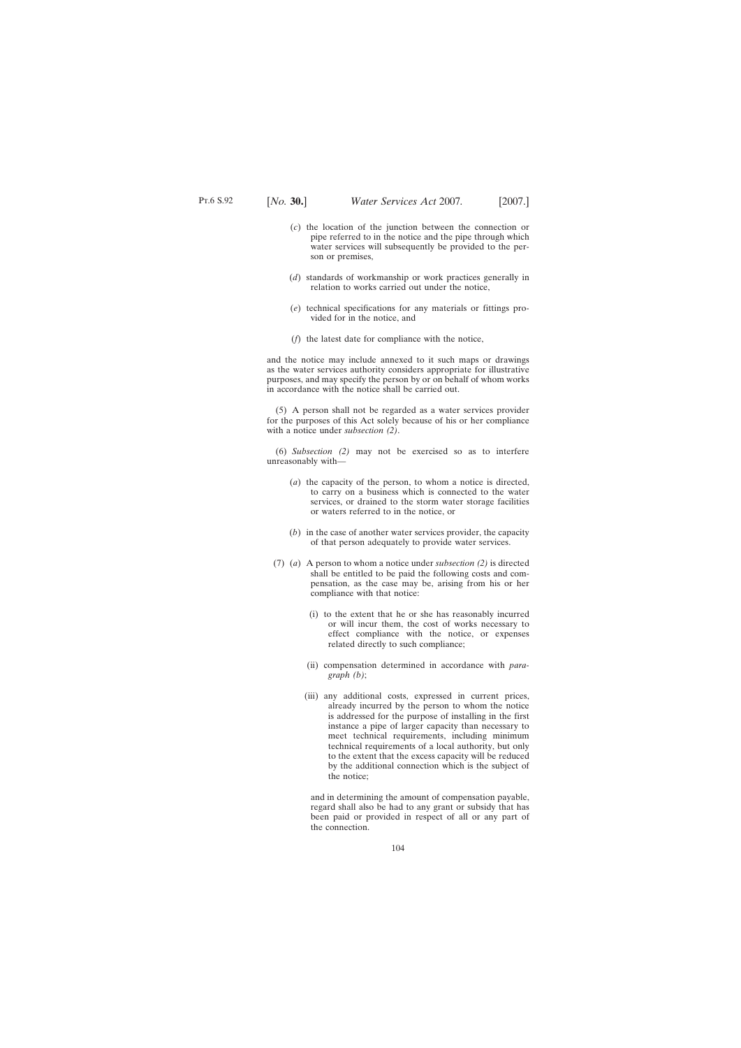(*c*) the location of the junction between the connection or pipe referred to in the notice and the pipe through which water services will subsequently be provided to the person or premises,

(*d*) standards of workmanship or work practices generally in relation to works carried out under the notice,

(*e*) technical specifications for any materials or fittings provided for in the notice, and

(*f*) the latest date for compliance with the notice,

and the notice may include annexed to it such maps or drawings as the water services authority considers appropriate for illustrative purposes, and may specify the person by or on behalf of whom works in accordance with the notice shall be carried out.

(5) A person shall not be regarded as a water services provider for the purposes of this Act solely because of his or her compliance with a notice under *subsection (2)*.

(6) *Subsection (2)* may not be exercised so as to interfere unreasonably with—

(*a*) the capacity of the person, to whom a notice is directed, to carry on a business which is connected to the water services, or drained to the storm water storage facilities or waters referred to in the notice, or

(*b*) in the case of another water services provider, the capacity of that person adequately to provide water services.

(7) (*a*) A person to whom a notice under *subsection (2)* is directed shall be entitled to be paid the following costs and compensation, as the case may be, arising from his or her compliance with that notice:

(i) to the extent that he or she has reasonably incurred or will incur them, the cost of works necessary to effect compliance with the notice, or expenses related directly to such compliance;

(ii) compensation determined in accordance with *paragraph (b)*;

(iii) any additional costs, expressed in current prices, already incurred by the person to whom the notice is addressed for the purpose of installing in the first instance a pipe of larger capacity than necessary to meet technical requirements, including minimum technical requirements of a local authority, but only to the extent that the excess capacity will be reduced by the additional connection which is the subject of the notice;

and in determining the amount of compensation payable, regard shall also be had to any grant or subsidy that has been paid or provided in respect of all or any part of the connection.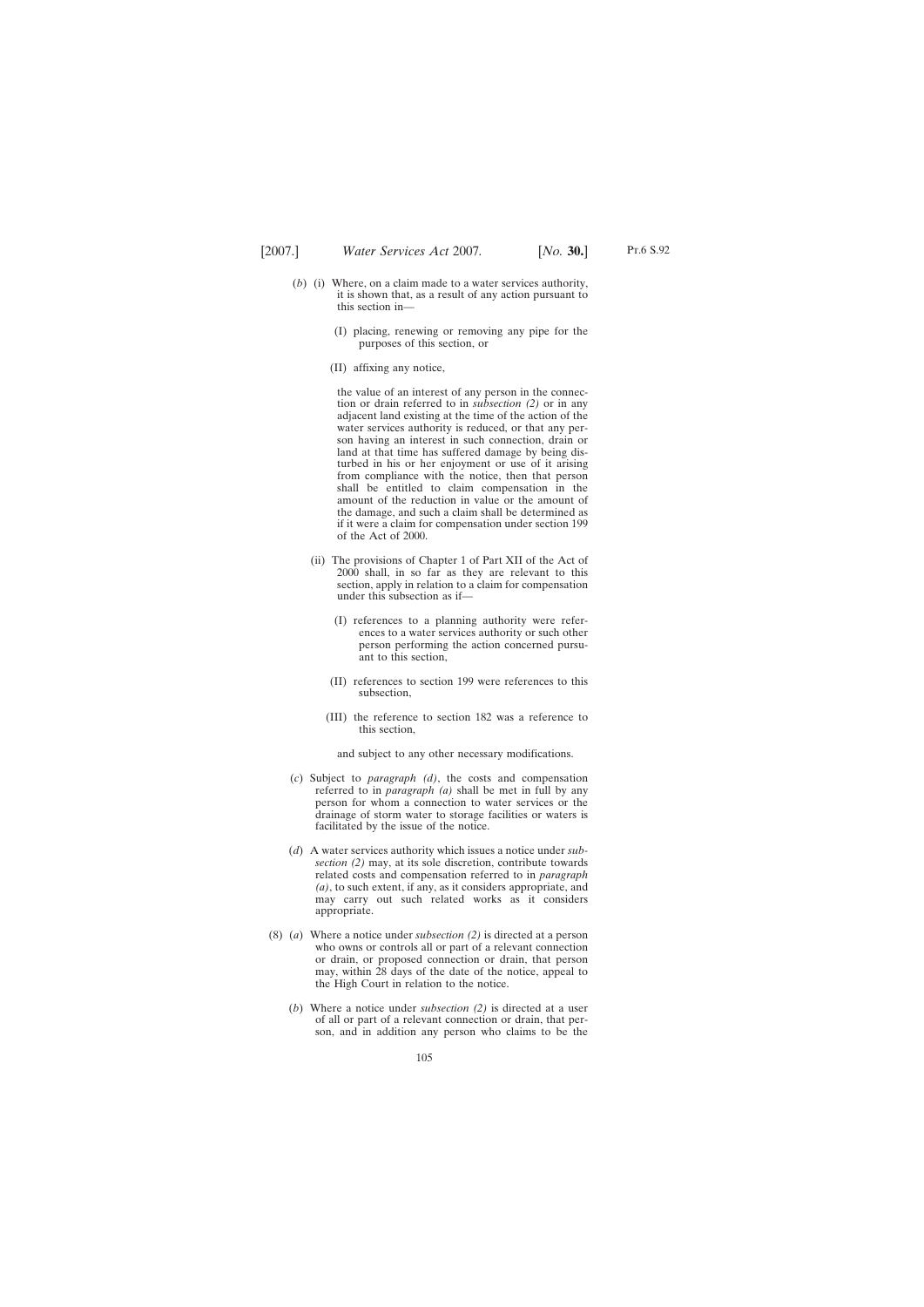(*b*) (i) Where, on a claim made to a water services authority, it is shown that, as a result of any action pursuant to this section in—

(I) placing, renewing or removing any pipe for the purposes of this section, or

(II) affixing any notice,

the value of an interest of any person in the connection or drain referred to in *subsection (2)* or in any adjacent land existing at the time of the action of the water services authority is reduced, or that any person having an interest in such connection, drain or land at that time has suffered damage by being disturbed in his or her enjoyment or use of it arising from compliance with the notice, then that person shall be entitled to claim compensation in the amount of the reduction in value or the amount of the damage, and such a claim shall be determined as if it were a claim for compensation under section 199 of the Act of 2000.

(ii) The provisions of Chapter 1 of Part XII of the Act of 2000 shall, in so far as they are relevant to this section, apply in relation to a claim for compensation under this subsection as if—

(I) references to a planning authority were references to a water services authority or such other person performing the action concerned pursuant to this section,

(II) references to section 199 were references to this subsection,

(III) the reference to section 182 was a reference to this section,

and subject to any other necessary modifications.

(*c*) Subject to *paragraph (d)*, the costs and compensation referred to in *paragraph (a)* shall be met in full by any person for whom a connection to water services or the drainage of storm water to storage facilities or waters is facilitated by the issue of the notice.

(*d*) A water services authority which issues a notice under *subsection (2)* may, at its sole discretion, contribute towards related costs and compensation referred to in *paragraph (a)*, to such extent, if any, as it considers appropriate, and may carry out such related works as it considers appropriate.

(8) (*a*) Where a notice under *subsection (2)* is directed at a person who owns or controls all or part of a relevant connection or drain, or proposed connection or drain, that person may, within 28 days of the date of the notice, appeal to the High Court in relation to the notice.

(*b*) Where a notice under *subsection (2)* is directed at a user of all or part of a relevant connection or drain, that person, and in addition any person who claims to be the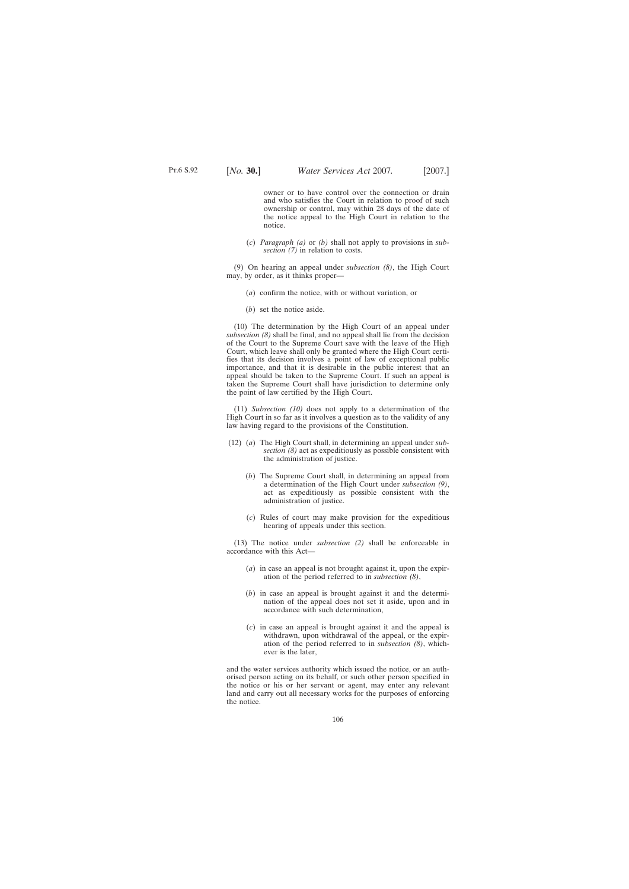owner or to have control over the connection or drain and who satisfies the Court in relation to proof of such ownership or control, may within 28 days of the date of the notice appeal to the High Court in relation to the notice.

(*c*) *Paragraph (a)* or *(b)* shall not apply to provisions in *subsection (7)* in relation to costs.

(9) On hearing an appeal under *subsection (8)*, the High Court may, by order, as it thinks proper—

(*a*) confirm the notice, with or without variation, or

(*b*) set the notice aside.

(10) The determination by the High Court of an appeal under *subsection (8)* shall be final, and no appeal shall lie from the decision of the Court to the Supreme Court save with the leave of the High Court, which leave shall only be granted where the High Court certifies that its decision involves a point of law of exceptional public importance, and that it is desirable in the public interest that an appeal should be taken to the Supreme Court. If such an appeal is taken the Supreme Court shall have jurisdiction to determine only the point of law certified by the High Court.

(11) *Subsection (10)* does not apply to a determination of the High Court in so far as it involves a question as to the validity of any law having regard to the provisions of the Constitution.

(12) (*a*) The High Court shall, in determining an appeal under *subsection (8)* act as expeditiously as possible consistent with the administration of justice.

(*b*) The Supreme Court shall, in determining an appeal from a determination of the High Court under *subsection (9)*, act as expeditiously as possible consistent with the administration of justice.

(*c*) Rules of court may make provision for the expeditious hearing of appeals under this section.

(13) The notice under *subsection (2)* shall be enforceable in accordance with this Act—

(*a*) in case an appeal is not brought against it, upon the expiration of the period referred to in *subsection (8)*,

(*b*) in case an appeal is brought against it and the determination of the appeal does not set it aside, upon and in accordance with such determination,

(*c*) in case an appeal is brought against it and the appeal is withdrawn, upon withdrawal of the appeal, or the expiration of the period referred to in *subsection (8)*, whichever is the later,

and the water services authority which issued the notice, or an authorised person acting on its behalf, or such other person specified in the notice or his or her servant or agent, may enter any relevant land and carry out all necessary works for the purposes of enforcing the notice.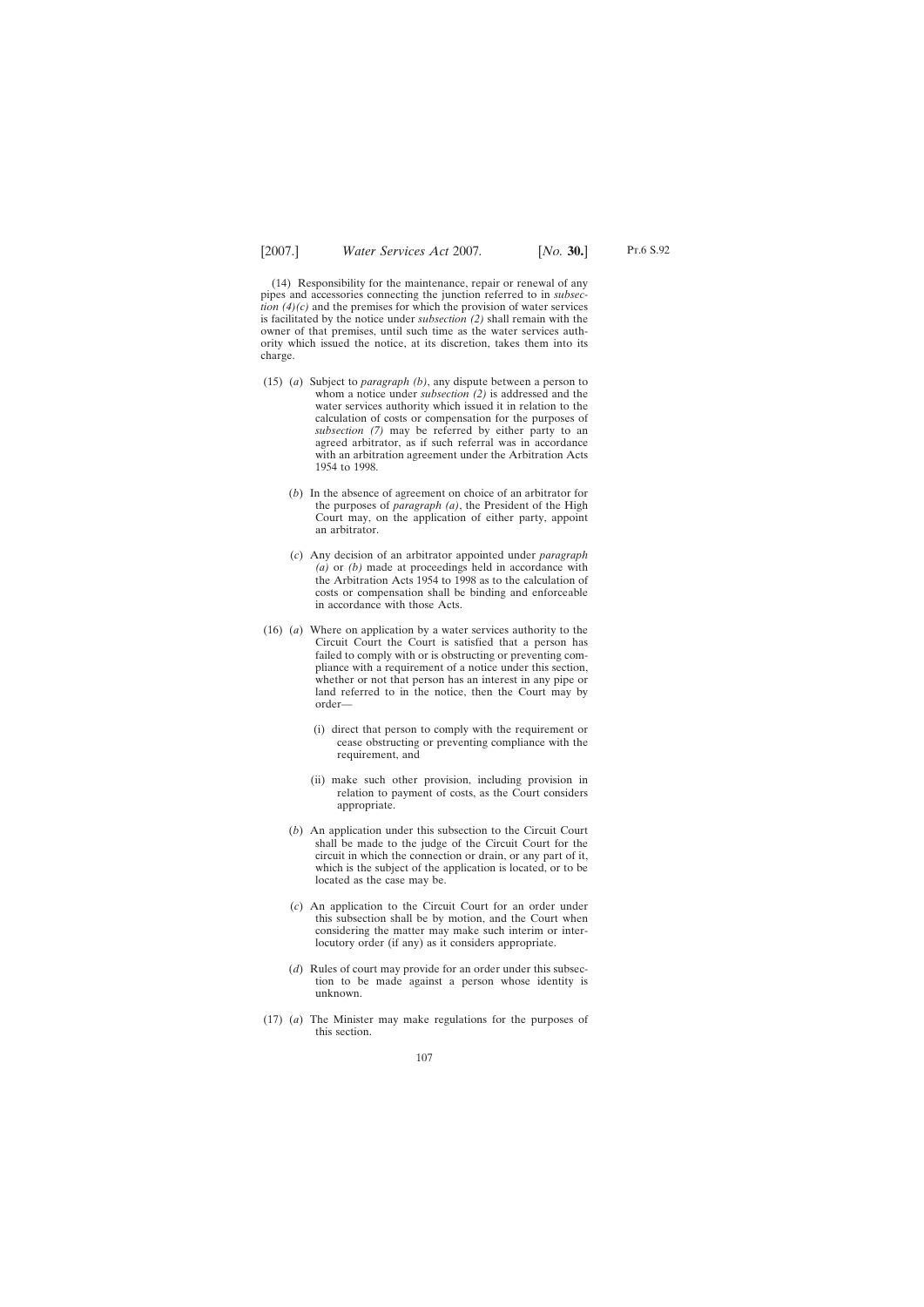(14) Responsibility for the maintenance, repair or renewal of any pipes and accessories connecting the junction referred to in *subsection (4)(c)* and the premises for which the provision of water services is facilitated by the notice under *subsection (2)* shall remain with the owner of that premises, until such time as the water services authority which issued the notice, at its discretion, takes them into its charge.

(15) (*a*) Subject to *paragraph (b)*, any dispute between a person to whom a notice under *subsection (2)* is addressed and the water services authority which issued it in relation to the calculation of costs or compensation for the purposes of *subsection (7)* may be referred by either party to an agreed arbitrator, as if such referral was in accordance with an arbitration agreement under the Arbitration Acts 1954 to 1998.

(*b*) In the absence of agreement on choice of an arbitrator for the purposes of *paragraph (a)*, the President of the High Court may, on the application of either party, appoint an arbitrator.

(*c*) Any decision of an arbitrator appointed under *paragraph (a)* or *(b)* made at proceedings held in accordance with the Arbitration Acts 1954 to 1998 as to the calculation of costs or compensation shall be binding and enforceable in accordance with those Acts.

(16) (*a*) Where on application by a water services authority to the Circuit Court the Court is satisfied that a person has failed to comply with or is obstructing or preventing compliance with a requirement of a notice under this section, whether or not that person has an interest in any pipe or land referred to in the notice, then the Court may by order—

(i) direct that person to comply with the requirement or cease obstructing or preventing compliance with the requirement, and

(ii) make such other provision, including provision in relation to payment of costs, as the Court considers appropriate.

(*b*) An application under this subsection to the Circuit Court shall be made to the judge of the Circuit Court for the circuit in which the connection or drain, or any part of it, which is the subject of the application is located, or to be located as the case may be.

(*c*) An application to the Circuit Court for an order under this subsection shall be by motion, and the Court when considering the matter may make such interim or interlocutory order (if any) as it considers appropriate.

(*d*) Rules of court may provide for an order under this subsection to be made against a person whose identity is unknown.

(17) (*a*) The Minister may make regulations for the purposes of this section.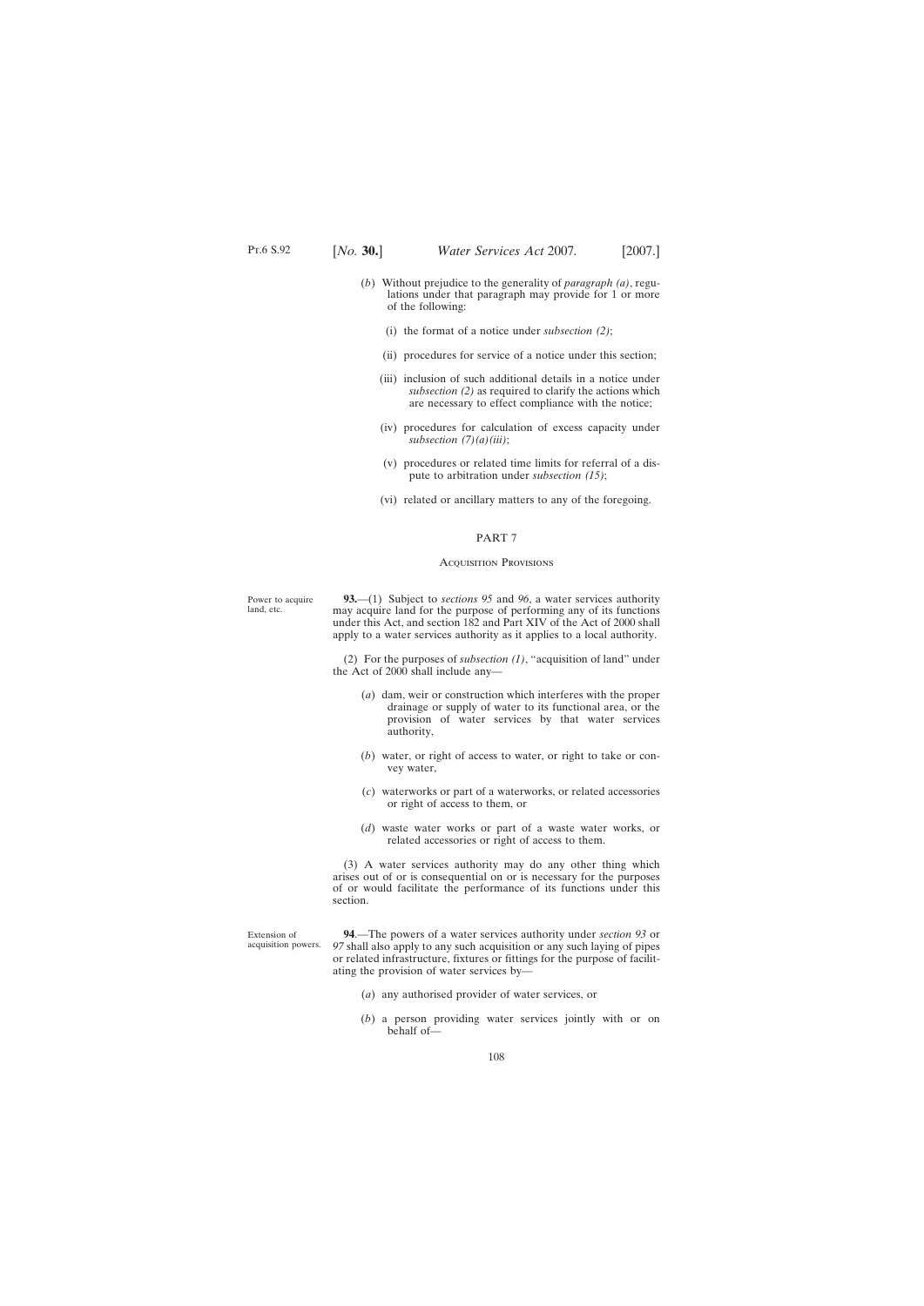(*b*) Without prejudice to the generality of *paragraph (a)*, regulations under that paragraph may provide for 1 or more of the following:

(i) the format of a notice under *subsection (2)*;

(ii) procedures for service of a notice under this section;

(iii) inclusion of such additional details in a notice under *subsection (2)* as required to clarify the actions which are necessary to effect compliance with the notice;

(iv) procedures for calculation of excess capacity under *subsection (7)(a)(iii)*;

(v) procedures or related time limits for referral of a dispute to arbitration under *subsection (15)*;

(vi) related or ancillary matters to any of the foregoing.

## PART 7

### Acquisition Provisions

Power to acquire land, etc.

**93.**—(1) Subject to *sections 95* and *96*, a water services authority may acquire land for the purpose of performing any of its functions under this Act, and section 182 and Part XIV of the Act of 2000 shall apply to a water services authority as it applies to a local authority.

(2) For the purposes of *subsection (1)*, "acquisition of land" under the Act of 2000 shall include any—

(*a*) dam, weir or construction which interferes with the proper drainage or supply of water to its functional area, or the provision of water services by that water services authority,

(*b*) water, or right of access to water, or right to take or convey water,

(*c*) waterworks or part of a waterworks, or related accessories or right of access to them, or

(*d*) waste water works or part of a waste water works, or related accessories or right of access to them.

(3) A water services authority may do any other thing which arises out of or is consequential on or is necessary for the purposes of or would facilitate the performance of its functions under this section.

Extension of acquisition powers.

**94**.—The powers of a water services authority under *section 93* or *97* shall also apply to any such acquisition or any such laying of pipes or related infrastructure, fixtures or fittings for the purpose of facilitating the provision of water services by—

(*a*) any authorised provider of water services, or

(*b*) a person providing water services jointly with or on behalf of—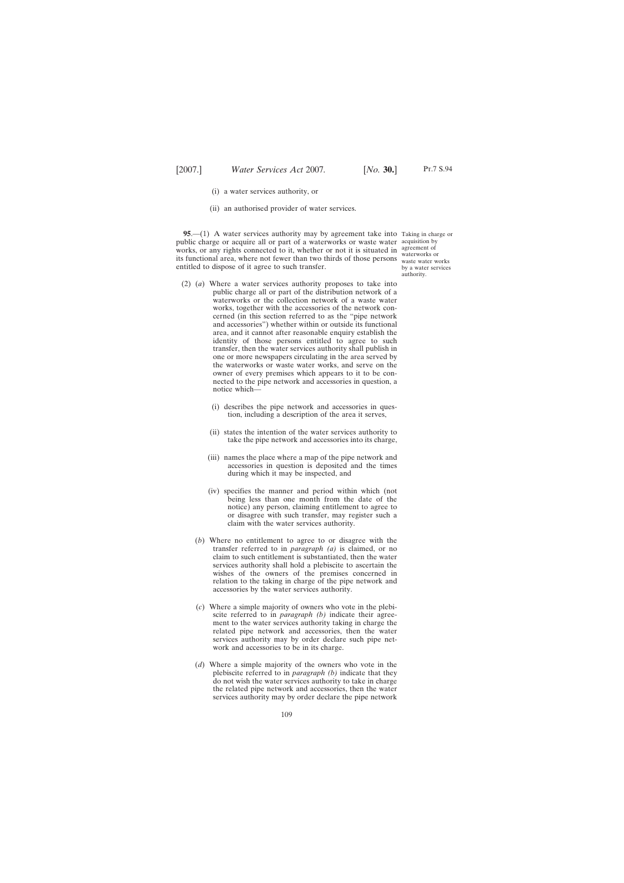(i) a water services authority, or

(ii) an authorised provider of water services.

**95**.—(1) A water services authority may by agreement take into public charge or acquire all or part of a waterworks or waste water works, or any rights connected to it, whether or not it is situated in its functional area, where not fewer than two thirds of those persons entitled to dispose of it agree to such transfer.

Taking in charge or acquisition by agreement of waterworks or waste water works by a water services authority.

(2) (*a*) Where a water services authority proposes to take into public charge all or part of the distribution network of a waterworks or the collection network of a waste water works, together with the accessories of the network concerned (in this section referred to as the "pipe network and accessories") whether within or outside its functional area, and it cannot after reasonable enquiry establish the identity of those persons entitled to agree to such transfer, then the water services authority shall publish in one or more newspapers circulating in the area served by the waterworks or waste water works, and serve on the owner of every premises which appears to it to be connected to the pipe network and accessories in question, a notice which—

(i) describes the pipe network and accessories in question, including a description of the area it serves,

(ii) states the intention of the water services authority to take the pipe network and accessories into its charge,

(iii) names the place where a map of the pipe network and accessories in question is deposited and the times during which it may be inspected, and

(iv) specifies the manner and period within which (not being less than one month from the date of the notice) any person, claiming entitlement to agree to or disagree with such transfer, may register such a claim with the water services authority.

(*b*) Where no entitlement to agree to or disagree with the transfer referred to in *paragraph (a)* is claimed, or no claim to such entitlement is substantiated, then the water services authority shall hold a plebiscite to ascertain the wishes of the owners of the premises concerned in relation to the taking in charge of the pipe network and accessories by the water services authority.

(*c*) Where a simple majority of owners who vote in the plebiscite referred to in *paragraph (b)* indicate their agreement to the water services authority taking in charge the related pipe network and accessories, then the water services authority may by order declare such pipe network and accessories to be in its charge.

(*d*) Where a simple majority of the owners who vote in the plebiscite referred to in *paragraph (b)* indicate that they do not wish the water services authority to take in charge the related pipe network and accessories, then the water services authority may by order declare the pipe network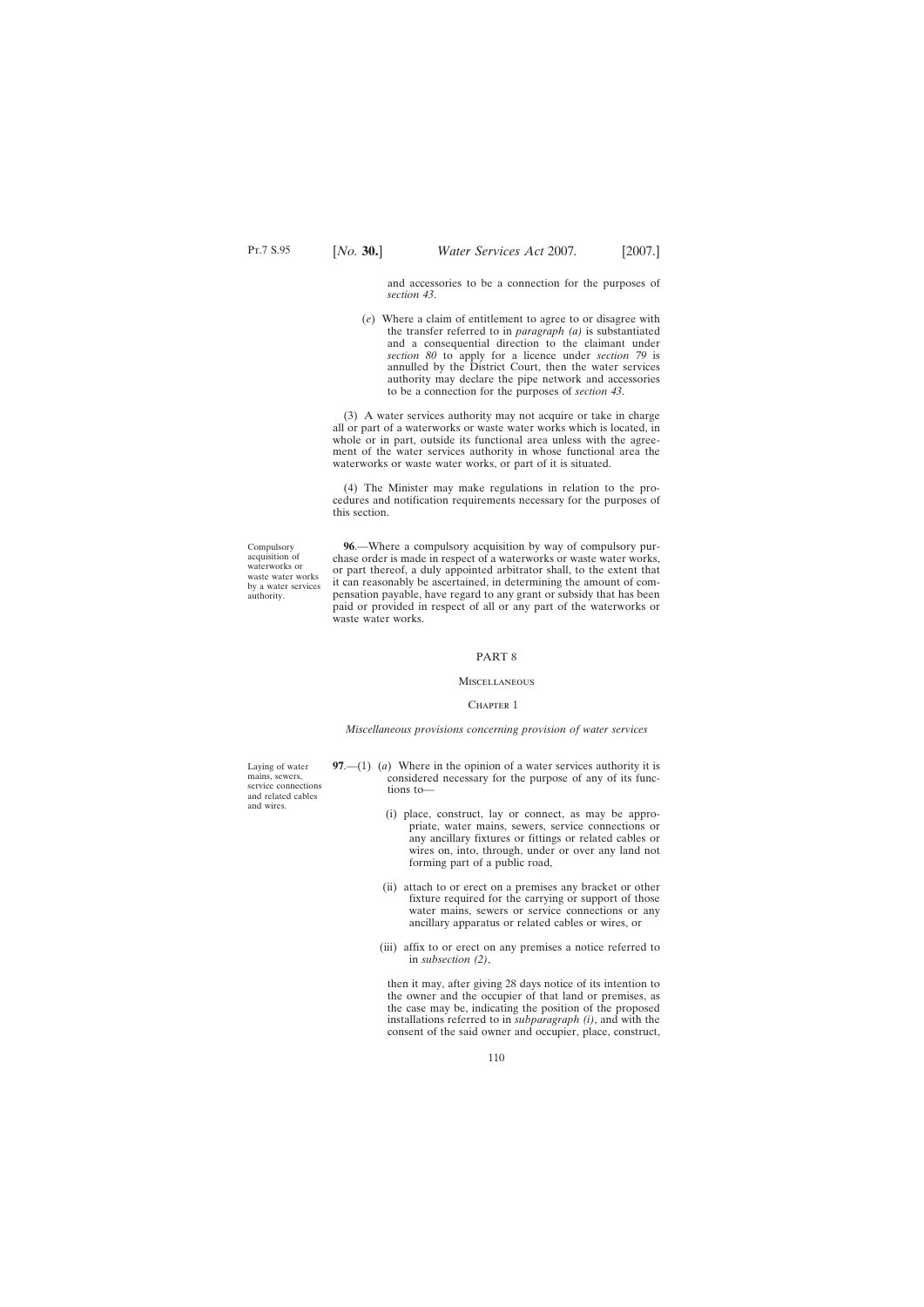and accessories to be a connection for the purposes of *section 43*.

(*e*) Where a claim of entitlement to agree to or disagree with the transfer referred to in *paragraph (a)* is substantiated and a consequential direction to the claimant under *section 80* to apply for a licence under *section 79* is annulled by the District Court, then the water services authority may declare the pipe network and accessories to be a connection for the purposes of *section 43*.

(3) A water services authority may not acquire or take in charge all or part of a waterworks or waste water works which is located, in whole or in part, outside its functional area unless with the agreement of the water services authority in whose functional area the waterworks or waste water works, or part of it is situated.

(4) The Minister may make regulations in relation to the procedures and notification requirements necessary for the purposes of this section.

Compulsory acquisition of waterworks or waste water works by a water services authority.

**96**.—Where a compulsory acquisition by way of compulsory purchase order is made in respect of a waterworks or waste water works, or part thereof, a duly appointed arbitrator shall, to the extent that it can reasonably be ascertained, in determining the amount of compensation payable, have regard to any grant or subsidy that has been paid or provided in respect of all or any part of the waterworks or waste water works.

## PART 8

### Miscellaneous

### Chapter 1

*Miscellaneous provisions concerning provision of water services*

Laying of water mains, sewers, service connections and related cables and wires.

**97**.—(1) (*a*) Where in the opinion of a water services authority it is considered necessary for the purpose of any of its functions to—

(i) place, construct, lay or connect, as may be appropriate, water mains, sewers, service connections or any ancillary fixtures or fittings or related cables or wires on, into, through, under or over any land not forming part of a public road,

(ii) attach to or erect on a premises any bracket or other fixture required for the carrying or support of those water mains, sewers or service connections or any ancillary apparatus or related cables or wires, or

(iii) affix to or erect on any premises a notice referred to in *subsection (2)*,

then it may, after giving 28 days notice of its intention to the owner and the occupier of that land or premises, as the case may be, indicating the position of the proposed installations referred to in *subparagraph (i)*, and with the consent of the said owner and occupier, place, construct,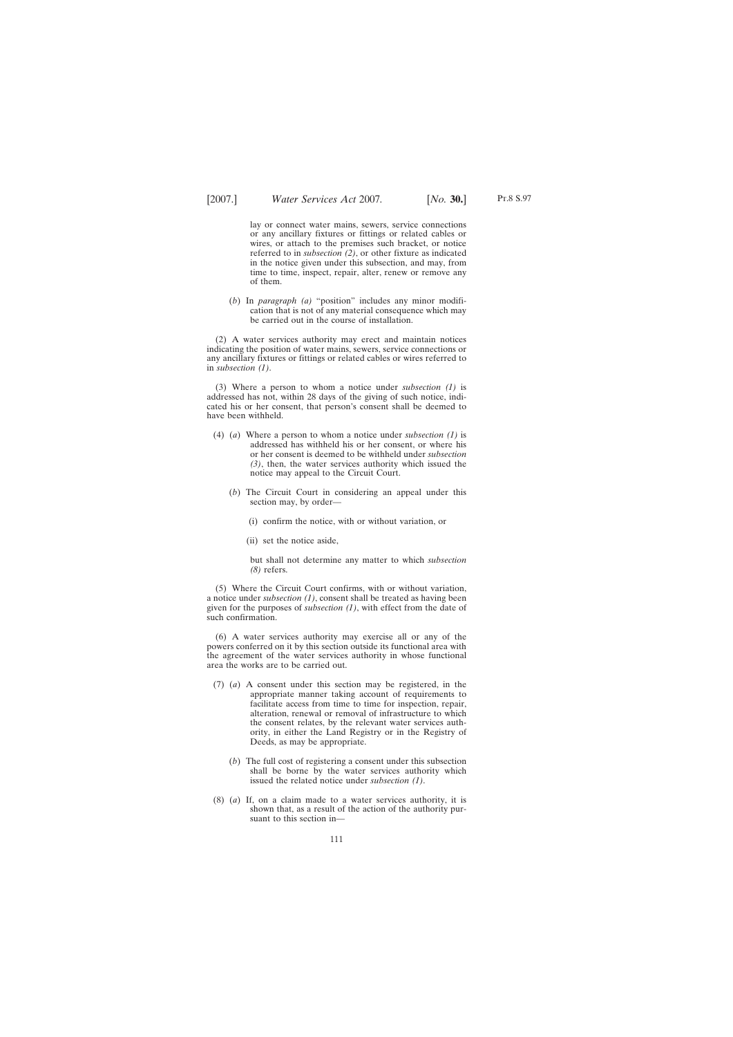lay or connect water mains, sewers, service connections or any ancillary fixtures or fittings or related cables or wires, or attach to the premises such bracket, or notice referred to in *subsection (2)*, or other fixture as indicated in the notice given under this subsection, and may, from time to time, inspect, repair, alter, renew or remove any of them.

(*b*) In *paragraph (a)* "position" includes any minor modification that is not of any material consequence which may be carried out in the course of installation.

(2) A water services authority may erect and maintain notices indicating the position of water mains, sewers, service connections or any ancillary fixtures or fittings or related cables or wires referred to in *subsection (1)*.

(3) Where a person to whom a notice under *subsection (1)* is addressed has not, within 28 days of the giving of such notice, indicated his or her consent, that person's consent shall be deemed to have been withheld.

(4) (*a*) Where a person to whom a notice under *subsection (1)* is addressed has withheld his or her consent, or where his or her consent is deemed to be withheld under *subsection (3)*, then, the water services authority which issued the notice may appeal to the Circuit Court.

(*b*) The Circuit Court in considering an appeal under this section may, by order—

(i) confirm the notice, with or without variation, or

(ii) set the notice aside,

but shall not determine any matter to which *subsection (8)* refers.

(5) Where the Circuit Court confirms, with or without variation, a notice under *subsection (1)*, consent shall be treated as having been given for the purposes of *subsection (1)*, with effect from the date of such confirmation.

(6) A water services authority may exercise all or any of the powers conferred on it by this section outside its functional area with the agreement of the water services authority in whose functional area the works are to be carried out.

(7) (*a*) A consent under this section may be registered, in the appropriate manner taking account of requirements to facilitate access from time to time for inspection, repair, alteration, renewal or removal of infrastructure to which the consent relates, by the relevant water services authority, in either the Land Registry or in the Registry of Deeds, as may be appropriate.

(*b*) The full cost of registering a consent under this subsection shall be borne by the water services authority which issued the related notice under *subsection (1)*.

(8) (*a*) If, on a claim made to a water services authority, it is shown that, as a result of the action of the authority pursuant to this section in—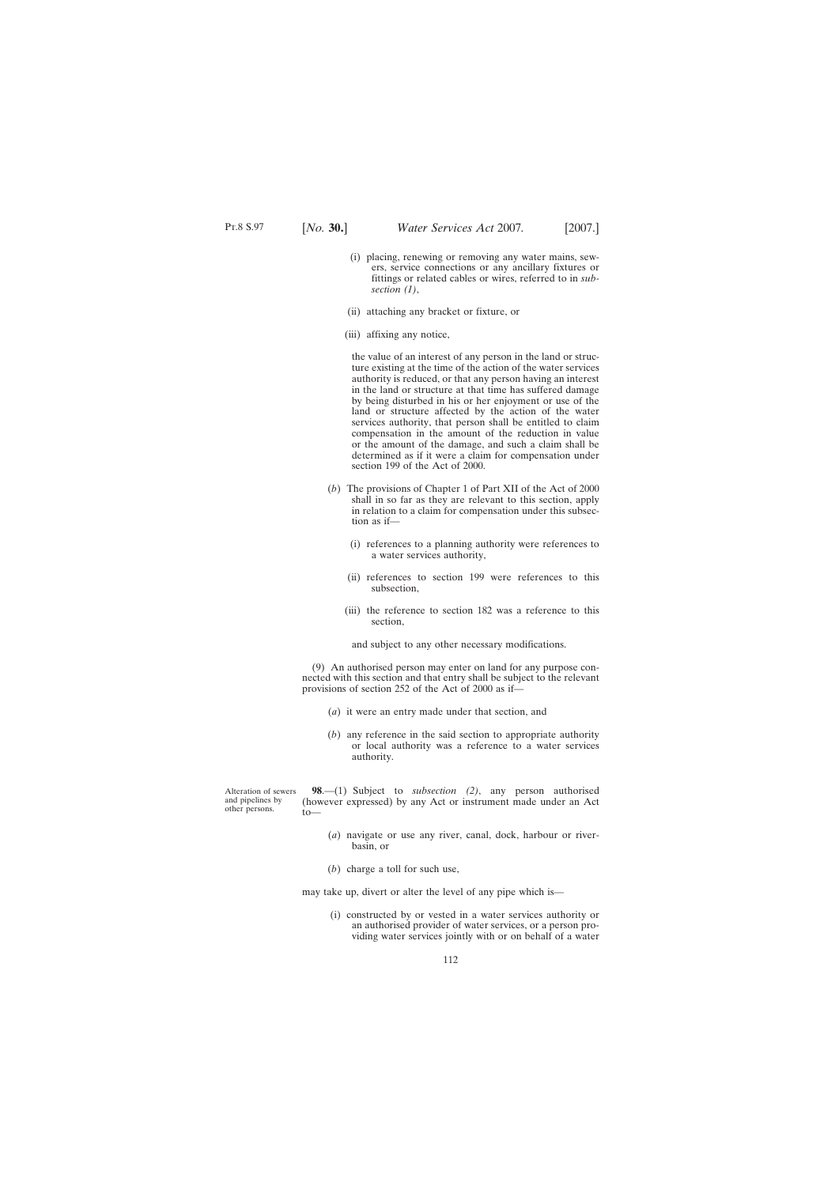(i) placing, renewing or removing any water mains, sewers, service connections or any ancillary fixtures or fittings or related cables or wires, referred to in *subsection (1)*,

(ii) attaching any bracket or fixture, or

(iii) affixing any notice,

the value of an interest of any person in the land or structure existing at the time of the action of the water services authority is reduced, or that any person having an interest in the land or structure at that time has suffered damage by being disturbed in his or her enjoyment or use of the land or structure affected by the action of the water services authority, that person shall be entitled to claim compensation in the amount of the reduction in value or the amount of the damage, and such a claim shall be determined as if it were a claim for compensation under section 199 of the Act of 2000.

(*b*) The provisions of Chapter 1 of Part XII of the Act of 2000 shall in so far as they are relevant to this section, apply in relation to a claim for compensation under this subsection as if—

(i) references to a planning authority were references to a water services authority,

(ii) references to section 199 were references to this subsection,

(iii) the reference to section 182 was a reference to this section,

and subject to any other necessary modifications.

(9) An authorised person may enter on land for any purpose connected with this section and that entry shall be subject to the relevant provisions of section 252 of the Act of 2000 as if—

(*a*) it were an entry made under that section, and

(*b*) any reference in the said section to appropriate authority or local authority was a reference to a water services authority.

Alteration of sewers and pipelines by other persons.

**98**.—(1) Subject to *subsection (2)*, any person authorised (however expressed) by any Act or instrument made under an Act to—

(*a*) navigate or use any river, canal, dock, harbour or river-basin, or

(*b*) charge a toll for such use,

may take up, divert or alter the level of any pipe which is—

(i) constructed by or vested in a water services authority or an authorised provider of water services, or a person providing water services jointly with or on behalf of a water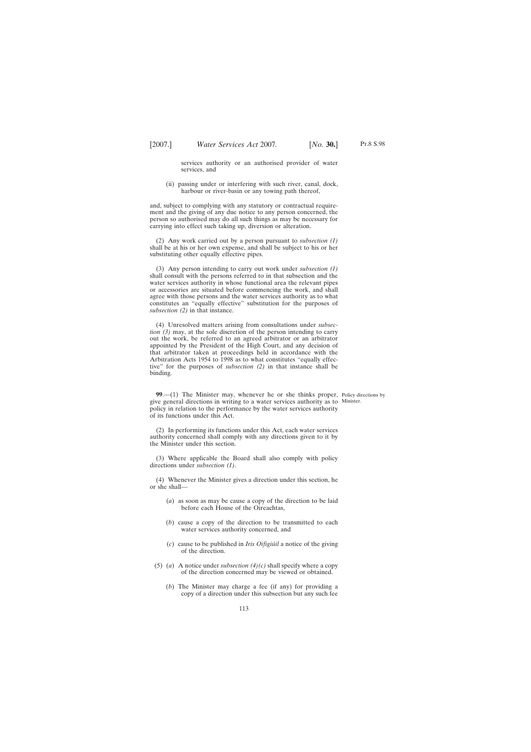services authority or an authorised provider of water services, and

(ii) passing under or interfering with such river, canal, dock, harbour or river-basin or any towing path thereof,

and, subject to complying with any statutory or contractual requirement and the giving of any due notice to any person concerned, the person so authorised may do all such things as may be necessary for carrying into effect such taking up, diversion or alteration.

(2) Any work carried out by a person pursuant to *subsection (1)* shall be at his or her own expense, and shall be subject to his or her substituting other equally effective pipes.

(3) Any person intending to carry out work under *subsection (1)* shall consult with the persons referred to in that subsection and the water services authority in whose functional area the relevant pipes or accessories are situated before commencing the work, and shall agree with those persons and the water services authority as to what constitutes an "equally effective" substitution for the purposes of *subsection (2)* in that instance.

(4) Unresolved matters arising from consultations under *subsection (3)* may, at the sole discretion of the person intending to carry out the work, be referred to an agreed arbitrator or an arbitrator appointed by the President of the High Court, and any decision of that arbitrator taken at proceedings held in accordance with the Arbitration Acts 1954 to 1998 as to what constitutes "equally effective" for the purposes of *subsection (2)* in that instance shall be binding.

Policy directions by Minister.

**99**.—(1) The Minister may, whenever he or she thinks proper, give general directions in writing to a water services authority as to policy in relation to the performance by the water services authority of its functions under this Act.

(2) In performing its functions under this Act, each water services authority concerned shall comply with any directions given to it by the Minister under this section.

(3) Where applicable the Board shall also comply with policy directions under *subsection (1)*.

(4) Whenever the Minister gives a direction under this section, he or she shall—

(*a*) as soon as may be cause a copy of the direction to be laid before each House of the Oireachtas,

(*b*) cause a copy of the direction to be transmitted to each water services authority concerned, and

(*c*) cause to be published in *Iris Oifigiúil* a notice of the giving of the direction.

(5) (*a*) A notice under *subsection (4)(c)* shall specify where a copy of the direction concerned may be viewed or obtained.

(*b*) The Minister may charge a fee (if any) for providing a copy of a direction under this subsection but any such fee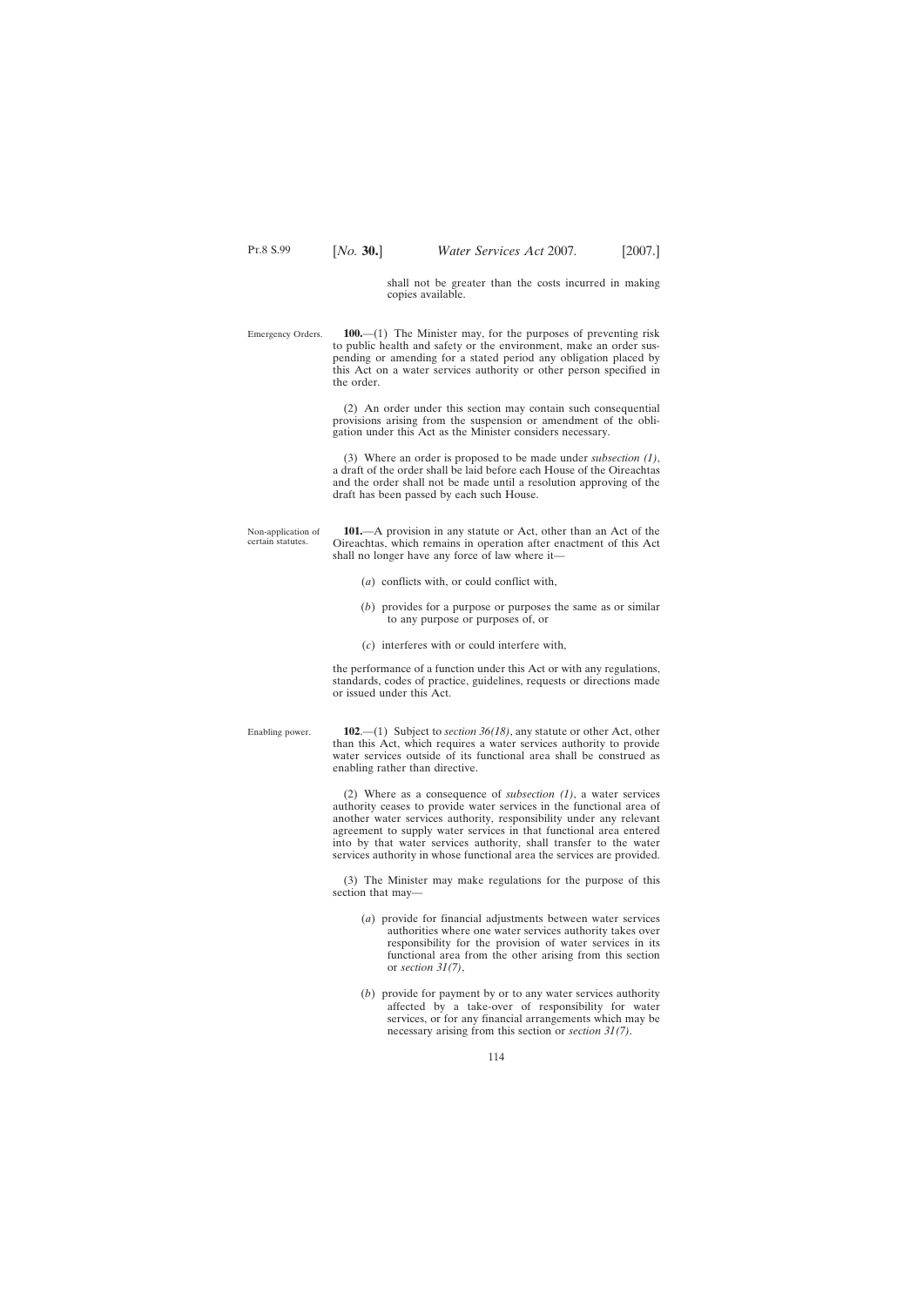shall not be greater than the costs incurred in making copies available.

Emergency Orders.

**100.**—(1) The Minister may, for the purposes of preventing risk to public health and safety or the environment, make an order suspending or amending for a stated period any obligation placed by this Act on a water services authority or other person specified in the order.

(2) An order under this section may contain such consequential provisions arising from the suspension or amendment of the obligation under this Act as the Minister considers necessary.

(3) Where an order is proposed to be made under *subsection (1)*, a draft of the order shall be laid before each House of the Oireachtas and the order shall not be made until a resolution approving of the draft has been passed by each such House.

Non-application of certain statutes.

**101.**—A provision in any statute or Act, other than an Act of the Oireachtas, which remains in operation after enactment of this Act shall no longer have any force of law where it—

(*a*) conflicts with, or could conflict with,

(*b*) provides for a purpose or purposes the same as or similar to any purpose or purposes of, or

(*c*) interferes with or could interfere with,

the performance of a function under this Act or with any regulations, standards, codes of practice, guidelines, requests or directions made or issued under this Act.

Enabling power.

**102**.—(1) Subject to *section 36(18)*, any statute or other Act, other than this Act, which requires a water services authority to provide water services outside of its functional area shall be construed as enabling rather than directive.

(2) Where as a consequence of *subsection (1)*, a water services authority ceases to provide water services in the functional area of another water services authority, responsibility under any relevant agreement to supply water services in that functional area entered into by that water services authority, shall transfer to the water services authority in whose functional area the services are provided.

(3) The Minister may make regulations for the purpose of this section that may—

(*a*) provide for financial adjustments between water services authorities where one water services authority takes over responsibility for the provision of water services in its functional area from the other arising from this section or *section 31(7)*,

(*b*) provide for payment by or to any water services authority affected by a take-over of responsibility for water services, or for any financial arrangements which may be necessary arising from this section or *section 31(7)*.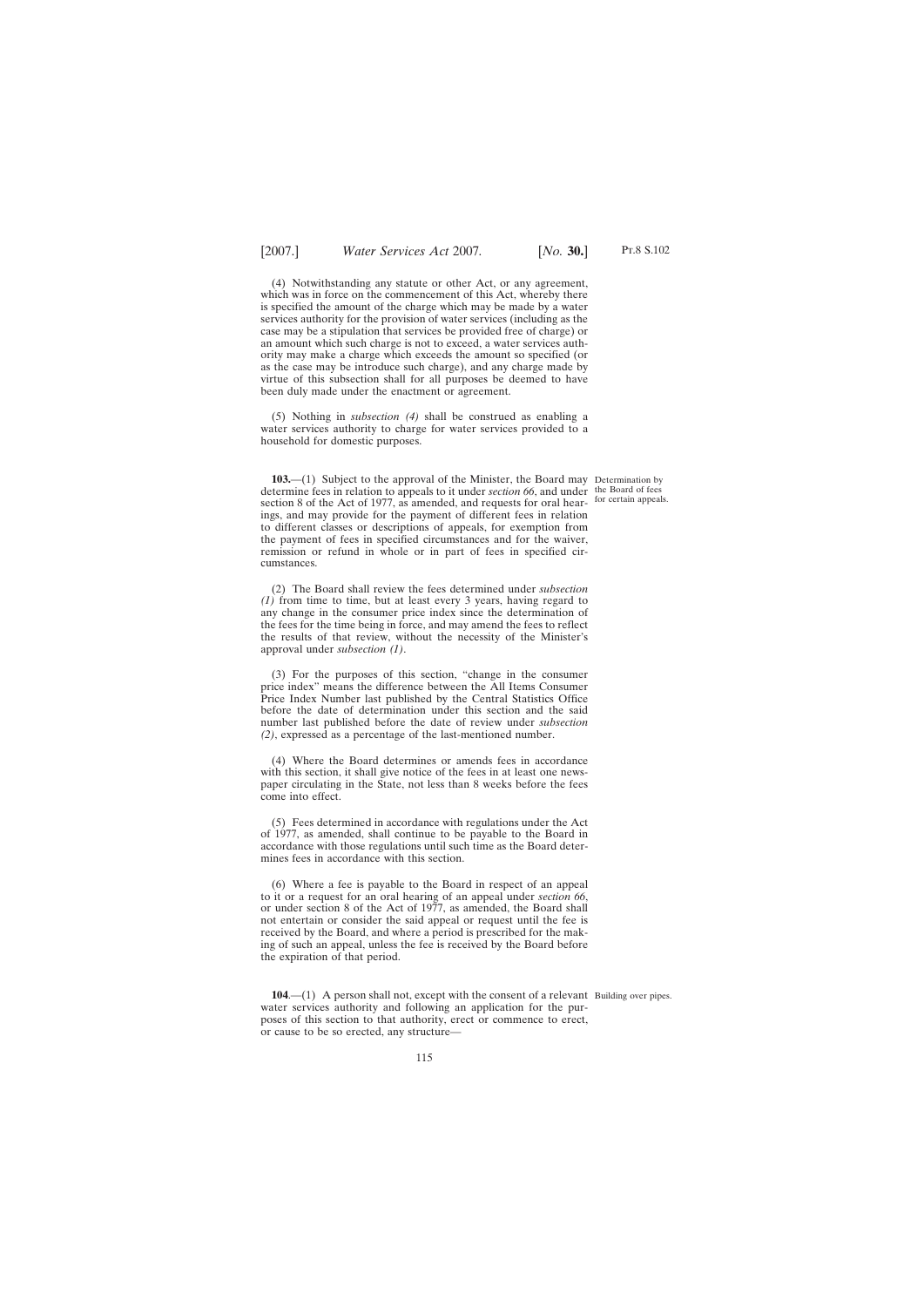(4) Notwithstanding any statute or other Act, or any agreement, which was in force on the commencement of this Act, whereby there is specified the amount of the charge which may be made by a water services authority for the provision of water services (including as the case may be a stipulation that services be provided free of charge) or an amount which such charge is not to exceed, a water services authority may make a charge which exceeds the amount so specified (or as the case may be introduce such charge), and any charge made by virtue of this subsection shall for all purposes be deemed to have been duly made under the enactment or agreement.

(5) Nothing in *subsection (4)* shall be construed as enabling a water services authority to charge for water services provided to a household for domestic purposes.

Determination by the Board of fees for certain appeals.

**103.**—(1) Subject to the approval of the Minister, the Board may determine fees in relation to appeals to it under *section 66*, and under section 8 of the Act of 1977, as amended, and requests for oral hearings, and may provide for the payment of different fees in relation to different classes or descriptions of appeals, for exemption from the payment of fees in specified circumstances and for the waiver, remission or refund in whole or in part of fees in specified circumstances.

(2) The Board shall review the fees determined under *subsection (1)* from time to time, but at least every 3 years, having regard to any change in the consumer price index since the determination of the fees for the time being in force, and may amend the fees to reflect the results of that review, without the necessity of the Minister's approval under *subsection (1)*.

(3) For the purposes of this section, "change in the consumer price index" means the difference between the All Items Consumer Price Index Number last published by the Central Statistics Office before the date of determination under this section and the said number last published before the date of review under *subsection (2)*, expressed as a percentage of the last-mentioned number.

(4) Where the Board determines or amends fees in accordance with this section, it shall give notice of the fees in at least one newspaper circulating in the State, not less than 8 weeks before the fees come into effect.

(5) Fees determined in accordance with regulations under the Act of 1977, as amended, shall continue to be payable to the Board in accordance with those regulations until such time as the Board determines fees in accordance with this section.

(6) Where a fee is payable to the Board in respect of an appeal to it or a request for an oral hearing of an appeal under *section 66*, or under section 8 of the Act of 1977, as amended, the Board shall not entertain or consider the said appeal or request until the fee is received by the Board, and where a period is prescribed for the making of such an appeal, unless the fee is received by the Board before the expiration of that period.

Building over pipes.

**104**.—(1) A person shall not, except with the consent of a relevant water services authority and following an application for the purposes of this section to that authority, erect or commence to erect, or cause to be so erected, any structure—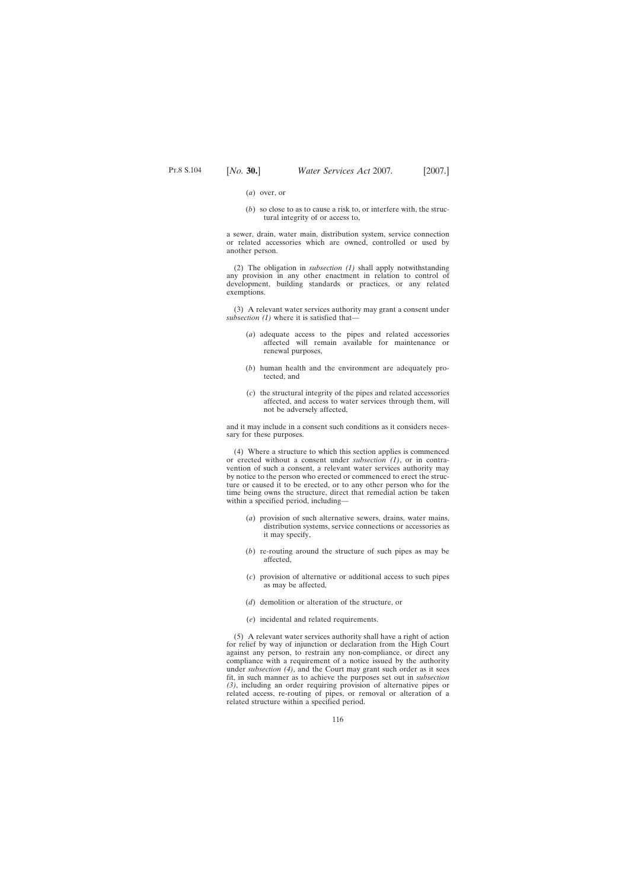(*a*) over, or

(*b*) so close to as to cause a risk to, or interfere with, the structural integrity of or access to,

a sewer, drain, water main, distribution system, service connection or related accessories which are owned, controlled or used by another person.

(2) The obligation in *subsection (1)* shall apply notwithstanding any provision in any other enactment in relation to control of development, building standards or practices, or any related exemptions.

(3) A relevant water services authority may grant a consent under *subsection (1)* where it is satisfied that—

(*a*) adequate access to the pipes and related accessories affected will remain available for maintenance or renewal purposes,

(*b*) human health and the environment are adequately protected, and

(*c*) the structural integrity of the pipes and related accessories affected, and access to water services through them, will not be adversely affected,

and it may include in a consent such conditions as it considers necessary for these purposes.

(4) Where a structure to which this section applies is commenced or erected without a consent under *subsection (1)*, or in contravention of such a consent, a relevant water services authority may by notice to the person who erected or commenced to erect the structure or caused it to be erected, or to any other person who for the time being owns the structure, direct that remedial action be taken within a specified period, including—

(*a*) provision of such alternative sewers, drains, water mains, distribution systems, service connections or accessories as it may specify,

(*b*) re-routing around the structure of such pipes as may be affected,

(*c*) provision of alternative or additional access to such pipes as may be affected,

(*d*) demolition or alteration of the structure, or

(*e*) incidental and related requirements.

(5) A relevant water services authority shall have a right of action for relief by way of injunction or declaration from the High Court against any person, to restrain any non-compliance, or direct any compliance with a requirement of a notice issued by the authority under *subsection (4)*, and the Court may grant such order as it sees fit, in such manner as to achieve the purposes set out in *subsection (3)*, including an order requiring provision of alternative pipes or related access, re-routing of pipes, or removal or alteration of a related structure within a specified period.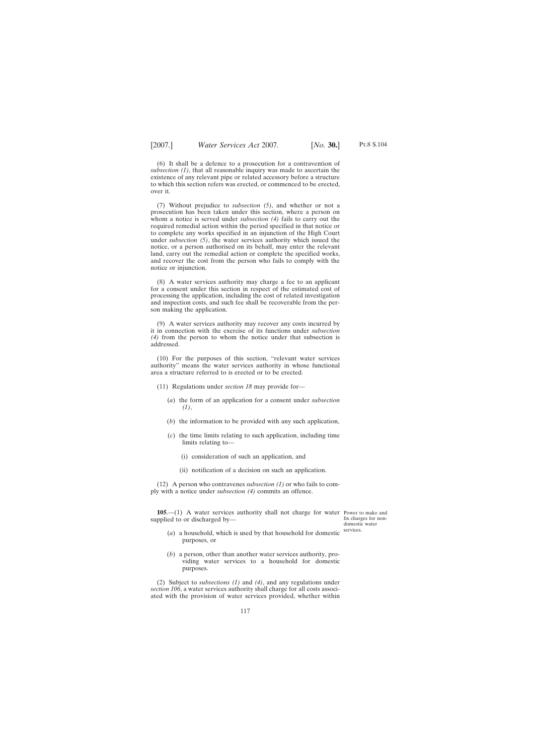(6) It shall be a defence to a prosecution for a contravention of *subsection (1)*, that all reasonable inquiry was made to ascertain the existence of any relevant pipe or related accessory before a structure to which this section refers was erected, or commenced to be erected, over it.

(7) Without prejudice to *subsection (5)*, and whether or not a prosecution has been taken under this section, where a person on whom a notice is served under *subsection (4)* fails to carry out the required remedial action within the period specified in that notice or to complete any works specified in an injunction of the High Court under *subsection (5)*, the water services authority which issued the notice, or a person authorised on its behalf, may enter the relevant land, carry out the remedial action or complete the specified works, and recover the cost from the person who fails to comply with the notice or injunction.

(8) A water services authority may charge a fee to an applicant for a consent under this section in respect of the estimated cost of processing the application, including the cost of related investigation and inspection costs, and such fee shall be recoverable from the person making the application.

(9) A water services authority may recover any costs incurred by it in connection with the exercise of its functions under *subsection (4)* from the person to whom the notice under that subsection is addressed.

(10) For the purposes of this section, "relevant water services authority" means the water services authority in whose functional area a structure referred to is erected or to be erected.

(11) Regulations under *section 18* may provide for—

(*a*) the form of an application for a consent under *subsection (1)*,

(*b*) the information to be provided with any such application,

(*c*) the time limits relating to such application, including time limits relating to—

(i) consideration of such an application, and

(ii) notification of a decision on such an application.

(12) A person who contravenes *subsection (1)* or who fails to comply with a notice under *subsection (4)* commits an offence.

Power to make and fix charges for non-domestic water services.

**105**.—(1) A water services authority shall not charge for water supplied to or discharged by—

(*a*) a household, which is used by that household for domestic purposes, or

(*b*) a person, other than another water services authority, providing water services to a household for domestic purposes.

(2) Subject to *subsections (1)* and *(4)*, and any regulations under *section 106*, a water services authority shall charge for all costs associated with the provision of water services provided, whether within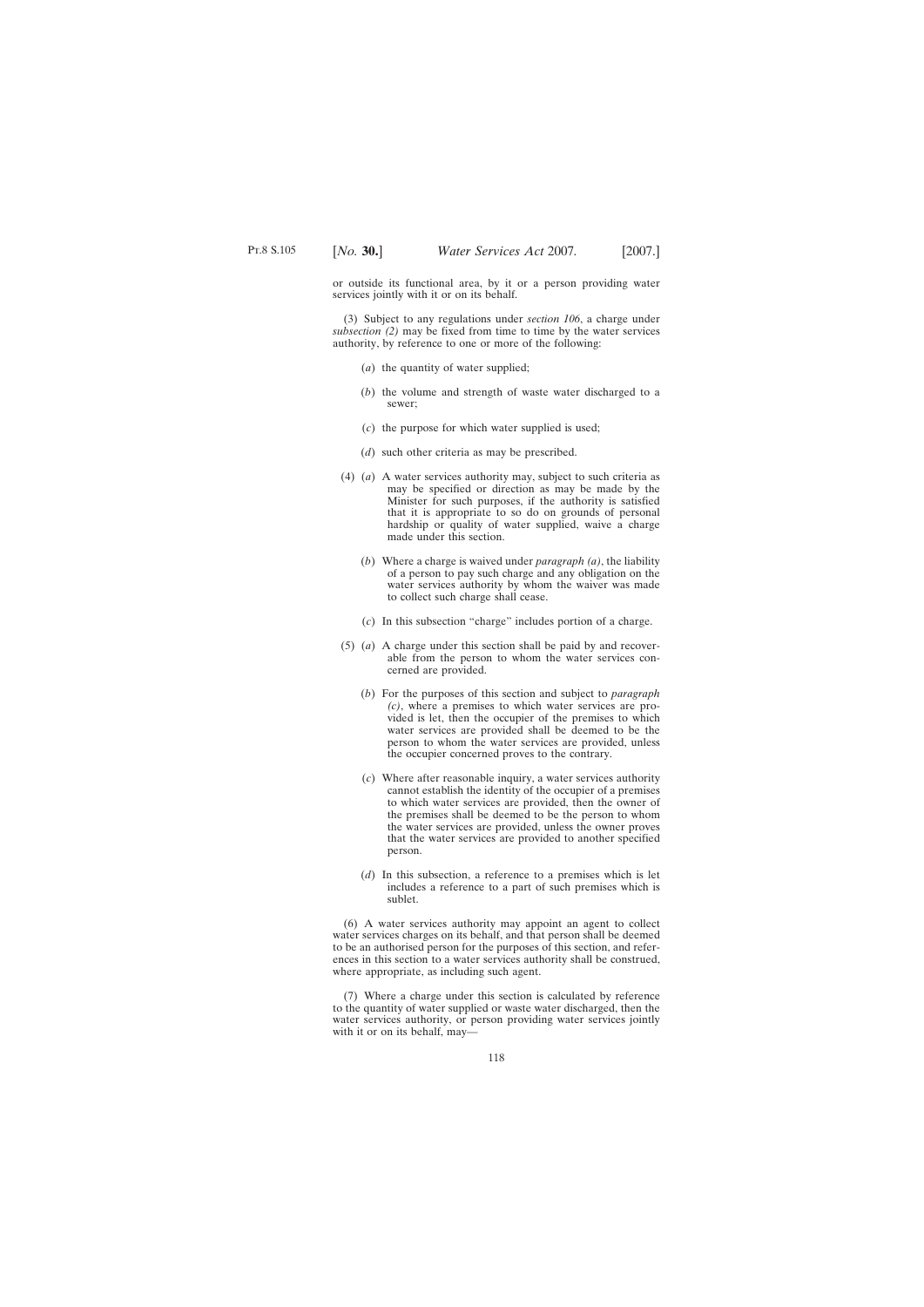or outside its functional area, by it or a person providing water services jointly with it or on its behalf.

(3) Subject to any regulations under *section 106*, a charge under *subsection (2)* may be fixed from time to time by the water services authority, by reference to one or more of the following:

(*a*) the quantity of water supplied;

(*b*) the volume and strength of waste water discharged to a sewer;

(*c*) the purpose for which water supplied is used;

(*d*) such other criteria as may be prescribed.

(4) (*a*) A water services authority may, subject to such criteria as may be specified or direction as may be made by the Minister for such purposes, if the authority is satisfied that it is appropriate to so do on grounds of personal hardship or quality of water supplied, waive a charge made under this section.

(*b*) Where a charge is waived under *paragraph (a)*, the liability of a person to pay such charge and any obligation on the water services authority by whom the waiver was made to collect such charge shall cease.

(*c*) In this subsection "charge" includes portion of a charge.

(5) (*a*) A charge under this section shall be paid by and recoverable from the person to whom the water services concerned are provided.

(*b*) For the purposes of this section and subject to *paragraph (c)*, where a premises to which water services are provided is let, then the occupier of the premises to which water services are provided shall be deemed to be the person to whom the water services are provided, unless the occupier concerned proves to the contrary.

(*c*) Where after reasonable inquiry, a water services authority cannot establish the identity of the occupier of a premises to which water services are provided, then the owner of the premises shall be deemed to be the person to whom the water services are provided, unless the owner proves that the water services are provided to another specified person.

(*d*) In this subsection, a reference to a premises which is let includes a reference to a part of such premises which is sublet.

(6) A water services authority may appoint an agent to collect water services charges on its behalf, and that person shall be deemed to be an authorised person for the purposes of this section, and references in this section to a water services authority shall be construed, where appropriate, as including such agent.

(7) Where a charge under this section is calculated by reference to the quantity of water supplied or waste water discharged, then the water services authority, or person providing water services jointly with it or on its behalf, may—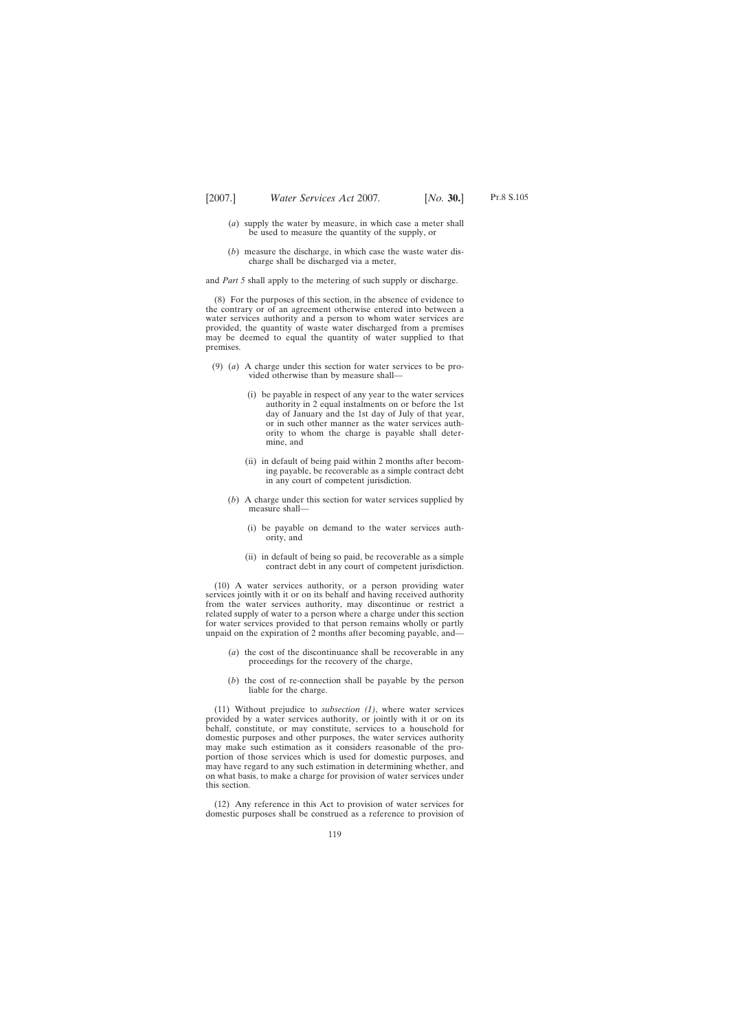(*a*) supply the water by measure, in which case a meter shall be used to measure the quantity of the supply, or

(*b*) measure the discharge, in which case the waste water discharge shall be discharged via a meter,

and *Part 5* shall apply to the metering of such supply or discharge.

(8) For the purposes of this section, in the absence of evidence to the contrary or of an agreement otherwise entered into between a water services authority and a person to whom water services are provided, the quantity of waste water discharged from a premises may be deemed to equal the quantity of water supplied to that premises.

(9) (*a*) A charge under this section for water services to be provided otherwise than by measure shall—

(i) be payable in respect of any year to the water services authority in 2 equal instalments on or before the 1st day of January and the 1st day of July of that year, or in such other manner as the water services authority to whom the charge is payable shall determine, and

(ii) in default of being paid within 2 months after becoming payable, be recoverable as a simple contract debt in any court of competent jurisdiction.

(*b*) A charge under this section for water services supplied by measure shall—

(i) be payable on demand to the water services authority, and

(ii) in default of being so paid, be recoverable as a simple contract debt in any court of competent jurisdiction.

(10) A water services authority, or a person providing water services jointly with it or on its behalf and having received authority from the water services authority, may discontinue or restrict a related supply of water to a person where a charge under this section for water services provided to that person remains wholly or partly unpaid on the expiration of 2 months after becoming payable, and—

(*a*) the cost of the discontinuance shall be recoverable in any proceedings for the recovery of the charge,

(*b*) the cost of re-connection shall be payable by the person liable for the charge.

(11) Without prejudice to *subsection (1)*, where water services provided by a water services authority, or jointly with it or on its behalf, constitute, or may constitute, services to a household for domestic purposes and other purposes, the water services authority may make such estimation as it considers reasonable of the proportion of those services which is used for domestic purposes, and may have regard to any such estimation in determining whether, and on what basis, to make a charge for provision of water services under this section.

(12) Any reference in this Act to provision of water services for domestic purposes shall be construed as a reference to provision of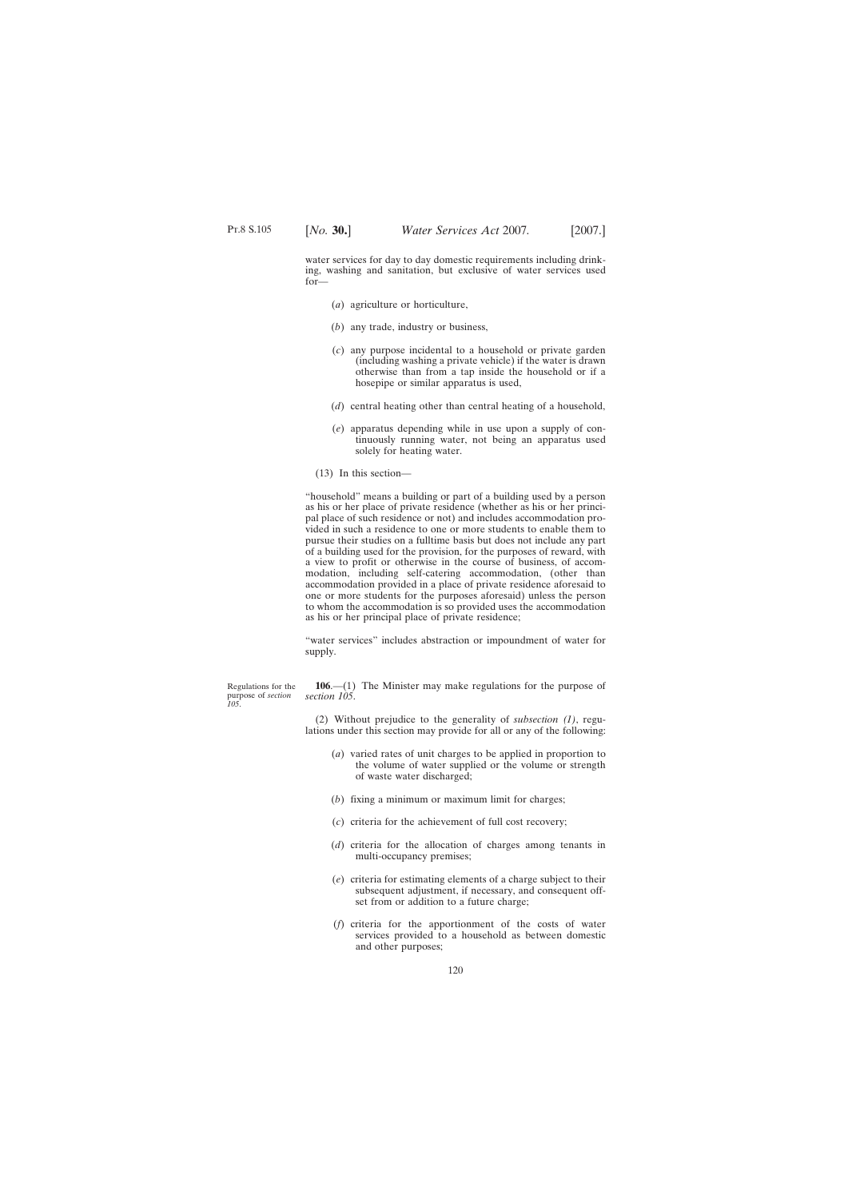water services for day to day domestic requirements including drinking, washing and sanitation, but exclusive of water services used for—

(*a*) agriculture or horticulture,

(*b*) any trade, industry or business,

(*c*) any purpose incidental to a household or private garden (including washing a private vehicle) if the water is drawn otherwise than from a tap inside the household or if a hosepipe or similar apparatus is used,

(*d*) central heating other than central heating of a household,

(*e*) apparatus depending while in use upon a supply of continuously running water, not being an apparatus used solely for heating water.

(13) In this section—

"household" means a building or part of a building used by a person as his or her place of private residence (whether as his or her principal place of such residence or not) and includes accommodation provided in such a residence to one or more students to enable them to pursue their studies on a fulltime basis but does not include any part of a building used for the provision, for the purposes of reward, with a view to profit or otherwise in the course of business, of accommodation, including self-catering accommodation, (other than accommodation provided in a place of private residence aforesaid to one or more students for the purposes aforesaid) unless the person to whom the accommodation is so provided uses the accommodation as his or her principal place of private residence;

"water services" includes abstraction or impoundment of water for supply.

Regulations for the purpose of *section 105*.

**106**.—(1) The Minister may make regulations for the purpose of *section 105*.

(2) Without prejudice to the generality of *subsection (1)*, regulations under this section may provide for all or any of the following:

(*a*) varied rates of unit charges to be applied in proportion to the volume of water supplied or the volume or strength of waste water discharged;

(*b*) fixing a minimum or maximum limit for charges;

(*c*) criteria for the achievement of full cost recovery;

(*d*) criteria for the allocation of charges among tenants in multi-occupancy premises;

(*e*) criteria for estimating elements of a charge subject to their subsequent adjustment, if necessary, and consequent offset from or addition to a future charge;

(*f*) criteria for the apportionment of the costs of water services provided to a household as between domestic and other purposes;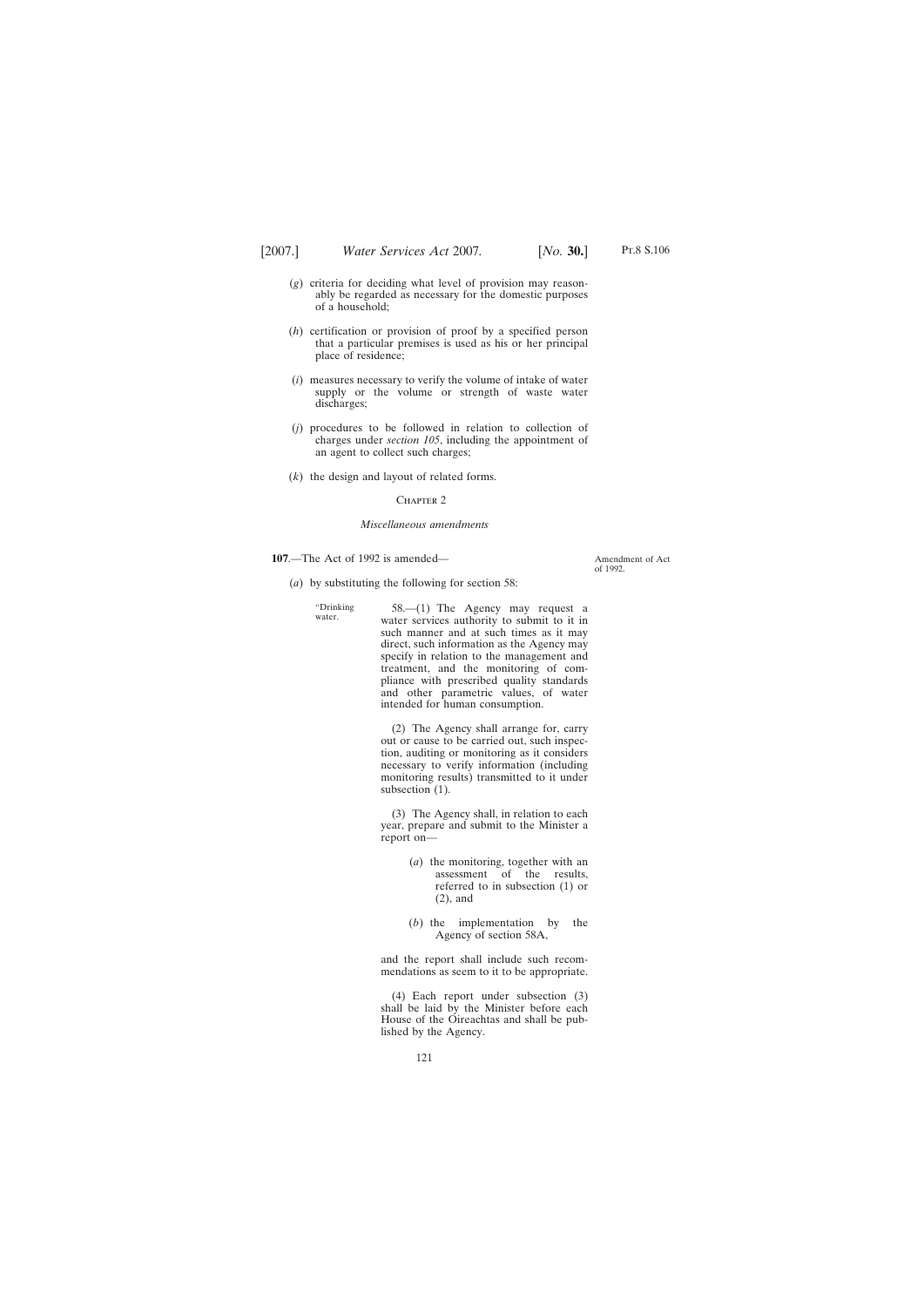(*g*) criteria for deciding what level of provision may reasonably be regarded as necessary for the domestic purposes of a household;

(*h*) certification or provision of proof by a specified person that a particular premises is used as his or her principal place of residence;

(*i*) measures necessary to verify the volume of intake of water supply or the volume or strength of waste water discharges;

(*j*) procedures to be followed in relation to collection of charges under *section 105*, including the appointment of an agent to collect such charges;

(*k*) the design and layout of related forms.

CHAPTER 2

*Miscellaneous amendments*

**107**.—The Act of 1992 is amended—

Amendment of Act of 1992.

(*a*) by substituting the following for section 58:

"Drinking water.

58.—(1) The Agency may request a water services authority to submit to it in such manner and at such times as it may direct, such information as the Agency may specify in relation to the management and treatment, and the monitoring of compliance with prescribed quality standards and other parametric values, of water intended for human consumption.

(2) The Agency shall arrange for, carry out or cause to be carried out, such inspection, auditing or monitoring as it considers necessary to verify information (including monitoring results) transmitted to it under subsection (1).

(3) The Agency shall, in relation to each year, prepare and submit to the Minister a report on—

(*a*) the monitoring, together with an assessment of the results, referred to in subsection (1) or (2), and

(*b*) the implementation by the Agency of section 58A,

and the report shall include such recommendations as seem to it to be appropriate.

(4) Each report under subsection (3) shall be laid by the Minister before each House of the Oireachtas and shall be published by the Agency.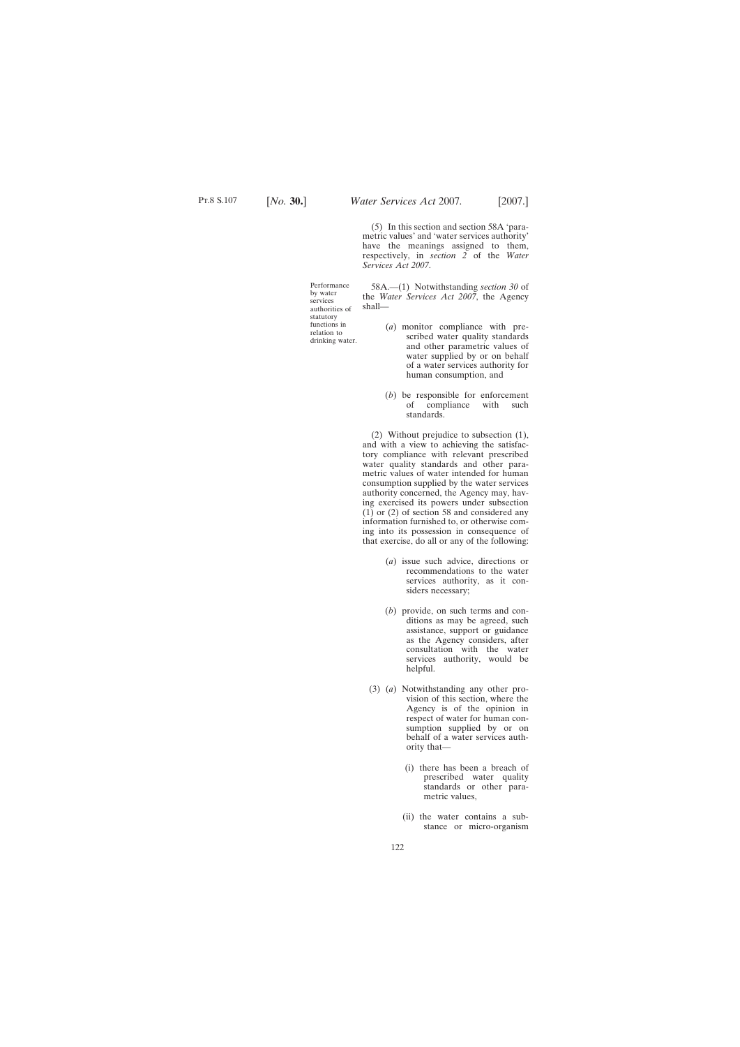(5) In this section and section 58A 'parametric values' and 'water services authority' have the meanings assigned to them, respectively, in *section 2* of the *Water Services Act 2007*.

Performance by water services authorities of statutory functions in relation to drinking water.

58A.—(1) Notwithstanding *section 30* of the *Water Services Act 2007*, the Agency shall—

(*a*) monitor compliance with prescribed water quality standards and other parametric values of water supplied by or on behalf of a water services authority for human consumption, and

(*b*) be responsible for enforcement of compliance with such standards.

(2) Without prejudice to subsection (1), and with a view to achieving the satisfactory compliance with relevant prescribed water quality standards and other parametric values of water intended for human consumption supplied by the water services authority concerned, the Agency may, having exercised its powers under subsection (1) or (2) of section 58 and considered any information furnished to, or otherwise coming into its possession in consequence of that exercise, do all or any of the following:

(*a*) issue such advice, directions or recommendations to the water services authority, as it considers necessary;

(*b*) provide, on such terms and conditions as may be agreed, such assistance, support or guidance as the Agency considers, after consultation with the water services authority, would be helpful.

(3) (*a*) Notwithstanding any other provision of this section, where the Agency is of the opinion in respect of water for human consumption supplied by or on behalf of a water services authority that—

(i) there has been a breach of prescribed water quality standards or other parametric values,

(ii) the water contains a substance or micro-organism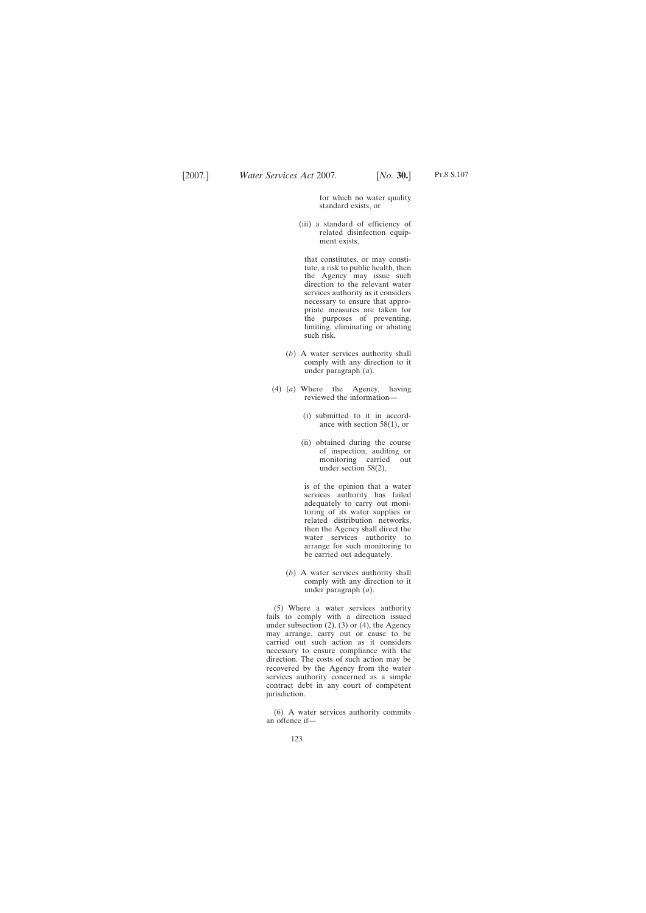for which no water quality standard exists, or

(iii) a standard of efficiency of related disinfection equipment exists,

that constitutes, or may constitute, a risk to public health, then the Agency may issue such direction to the relevant water services authority as it considers necessary to ensure that appropriate measures are taken for the purposes of preventing, limiting, eliminating or abating such risk.

(*b*) A water services authority shall comply with any direction to it under paragraph (*a*).

(4) (*a*) Where the Agency, having reviewed the information—

(i) submitted to it in accordance with section 58(1), or

(ii) obtained during the course of inspection, auditing or monitoring carried out under section 58(2),

is of the opinion that a water services authority has failed adequately to carry out monitoring of its water supplies or related distribution networks, then the Agency shall direct the water services authority to arrange for such monitoring to be carried out adequately.

(*b*) A water services authority shall comply with any direction to it under paragraph (*a*).

(5) Where a water services authority fails to comply with a direction issued under subsection (2), (3) or (4), the Agency may arrange, carry out or cause to be carried out such action as it considers necessary to ensure compliance with the direction. The costs of such action may be recovered by the Agency from the water services authority concerned as a simple contract debt in any court of competent jurisdiction.

(6) A water services authority commits an offence if—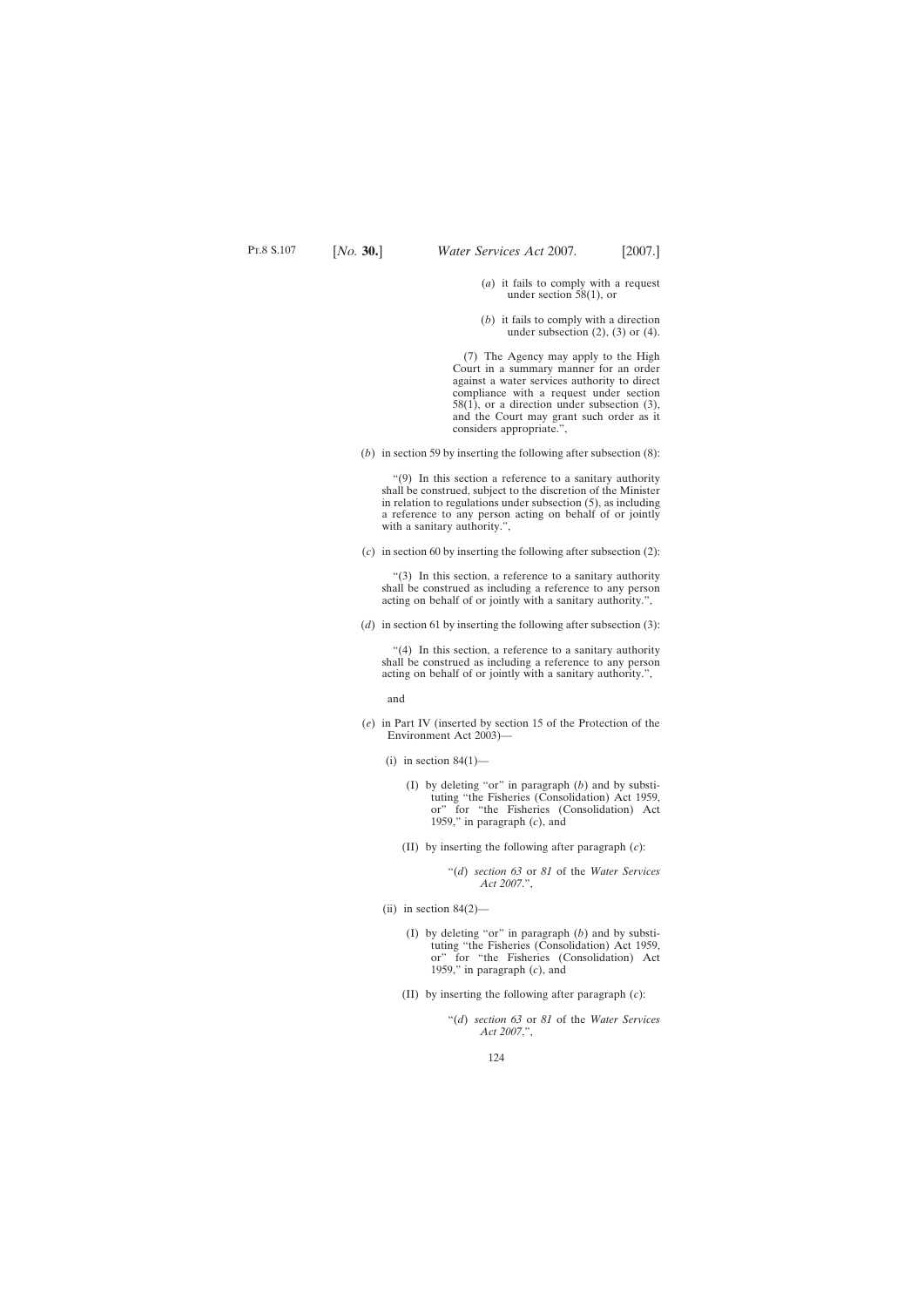(*a*) it fails to comply with a request under section 58(1), or

(*b*) it fails to comply with a direction under subsection (2), (3) or (4).

(7) The Agency may apply to the High Court in a summary manner for an order against a water services authority to direct compliance with a request under section 58(1), or a direction under subsection (3), and the Court may grant such order as it considers appropriate.",

(*b*) in section 59 by inserting the following after subsection (8):

"(9) In this section a reference to a sanitary authority shall be construed, subject to the discretion of the Minister in relation to regulations under subsection (5), as including a reference to any person acting on behalf of or jointly with a sanitary authority.",

(*c*) in section 60 by inserting the following after subsection (2):

"(3) In this section, a reference to a sanitary authority shall be construed as including a reference to any person acting on behalf of or jointly with a sanitary authority.",

(*d*) in section 61 by inserting the following after subsection (3):

"(4) In this section, a reference to a sanitary authority shall be construed as including a reference to any person acting on behalf of or jointly with a sanitary authority.",

and

(*e*) in Part IV (inserted by section 15 of the Protection of the Environment Act 2003)—

(i) in section 84(1)—

(I) by deleting "or" in paragraph (*b*) and by substituting "the Fisheries (Consolidation) Act 1959, or" for "the Fisheries (Consolidation) Act 1959," in paragraph (*c*), and

(II) by inserting the following after paragraph (*c*):

"(*d*) *section 63* or *81* of the *Water Services Act 2007*.",

(ii) in section 84(2)—

(I) by deleting "or" in paragraph (*b*) and by substituting "the Fisheries (Consolidation) Act 1959, or" for "the Fisheries (Consolidation) Act 1959," in paragraph (*c*), and

(II) by inserting the following after paragraph (*c*):

"(*d*) *section 63* or *81* of the *Water Services Act 2007*.",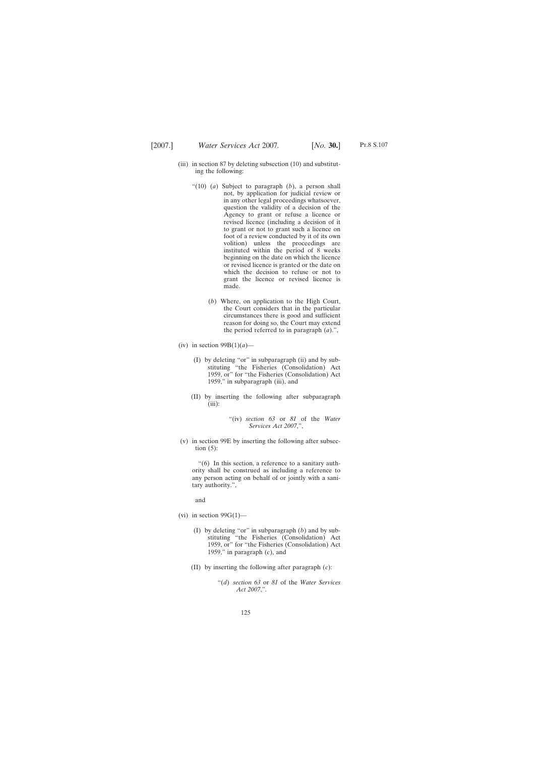(iii) in section 87 by deleting subsection (10) and substituting the following:

“(10) (*a*) Subject to paragraph (*b*), a person shall not, by application for judicial review or in any other legal proceedings whatsoever, question the validity of a decision of the Agency to grant or refuse a licence or revised licence (including a decision of it to grant or not to grant such a licence on foot of a review conducted by it of its own volition) unless the proceedings are instituted within the period of 8 weeks beginning on the date on which the licence or revised licence is granted or the date on which the decision to refuse or not to grant the licence or revised licence is made.

(*b*) Where, on application to the High Court, the Court considers that in the particular circumstances there is good and sufficient reason for doing so, the Court may extend the period referred to in paragraph (*a*).”,

(iv) in section 99B(1)(*a*)—

(I) by deleting “or” in subparagraph (ii) and by substituting “the Fisheries (Consolidation) Act 1959, or” for “the Fisheries (Consolidation) Act 1959,” in subparagraph (iii), and

(II) by inserting the following after subparagraph (iii):

“(iv) *section 63* or *81* of the *Water Services Act 2007*,”,

(v) in section 99E by inserting the following after subsection (5):

“(6) In this section, a reference to a sanitary authority shall be construed as including a reference to any person acting on behalf of or jointly with a sanitary authority.”,

and

(vi) in section 99G(1)—

(I) by deleting “or” in subparagraph (*b*) and by substituting “the Fisheries (Consolidation) Act 1959, or” for “the Fisheries (Consolidation) Act 1959,” in paragraph (*c*), and

(II) by inserting the following after paragraph (*c*):

“(*d*) *section 63* or *81* of the *Water Services Act 2007*,”.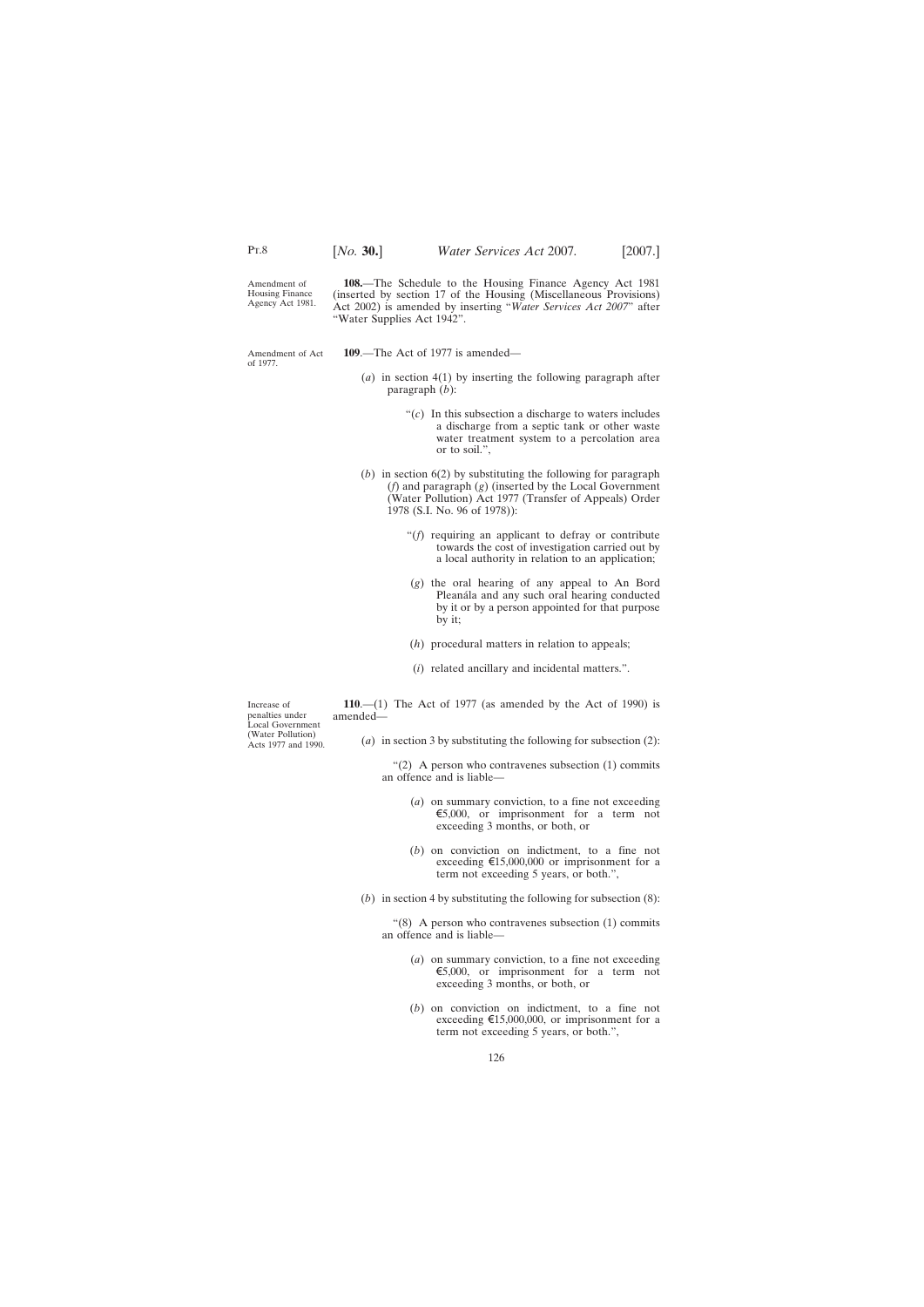Amendment of Housing Finance Agency Act 1981.

**108.**—The Schedule to the Housing Finance Agency Act 1981 (inserted by section 17 of the Housing (Miscellaneous Provisions) Act 2002) is amended by inserting "*Water Services Act 2007*" after "Water Supplies Act 1942".

Amendment of Act of 1977.

**109**.—The Act of 1977 is amended—

(*a*) in section 4(1) by inserting the following paragraph after paragraph (*b*):

"(*c*) In this subsection a discharge to waters includes a discharge from a septic tank or other waste water treatment system to a percolation area or to soil.",

(*b*) in section 6(2) by substituting the following for paragraph (*f*) and paragraph (*g*) (inserted by the Local Government (Water Pollution) Act 1977 (Transfer of Appeals) Order 1978 (S.I. No. 96 of 1978)):

"(*f*) requiring an applicant to defray or contribute towards the cost of investigation carried out by a local authority in relation to an application;

(*g*) the oral hearing of any appeal to An Bord Pleanála and any such oral hearing conducted by it or by a person appointed for that purpose by it;

(*h*) procedural matters in relation to appeals;

(*i*) related ancillary and incidental matters.".

Increase of penalties under Local Government (Water Pollution) Acts 1977 and 1990.

**110**.—(1) The Act of 1977 (as amended by the Act of 1990) is amended—

(*a*) in section 3 by substituting the following for subsection (2):

"(2) A person who contravenes subsection (1) commits an offence and is liable—

(*a*) on summary conviction, to a fine not exceeding €5,000, or imprisonment for a term not exceeding 3 months, or both, or

(*b*) on conviction on indictment, to a fine not exceeding €15,000,000 or imprisonment for a term not exceeding 5 years, or both.",

(*b*) in section 4 by substituting the following for subsection (8):

"(8) A person who contravenes subsection (1) commits an offence and is liable—

(*a*) on summary conviction, to a fine not exceeding €5,000, or imprisonment for a term not exceeding 3 months, or both, or

(*b*) on conviction on indictment, to a fine not exceeding €15,000,000, or imprisonment for a term not exceeding 5 years, or both.",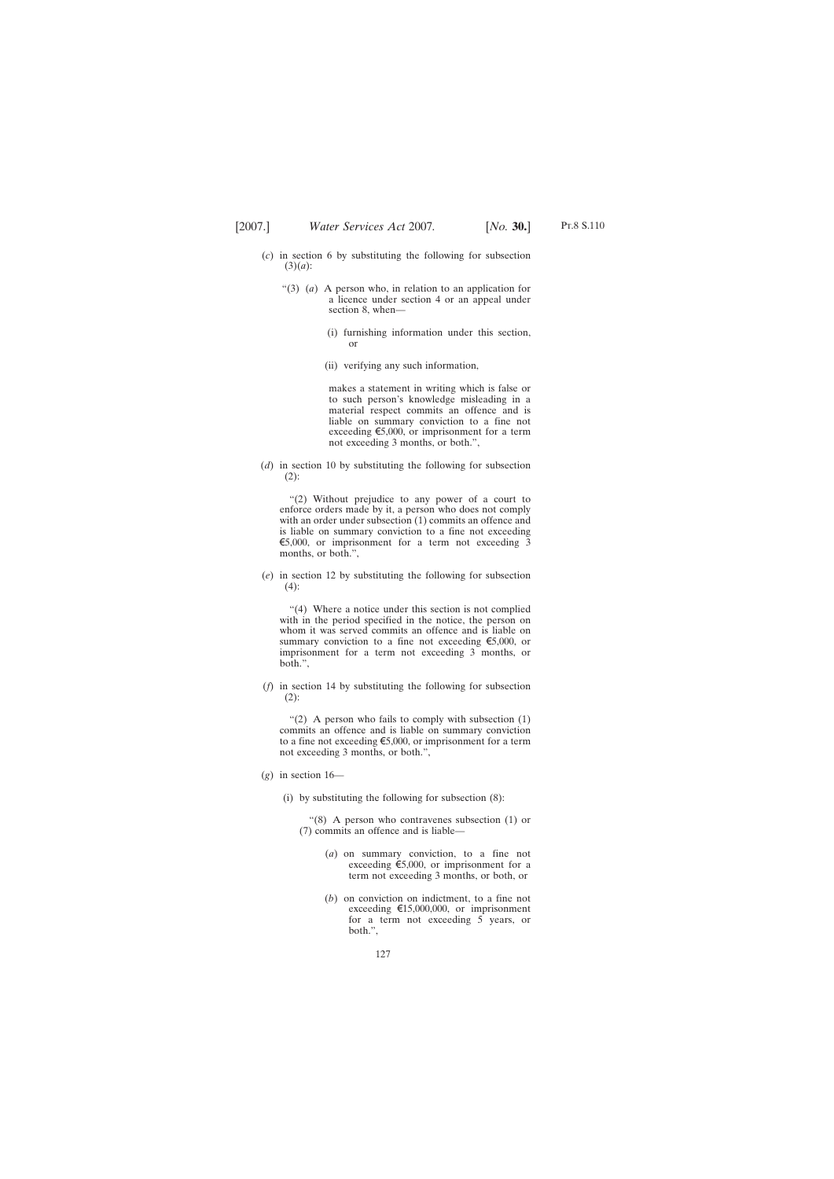(*c*) in section 6 by substituting the following for subsection (3)(*a*):

"(3) (*a*) A person who, in relation to an application for a licence under section 4 or an appeal under section 8, when—

(i) furnishing information under this section, or

(ii) verifying any such information,

makes a statement in writing which is false or to such person's knowledge misleading in a material respect commits an offence and is liable on summary conviction to a fine not exceeding €5,000, or imprisonment for a term not exceeding 3 months, or both.",

(*d*) in section 10 by substituting the following for subsection (2):

"(2) Without prejudice to any power of a court to enforce orders made by it, a person who does not comply with an order under subsection (1) commits an offence and is liable on summary conviction to a fine not exceeding €5,000, or imprisonment for a term not exceeding 3 months, or both.",

(*e*) in section 12 by substituting the following for subsection (4):

"(4) Where a notice under this section is not complied with in the period specified in the notice, the person on whom it was served commits an offence and is liable on summary conviction to a fine not exceeding €5,000, or imprisonment for a term not exceeding 3 months, or both.",

(*f*) in section 14 by substituting the following for subsection (2):

"(2) A person who fails to comply with subsection (1) commits an offence and is liable on summary conviction to a fine not exceeding €5,000, or imprisonment for a term not exceeding 3 months, or both.",

(*g*) in section 16—

(i) by substituting the following for subsection (8):

"(8) A person who contravenes subsection (1) or (7) commits an offence and is liable—

(*a*) on summary conviction, to a fine not exceeding €5,000, or imprisonment for a term not exceeding 3 months, or both, or

(*b*) on conviction on indictment, to a fine not exceeding €15,000,000, or imprisonment for a term not exceeding 5 years, or both.",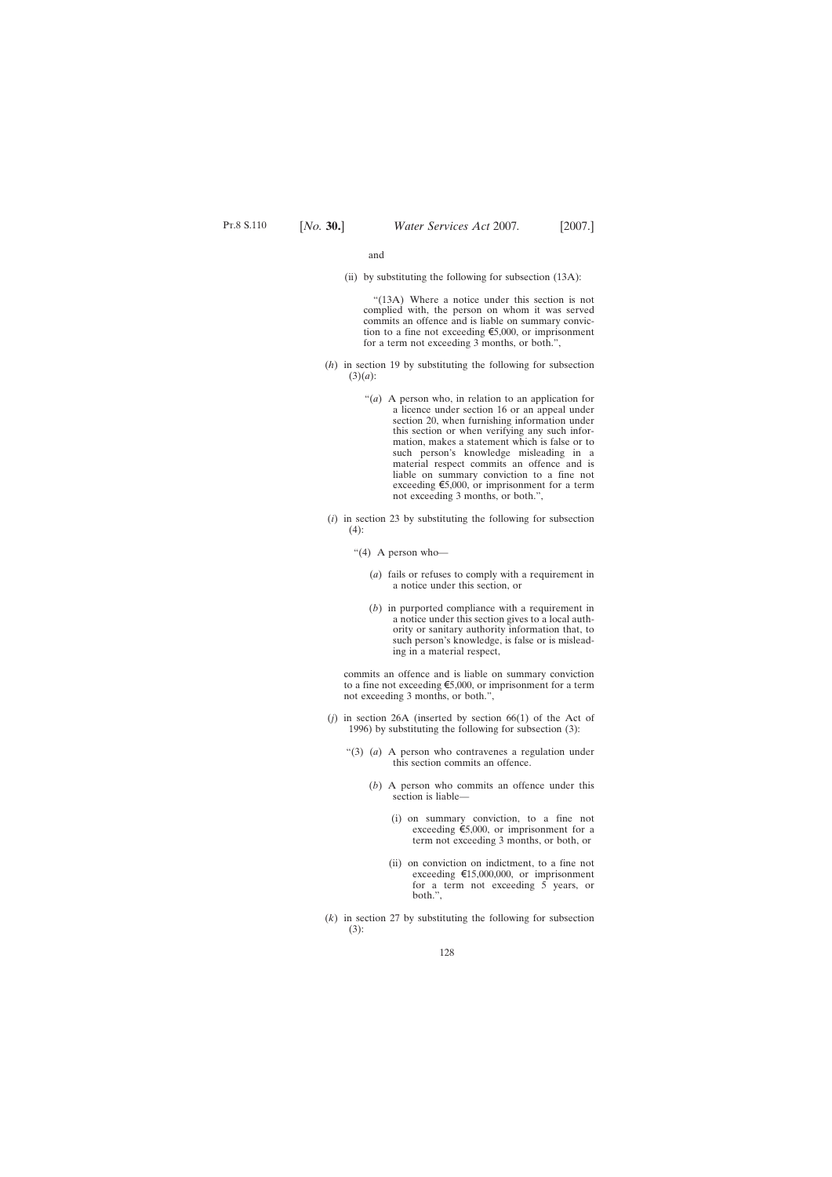and

(ii) by substituting the following for subsection (13A):

“(13A) Where a notice under this section is not complied with, the person on whom it was served commits an offence and is liable on summary conviction to a fine not exceeding €5,000, or imprisonment for a term not exceeding 3 months, or both.”,

(*h*) in section 19 by substituting the following for subsection (3)(*a*):

“(*a*) A person who, in relation to an application for a licence under section 16 or an appeal under section 20, when furnishing information under this section or when verifying any such information, makes a statement which is false or to such person’s knowledge misleading in a material respect commits an offence and is liable on summary conviction to a fine not exceeding €5,000, or imprisonment for a term not exceeding 3 months, or both.”,

(*i*) in section 23 by substituting the following for subsection (4):

“(4) A person who—

(*a*) fails or refuses to comply with a requirement in a notice under this section, or

(*b*) in purported compliance with a requirement in a notice under this section gives to a local authority or sanitary authority information that, to such person’s knowledge, is false or is misleading in a material respect,

commits an offence and is liable on summary conviction to a fine not exceeding €5,000, or imprisonment for a term not exceeding 3 months, or both.”,

(*j*) in section 26A (inserted by section 66(1) of the Act of 1996) by substituting the following for subsection (3):

“(3) (*a*) A person who contravenes a regulation under this section commits an offence.

(*b*) A person who commits an offence under this section is liable—

(i) on summary conviction, to a fine not exceeding €5,000, or imprisonment for a term not exceeding 3 months, or both, or

(ii) on conviction on indictment, to a fine not exceeding €15,000,000, or imprisonment for a term not exceeding 5 years, or both.”,

(*k*) in section 27 by substituting the following for subsection (3):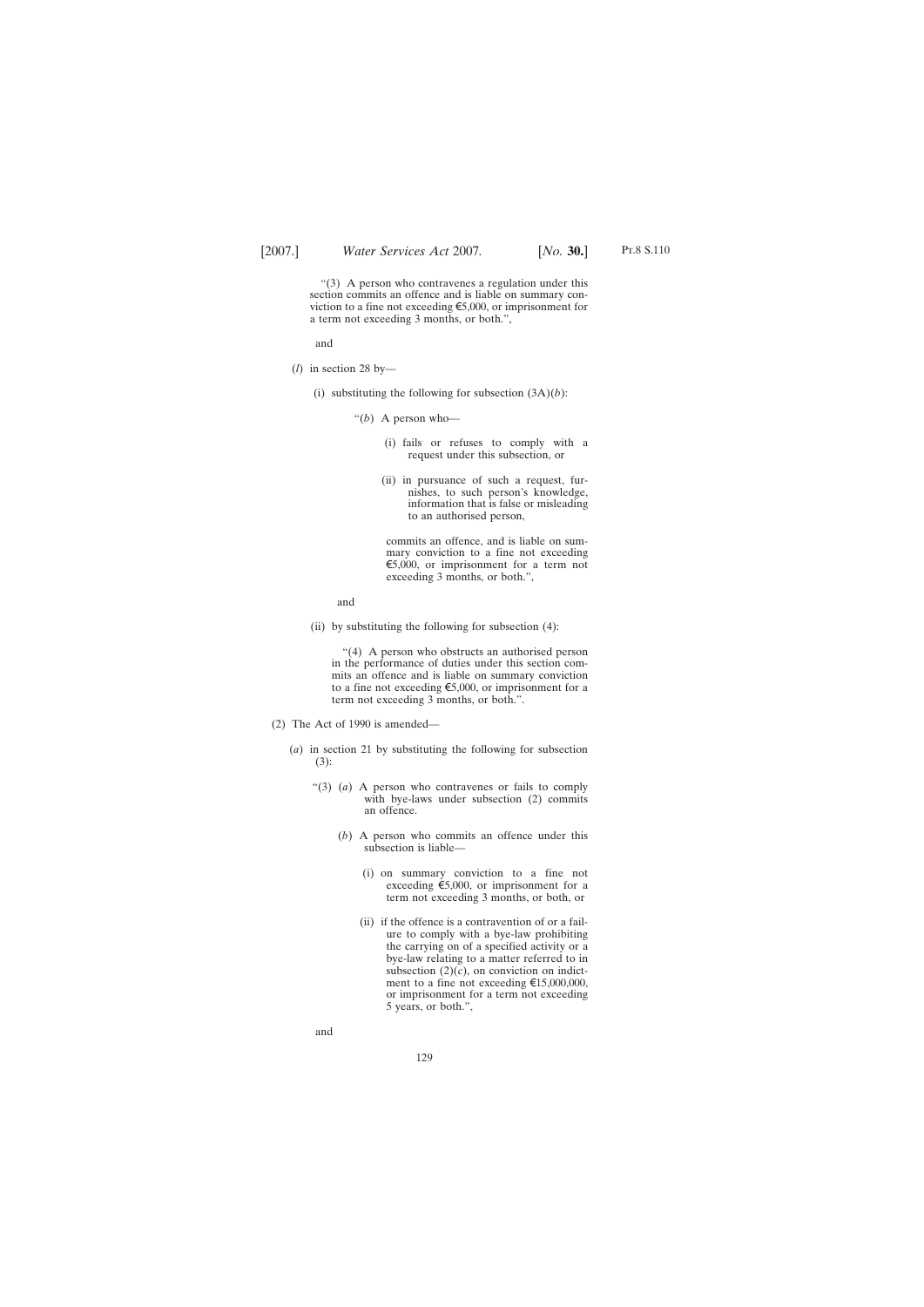“(3) A person who contravenes a regulation under this section commits an offence and is liable on summary conviction to a fine not exceeding €5,000, or imprisonment for a term not exceeding 3 months, or both.”,

and

(*l*) in section 28 by—

(i) substituting the following for subsection (3A)(*b*):

“(*b*) A person who—

(i) fails or refuses to comply with a request under this subsection, or

(ii) in pursuance of such a request, furnishes, to such person’s knowledge, information that is false or misleading to an authorised person,

commits an offence, and is liable on summary conviction to a fine not exceeding €5,000, or imprisonment for a term not exceeding 3 months, or both.”,

and

(ii) by substituting the following for subsection (4):

“(4) A person who obstructs an authorised person in the performance of duties under this section commits an offence and is liable on summary conviction to a fine not exceeding €5,000, or imprisonment for a term not exceeding 3 months, or both.”.

(2) The Act of 1990 is amended—

(*a*) in section 21 by substituting the following for subsection (3):

“(3) (*a*) A person who contravenes or fails to comply with bye-laws under subsection (2) commits an offence.

(*b*) A person who commits an offence under this subsection is liable—

(i) on summary conviction to a fine not exceeding €5,000, or imprisonment for a term not exceeding 3 months, or both, or

(ii) if the offence is a contravention of or a failure to comply with a bye-law prohibiting the carrying on of a specified activity or a bye-law relating to a matter referred to in subsection (2)(*c*), on conviction on indictment to a fine not exceeding €15,000,000, or imprisonment for a term not exceeding 5 years, or both.”,

and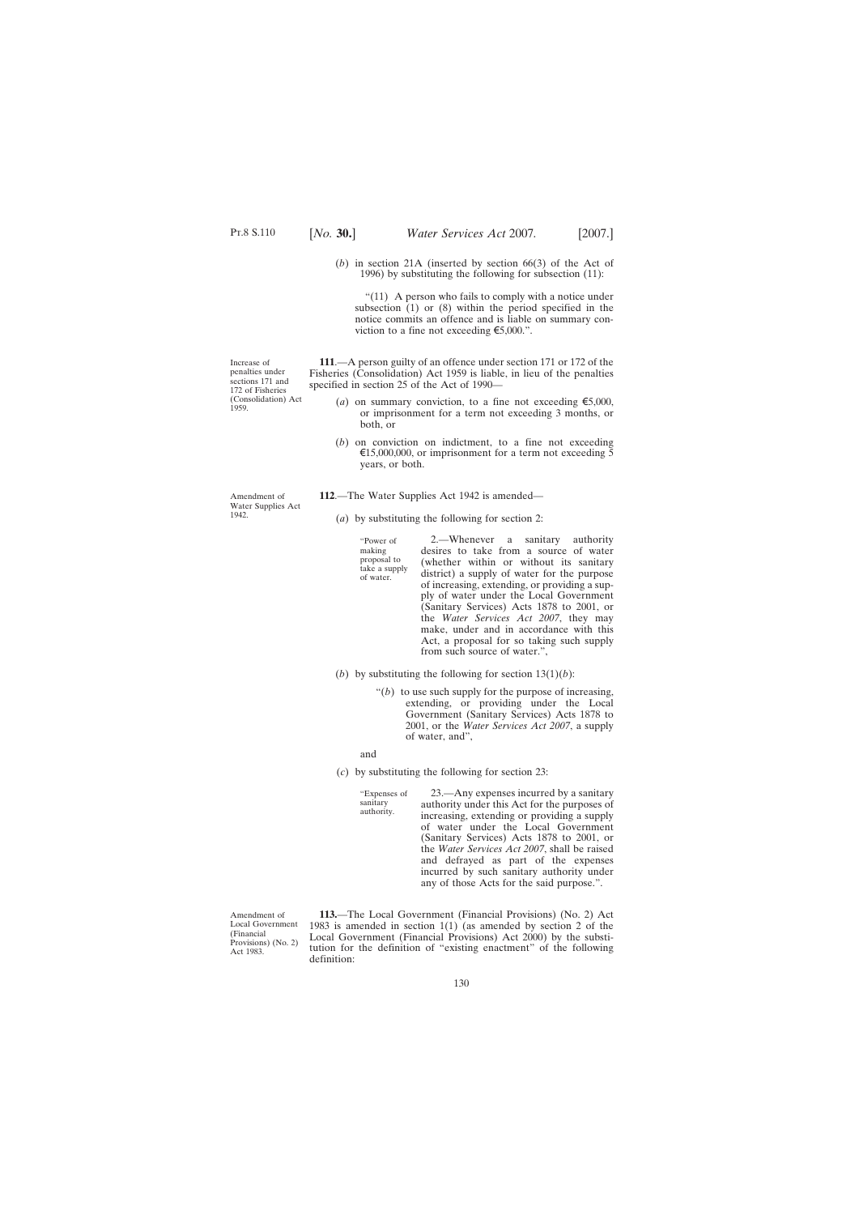(*b*) in section 21A (inserted by section 66(3) of the Act of 1996) by substituting the following for subsection (11):

"(11) A person who fails to comply with a notice under subsection (1) or (8) within the period specified in the notice commits an offence and is liable on summary conviction to a fine not exceeding €5,000.".

Increase of penalties under sections 171 and 172 of Fisheries (Consolidation) Act 1959.

**111**.—A person guilty of an offence under section 171 or 172 of the Fisheries (Consolidation) Act 1959 is liable, in lieu of the penalties specified in section 25 of the Act of 1990—

(*a*) on summary conviction, to a fine not exceeding €5,000, or imprisonment for a term not exceeding 3 months, or both, or

(*b*) on conviction on indictment, to a fine not exceeding €15,000,000, or imprisonment for a term not exceeding 5 years, or both.

Amendment of Water Supplies Act 1942.

**112**.—The Water Supplies Act 1942 is amended—

(*a*) by substituting the following for section 2:

"Power of making proposal to take a supply of water.

2.—Whenever a sanitary authority desires to take from a source of water (whether within or without its sanitary district) a supply of water for the purpose of increasing, extending, or providing a supply of water under the Local Government (Sanitary Services) Acts 1878 to 2001, or the *Water Services Act 2007*, they may make, under and in accordance with this Act, a proposal for so taking such supply from such source of water.",

(*b*) by substituting the following for section 13(1)(*b*):

"(*b*) to use such supply for the purpose of increasing, extending, or providing under the Local Government (Sanitary Services) Acts 1878 to 2001, or the *Water Services Act 2007*, a supply of water, and",

and

(*c*) by substituting the following for section 23:

"Expenses of sanitary authority.

23.—Any expenses incurred by a sanitary authority under this Act for the purposes of increasing, extending or providing a supply of water under the Local Government (Sanitary Services) Acts 1878 to 2001, or the *Water Services Act 2007*, shall be raised and defrayed as part of the expenses incurred by such sanitary authority under any of those Acts for the said purpose.".

Amendment of Local Government (Financial Provisions) (No. 2) Act 1983.

**113.**—The Local Government (Financial Provisions) (No. 2) Act 1983 is amended in section 1(1) (as amended by section 2 of the Local Government (Financial Provisions) Act 2000) by the substitution for the definition of "existing enactment" of the following definition: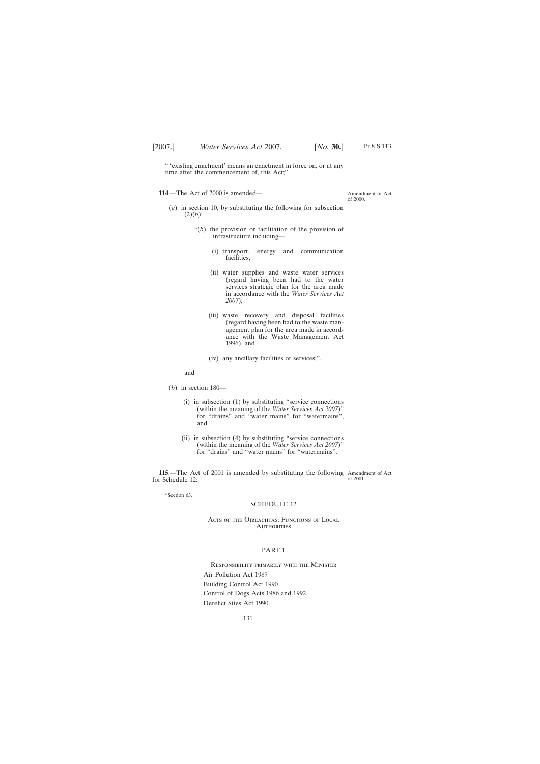" 'existing enactment' means an enactment in force on, or at any time after the commencement of, this Act;".

**114**.—The Act of 2000 is amended—

Amendment of Act of 2000.

(*a*) in section 10, by substituting the following for subsection (2)(*b*):

"(*b*) the provision or facilitation of the provision of infrastructure including—

(i) transport, energy and communication facilities,

(ii) water supplies and waste water services (regard having been had to the water services strategic plan for the area made in accordance with the *Water Services Act 2007*),

(iii) waste recovery and disposal facilities (regard having been had to the waste management plan for the area made in accordance with the Waste Management Act 1996), and

(iv) any ancillary facilities or services;",

and

(*b*) in section 180—

(i) in subsection (1) by substituting "service connections (within the meaning of the *Water Services Act 2007*)" for "drains" and "water mains" for "watermains", and

(ii) in subsection (4) by substituting "service connections (within the meaning of the *Water Services Act 2007*)" for "drains" and "water mains" for "watermains".

**115**.—The Act of 2001 is amended by substituting the following for Schedule 12:

Amendment of Act of 2001.

"Section 63.

SCHEDULE 12

Acts of the Oireachtas: Functions of Local Authorities

PART 1

Responsibility primarily with the Minister

Air Pollution Act 1987

Building Control Act 1990

Control of Dogs Acts 1986 and 1992

Derelict Sites Act 1990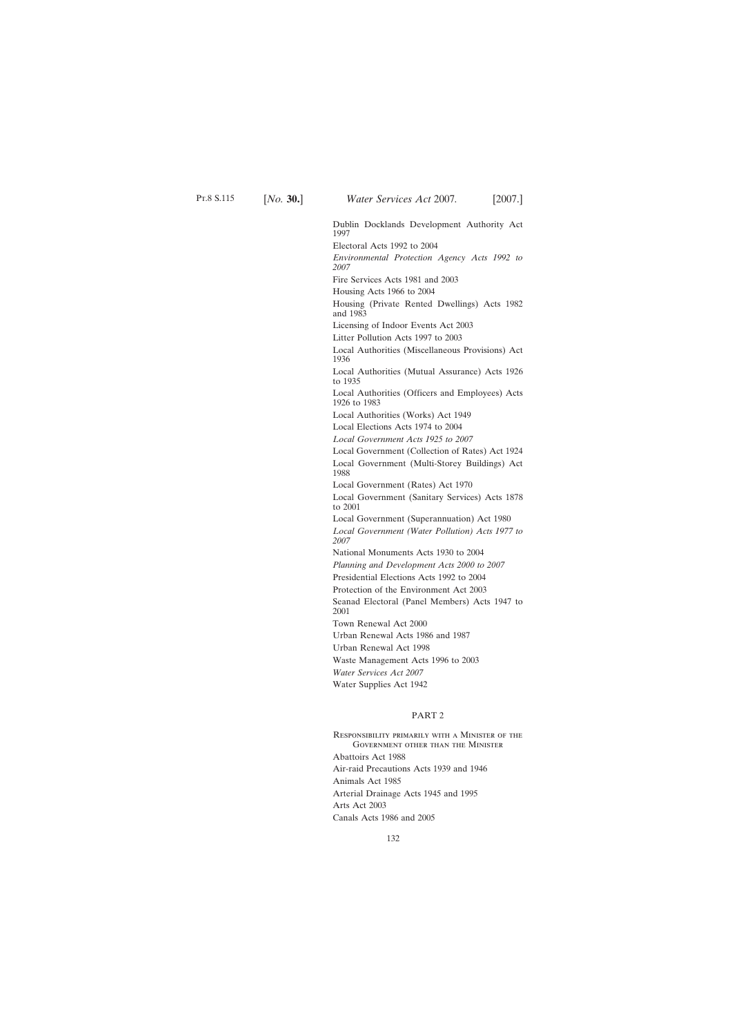Dublin Docklands Development Authority Act 1997

Electoral Acts 1992 to 2004

*Environmental Protection Agency Acts 1992 to 2007*

Fire Services Acts 1981 and 2003

Housing Acts 1966 to 2004

Housing (Private Rented Dwellings) Acts 1982 and 1983

Licensing of Indoor Events Act 2003

Litter Pollution Acts 1997 to 2003

Local Authorities (Miscellaneous Provisions) Act 1936

Local Authorities (Mutual Assurance) Acts 1926 to 1935

Local Authorities (Officers and Employees) Acts 1926 to 1983

Local Authorities (Works) Act 1949

Local Elections Acts 1974 to 2004

*Local Government Acts 1925 to 2007*

Local Government (Collection of Rates) Act 1924

Local Government (Multi-Storey Buildings) Act 1988

Local Government (Rates) Act 1970

Local Government (Sanitary Services) Acts 1878 to 2001

Local Government (Superannuation) Act 1980

*Local Government (Water Pollution) Acts 1977 to 2007*

National Monuments Acts 1930 to 2004

*Planning and Development Acts 2000 to 2007*

Presidential Elections Acts 1992 to 2004

Protection of the Environment Act 2003

Seanad Electoral (Panel Members) Acts 1947 to 2001

Town Renewal Act 2000

Urban Renewal Acts 1986 and 1987

Urban Renewal Act 1998

Waste Management Acts 1996 to 2003

*Water Services Act 2007*

Water Supplies Act 1942

## PART 2

Responsibility primarily with a Minister of the Government other than the Minister

Abattoirs Act 1988

Air-raid Precautions Acts 1939 and 1946

Animals Act 1985

Arterial Drainage Acts 1945 and 1995

Arts Act 2003

Canals Acts 1986 and 2005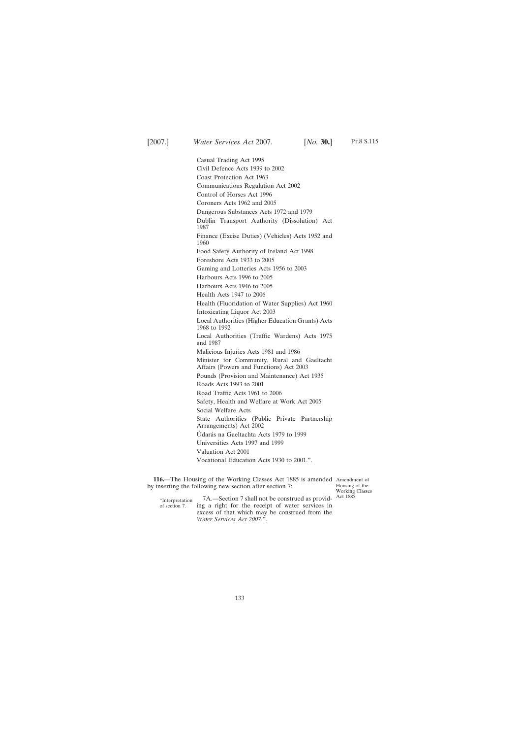Casual Trading Act 1995
Civil Defence Acts 1939 to 2002
Coast Protection Act 1963
Communications Regulation Act 2002
Control of Horses Act 1996
Coroners Acts 1962 and 2005
Dangerous Substances Acts 1972 and 1979
Dublin Transport Authority (Dissolution) Act 1987
Finance (Excise Duties) (Vehicles) Acts 1952 and 1960
Food Safety Authority of Ireland Act 1998
Foreshore Acts 1933 to 2005
Gaming and Lotteries Acts 1956 to 2003
Harbours Acts 1996 to 2005
Harbours Acts 1946 to 2005
Health Acts 1947 to 2006
Health (Fluoridation of Water Supplies) Act 1960
Intoxicating Liquor Act 2003
Local Authorities (Higher Education Grants) Acts 1968 to 1992
Local Authorities (Traffic Wardens) Acts 1975 and 1987
Malicious Injuries Acts 1981 and 1986
Minister for Community, Rural and Gaeltacht Affairs (Powers and Functions) Act 2003
Pounds (Provision and Maintenance) Act 1935
Roads Acts 1993 to 2001
Road Traffic Acts 1961 to 2006
Safety, Health and Welfare at Work Act 2005
Social Welfare Acts
State Authorities (Public Private Partnership Arrangements) Act 2002
Údarás na Gaeltachta Acts 1979 to 1999
Universities Acts 1997 and 1999
Valuation Act 2001
Vocational Education Acts 1930 to 2001.".

Amendment of Housing of the Working Classes Act 1885.

**116.**—The Housing of the Working Classes Act 1885 is amended by inserting the following new section after section 7:

"Interpretation of section 7.

7A.—Section 7 shall not be construed as providing a right for the receipt of water services in excess of that which may be construed from the *Water Services Act 2007*.".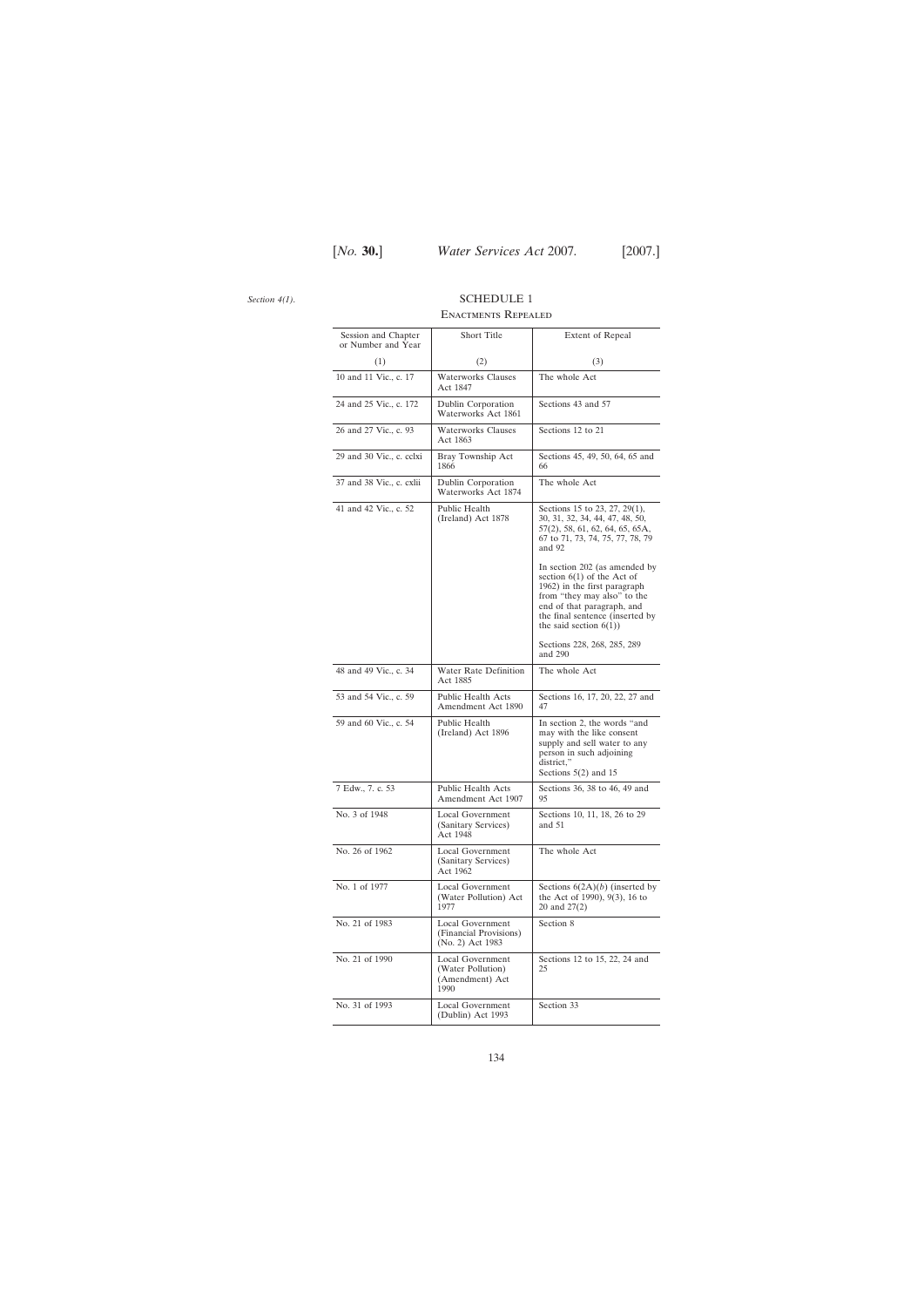*Section 4(1).*

## SCHEDULE 1

### Enactments Repealed

| Session and Chapter or Number and Year | Short Title | Extent of Repeal |
|---|---|---|
| (1) | (2) | (3) |
| 10 and 11 Vic., c. 17 | Waterworks Clauses Act 1847 | The whole Act |
| 24 and 25 Vic., c. 172 | Dublin Corporation Waterworks Act 1861 | Sections 43 and 57 |
| 26 and 27 Vic., c. 93 | Waterworks Clauses Act 1863 | Sections 12 to 21 |
| 29 and 30 Vic., c. cclxi | Bray Township Act 1866 | Sections 45, 49, 50, 64, 65 and 66 |
| 37 and 38 Vic., c. cxlii | Dublin Corporation Waterworks Act 1874 | The whole Act |
| 41 and 42 Vic., c. 52 | Public Health (Ireland) Act 1878 | Sections 15 to 23, 27, 29(1), 30, 31, 32, 34, 44, 47, 48, 50, 57(2), 58, 61, 62, 64, 65, 65A, 67 to 71, 73, 74, 75, 77, 78, 79 and 92<br><br>In section 202 (as amended by section 6(1) of the Act of 1962) in the first paragraph from "they may also" to the end of that paragraph, and the final sentence (inserted by the said section 6(1))<br><br>Sections 228, 268, 285, 289 and 290 |
| 48 and 49 Vic., c. 34 | Water Rate Definition Act 1885 | The whole Act |
| 53 and 54 Vic., c. 59 | Public Health Acts Amendment Act 1890 | Sections 16, 17, 20, 22, 27 and 47 |
| 59 and 60 Vic., c. 54 | Public Health (Ireland) Act 1896 | In section 2, the words "and may with the like consent supply and sell water to any person in such adjoining district,"<br>Sections 5(2) and 15 |
| 7 Edw., 7. c. 53 | Public Health Acts Amendment Act 1907 | Sections 36, 38 to 46, 49 and 95 |
| No. 3 of 1948 | Local Government (Sanitary Services) Act 1948 | Sections 10, 11, 18, 26 to 29 and 51 |
| No. 26 of 1962 | Local Government (Sanitary Services) Act 1962 | The whole Act |
| No. 1 of 1977 | Local Government (Water Pollution) Act 1977 | Sections 6(2A)(*b*) (inserted by the Act of 1990), 9(3), 16 to 20 and 27(2) |
| No. 21 of 1983 | Local Government (Financial Provisions) (No. 2) Act 1983 | Section 8 |
| No. 21 of 1990 | Local Government (Water Pollution) (Amendment) Act 1990 | Sections 12 to 15, 22, 24 and 25 |
| No. 31 of 1993 | Local Government (Dublin) Act 1993 | Section 33 |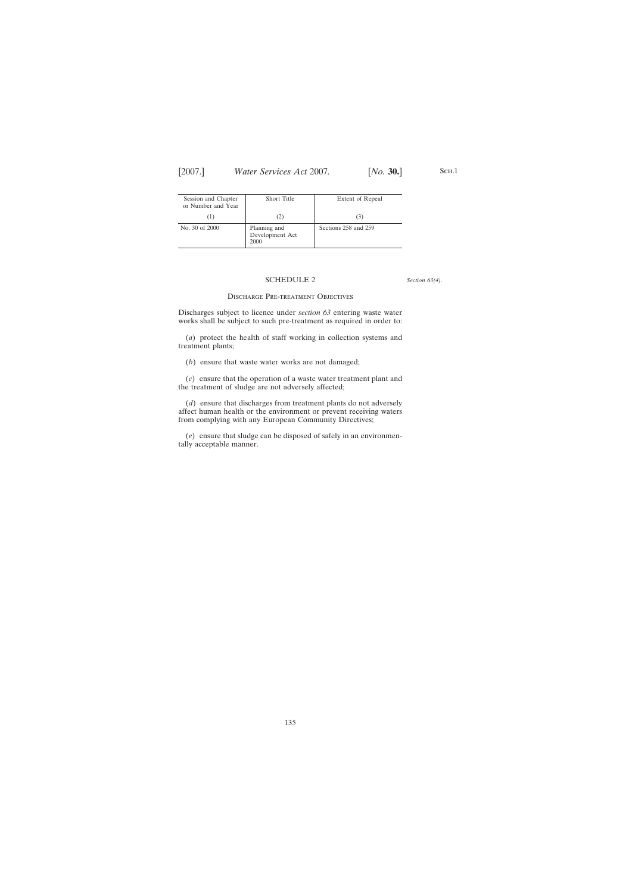| Session and Chapter or Number and Year | Short Title | Extent of Repeal |
|---|---|---|
| (1) | (2) | (3) |
| No. 30 of 2000 | Planning and Development Act 2000 | Sections 258 and 259 |

## SCHEDULE 2

*Section 63(4).*

### Discharge Pre-treatment Objectives

Discharges subject to licence under *section 63* entering waste water works shall be subject to such pre-treatment as required in order to:

(*a*) protect the health of staff working in collection systems and treatment plants;

(*b*) ensure that waste water works are not damaged;

(*c*) ensure that the operation of a waste water treatment plant and the treatment of sludge are not adversely affected;

(*d*) ensure that discharges from treatment plants do not adversely affect human health or the environment or prevent receiving waters from complying with any European Community Directives;

(*e*) ensure that sludge can be disposed of safely in an environmentally acceptable manner.